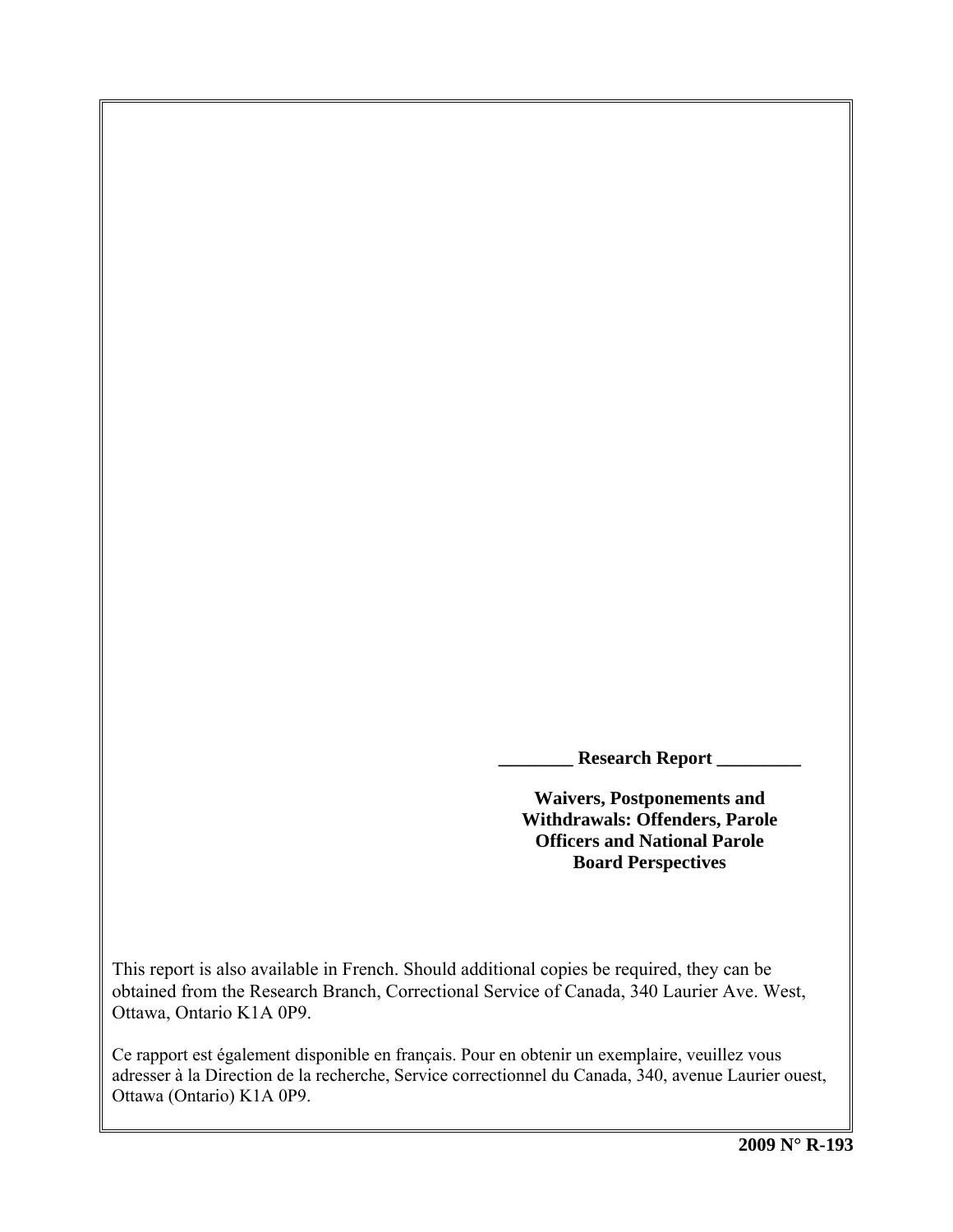________ **Research Report** _________

**Waivers, Postponements and Withdrawals: Offenders, Parole Officers and National Parole Board Perspectives**

This report is also available in French. Should additional copies be required, they can be obtained from the Research Branch, Correctional Service of Canada, 340 Laurier Ave. West, Ottawa, Ontario K1A 0P9.

Ce rapport est également disponible en français. Pour en obtenir un exemplaire, veuillez vous adresser à la Direction de la recherche, Service correctionnel du Canada, 340, avenue Laurier ouest, Ottawa (Ontario) K1A 0P9.

**2009 N° R-193**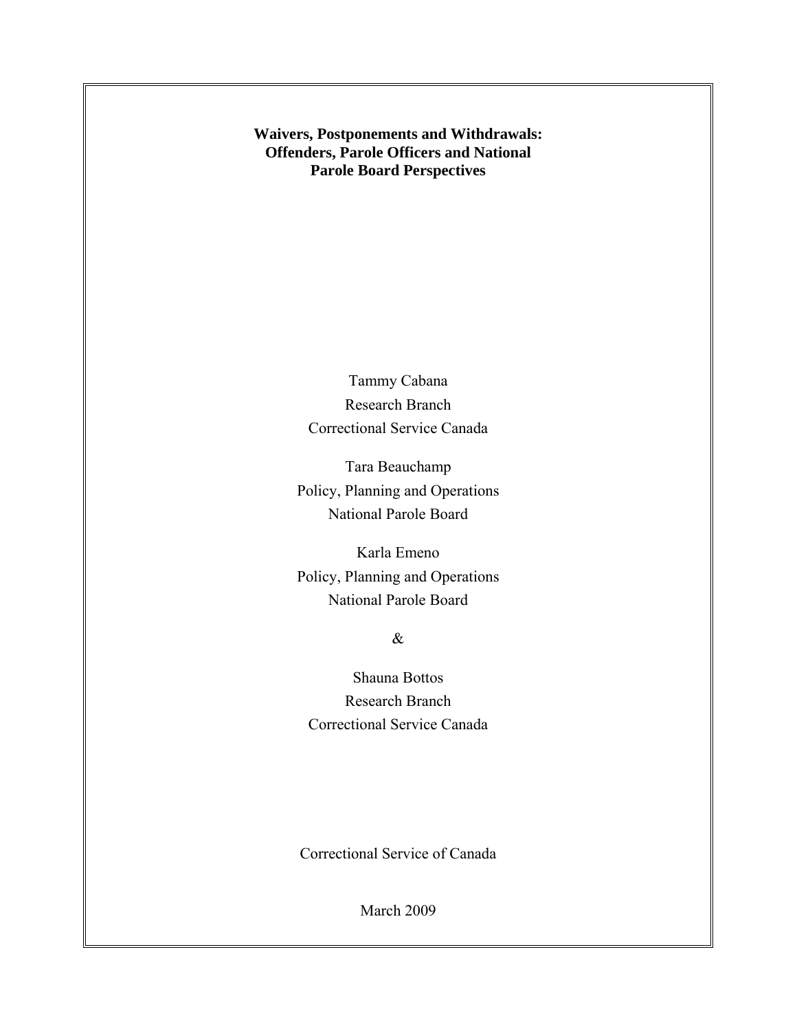**Waivers, Postponements and Withdrawals: Offenders, Parole Officers and National Parole Board Perspectives**

Tammy Cabana
Research Branch
Correctional Service Canada

Tara Beauchamp
Policy, Planning and Operations
National Parole Board

Karla Emeno
Policy, Planning and Operations
National Parole Board

&

Shauna Bottos
Research Branch
Correctional Service Canada

Correctional Service of Canada

March 2009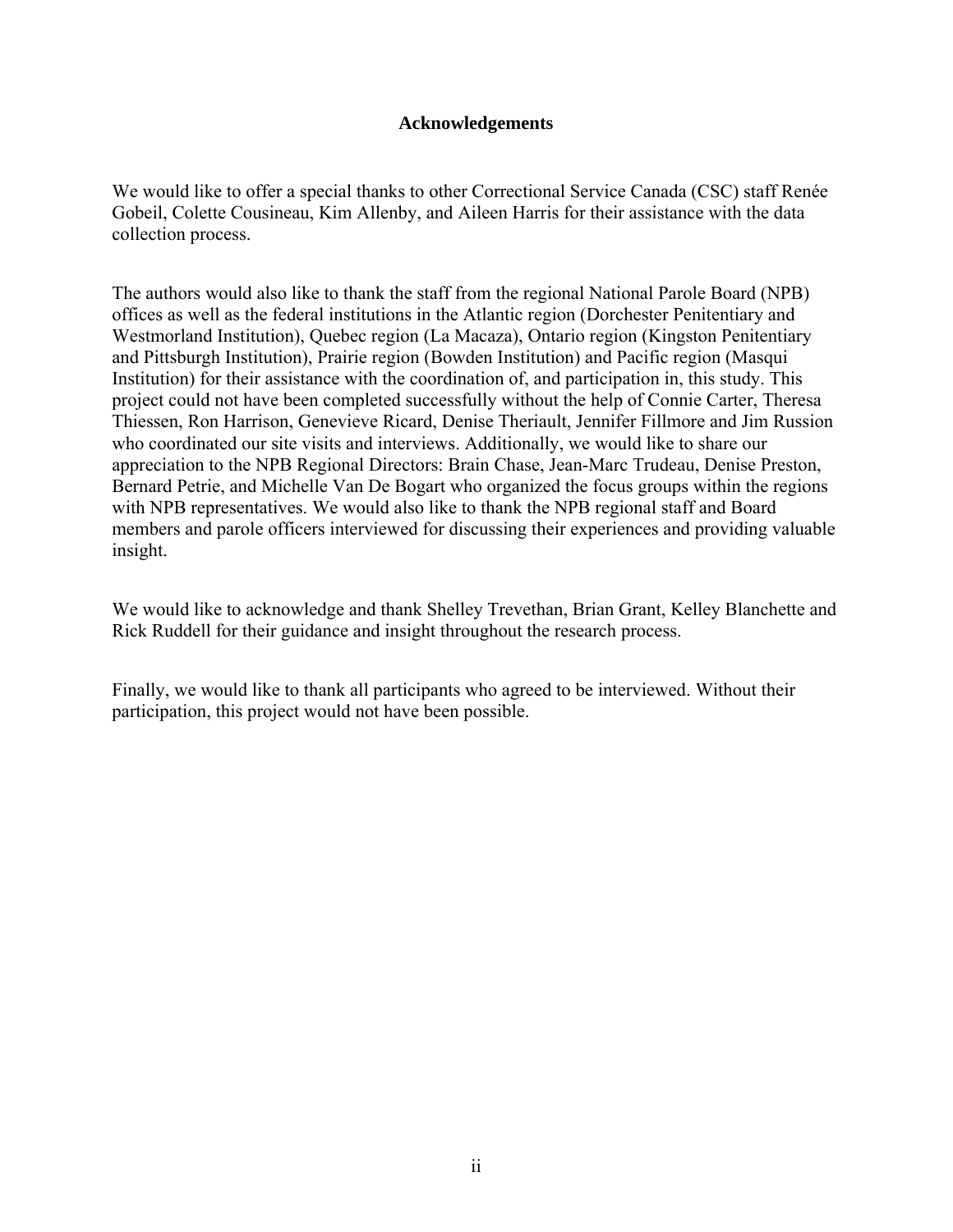# Acknowledgements

We would like to offer a special thanks to other Correctional Service Canada (CSC) staff Renée Gobeil, Colette Cousineau, Kim Allenby, and Aileen Harris for their assistance with the data collection process.

The authors would also like to thank the staff from the regional National Parole Board (NPB) offices as well as the federal institutions in the Atlantic region (Dorchester Penitentiary and Westmorland Institution), Quebec region (La Macaza), Ontario region (Kingston Penitentiary and Pittsburgh Institution), Prairie region (Bowden Institution) and Pacific region (Masqui Institution) for their assistance with the coordination of, and participation in, this study. This project could not have been completed successfully without the help of Connie Carter, Theresa Thiessen, Ron Harrison, Genevieve Ricard, Denise Theriault, Jennifer Fillmore and Jim Russion who coordinated our site visits and interviews. Additionally, we would like to share our appreciation to the NPB Regional Directors: Brain Chase, Jean-Marc Trudeau, Denise Preston, Bernard Petrie, and Michelle Van De Bogart who organized the focus groups within the regions with NPB representatives. We would also like to thank the NPB regional staff and Board members and parole officers interviewed for discussing their experiences and providing valuable insight.

We would like to acknowledge and thank Shelley Trevethan, Brian Grant, Kelley Blanchette and Rick Ruddell for their guidance and insight throughout the research process.

Finally, we would like to thank all participants who agreed to be interviewed. Without their participation, this project would not have been possible.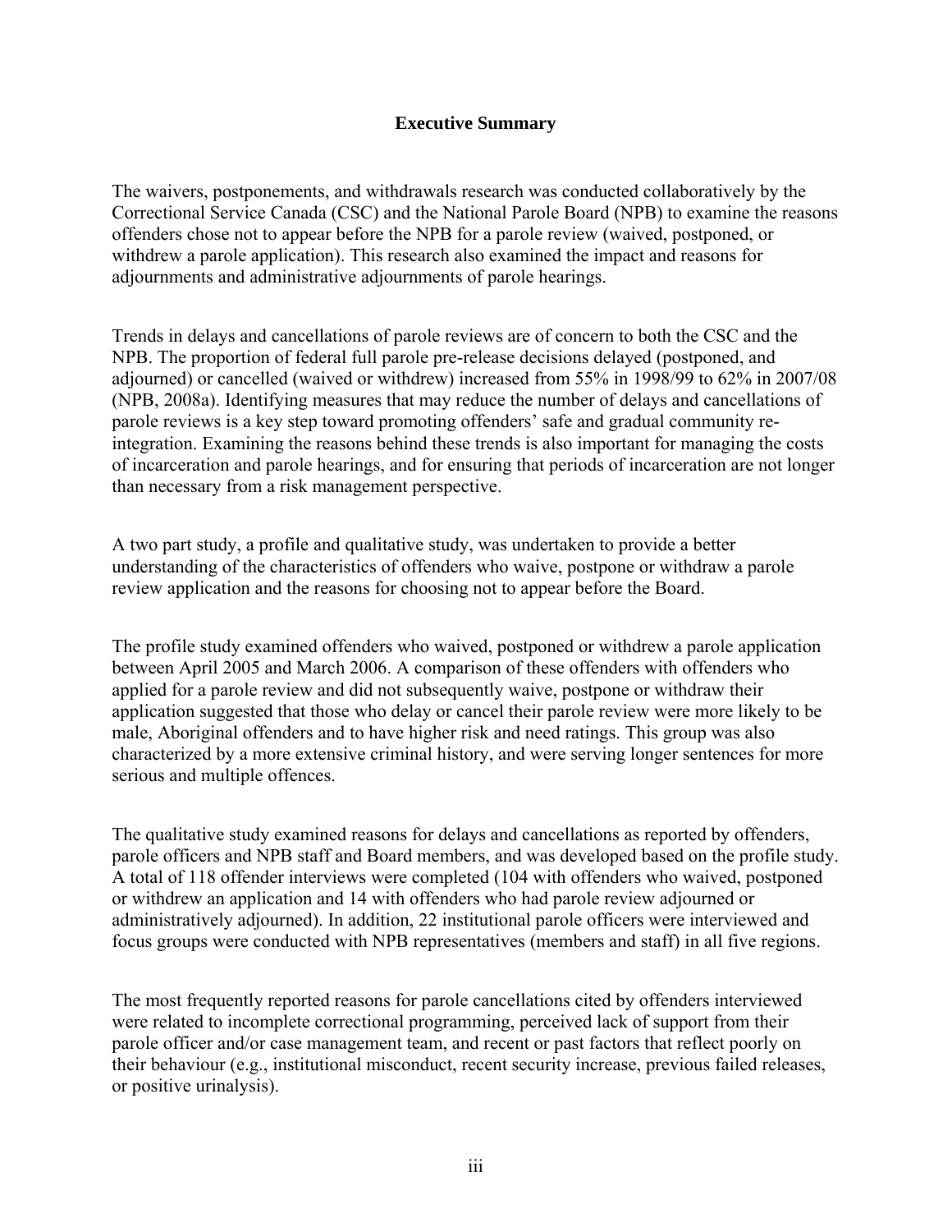## Executive Summary

The waivers, postponements, and withdrawals research was conducted collaboratively by the Correctional Service Canada (CSC) and the National Parole Board (NPB) to examine the reasons offenders chose not to appear before the NPB for a parole review (waived, postponed, or withdrew a parole application). This research also examined the impact and reasons for adjournments and administrative adjournments of parole hearings.

Trends in delays and cancellations of parole reviews are of concern to both the CSC and the NPB. The proportion of federal full parole pre-release decisions delayed (postponed, and adjourned) or cancelled (waived or withdrew) increased from 55% in 1998/99 to 62% in 2007/08 (NPB, 2008a). Identifying measures that may reduce the number of delays and cancellations of parole reviews is a key step toward promoting offenders' safe and gradual community re-integration. Examining the reasons behind these trends is also important for managing the costs of incarceration and parole hearings, and for ensuring that periods of incarceration are not longer than necessary from a risk management perspective.

A two part study, a profile and qualitative study, was undertaken to provide a better understanding of the characteristics of offenders who waive, postpone or withdraw a parole review application and the reasons for choosing not to appear before the Board.

The profile study examined offenders who waived, postponed or withdrew a parole application between April 2005 and March 2006. A comparison of these offenders with offenders who applied for a parole review and did not subsequently waive, postpone or withdraw their application suggested that those who delay or cancel their parole review were more likely to be male, Aboriginal offenders and to have higher risk and need ratings. This group was also characterized by a more extensive criminal history, and were serving longer sentences for more serious and multiple offences.

The qualitative study examined reasons for delays and cancellations as reported by offenders, parole officers and NPB staff and Board members, and was developed based on the profile study. A total of 118 offender interviews were completed (104 with offenders who waived, postponed or withdrew an application and 14 with offenders who had parole review adjourned or administratively adjourned). In addition, 22 institutional parole officers were interviewed and focus groups were conducted with NPB representatives (members and staff) in all five regions.

The most frequently reported reasons for parole cancellations cited by offenders interviewed were related to incomplete correctional programming, perceived lack of support from their parole officer and/or case management team, and recent or past factors that reflect poorly on their behaviour (e.g., institutional misconduct, recent security increase, previous failed releases, or positive urinalysis).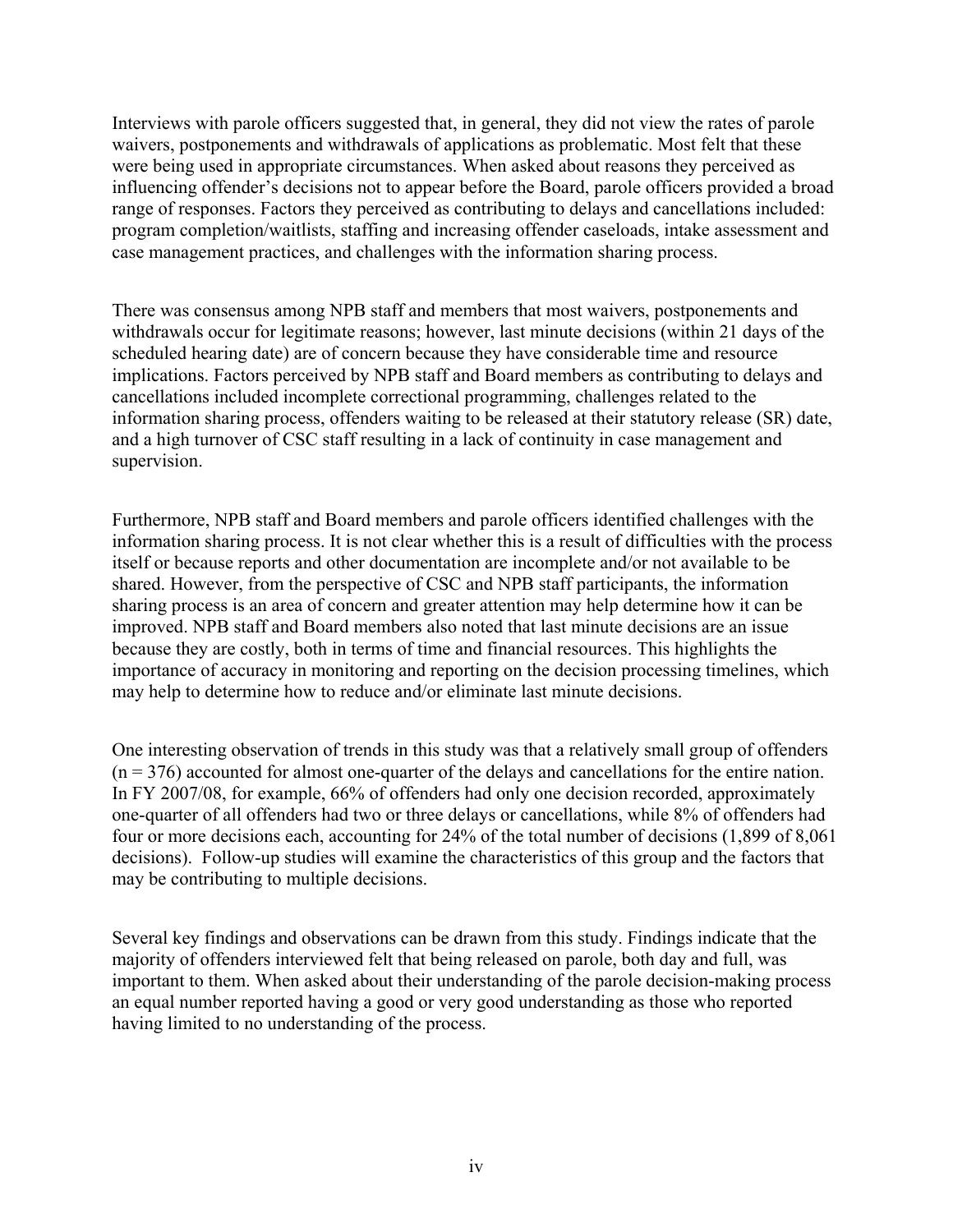Interviews with parole officers suggested that, in general, they did not view the rates of parole waivers, postponements and withdrawals of applications as problematic. Most felt that these were being used in appropriate circumstances. When asked about reasons they perceived as influencing offender's decisions not to appear before the Board, parole officers provided a broad range of responses. Factors they perceived as contributing to delays and cancellations included: program completion/waitlists, staffing and increasing offender caseloads, intake assessment and case management practices, and challenges with the information sharing process.

There was consensus among NPB staff and members that most waivers, postponements and withdrawals occur for legitimate reasons; however, last minute decisions (within 21 days of the scheduled hearing date) are of concern because they have considerable time and resource implications. Factors perceived by NPB staff and Board members as contributing to delays and cancellations included incomplete correctional programming, challenges related to the information sharing process, offenders waiting to be released at their statutory release (SR) date, and a high turnover of CSC staff resulting in a lack of continuity in case management and supervision.

Furthermore, NPB staff and Board members and parole officers identified challenges with the information sharing process. It is not clear whether this is a result of difficulties with the process itself or because reports and other documentation are incomplete and/or not available to be shared. However, from the perspective of CSC and NPB staff participants, the information sharing process is an area of concern and greater attention may help determine how it can be improved. NPB staff and Board members also noted that last minute decisions are an issue because they are costly, both in terms of time and financial resources. This highlights the importance of accuracy in monitoring and reporting on the decision processing timelines, which may help to determine how to reduce and/or eliminate last minute decisions.

One interesting observation of trends in this study was that a relatively small group of offenders (n = 376) accounted for almost one-quarter of the delays and cancellations for the entire nation. In FY 2007/08, for example, 66% of offenders had only one decision recorded, approximately one-quarter of all offenders had two or three delays or cancellations, while 8% of offenders had four or more decisions each, accounting for 24% of the total number of decisions (1,899 of 8,061 decisions). Follow-up studies will examine the characteristics of this group and the factors that may be contributing to multiple decisions.

Several key findings and observations can be drawn from this study. Findings indicate that the majority of offenders interviewed felt that being released on parole, both day and full, was important to them. When asked about their understanding of the parole decision-making process an equal number reported having a good or very good understanding as those who reported having limited to no understanding of the process.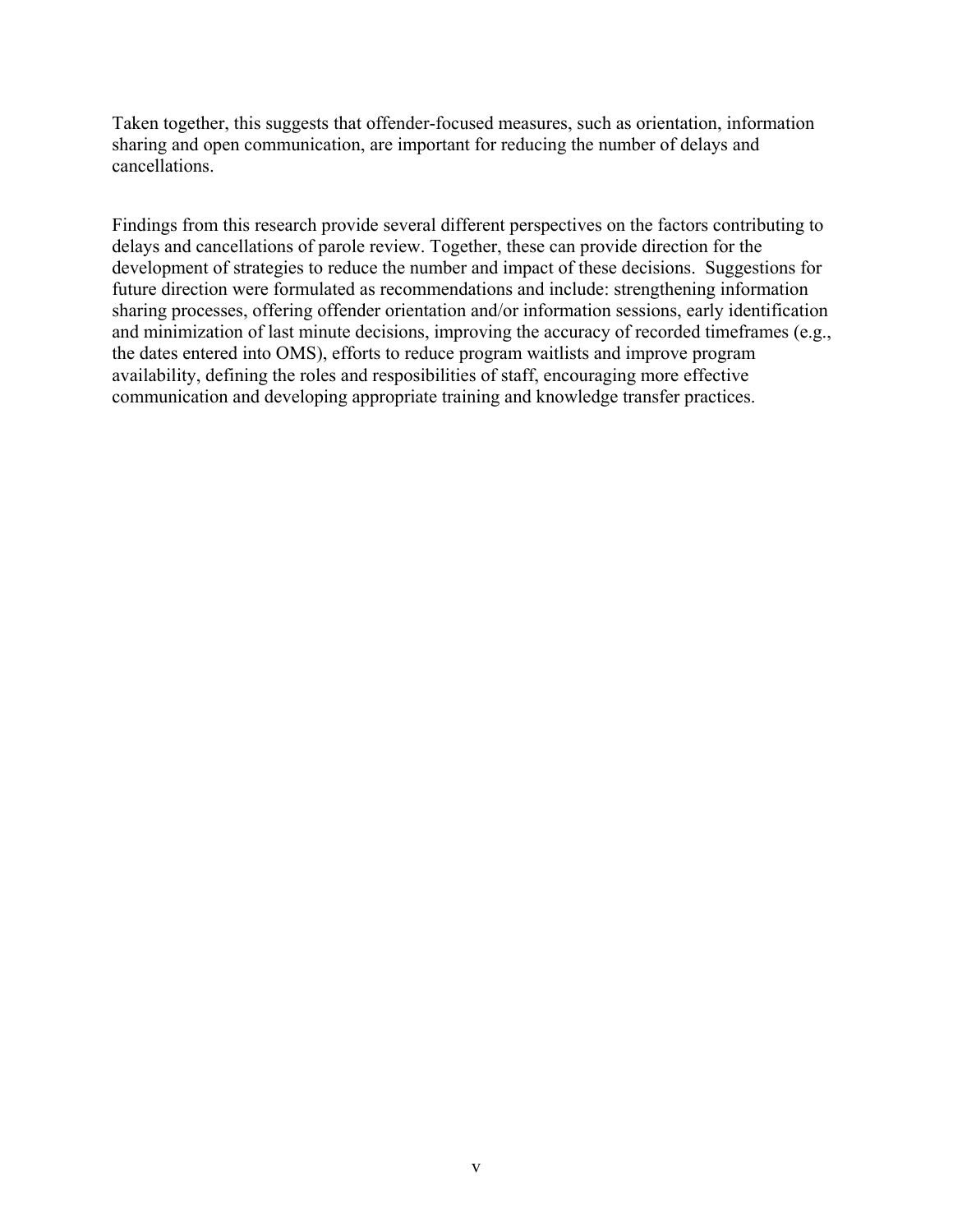Taken together, this suggests that offender-focused measures, such as orientation, information sharing and open communication, are important for reducing the number of delays and cancellations.

Findings from this research provide several different perspectives on the factors contributing to delays and cancellations of parole review. Together, these can provide direction for the development of strategies to reduce the number and impact of these decisions. Suggestions for future direction were formulated as recommendations and include: strengthening information sharing processes, offering offender orientation and/or information sessions, early identification and minimization of last minute decisions, improving the accuracy of recorded timeframes (e.g., the dates entered into OMS), efforts to reduce program waitlists and improve program availability, defining the roles and resposibilities of staff, encouraging more effective communication and developing appropriate training and knowledge transfer practices.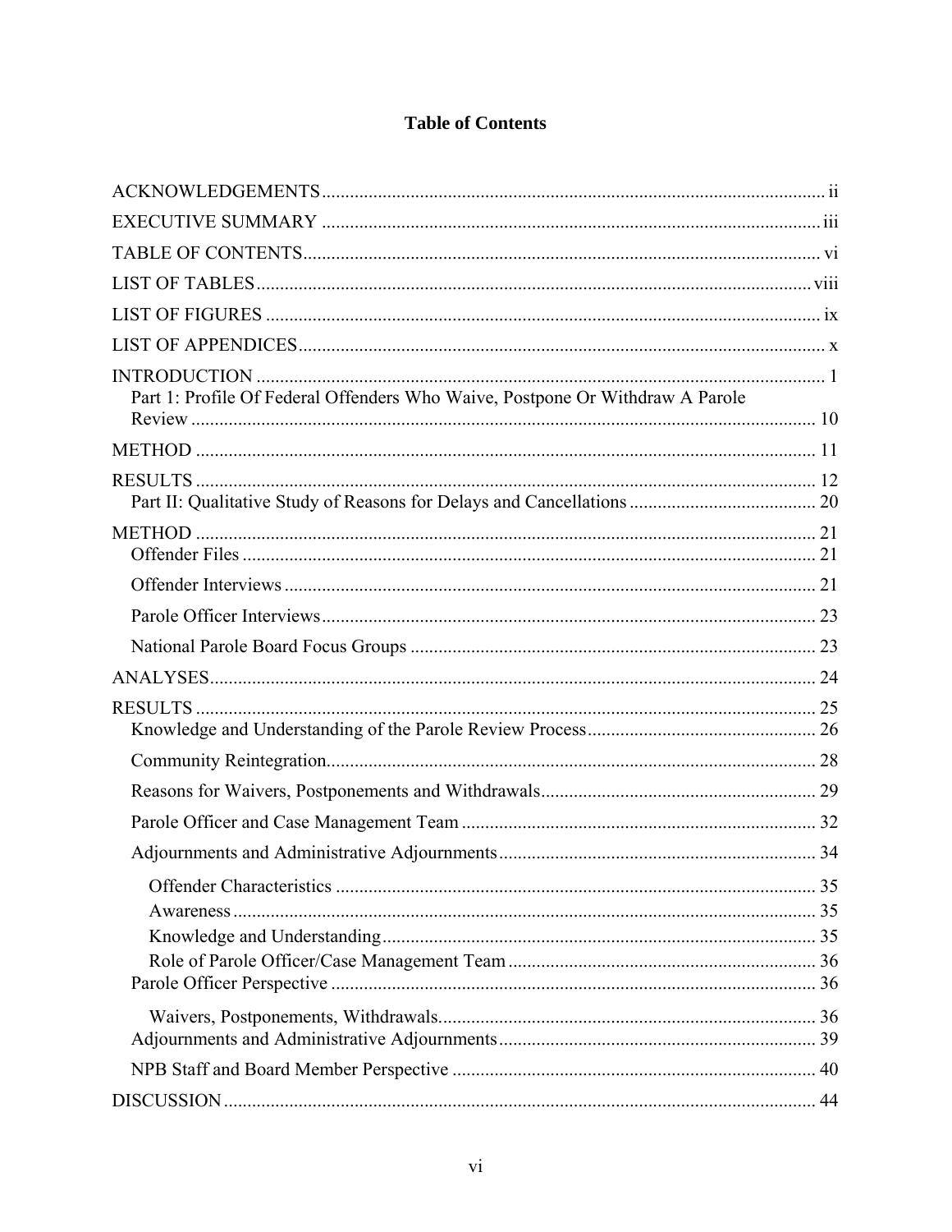# Table of Contents

ACKNOWLEDGEMENTS ........ ii

EXECUTIVE SUMMARY ........ iii

TABLE OF CONTENTS ........ vi

LIST OF TABLES ........ viii

LIST OF FIGURES ........ ix

LIST OF APPENDICES ........ x

INTRODUCTION ........ 1

- Part 1: Profile Of Federal Offenders Who Waive, Postpone Or Withdraw A Parole Review ........ 10

METHOD ........ 11

RESULTS ........ 12

- Part II: Qualitative Study of Reasons for Delays and Cancellations ........ 20

METHOD ........ 21

- Offender Files ........ 21
- Offender Interviews ........ 21
- Parole Officer Interviews ........ 23
- National Parole Board Focus Groups ........ 23

ANALYSES ........ 24

RESULTS ........ 25

- Knowledge and Understanding of the Parole Review Process ........ 26
- Community Reintegration ........ 28
- Reasons for Waivers, Postponements and Withdrawals ........ 29
- Parole Officer and Case Management Team ........ 32
- Adjournments and Administrative Adjournments ........ 34
  - Offender Characteristics ........ 35
  - Awareness ........ 35
  - Knowledge and Understanding ........ 35
  - Role of Parole Officer/Case Management Team ........ 36
- Parole Officer Perspective ........ 36
  - Waivers, Postponements, Withdrawals ........ 36
- Adjournments and Administrative Adjournments ........ 39
- NPB Staff and Board Member Perspective ........ 40

DISCUSSION ........ 44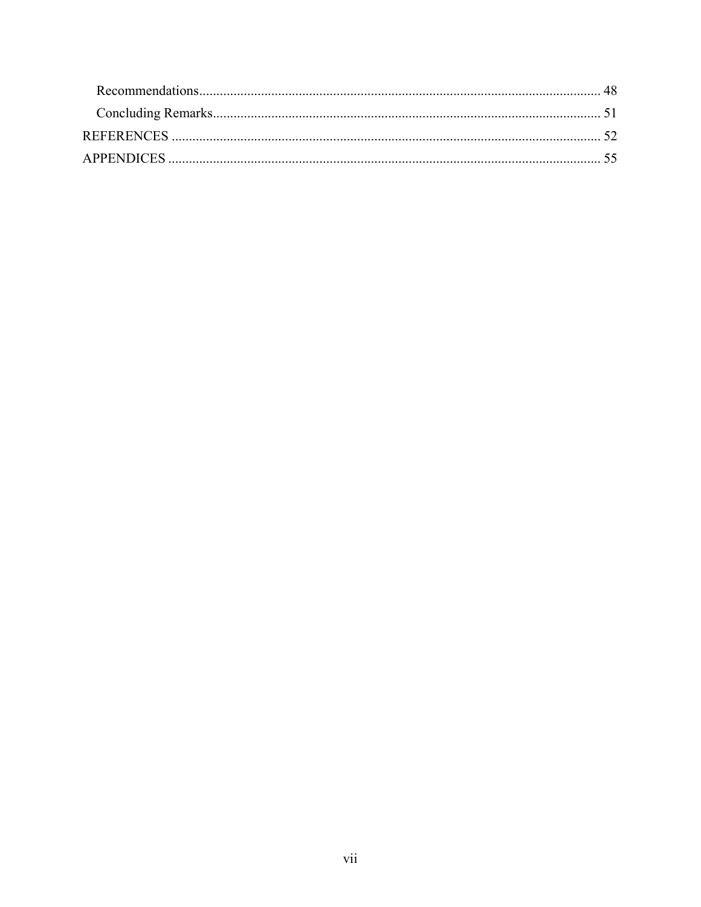Recommendations.................................................................................................................. 48

Concluding Remarks............................................................................................................ 51

REFERENCES ........................................................................................................................ 52

APPENDICES ......................................................................................................................... 55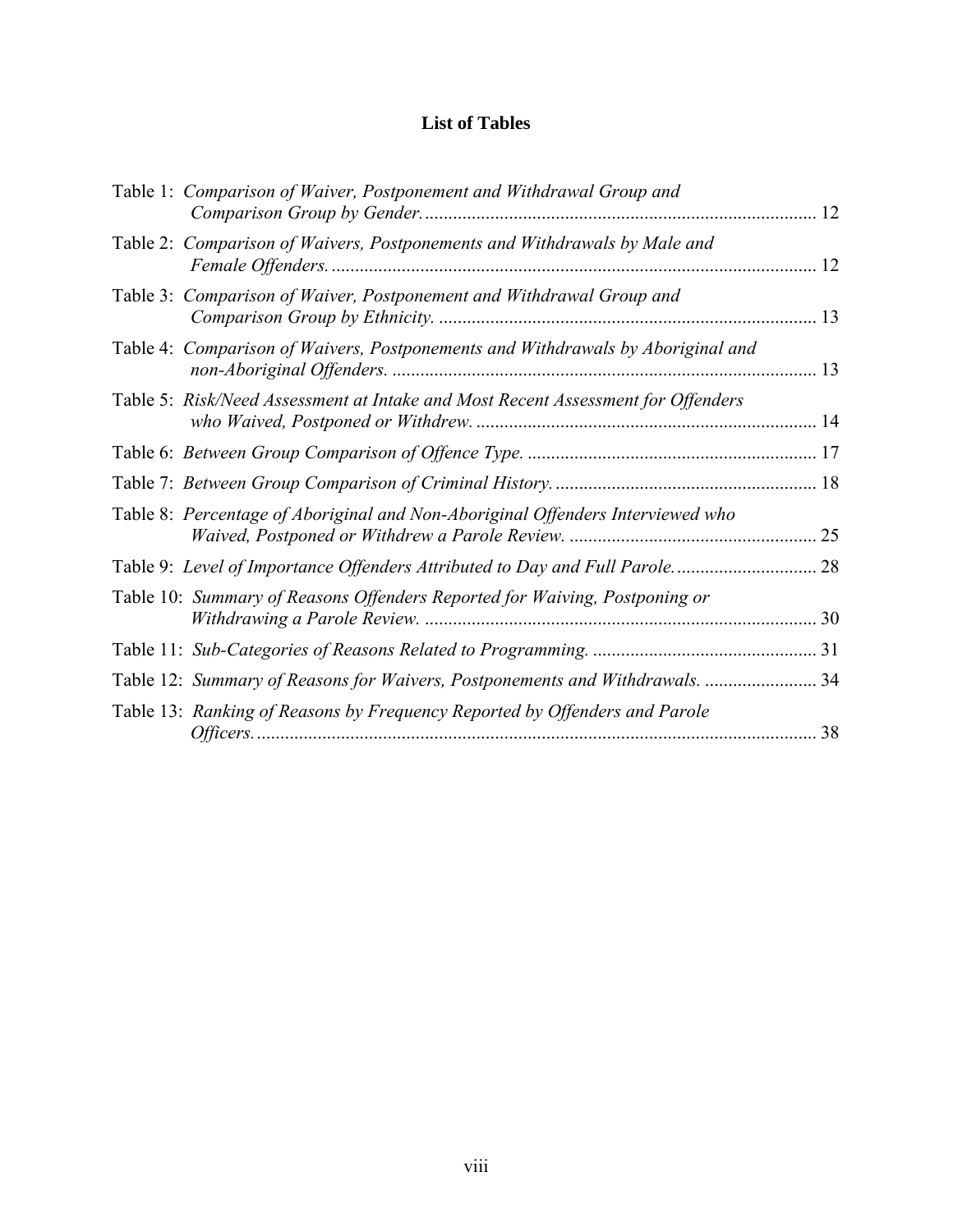# List of Tables

Table 1: *Comparison of Waiver, Postponement and Withdrawal Group and Comparison Group by Gender.* ..... 12

Table 2: *Comparison of Waivers, Postponements and Withdrawals by Male and Female Offenders.* ..... 12

Table 3: *Comparison of Waiver, Postponement and Withdrawal Group and Comparison Group by Ethnicity.* ..... 13

Table 4: *Comparison of Waivers, Postponements and Withdrawals by Aboriginal and non-Aboriginal Offenders.* ..... 13

Table 5: *Risk/Need Assessment at Intake and Most Recent Assessment for Offenders who Waived, Postponed or Withdrew.* ..... 14

Table 6: *Between Group Comparison of Offence Type.* ..... 17

Table 7: *Between Group Comparison of Criminal History.* ..... 18

Table 8: *Percentage of Aboriginal and Non-Aboriginal Offenders Interviewed who Waived, Postponed or Withdrew a Parole Review.* ..... 25

Table 9: *Level of Importance Offenders Attributed to Day and Full Parole.* ..... 28

Table 10: *Summary of Reasons Offenders Reported for Waiving, Postponing or Withdrawing a Parole Review.* ..... 30

Table 11: *Sub-Categories of Reasons Related to Programming.* ..... 31

Table 12: *Summary of Reasons for Waivers, Postponements and Withdrawals.* ..... 34

Table 13: *Ranking of Reasons by Frequency Reported by Offenders and Parole Officers.* ..... 38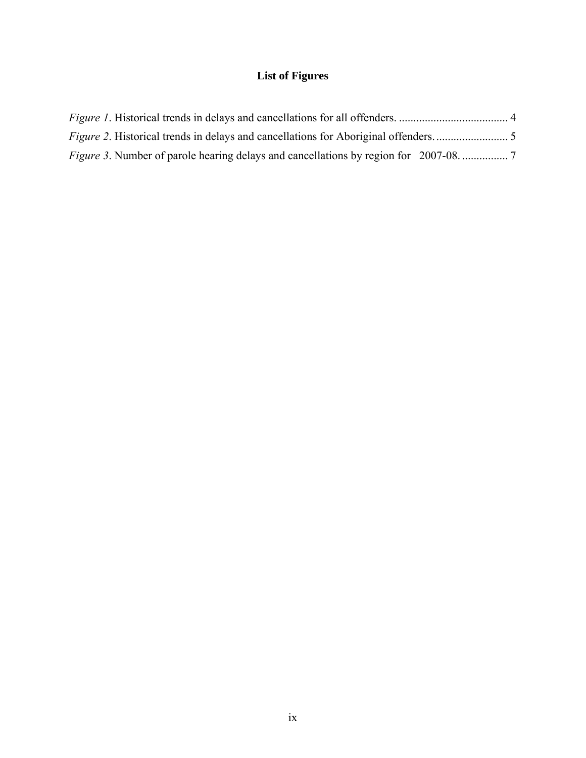# List of Figures

*Figure 1*. Historical trends in delays and cancellations for all offenders. ...................................... 4

*Figure 2*. Historical trends in delays and cancellations for Aboriginal offenders. ......................... 5

*Figure 3*. Number of parole hearing delays and cancellations by region for 2007-08. ................ 7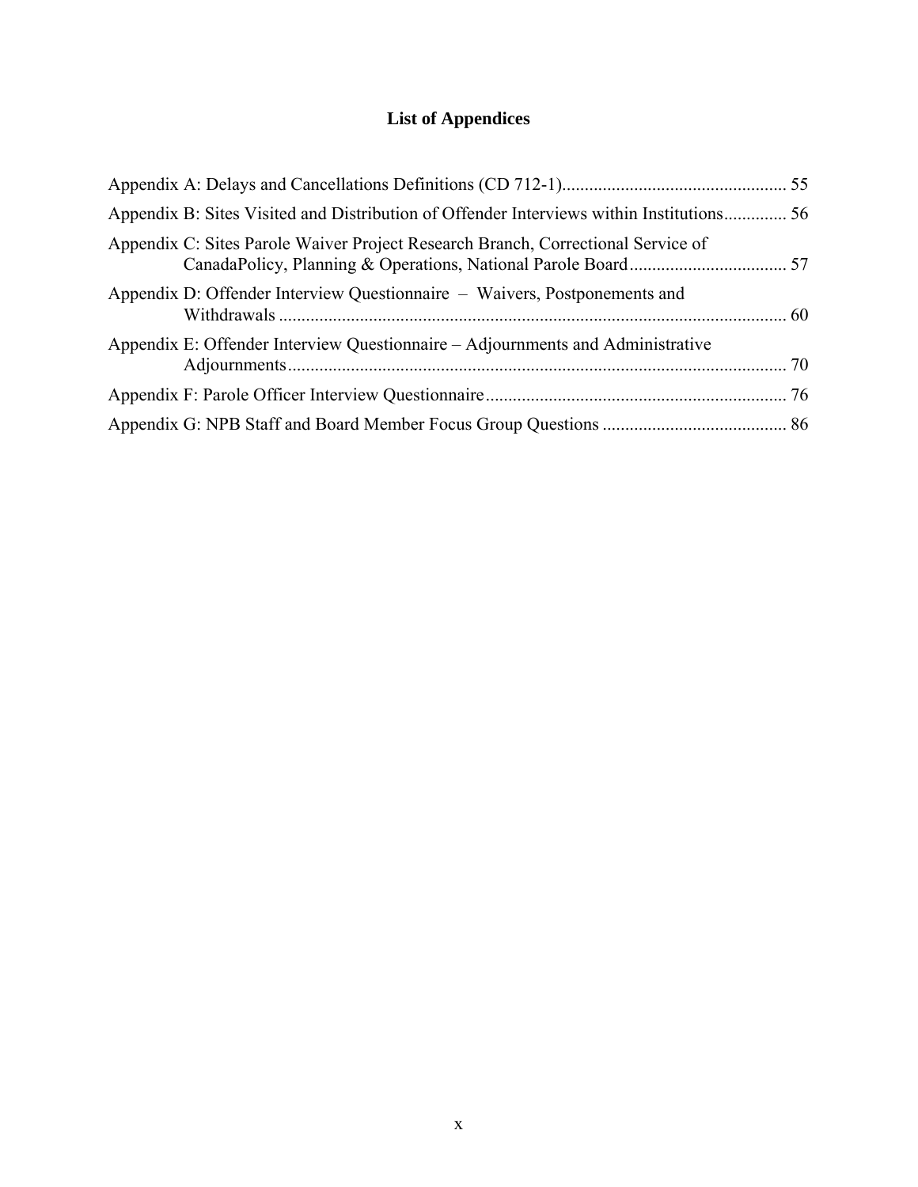# List of Appendices

Appendix A: Delays and Cancellations Definitions (CD 712-1)................................................. 55

Appendix B: Sites Visited and Distribution of Offender Interviews within Institutions.............. 56

Appendix C: Sites Parole Waiver Project Research Branch, Correctional Service of CanadaPolicy, Planning & Operations, National Parole Board.................................... 57

Appendix D: Offender Interview Questionnaire – Waivers, Postponements and Withdrawals ................................................................................................................ 60

Appendix E: Offender Interview Questionnaire – Adjournments and Administrative Adjournments.............................................................................................................. 70

Appendix F: Parole Officer Interview Questionnaire.................................................................. 76

Appendix G: NPB Staff and Board Member Focus Group Questions ......................................... 86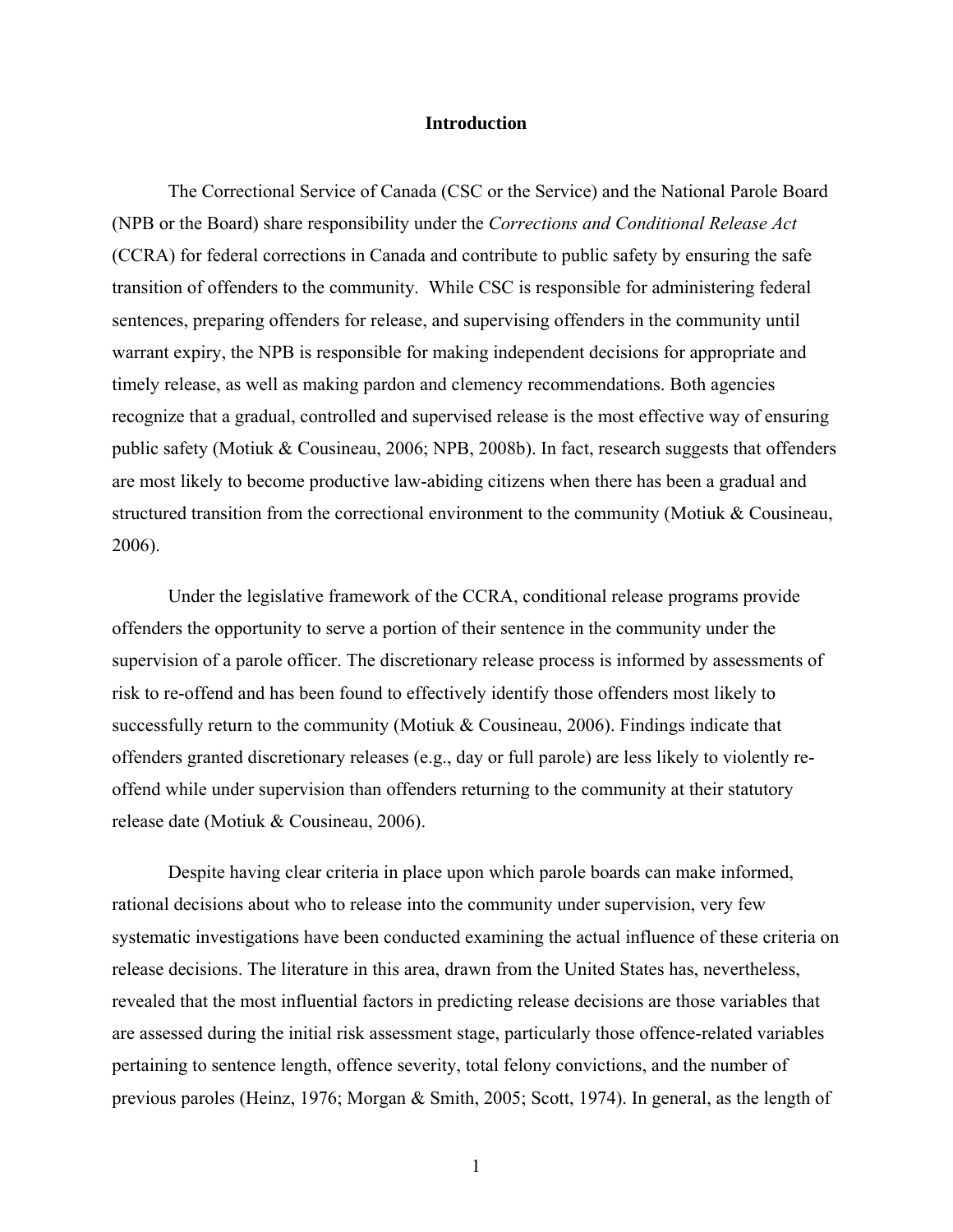# Introduction

The Correctional Service of Canada (CSC or the Service) and the National Parole Board (NPB or the Board) share responsibility under the *Corrections and Conditional Release Act* (CCRA) for federal corrections in Canada and contribute to public safety by ensuring the safe transition of offenders to the community. While CSC is responsible for administering federal sentences, preparing offenders for release, and supervising offenders in the community until warrant expiry, the NPB is responsible for making independent decisions for appropriate and timely release, as well as making pardon and clemency recommendations. Both agencies recognize that a gradual, controlled and supervised release is the most effective way of ensuring public safety (Motiuk & Cousineau, 2006; NPB, 2008b). In fact, research suggests that offenders are most likely to become productive law-abiding citizens when there has been a gradual and structured transition from the correctional environment to the community (Motiuk & Cousineau, 2006).

Under the legislative framework of the CCRA, conditional release programs provide offenders the opportunity to serve a portion of their sentence in the community under the supervision of a parole officer. The discretionary release process is informed by assessments of risk to re-offend and has been found to effectively identify those offenders most likely to successfully return to the community (Motiuk & Cousineau, 2006). Findings indicate that offenders granted discretionary releases (e.g., day or full parole) are less likely to violently re-offend while under supervision than offenders returning to the community at their statutory release date (Motiuk & Cousineau, 2006).

Despite having clear criteria in place upon which parole boards can make informed, rational decisions about who to release into the community under supervision, very few systematic investigations have been conducted examining the actual influence of these criteria on release decisions. The literature in this area, drawn from the United States has, nevertheless, revealed that the most influential factors in predicting release decisions are those variables that are assessed during the initial risk assessment stage, particularly those offence-related variables pertaining to sentence length, offence severity, total felony convictions, and the number of previous paroles (Heinz, 1976; Morgan & Smith, 2005; Scott, 1974). In general, as the length of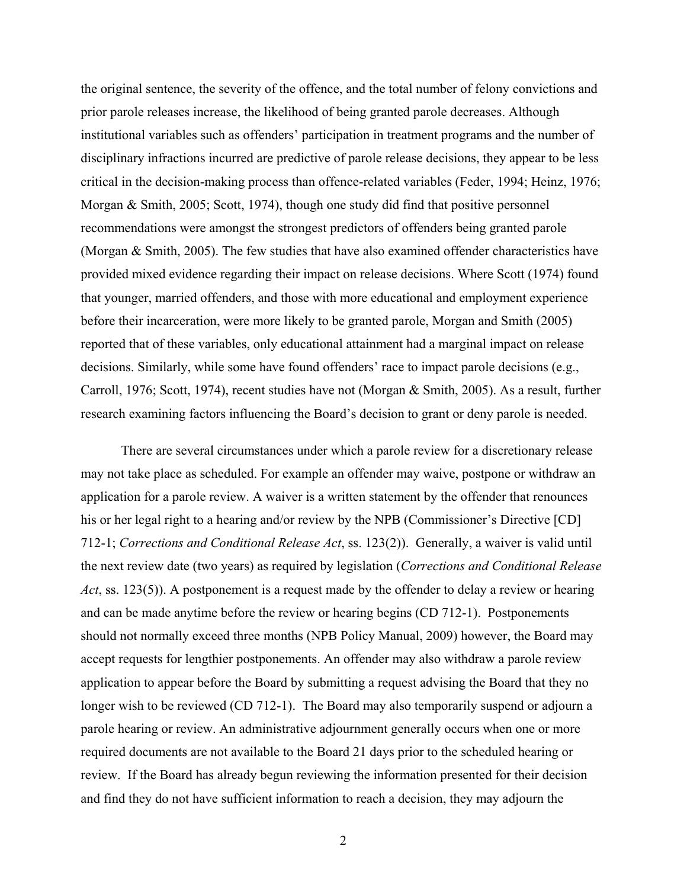the original sentence, the severity of the offence, and the total number of felony convictions and prior parole releases increase, the likelihood of being granted parole decreases. Although institutional variables such as offenders' participation in treatment programs and the number of disciplinary infractions incurred are predictive of parole release decisions, they appear to be less critical in the decision-making process than offence-related variables (Feder, 1994; Heinz, 1976; Morgan & Smith, 2005; Scott, 1974), though one study did find that positive personnel recommendations were amongst the strongest predictors of offenders being granted parole (Morgan & Smith, 2005). The few studies that have also examined offender characteristics have provided mixed evidence regarding their impact on release decisions. Where Scott (1974) found that younger, married offenders, and those with more educational and employment experience before their incarceration, were more likely to be granted parole, Morgan and Smith (2005) reported that of these variables, only educational attainment had a marginal impact on release decisions. Similarly, while some have found offenders' race to impact parole decisions (e.g., Carroll, 1976; Scott, 1974), recent studies have not (Morgan & Smith, 2005). As a result, further research examining factors influencing the Board's decision to grant or deny parole is needed.

There are several circumstances under which a parole review for a discretionary release may not take place as scheduled. For example an offender may waive, postpone or withdraw an application for a parole review. A waiver is a written statement by the offender that renounces his or her legal right to a hearing and/or review by the NPB (Commissioner's Directive [CD] 712-1; *Corrections and Conditional Release Act*, ss. 123(2)). Generally, a waiver is valid until the next review date (two years) as required by legislation (*Corrections and Conditional Release Act*, ss. 123(5)). A postponement is a request made by the offender to delay a review or hearing and can be made anytime before the review or hearing begins (CD 712-1). Postponements should not normally exceed three months (NPB Policy Manual, 2009) however, the Board may accept requests for lengthier postponements. An offender may also withdraw a parole review application to appear before the Board by submitting a request advising the Board that they no longer wish to be reviewed (CD 712-1). The Board may also temporarily suspend or adjourn a parole hearing or review. An administrative adjournment generally occurs when one or more required documents are not available to the Board 21 days prior to the scheduled hearing or review. If the Board has already begun reviewing the information presented for their decision and find they do not have sufficient information to reach a decision, they may adjourn the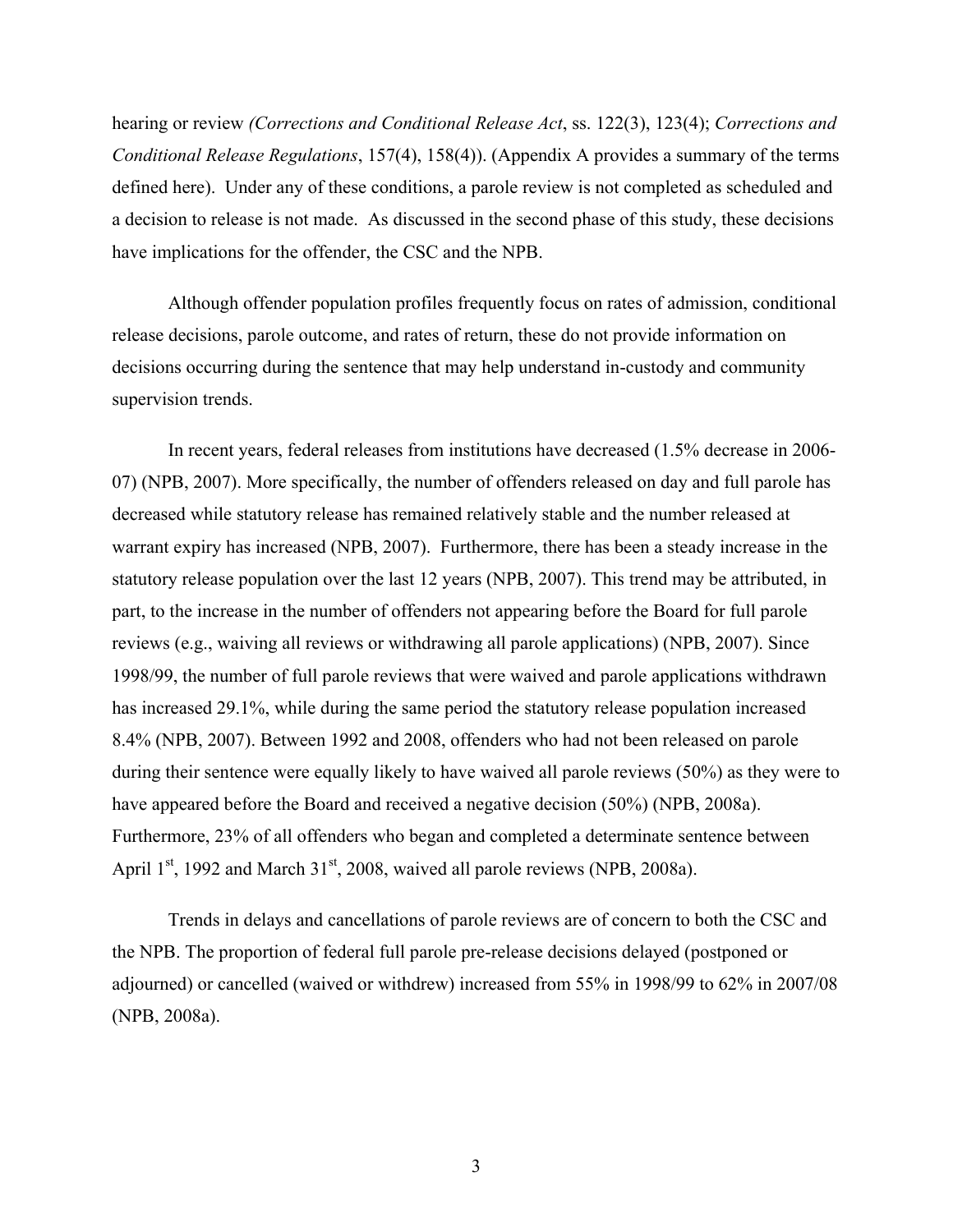hearing or review *(Corrections and Conditional Release Act*, ss. 122(3), 123(4); *Corrections and Conditional Release Regulations*, 157(4), 158(4)). (Appendix A provides a summary of the terms defined here). Under any of these conditions, a parole review is not completed as scheduled and a decision to release is not made. As discussed in the second phase of this study, these decisions have implications for the offender, the CSC and the NPB.

Although offender population profiles frequently focus on rates of admission, conditional release decisions, parole outcome, and rates of return, these do not provide information on decisions occurring during the sentence that may help understand in-custody and community supervision trends.

In recent years, federal releases from institutions have decreased (1.5% decrease in 2006-07) (NPB, 2007). More specifically, the number of offenders released on day and full parole has decreased while statutory release has remained relatively stable and the number released at warrant expiry has increased (NPB, 2007). Furthermore, there has been a steady increase in the statutory release population over the last 12 years (NPB, 2007). This trend may be attributed, in part, to the increase in the number of offenders not appearing before the Board for full parole reviews (e.g., waiving all reviews or withdrawing all parole applications) (NPB, 2007). Since 1998/99, the number of full parole reviews that were waived and parole applications withdrawn has increased 29.1%, while during the same period the statutory release population increased 8.4% (NPB, 2007). Between 1992 and 2008, offenders who had not been released on parole during their sentence were equally likely to have waived all parole reviews (50%) as they were to have appeared before the Board and received a negative decision (50%) (NPB, 2008a). Furthermore, 23% of all offenders who began and completed a determinate sentence between April 1st, 1992 and March 31st, 2008, waived all parole reviews (NPB, 2008a).

Trends in delays and cancellations of parole reviews are of concern to both the CSC and the NPB. The proportion of federal full parole pre-release decisions delayed (postponed or adjourned) or cancelled (waived or withdrew) increased from 55% in 1998/99 to 62% in 2007/08 (NPB, 2008a).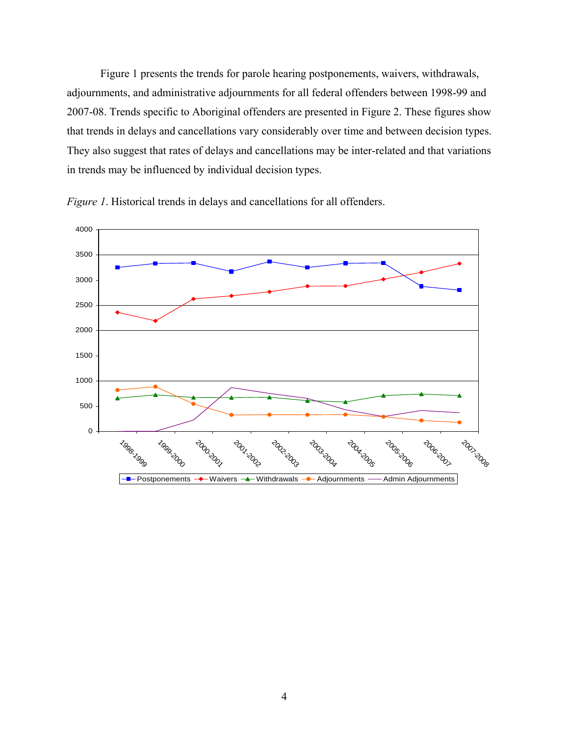Figure 1 presents the trends for parole hearing postponements, waivers, withdrawals, adjournments, and administrative adjournments for all federal offenders between 1998-99 and 2007-08. Trends specific to Aboriginal offenders are presented in Figure 2. These figures show that trends in delays and cancellations vary considerably over time and between decision types. They also suggest that rates of delays and cancellations may be inter-related and that variations in trends may be influenced by individual decision types.

*Figure 1*. Historical trends in delays and cancellations for all offenders.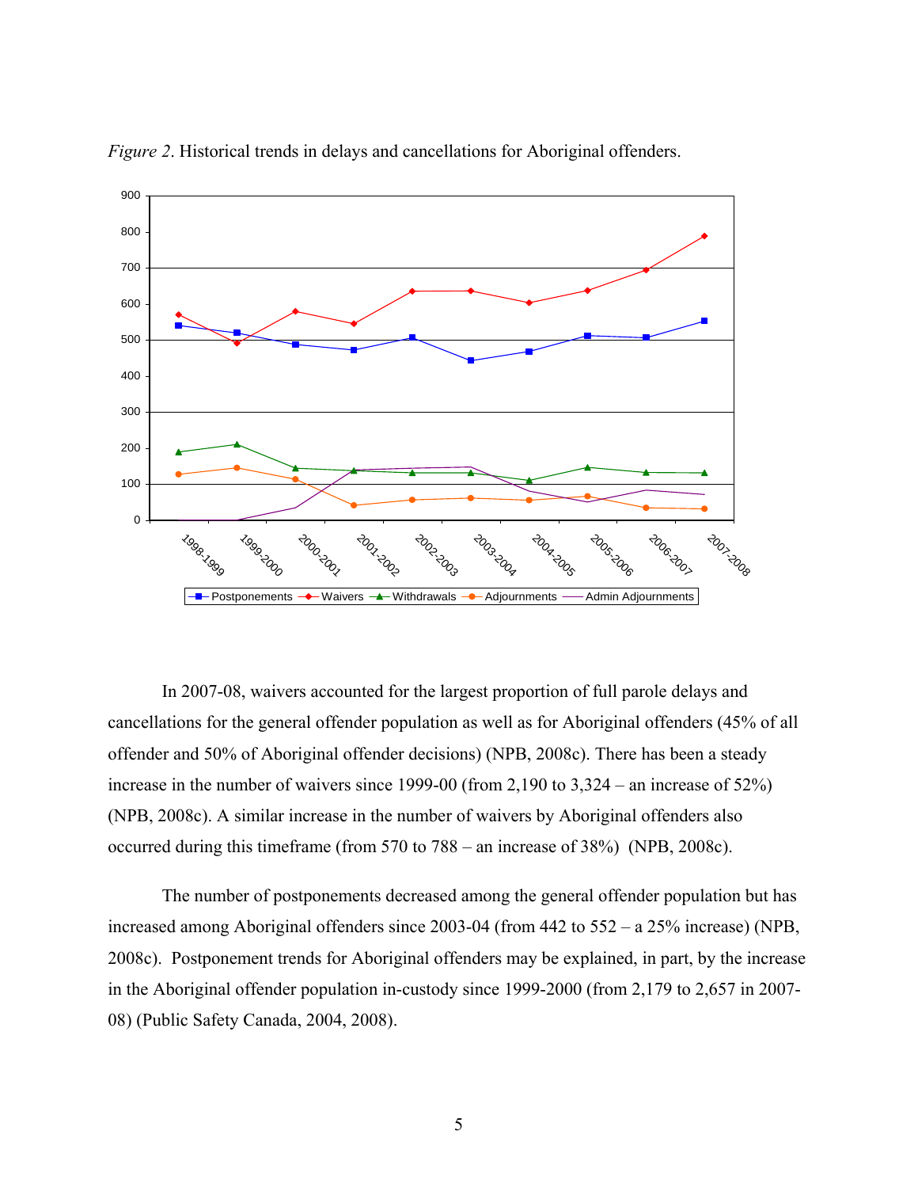*Figure 2*. Historical trends in delays and cancellations for Aboriginal offenders.

In 2007-08, waivers accounted for the largest proportion of full parole delays and cancellations for the general offender population as well as for Aboriginal offenders (45% of all offender and 50% of Aboriginal offender decisions) (NPB, 2008c). There has been a steady increase in the number of waivers since 1999-00 (from 2,190 to 3,324 – an increase of 52%) (NPB, 2008c). A similar increase in the number of waivers by Aboriginal offenders also occurred during this timeframe (from 570 to 788 – an increase of 38%) (NPB, 2008c).

The number of postponements decreased among the general offender population but has increased among Aboriginal offenders since 2003-04 (from 442 to 552 – a 25% increase) (NPB, 2008c). Postponement trends for Aboriginal offenders may be explained, in part, by the increase in the Aboriginal offender population in-custody since 1999-2000 (from 2,179 to 2,657 in 2007-08) (Public Safety Canada, 2004, 2008).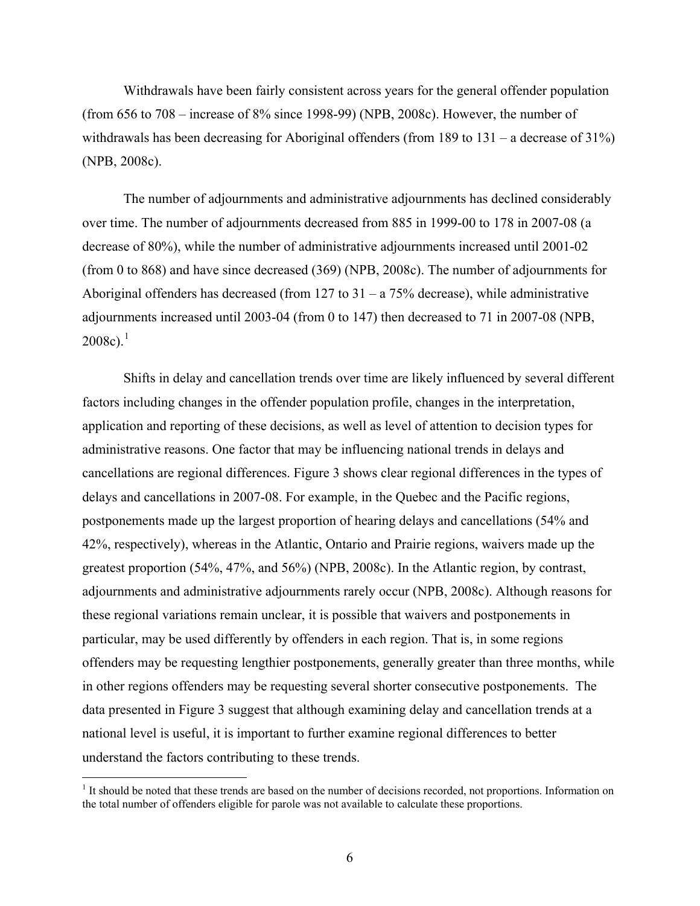Withdrawals have been fairly consistent across years for the general offender population (from 656 to 708 – increase of 8% since 1998-99) (NPB, 2008c). However, the number of withdrawals has been decreasing for Aboriginal offenders (from 189 to 131 – a decrease of 31%) (NPB, 2008c).

The number of adjournments and administrative adjournments has declined considerably over time. The number of adjournments decreased from 885 in 1999-00 to 178 in 2007-08 (a decrease of 80%), while the number of administrative adjournments increased until 2001-02 (from 0 to 868) and have since decreased (369) (NPB, 2008c). The number of adjournments for Aboriginal offenders has decreased (from 127 to 31 – a 75% decrease), while administrative adjournments increased until 2003-04 (from 0 to 147) then decreased to 71 in 2007-08 (NPB, 2008c).[1]

Shifts in delay and cancellation trends over time are likely influenced by several different factors including changes in the offender population profile, changes in the interpretation, application and reporting of these decisions, as well as level of attention to decision types for administrative reasons. One factor that may be influencing national trends in delays and cancellations are regional differences. Figure 3 shows clear regional differences in the types of delays and cancellations in 2007-08. For example, in the Quebec and the Pacific regions, postponements made up the largest proportion of hearing delays and cancellations (54% and 42%, respectively), whereas in the Atlantic, Ontario and Prairie regions, waivers made up the greatest proportion (54%, 47%, and 56%) (NPB, 2008c). In the Atlantic region, by contrast, adjournments and administrative adjournments rarely occur (NPB, 2008c). Although reasons for these regional variations remain unclear, it is possible that waivers and postponements in particular, may be used differently by offenders in each region. That is, in some regions offenders may be requesting lengthier postponements, generally greater than three months, while in other regions offenders may be requesting several shorter consecutive postponements. The data presented in Figure 3 suggest that although examining delay and cancellation trends at a national level is useful, it is important to further examine regional differences to better understand the factors contributing to these trends.

[1] It should be noted that these trends are based on the number of decisions recorded, not proportions. Information on the total number of offenders eligible for parole was not available to calculate these proportions.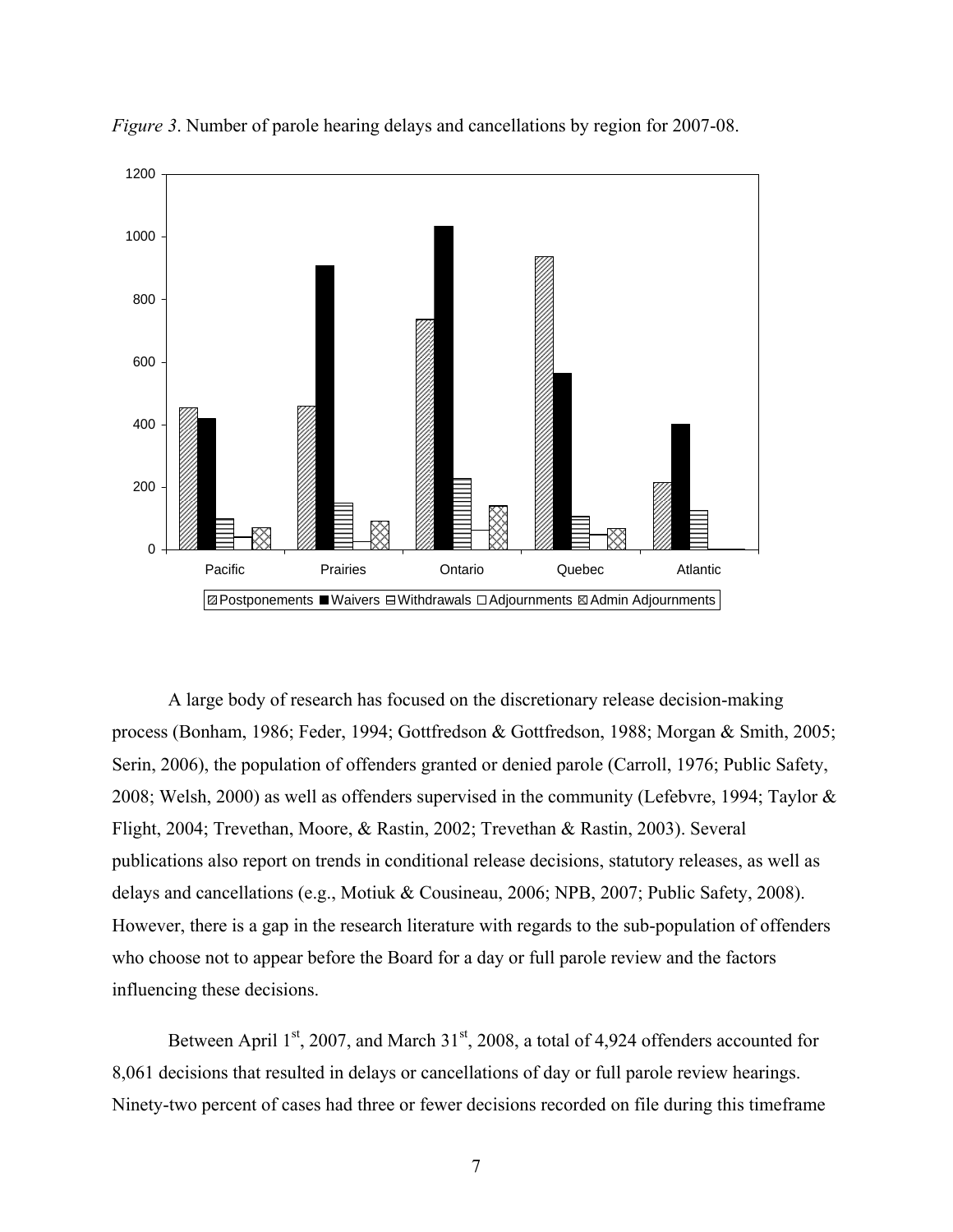*Figure 3*. Number of parole hearing delays and cancellations by region for 2007-08.

A large body of research has focused on the discretionary release decision-making process (Bonham, 1986; Feder, 1994; Gottfredson & Gottfredson, 1988; Morgan & Smith, 2005; Serin, 2006), the population of offenders granted or denied parole (Carroll, 1976; Public Safety, 2008; Welsh, 2000) as well as offenders supervised in the community (Lefebvre, 1994; Taylor & Flight, 2004; Trevethan, Moore, & Rastin, 2002; Trevethan & Rastin, 2003). Several publications also report on trends in conditional release decisions, statutory releases, as well as delays and cancellations (e.g., Motiuk & Cousineau, 2006; NPB, 2007; Public Safety, 2008). However, there is a gap in the research literature with regards to the sub-population of offenders who choose not to appear before the Board for a day or full parole review and the factors influencing these decisions.

Between April 1st, 2007, and March 31st, 2008, a total of 4,924 offenders accounted for 8,061 decisions that resulted in delays or cancellations of day or full parole review hearings. Ninety-two percent of cases had three or fewer decisions recorded on file during this timeframe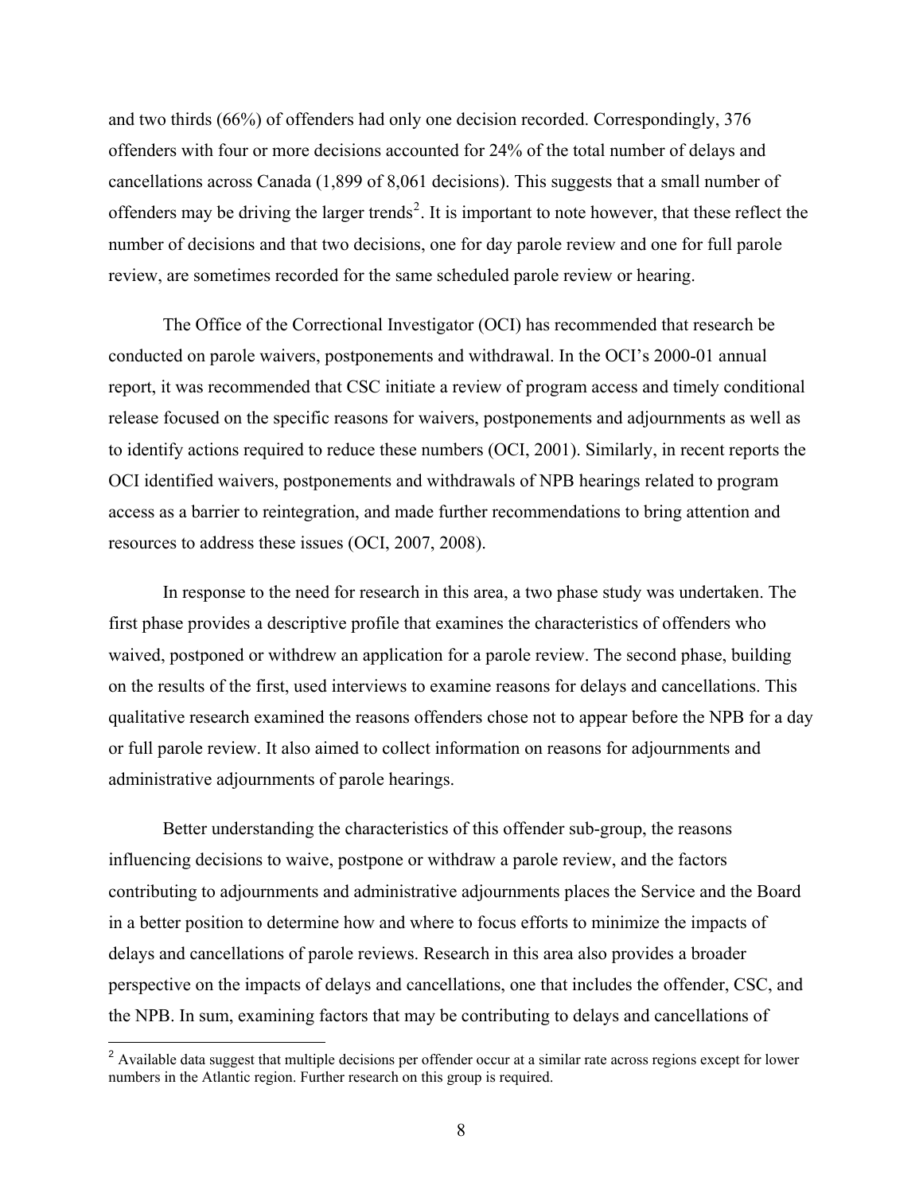and two thirds (66%) of offenders had only one decision recorded. Correspondingly, 376 offenders with four or more decisions accounted for 24% of the total number of delays and cancellations across Canada (1,899 of 8,061 decisions). This suggests that a small number of offenders may be driving the larger trends[2]. It is important to note however, that these reflect the number of decisions and that two decisions, one for day parole review and one for full parole review, are sometimes recorded for the same scheduled parole review or hearing.

The Office of the Correctional Investigator (OCI) has recommended that research be conducted on parole waivers, postponements and withdrawal. In the OCI's 2000-01 annual report, it was recommended that CSC initiate a review of program access and timely conditional release focused on the specific reasons for waivers, postponements and adjournments as well as to identify actions required to reduce these numbers (OCI, 2001). Similarly, in recent reports the OCI identified waivers, postponements and withdrawals of NPB hearings related to program access as a barrier to reintegration, and made further recommendations to bring attention and resources to address these issues (OCI, 2007, 2008).

In response to the need for research in this area, a two phase study was undertaken. The first phase provides a descriptive profile that examines the characteristics of offenders who waived, postponed or withdrew an application for a parole review. The second phase, building on the results of the first, used interviews to examine reasons for delays and cancellations. This qualitative research examined the reasons offenders chose not to appear before the NPB for a day or full parole review. It also aimed to collect information on reasons for adjournments and administrative adjournments of parole hearings.

Better understanding the characteristics of this offender sub-group, the reasons influencing decisions to waive, postpone or withdraw a parole review, and the factors contributing to adjournments and administrative adjournments places the Service and the Board in a better position to determine how and where to focus efforts to minimize the impacts of delays and cancellations of parole reviews. Research in this area also provides a broader perspective on the impacts of delays and cancellations, one that includes the offender, CSC, and the NPB. In sum, examining factors that may be contributing to delays and cancellations of

[2] Available data suggest that multiple decisions per offender occur at a similar rate across regions except for lower numbers in the Atlantic region. Further research on this group is required.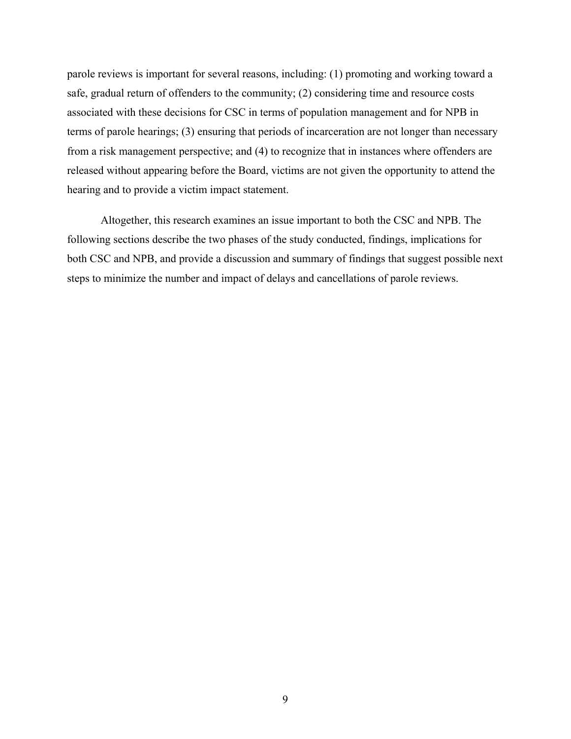parole reviews is important for several reasons, including: (1) promoting and working toward a safe, gradual return of offenders to the community; (2) considering time and resource costs associated with these decisions for CSC in terms of population management and for NPB in terms of parole hearings; (3) ensuring that periods of incarceration are not longer than necessary from a risk management perspective; and (4) to recognize that in instances where offenders are released without appearing before the Board, victims are not given the opportunity to attend the hearing and to provide a victim impact statement.

Altogether, this research examines an issue important to both the CSC and NPB. The following sections describe the two phases of the study conducted, findings, implications for both CSC and NPB, and provide a discussion and summary of findings that suggest possible next steps to minimize the number and impact of delays and cancellations of parole reviews.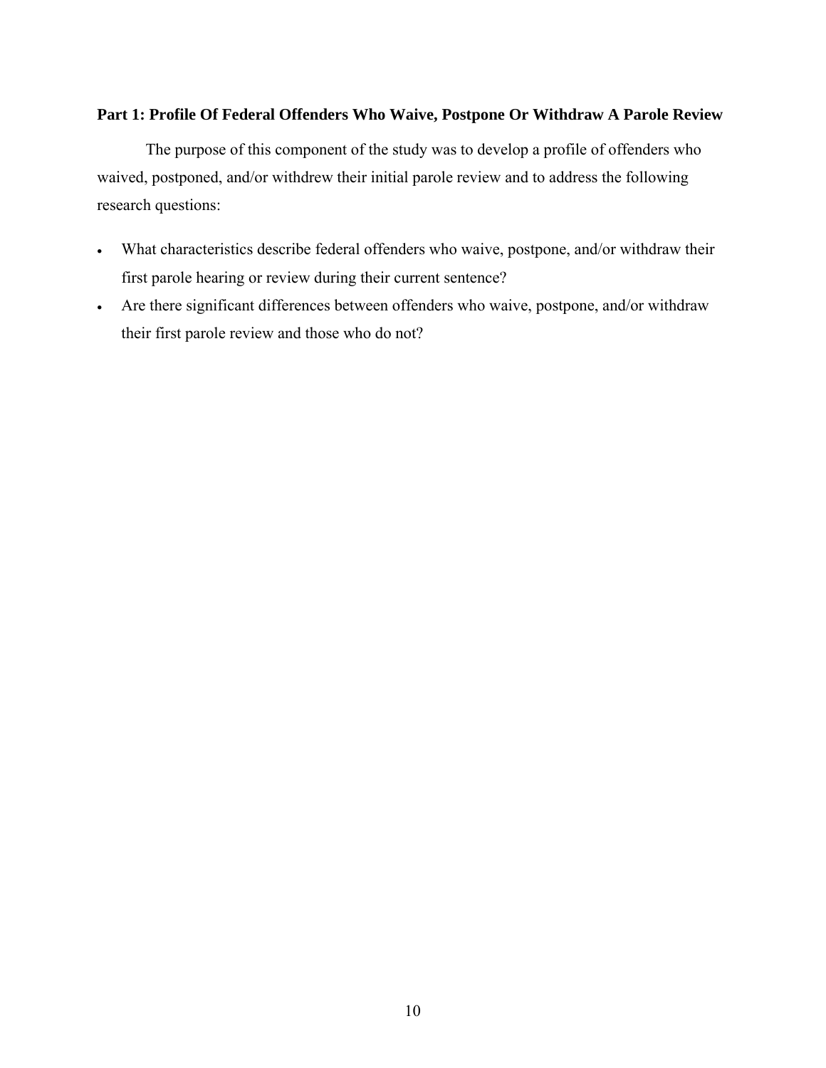## Part 1: Profile Of Federal Offenders Who Waive, Postpone Or Withdraw A Parole Review

The purpose of this component of the study was to develop a profile of offenders who waived, postponed, and/or withdrew their initial parole review and to address the following research questions:

- What characteristics describe federal offenders who waive, postpone, and/or withdraw their first parole hearing or review during their current sentence?
- Are there significant differences between offenders who waive, postpone, and/or withdraw their first parole review and those who do not?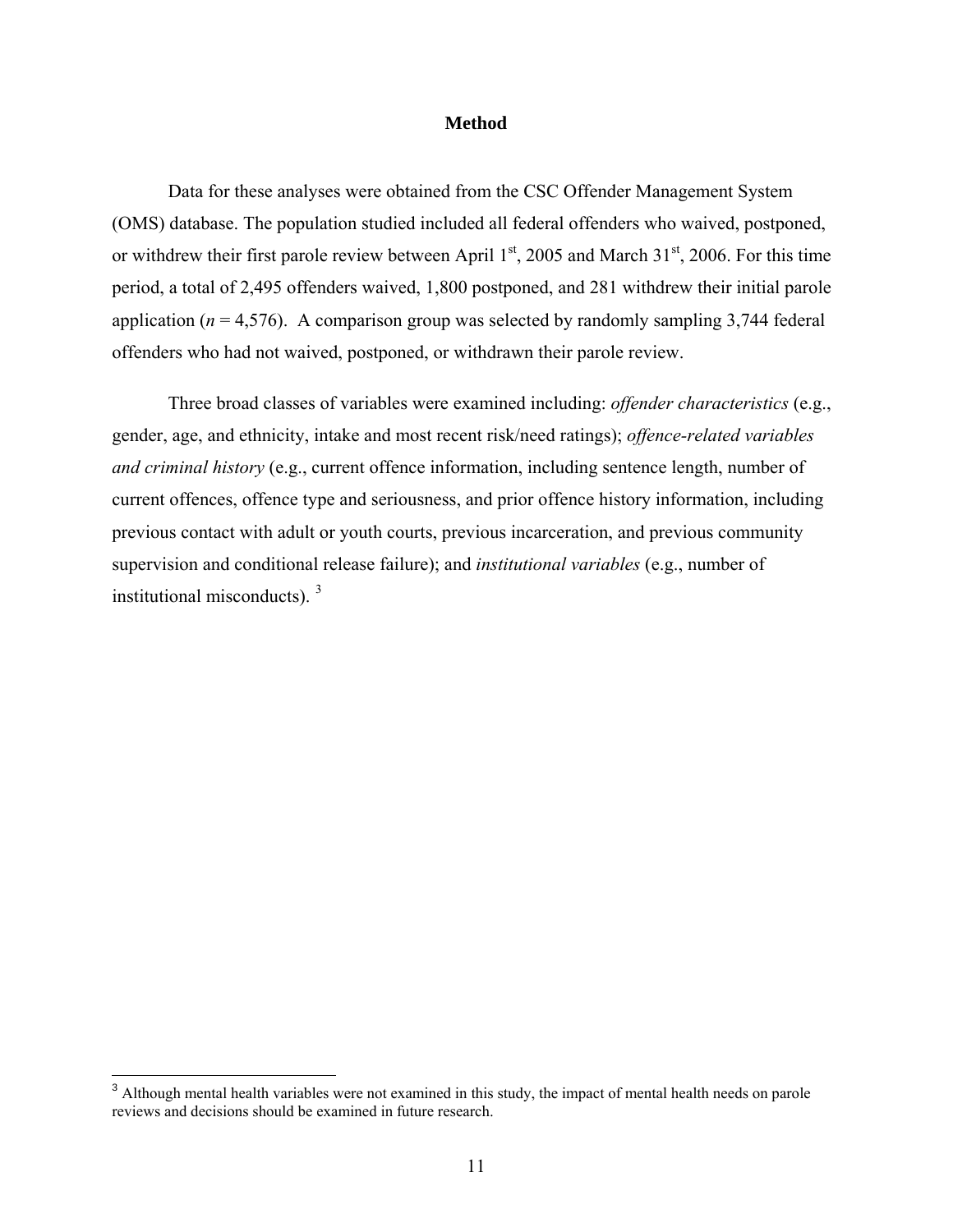# Method

Data for these analyses were obtained from the CSC Offender Management System (OMS) database. The population studied included all federal offenders who waived, postponed, or withdrew their first parole review between April 1st, 2005 and March 31st, 2006. For this time period, a total of 2,495 offenders waived, 1,800 postponed, and 281 withdrew their initial parole application ($n$ = 4,576). A comparison group was selected by randomly sampling 3,744 federal offenders who had not waived, postponed, or withdrawn their parole review.

Three broad classes of variables were examined including: *offender characteristics* (e.g., gender, age, and ethnicity, intake and most recent risk/need ratings); *offence-related variables and criminal history* (e.g., current offence information, including sentence length, number of current offences, offence type and seriousness, and prior offence history information, including previous contact with adult or youth courts, previous incarceration, and previous community supervision and conditional release failure); and *institutional variables* (e.g., number of institutional misconducts). [3]

---

[3] Although mental health variables were not examined in this study, the impact of mental health needs on parole reviews and decisions should be examined in future research.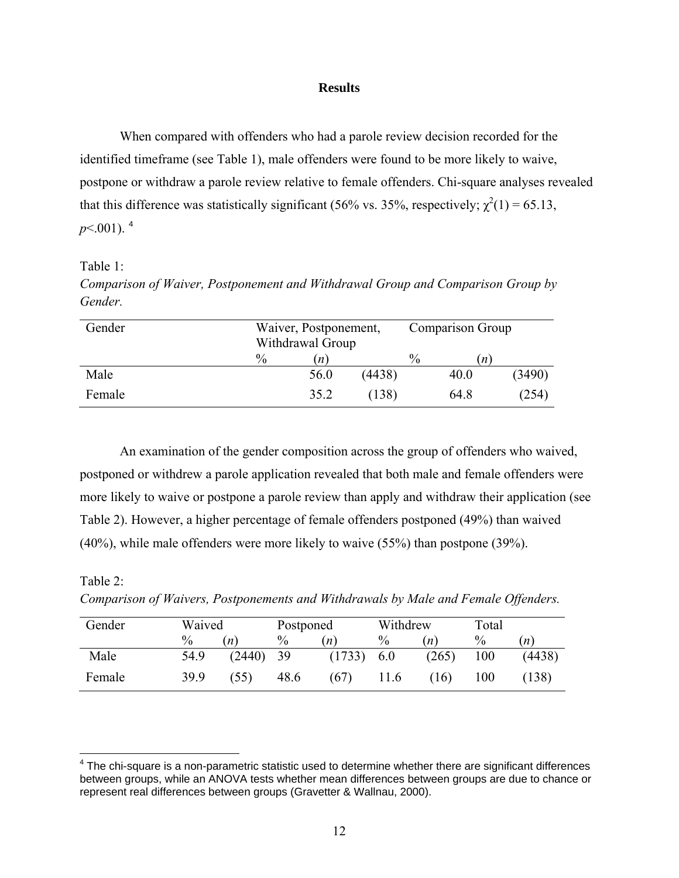# Results

When compared with offenders who had a parole review decision recorded for the identified timeframe (see Table 1), male offenders were found to be more likely to waive, postpone or withdraw a parole review relative to female offenders. Chi-square analyses revealed that this difference was statistically significant (56% vs. 35%, respectively; $\chi^2(1) = 65.13$, $p<.001$). [4]

Table 1:

*Comparison of Waiver, Postponement and Withdrawal Group and Comparison Group by Gender.*

| Gender | Waiver, Postponement, Withdrawal Group | | Comparison Group | |
|---|---|---|---|---|
| | % | (*n*) | % | (*n*) |
| Male | 56.0 | (4438) | 40.0 | (3490) |
| Female | 35.2 | (138) | 64.8 | (254) |

An examination of the gender composition across the group of offenders who waived, postponed or withdrew a parole application revealed that both male and female offenders were more likely to waive or postpone a parole review than apply and withdraw their application (see Table 2). However, a higher percentage of female offenders postponed (49%) than waived (40%), while male offenders were more likely to waive (55%) than postpone (39%).

Table 2:

*Comparison of Waivers, Postponements and Withdrawals by Male and Female Offenders.*

| Gender | Waived | | Postponed | | Withdrew | | Total | |
|---|---|---|---|---|---|---|---|---|
| | % | (*n*) | % | (*n*) | % | (*n*) | % | (*n*) |
| Male | 54.9 | (2440) | 39 | (1733) | 6.0 | (265) | 100 | (4438) |
| Female | 39.9 | (55) | 48.6 | (67) | 11.6 | (16) | 100 | (138) |

[4] The chi-square is a non-parametric statistic used to determine whether there are significant differences between groups, while an ANOVA tests whether mean differences between groups are due to chance or represent real differences between groups (Gravetter & Wallnau, 2000).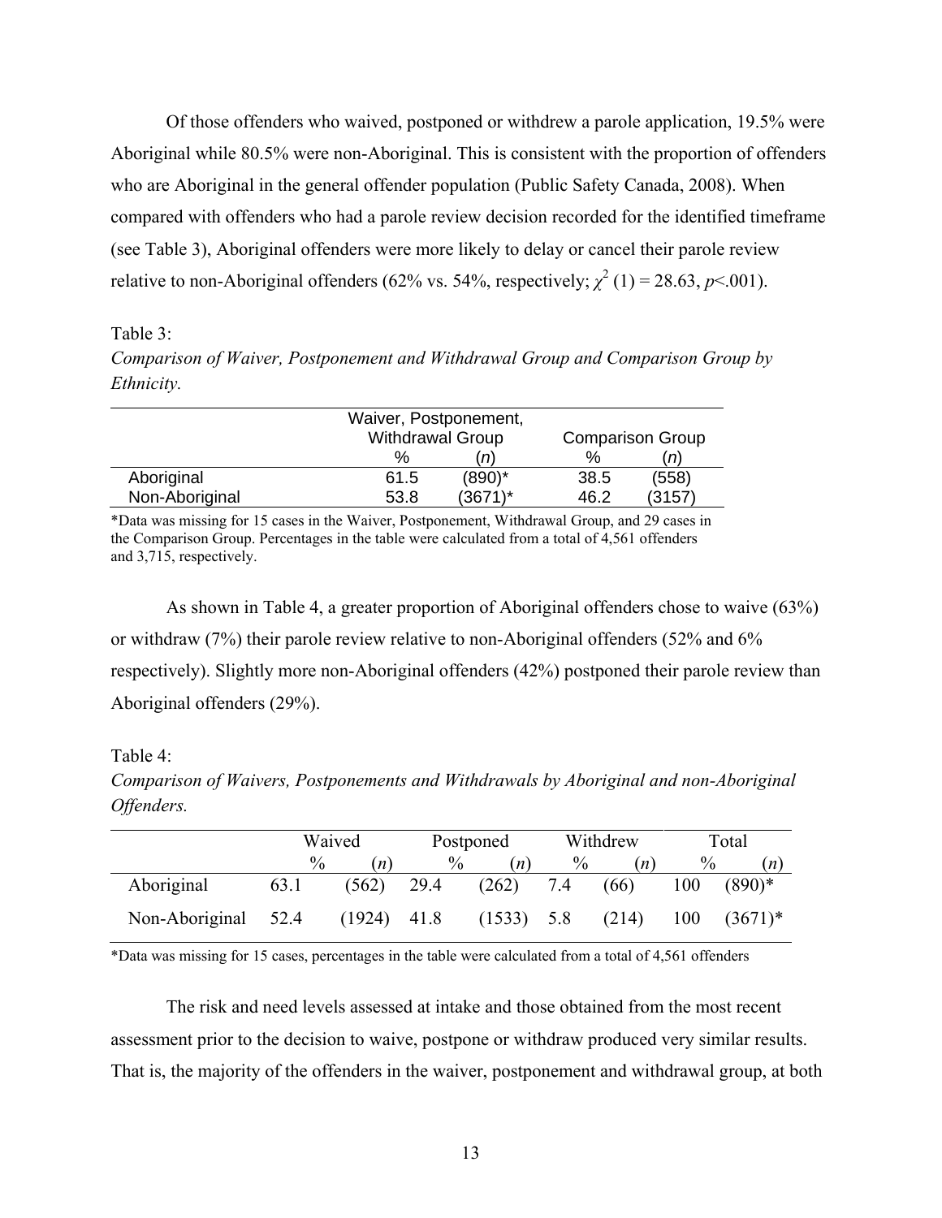Of those offenders who waived, postponed or withdrew a parole application, 19.5% were Aboriginal while 80.5% were non-Aboriginal. This is consistent with the proportion of offenders who are Aboriginal in the general offender population (Public Safety Canada, 2008). When compared with offenders who had a parole review decision recorded for the identified timeframe (see Table 3), Aboriginal offenders were more likely to delay or cancel their parole review relative to non-Aboriginal offenders (62% vs. 54%, respectively; $\chi^2$ (1) = 28.63, $p$<.001).

Table 3:

*Comparison of Waiver, Postponement and Withdrawal Group and Comparison Group by Ethnicity.*

| | Waiver, Postponement, Withdrawal Group | | Comparison Group | |
|---|---|---|---|---|
| | % | (*n*) | % | (*n*) |
| Aboriginal | 61.5 | (890)* | 38.5 | (558) |
| Non-Aboriginal | 53.8 | (3671)* | 46.2 | (3157) |

*Data was missing for 15 cases in the Waiver, Postponement, Withdrawal Group, and 29 cases in the Comparison Group. Percentages in the table were calculated from a total of 4,561 offenders and 3,715, respectively.

As shown in Table 4, a greater proportion of Aboriginal offenders chose to waive (63%) or withdraw (7%) their parole review relative to non-Aboriginal offenders (52% and 6% respectively). Slightly more non-Aboriginal offenders (42%) postponed their parole review than Aboriginal offenders (29%).

Table 4:

*Comparison of Waivers, Postponements and Withdrawals by Aboriginal and non-Aboriginal Offenders.*

| | Waived | | Postponed | | Withdrew | | Total | |
|---|---|---|---|---|---|---|---|---|
| | % | (*n*) | % | (*n*) | % | (*n*) | % | (*n*) |
| Aboriginal | 63.1 | (562) | 29.4 | (262) | 7.4 | (66) | 100 | (890)* |
| Non-Aboriginal | 52.4 | (1924) | 41.8 | (1533) | 5.8 | (214) | 100 | (3671)* |

*Data was missing for 15 cases, percentages in the table were calculated from a total of 4,561 offenders

The risk and need levels assessed at intake and those obtained from the most recent assessment prior to the decision to waive, postpone or withdraw produced very similar results. That is, the majority of the offenders in the waiver, postponement and withdrawal group, at both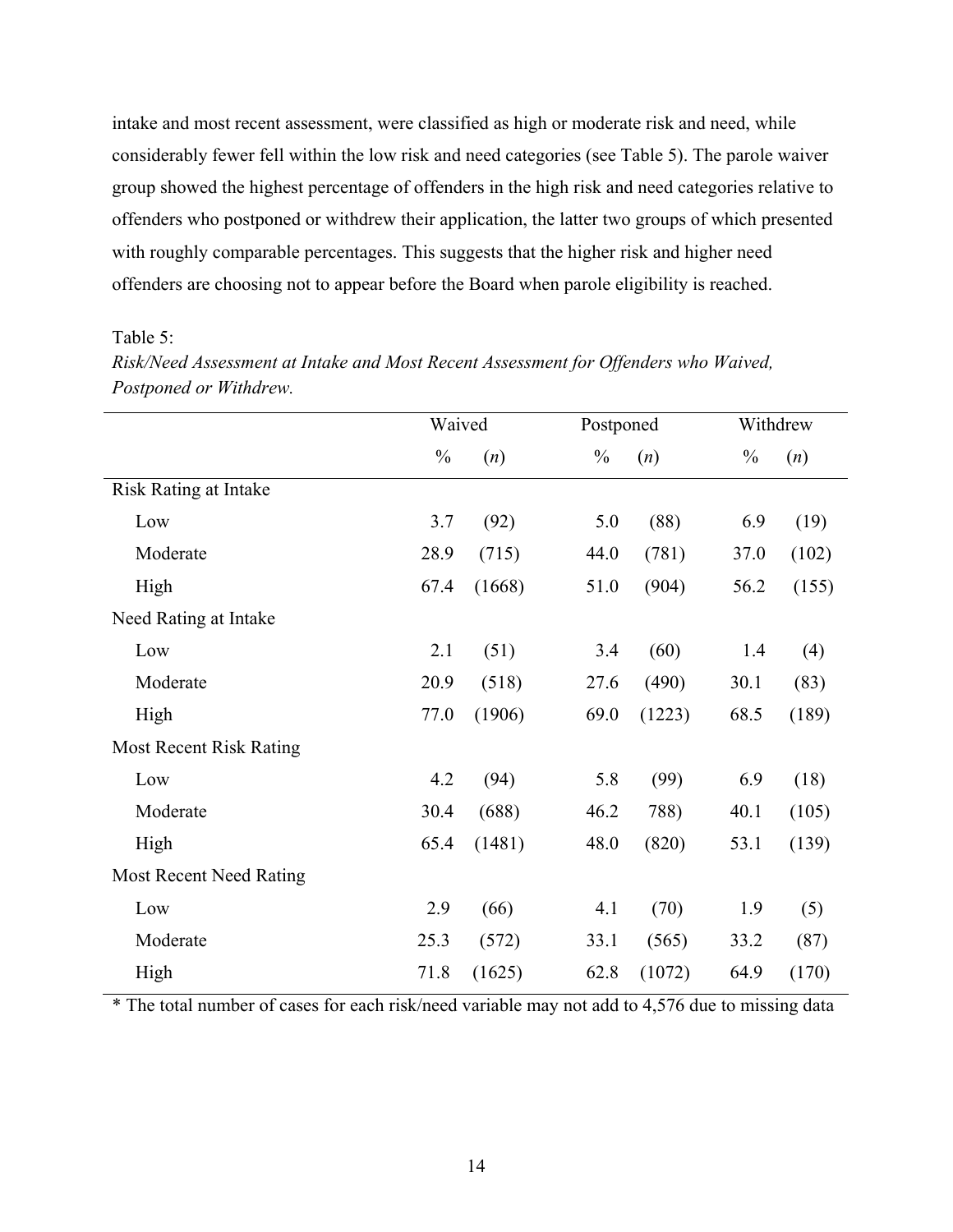intake and most recent assessment, were classified as high or moderate risk and need, while considerably fewer fell within the low risk and need categories (see Table 5). The parole waiver group showed the highest percentage of offenders in the high risk and need categories relative to offenders who postponed or withdrew their application, the latter two groups of which presented with roughly comparable percentages. This suggests that the higher risk and higher need offenders are choosing not to appear before the Board when parole eligibility is reached.

Table 5:

*Risk/Need Assessment at Intake and Most Recent Assessment for Offenders who Waived, Postponed or Withdrew.*

| | Waived | | Postponed | | Withdrew | |
|---|---|---|---|---|---|---|
| | % | (*n*) | % | (*n*) | % | (*n*) |
| Risk Rating at Intake | | | | | | |
| Low | 3.7 | (92) | 5.0 | (88) | 6.9 | (19) |
| Moderate | 28.9 | (715) | 44.0 | (781) | 37.0 | (102) |
| High | 67.4 | (1668) | 51.0 | (904) | 56.2 | (155) |
| Need Rating at Intake | | | | | | |
| Low | 2.1 | (51) | 3.4 | (60) | 1.4 | (4) |
| Moderate | 20.9 | (518) | 27.6 | (490) | 30.1 | (83) |
| High | 77.0 | (1906) | 69.0 | (1223) | 68.5 | (189) |
| Most Recent Risk Rating | | | | | | |
| Low | 4.2 | (94) | 5.8 | (99) | 6.9 | (18) |
| Moderate | 30.4 | (688) | 46.2 | 788) | 40.1 | (105) |
| High | 65.4 | (1481) | 48.0 | (820) | 53.1 | (139) |
| Most Recent Need Rating | | | | | | |
| Low | 2.9 | (66) | 4.1 | (70) | 1.9 | (5) |
| Moderate | 25.3 | (572) | 33.1 | (565) | 33.2 | (87) |
| High | 71.8 | (1625) | 62.8 | (1072) | 64.9 | (170) |

* The total number of cases for each risk/need variable may not add to 4,576 due to missing data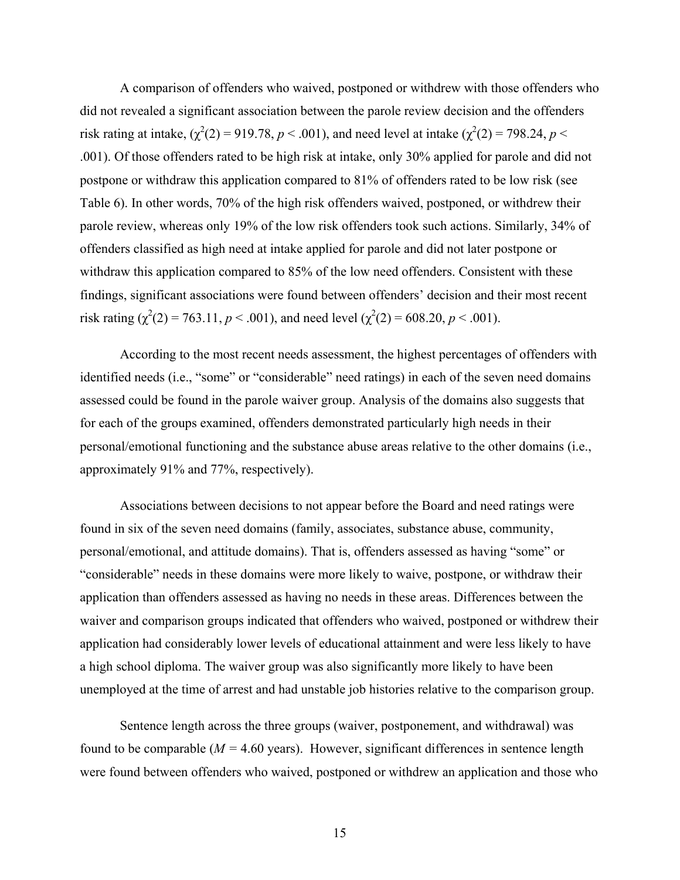A comparison of offenders who waived, postponed or withdrew with those offenders who did not revealed a significant association between the parole review decision and the offenders risk rating at intake, ($\chi^2(2) = 919.78$, $p < .001$), and need level at intake ($\chi^2(2) = 798.24$, $p < .001$). Of those offenders rated to be high risk at intake, only 30% applied for parole and did not postpone or withdraw this application compared to 81% of offenders rated to be low risk (see Table 6). In other words, 70% of the high risk offenders waived, postponed, or withdrew their parole review, whereas only 19% of the low risk offenders took such actions. Similarly, 34% of offenders classified as high need at intake applied for parole and did not later postpone or withdraw this application compared to 85% of the low need offenders. Consistent with these findings, significant associations were found between offenders' decision and their most recent risk rating ($\chi^2(2) = 763.11$, $p < .001$), and need level ($\chi^2(2) = 608.20$, $p < .001$).

According to the most recent needs assessment, the highest percentages of offenders with identified needs (i.e., "some" or "considerable" need ratings) in each of the seven need domains assessed could be found in the parole waiver group. Analysis of the domains also suggests that for each of the groups examined, offenders demonstrated particularly high needs in their personal/emotional functioning and the substance abuse areas relative to the other domains (i.e., approximately 91% and 77%, respectively).

Associations between decisions to not appear before the Board and need ratings were found in six of the seven need domains (family, associates, substance abuse, community, personal/emotional, and attitude domains). That is, offenders assessed as having "some" or "considerable" needs in these domains were more likely to waive, postpone, or withdraw their application than offenders assessed as having no needs in these areas. Differences between the waiver and comparison groups indicated that offenders who waived, postponed or withdrew their application had considerably lower levels of educational attainment and were less likely to have a high school diploma. The waiver group was also significantly more likely to have been unemployed at the time of arrest and had unstable job histories relative to the comparison group.

Sentence length across the three groups (waiver, postponement, and withdrawal) was found to be comparable ($M = 4.60$ years). However, significant differences in sentence length were found between offenders who waived, postponed or withdrew an application and those who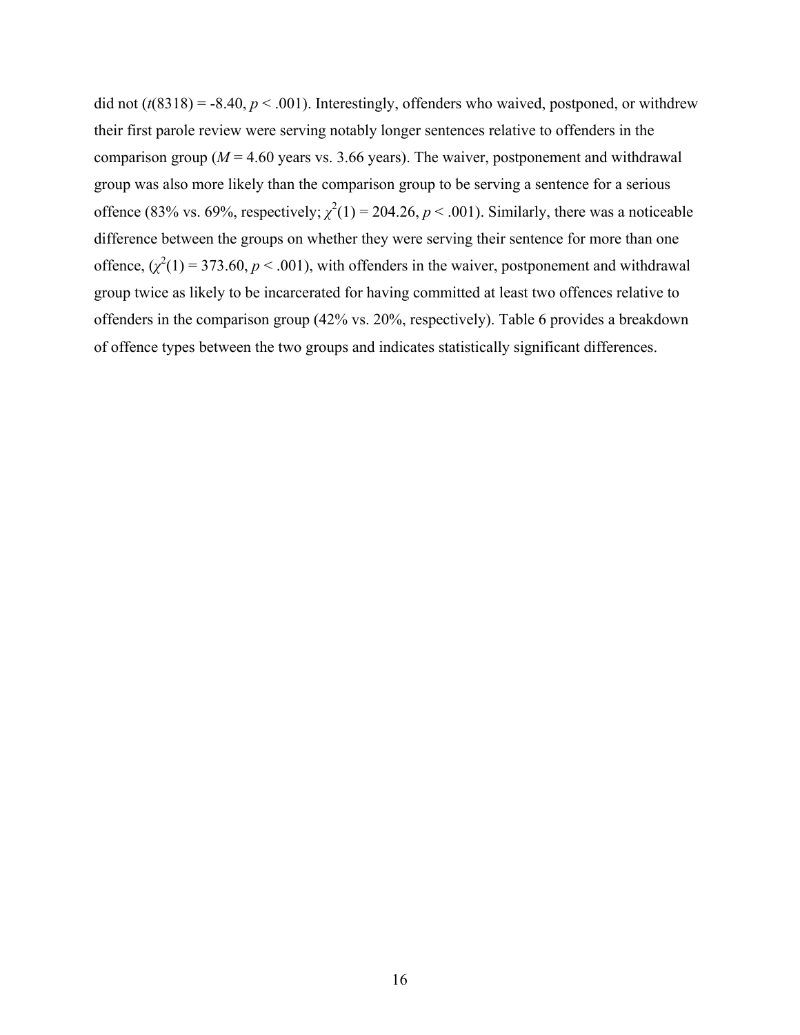did not ($t(8318) = -8.40$, $p < .001$). Interestingly, offenders who waived, postponed, or withdrew their first parole review were serving notably longer sentences relative to offenders in the comparison group ($M = 4.60$ years vs. 3.66 years). The waiver, postponement and withdrawal group was also more likely than the comparison group to be serving a sentence for a serious offence (83% vs. 69%, respectively; $\chi^2(1) = 204.26$, $p < .001$). Similarly, there was a noticeable difference between the groups on whether they were serving their sentence for more than one offence, ($\chi^2(1) = 373.60$, $p < .001$), with offenders in the waiver, postponement and withdrawal group twice as likely to be incarcerated for having committed at least two offences relative to offenders in the comparison group (42% vs. 20%, respectively). Table 6 provides a breakdown of offence types between the two groups and indicates statistically significant differences.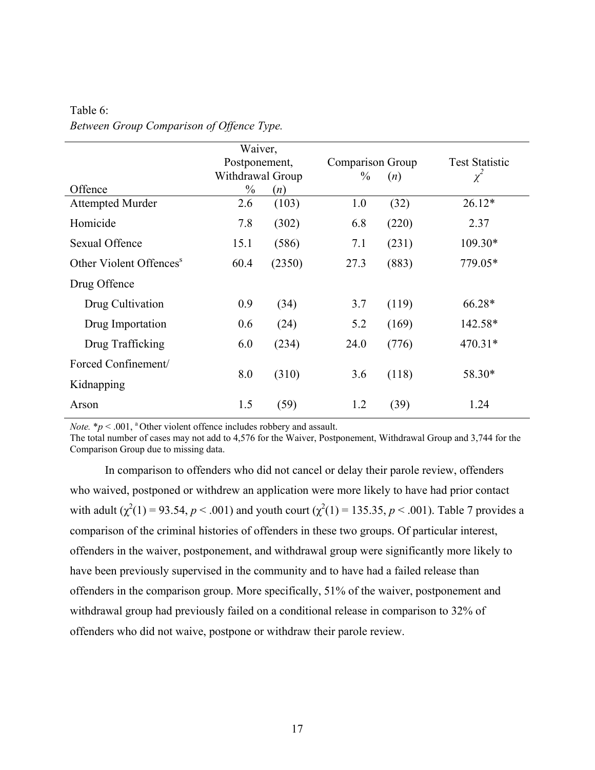Table 6:
*Between Group Comparison of Offence Type.*

| Offence | Waiver, Postponement, Withdrawal Group % | (*n*) | Comparison Group % | (*n*) | Test Statistic $\chi^2$ |
|---|---|---|---|---|---|
| Attempted Murder | 2.6 | (103) | 1.0 | (32) | 26.12* |
| Homicide | 7.8 | (302) | 6.8 | (220) | 2.37 |
| Sexual Offence | 15.1 | (586) | 7.1 | (231) | 109.30* |
| Other Violent Offences[a] | 60.4 | (2350) | 27.3 | (883) | 779.05* |
| Drug Offence | | | | | |
| Drug Cultivation | 0.9 | (34) | 3.7 | (119) | 66.28* |
| Drug Importation | 0.6 | (24) | 5.2 | (169) | 142.58* |
| Drug Trafficking | 6.0 | (234) | 24.0 | (776) | 470.31* |
| Forced Confinement/ Kidnapping | 8.0 | (310) | 3.6 | (118) | 58.30* |
| Arson | 1.5 | (59) | 1.2 | (39) | 1.24 |

*Note.* *$p < .001$, [a] Other violent offence includes robbery and assault.
The total number of cases may not add to 4,576 for the Waiver, Postponement, Withdrawal Group and 3,744 for the Comparison Group due to missing data.

In comparison to offenders who did not cancel or delay their parole review, offenders who waived, postponed or withdrew an application were more likely to have had prior contact with adult ($\chi^2(1) = 93.54$, $p < .001$) and youth court ($\chi^2(1) = 135.35$, $p < .001$). Table 7 provides a comparison of the criminal histories of offenders in these two groups. Of particular interest, offenders in the waiver, postponement, and withdrawal group were significantly more likely to have been previously supervised in the community and to have had a failed release than offenders in the comparison group. More specifically, 51% of the waiver, postponement and withdrawal group had previously failed on a conditional release in comparison to 32% of offenders who did not waive, postpone or withdraw their parole review.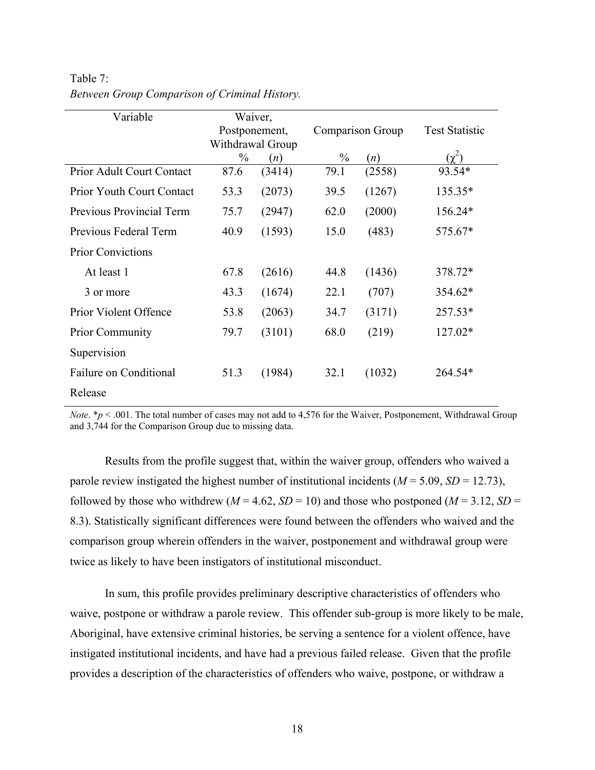Table 7:
*Between Group Comparison of Criminal History.*

| Variable | Waiver, Postponement, Withdrawal Group | | Comparison Group | | Test Statistic |
|---|---|---|---|---|---|
| | % | (*n*) | % | (*n*) | ($\chi^2$) |
| Prior Adult Court Contact | 87.6 | (3414) | 79.1 | (2558) | 93.54* |
| Prior Youth Court Contact | 53.3 | (2073) | 39.5 | (1267) | 135.35* |
| Previous Provincial Term | 75.7 | (2947) | 62.0 | (2000) | 156.24* |
| Previous Federal Term | 40.9 | (1593) | 15.0 | (483) | 575.67* |
| Prior Convictions | | | | | |
| At least 1 | 67.8 | (2616) | 44.8 | (1436) | 378.72* |
| 3 or more | 43.3 | (1674) | 22.1 | (707) | 354.62* |
| Prior Violent Offence | 53.8 | (2063) | 34.7 | (3171) | 257.53* |
| Prior Community Supervision | 79.7 | (3101) | 68.0 | (219) | 127.02* |
| Failure on Conditional Release | 51.3 | (1984) | 32.1 | (1032) | 264.54* |

*Note*. *$p < .001$. The total number of cases may not add to 4,576 for the Waiver, Postponement, Withdrawal Group and 3,744 for the Comparison Group due to missing data.

Results from the profile suggest that, within the waiver group, offenders who waived a parole review instigated the highest number of institutional incidents ($M = 5.09$, $SD = 12.73$), followed by those who withdrew ($M = 4.62$, $SD = 10$) and those who postponed ($M = 3.12$, $SD = 8.3$). Statistically significant differences were found between the offenders who waived and the comparison group wherein offenders in the waiver, postponement and withdrawal group were twice as likely to have been instigators of institutional misconduct.

In sum, this profile provides preliminary descriptive characteristics of offenders who waive, postpone or withdraw a parole review. This offender sub-group is more likely to be male, Aboriginal, have extensive criminal histories, be serving a sentence for a violent offence, have instigated institutional incidents, and have had a previous failed release. Given that the profile provides a description of the characteristics of offenders who waive, postpone, or withdraw a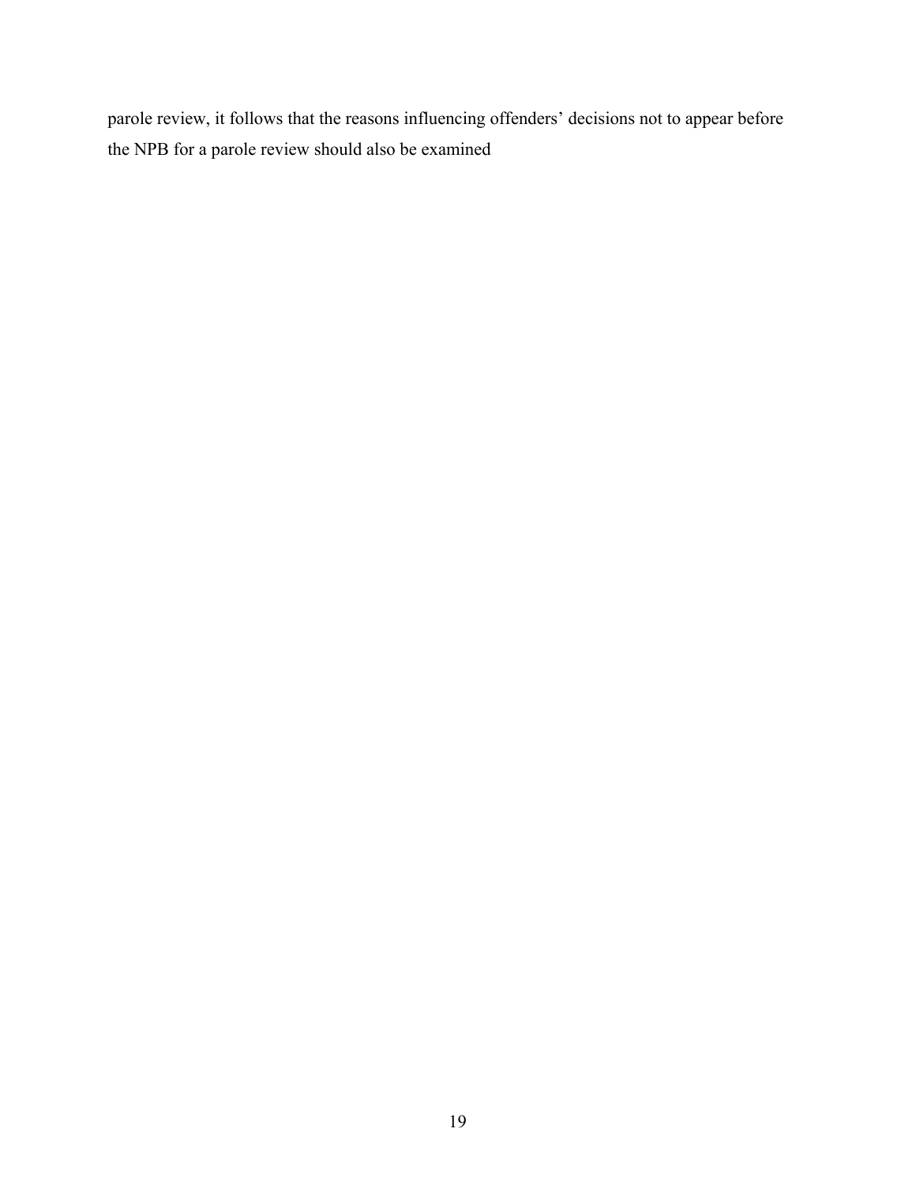parole review, it follows that the reasons influencing offenders' decisions not to appear before the NPB for a parole review should also be examined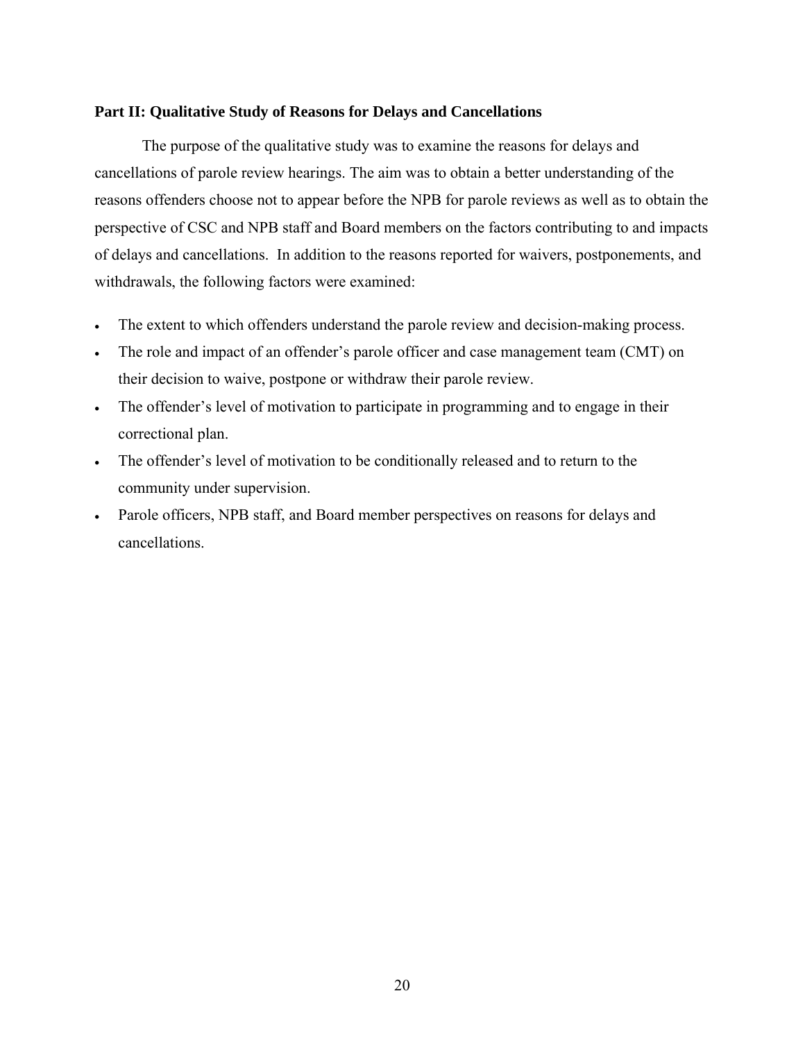## Part II: Qualitative Study of Reasons for Delays and Cancellations

The purpose of the qualitative study was to examine the reasons for delays and cancellations of parole review hearings. The aim was to obtain a better understanding of the reasons offenders choose not to appear before the NPB for parole reviews as well as to obtain the perspective of CSC and NPB staff and Board members on the factors contributing to and impacts of delays and cancellations. In addition to the reasons reported for waivers, postponements, and withdrawals, the following factors were examined:

- The extent to which offenders understand the parole review and decision-making process.
- The role and impact of an offender's parole officer and case management team (CMT) on their decision to waive, postpone or withdraw their parole review.
- The offender's level of motivation to participate in programming and to engage in their correctional plan.
- The offender's level of motivation to be conditionally released and to return to the community under supervision.
- Parole officers, NPB staff, and Board member perspectives on reasons for delays and cancellations.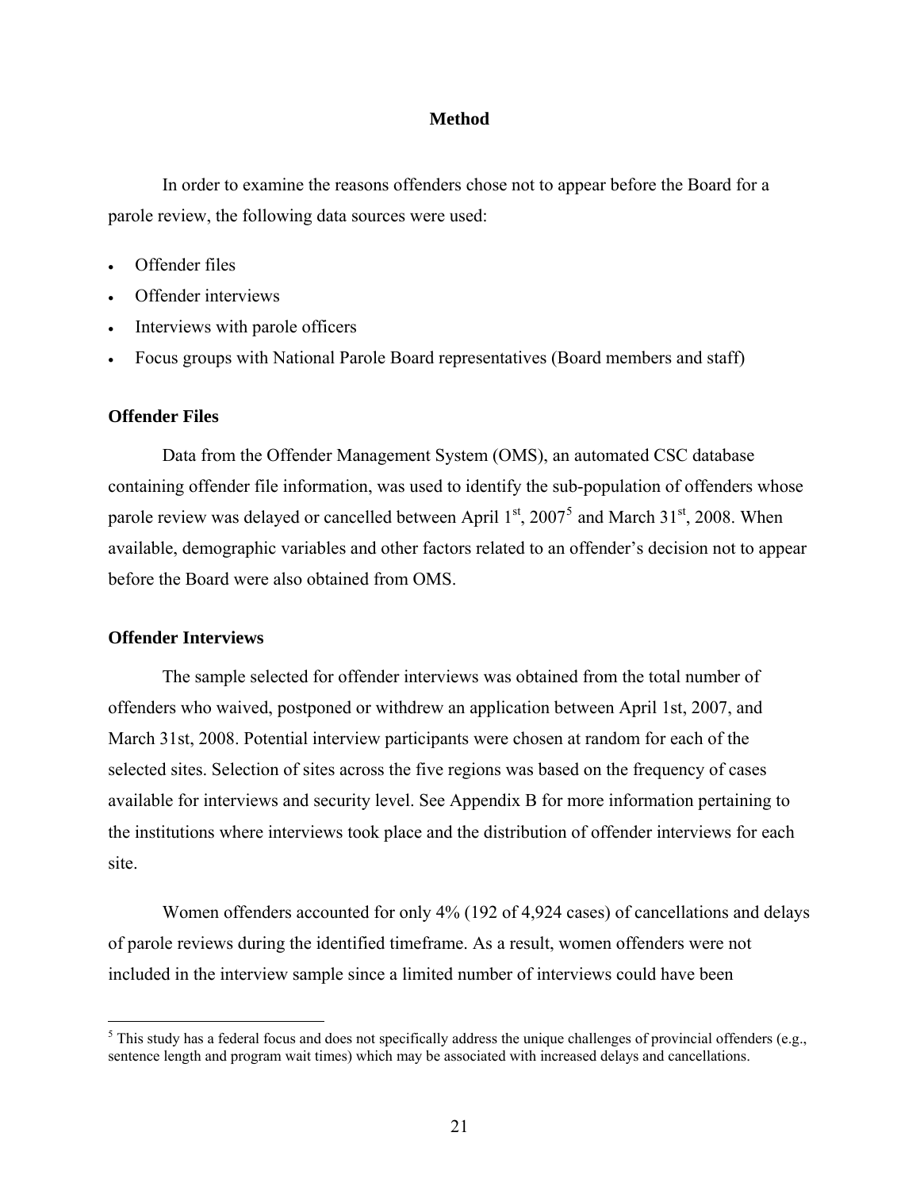## Method

In order to examine the reasons offenders chose not to appear before the Board for a parole review, the following data sources were used:

- Offender files
- Offender interviews
- Interviews with parole officers
- Focus groups with National Parole Board representatives (Board members and staff)

### Offender Files

Data from the Offender Management System (OMS), an automated CSC database containing offender file information, was used to identify the sub-population of offenders whose parole review was delayed or cancelled between April 1st, 2007[5] and March 31st, 2008. When available, demographic variables and other factors related to an offender's decision not to appear before the Board were also obtained from OMS.

### Offender Interviews

The sample selected for offender interviews was obtained from the total number of offenders who waived, postponed or withdrew an application between April 1st, 2007, and March 31st, 2008. Potential interview participants were chosen at random for each of the selected sites. Selection of sites across the five regions was based on the frequency of cases available for interviews and security level. See Appendix B for more information pertaining to the institutions where interviews took place and the distribution of offender interviews for each site.

Women offenders accounted for only 4% (192 of 4,924 cases) of cancellations and delays of parole reviews during the identified timeframe. As a result, women offenders were not included in the interview sample since a limited number of interviews could have been

[5] This study has a federal focus and does not specifically address the unique challenges of provincial offenders (e.g., sentence length and program wait times) which may be associated with increased delays and cancellations.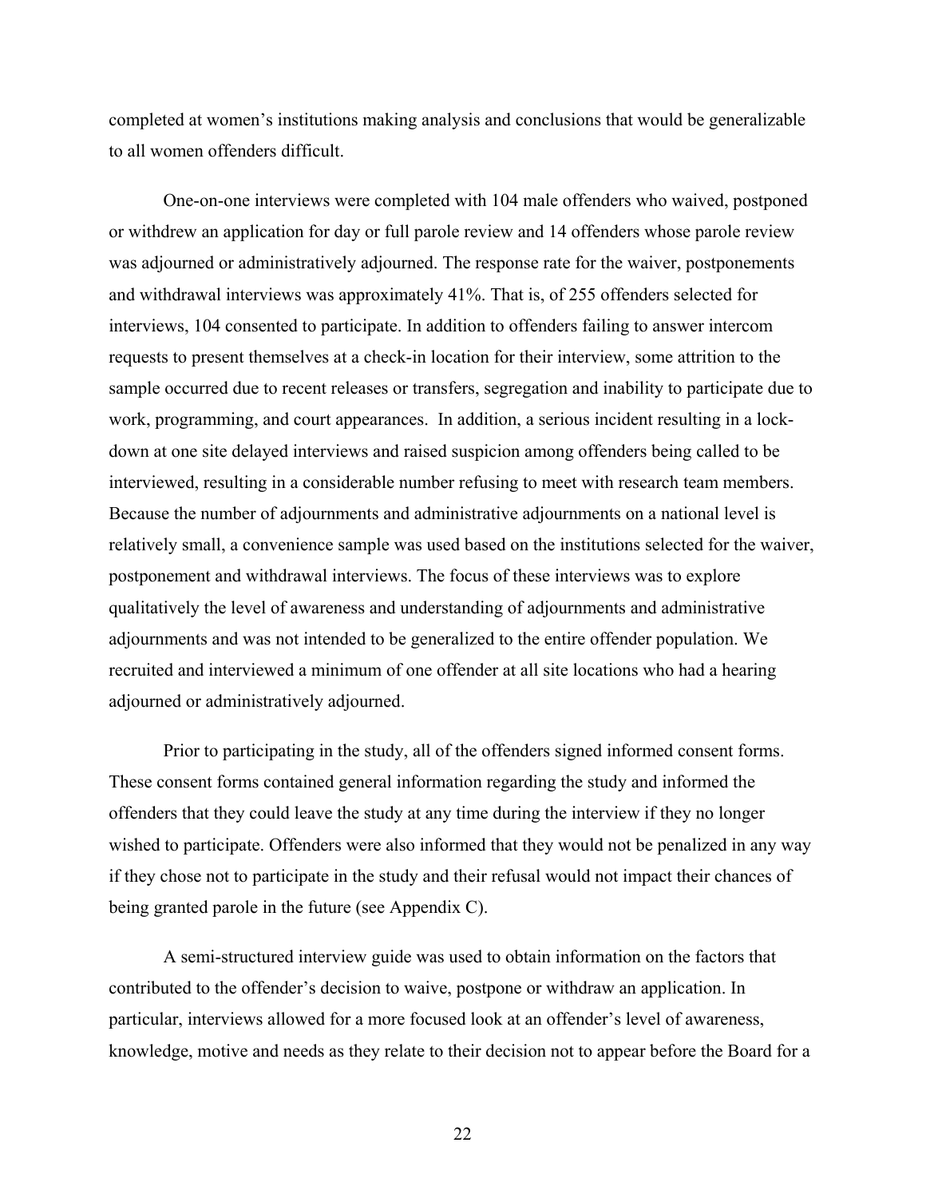completed at women's institutions making analysis and conclusions that would be generalizable to all women offenders difficult.

One-on-one interviews were completed with 104 male offenders who waived, postponed or withdrew an application for day or full parole review and 14 offenders whose parole review was adjourned or administratively adjourned. The response rate for the waiver, postponements and withdrawal interviews was approximately 41%. That is, of 255 offenders selected for interviews, 104 consented to participate. In addition to offenders failing to answer intercom requests to present themselves at a check-in location for their interview, some attrition to the sample occurred due to recent releases or transfers, segregation and inability to participate due to work, programming, and court appearances. In addition, a serious incident resulting in a lock-down at one site delayed interviews and raised suspicion among offenders being called to be interviewed, resulting in a considerable number refusing to meet with research team members. Because the number of adjournments and administrative adjournments on a national level is relatively small, a convenience sample was used based on the institutions selected for the waiver, postponement and withdrawal interviews. The focus of these interviews was to explore qualitatively the level of awareness and understanding of adjournments and administrative adjournments and was not intended to be generalized to the entire offender population. We recruited and interviewed a minimum of one offender at all site locations who had a hearing adjourned or administratively adjourned.

Prior to participating in the study, all of the offenders signed informed consent forms. These consent forms contained general information regarding the study and informed the offenders that they could leave the study at any time during the interview if they no longer wished to participate. Offenders were also informed that they would not be penalized in any way if they chose not to participate in the study and their refusal would not impact their chances of being granted parole in the future (see Appendix C).

A semi-structured interview guide was used to obtain information on the factors that contributed to the offender's decision to waive, postpone or withdraw an application. In particular, interviews allowed for a more focused look at an offender's level of awareness, knowledge, motive and needs as they relate to their decision not to appear before the Board for a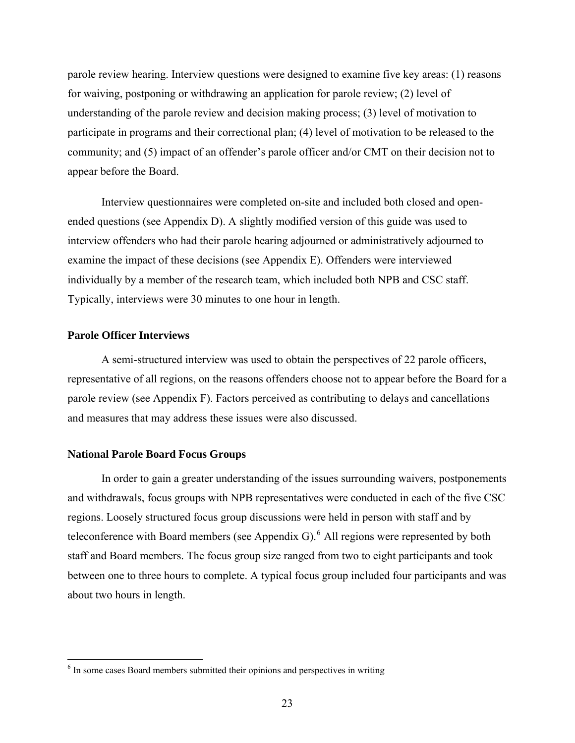parole review hearing. Interview questions were designed to examine five key areas: (1) reasons for waiving, postponing or withdrawing an application for parole review; (2) level of understanding of the parole review and decision making process; (3) level of motivation to participate in programs and their correctional plan; (4) level of motivation to be released to the community; and (5) impact of an offender's parole officer and/or CMT on their decision not to appear before the Board.

Interview questionnaires were completed on-site and included both closed and open-ended questions (see Appendix D). A slightly modified version of this guide was used to interview offenders who had their parole hearing adjourned or administratively adjourned to examine the impact of these decisions (see Appendix E). Offenders were interviewed individually by a member of the research team, which included both NPB and CSC staff. Typically, interviews were 30 minutes to one hour in length.

### Parole Officer Interviews

A semi-structured interview was used to obtain the perspectives of 22 parole officers, representative of all regions, on the reasons offenders choose not to appear before the Board for a parole review (see Appendix F). Factors perceived as contributing to delays and cancellations and measures that may address these issues were also discussed.

### National Parole Board Focus Groups

In order to gain a greater understanding of the issues surrounding waivers, postponements and withdrawals, focus groups with NPB representatives were conducted in each of the five CSC regions. Loosely structured focus group discussions were held in person with staff and by teleconference with Board members (see Appendix G).[6] All regions were represented by both staff and Board members. The focus group size ranged from two to eight participants and took between one to three hours to complete. A typical focus group included four participants and was about two hours in length.

[6] In some cases Board members submitted their opinions and perspectives in writing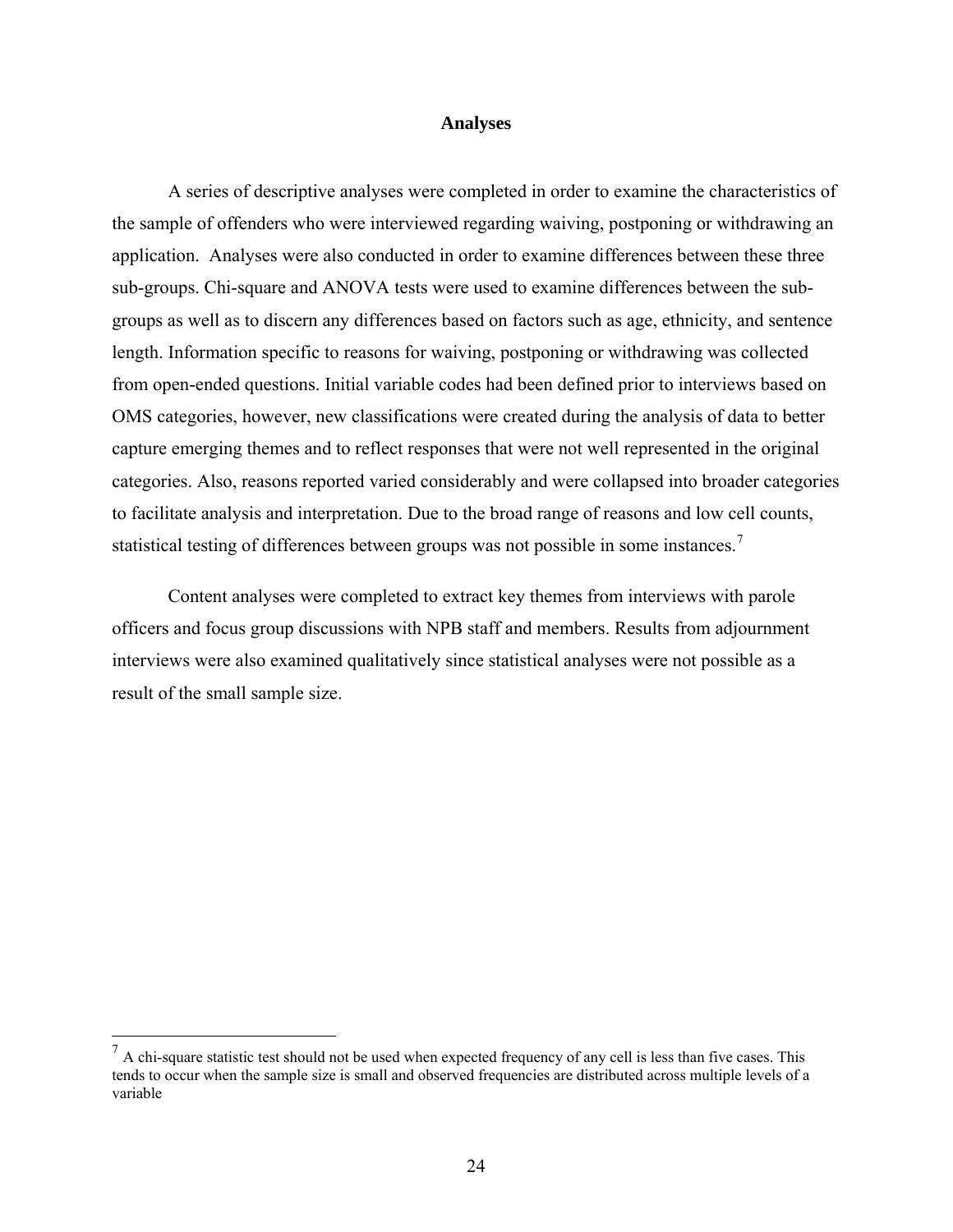## Analyses

A series of descriptive analyses were completed in order to examine the characteristics of the sample of offenders who were interviewed regarding waiving, postponing or withdrawing an application. Analyses were also conducted in order to examine differences between these three sub-groups. Chi-square and ANOVA tests were used to examine differences between the sub-groups as well as to discern any differences based on factors such as age, ethnicity, and sentence length. Information specific to reasons for waiving, postponing or withdrawing was collected from open-ended questions. Initial variable codes had been defined prior to interviews based on OMS categories, however, new classifications were created during the analysis of data to better capture emerging themes and to reflect responses that were not well represented in the original categories. Also, reasons reported varied considerably and were collapsed into broader categories to facilitate analysis and interpretation. Due to the broad range of reasons and low cell counts, statistical testing of differences between groups was not possible in some instances.[7]

Content analyses were completed to extract key themes from interviews with parole officers and focus group discussions with NPB staff and members. Results from adjournment interviews were also examined qualitatively since statistical analyses were not possible as a result of the small sample size.

[7] A chi-square statistic test should not be used when expected frequency of any cell is less than five cases. This tends to occur when the sample size is small and observed frequencies are distributed across multiple levels of a variable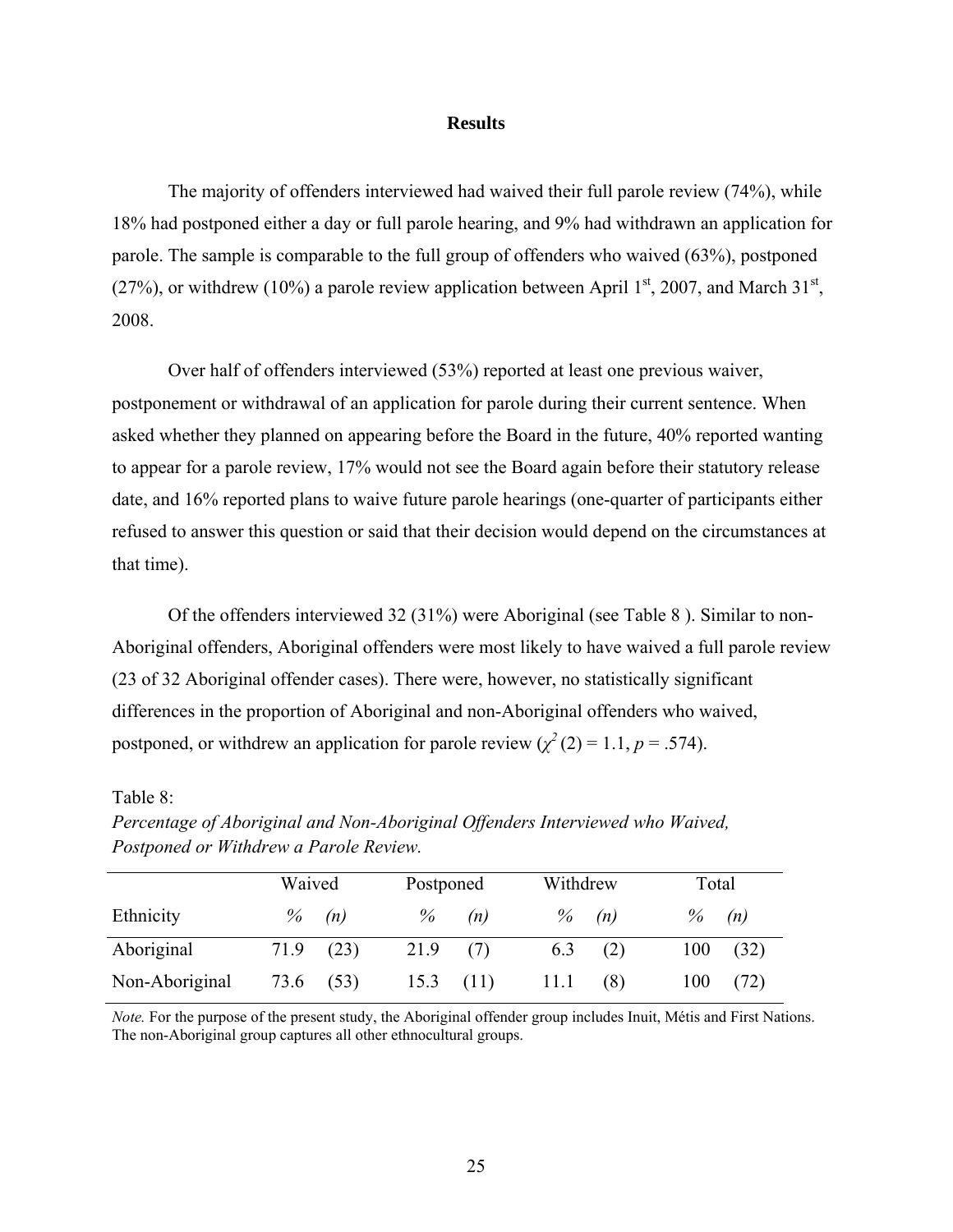## Results

The majority of offenders interviewed had waived their full parole review (74%), while 18% had postponed either a day or full parole hearing, and 9% had withdrawn an application for parole. The sample is comparable to the full group of offenders who waived (63%), postponed (27%), or withdrew (10%) a parole review application between April 1st, 2007, and March 31st, 2008.

Over half of offenders interviewed (53%) reported at least one previous waiver, postponement or withdrawal of an application for parole during their current sentence. When asked whether they planned on appearing before the Board in the future, 40% reported wanting to appear for a parole review, 17% would not see the Board again before their statutory release date, and 16% reported plans to waive future parole hearings (one-quarter of participants either refused to answer this question or said that their decision would depend on the circumstances at that time).

Of the offenders interviewed 32 (31%) were Aboriginal (see Table 8 ). Similar to non-Aboriginal offenders, Aboriginal offenders were most likely to have waived a full parole review (23 of 32 Aboriginal offender cases). There were, however, no statistically significant differences in the proportion of Aboriginal and non-Aboriginal offenders who waived, postponed, or withdrew an application for parole review ($\chi^2$ (2) = 1.1, $p$ = .574).

Table 8:

*Percentage of Aboriginal and Non-Aboriginal Offenders Interviewed who Waived, Postponed or Withdrew a Parole Review.*

| | Waived | | Postponed | | Withdrew | | Total | |
|---|---|---|---|---|---|---|---|---|
| Ethnicity | *%* | *(n)* | *%* | *(n)* | *%* | *(n)* | *%* | *(n)* |
| Aboriginal | 71.9 | (23) | 21.9 | (7) | 6.3 | (2) | 100 | (32) |
| Non-Aboriginal | 73.6 | (53) | 15.3 | (11) | 11.1 | (8) | 100 | (72) |

*Note.* For the purpose of the present study, the Aboriginal offender group includes Inuit, Métis and First Nations. The non-Aboriginal group captures all other ethnocultural groups.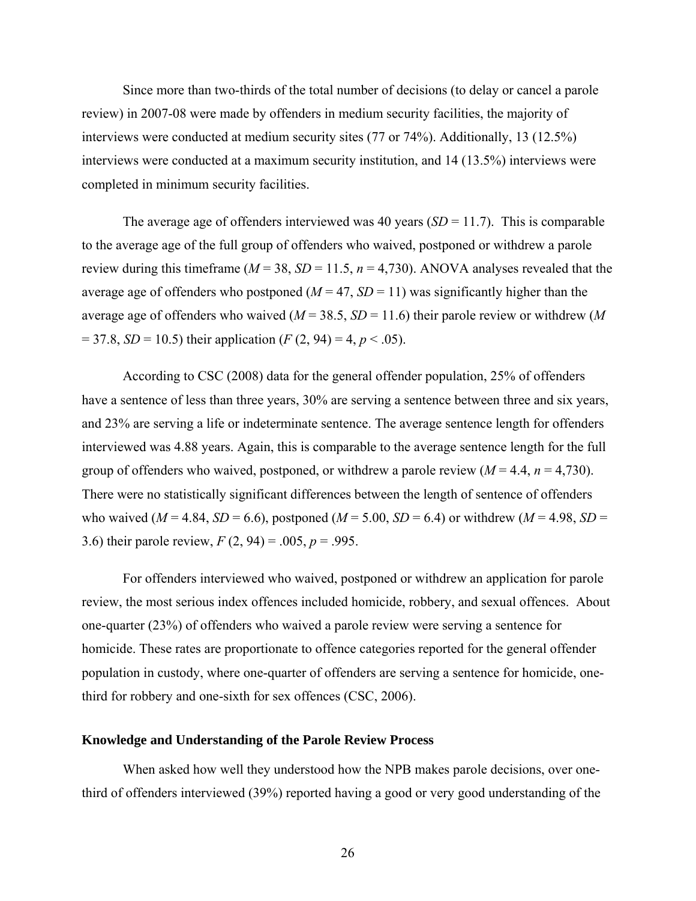Since more than two-thirds of the total number of decisions (to delay or cancel a parole review) in 2007-08 were made by offenders in medium security facilities, the majority of interviews were conducted at medium security sites (77 or 74%). Additionally, 13 (12.5%) interviews were conducted at a maximum security institution, and 14 (13.5%) interviews were completed in minimum security facilities.

The average age of offenders interviewed was 40 years ($SD = 11.7$). This is comparable to the average age of the full group of offenders who waived, postponed or withdrew a parole review during this timeframe ($M = 38$, $SD = 11.5$, $n = 4{,}730$). ANOVA analyses revealed that the average age of offenders who postponed ($M = 47$, $SD = 11$) was significantly higher than the average age of offenders who waived ($M = 38.5$, $SD = 11.6$) their parole review or withdrew ($M = 37.8$, $SD = 10.5$) their application ($F\,(2, 94) = 4$, $p < .05$).

According to CSC (2008) data for the general offender population, 25% of offenders have a sentence of less than three years, 30% are serving a sentence between three and six years, and 23% are serving a life or indeterminate sentence. The average sentence length for offenders interviewed was 4.88 years. Again, this is comparable to the average sentence length for the full group of offenders who waived, postponed, or withdrew a parole review ($M = 4.4$, $n = 4{,}730$). There were no statistically significant differences between the length of sentence of offenders who waived ($M = 4.84$, $SD = 6.6$), postponed ($M = 5.00$, $SD = 6.4$) or withdrew ($M = 4.98$, $SD = 3.6$) their parole review, $F\,(2, 94) = .005$, $p = .995$.

For offenders interviewed who waived, postponed or withdrew an application for parole review, the most serious index offences included homicide, robbery, and sexual offences. About one-quarter (23%) of offenders who waived a parole review were serving a sentence for homicide. These rates are proportionate to offence categories reported for the general offender population in custody, where one-quarter of offenders are serving a sentence for homicide, one-third for robbery and one-sixth for sex offences (CSC, 2006).

### Knowledge and Understanding of the Parole Review Process

When asked how well they understood how the NPB makes parole decisions, over one-third of offenders interviewed (39%) reported having a good or very good understanding of the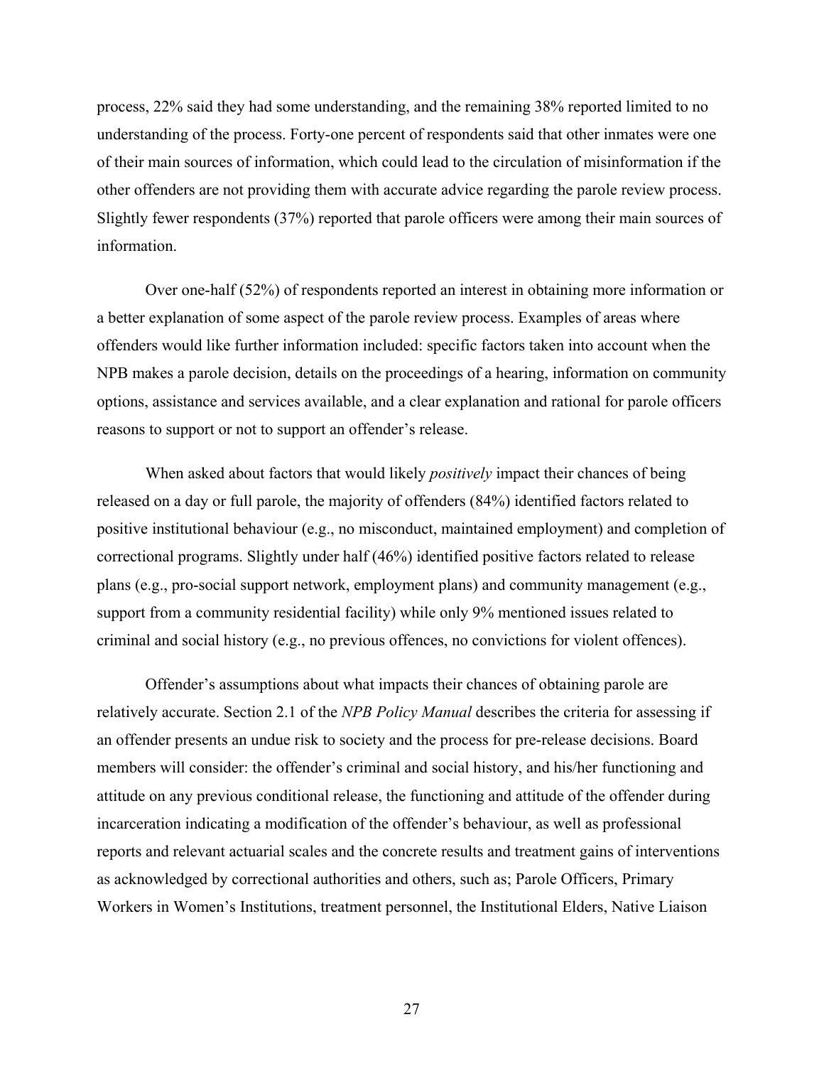process, 22% said they had some understanding, and the remaining 38% reported limited to no understanding of the process. Forty-one percent of respondents said that other inmates were one of their main sources of information, which could lead to the circulation of misinformation if the other offenders are not providing them with accurate advice regarding the parole review process. Slightly fewer respondents (37%) reported that parole officers were among their main sources of information.

Over one-half (52%) of respondents reported an interest in obtaining more information or a better explanation of some aspect of the parole review process. Examples of areas where offenders would like further information included: specific factors taken into account when the NPB makes a parole decision, details on the proceedings of a hearing, information on community options, assistance and services available, and a clear explanation and rational for parole officers reasons to support or not to support an offender's release.

When asked about factors that would likely *positively* impact their chances of being released on a day or full parole, the majority of offenders (84%) identified factors related to positive institutional behaviour (e.g., no misconduct, maintained employment) and completion of correctional programs. Slightly under half (46%) identified positive factors related to release plans (e.g., pro-social support network, employment plans) and community management (e.g., support from a community residential facility) while only 9% mentioned issues related to criminal and social history (e.g., no previous offences, no convictions for violent offences).

Offender's assumptions about what impacts their chances of obtaining parole are relatively accurate. Section 2.1 of the *NPB Policy Manual* describes the criteria for assessing if an offender presents an undue risk to society and the process for pre-release decisions. Board members will consider: the offender's criminal and social history, and his/her functioning and attitude on any previous conditional release, the functioning and attitude of the offender during incarceration indicating a modification of the offender's behaviour, as well as professional reports and relevant actuarial scales and the concrete results and treatment gains of interventions as acknowledged by correctional authorities and others, such as; Parole Officers, Primary Workers in Women's Institutions, treatment personnel, the Institutional Elders, Native Liaison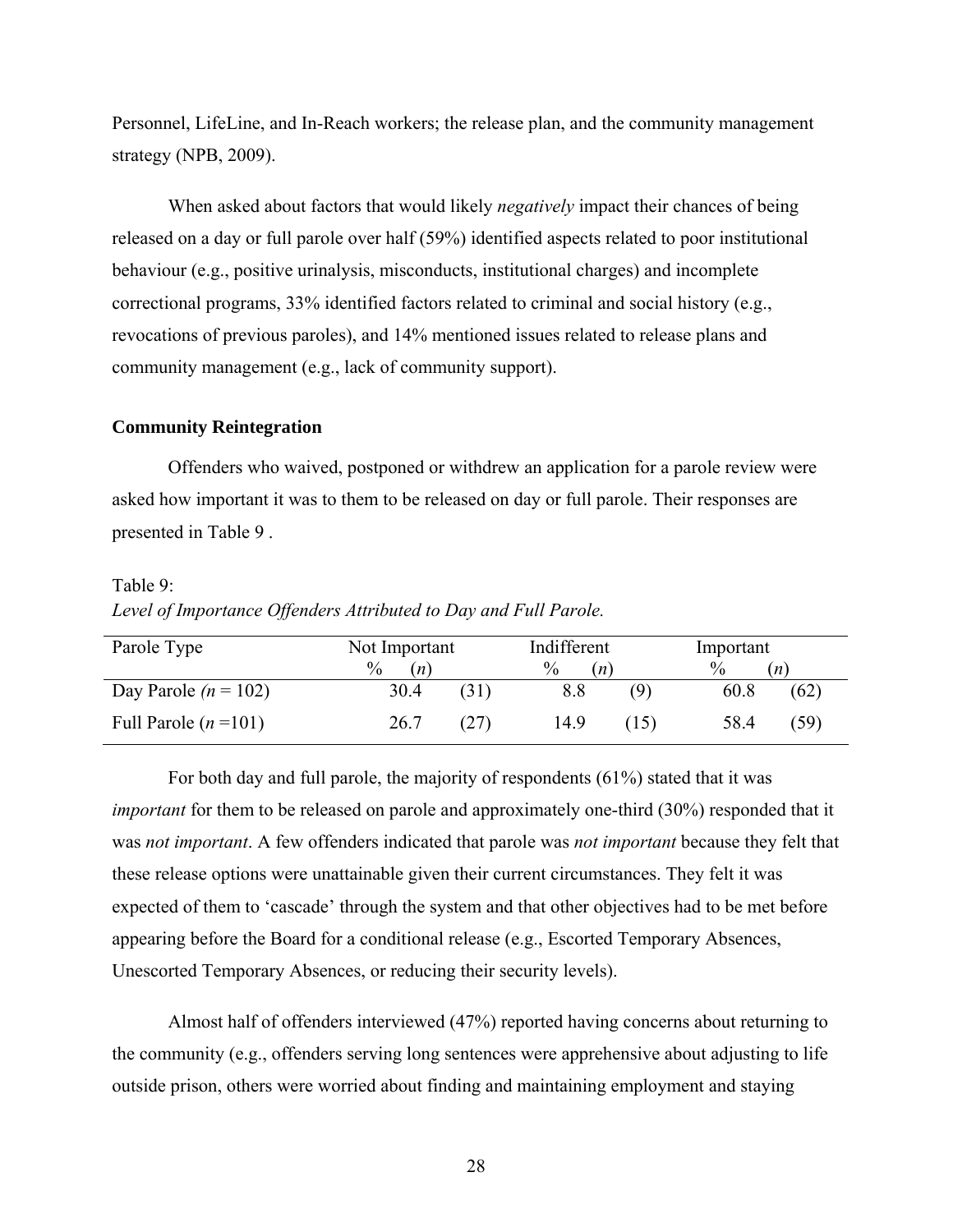Personnel, LifeLine, and In-Reach workers; the release plan, and the community management strategy (NPB, 2009).

When asked about factors that would likely *negatively* impact their chances of being released on a day or full parole over half (59%) identified aspects related to poor institutional behaviour (e.g., positive urinalysis, misconducts, institutional charges) and incomplete correctional programs, 33% identified factors related to criminal and social history (e.g., revocations of previous paroles), and 14% mentioned issues related to release plans and community management (e.g., lack of community support).

**Community Reintegration**

Offenders who waived, postponed or withdrew an application for a parole review were asked how important it was to them to be released on day or full parole. Their responses are presented in Table 9 .

Table 9:
*Level of Importance Offenders Attributed to Day and Full Parole.*

| Parole Type | Not Important | | Indifferent | | Important | |
|---|---|---|---|---|---|---|
| | % | (*n*) | % | (*n*) | % | (*n*) |
| Day Parole (*n* = 102) | 30.4 | (31) | 8.8 | (9) | 60.8 | (62) |
| Full Parole (*n* =101) | 26.7 | (27) | 14.9 | (15) | 58.4 | (59) |

For both day and full parole, the majority of respondents (61%) stated that it was *important* for them to be released on parole and approximately one-third (30%) responded that it was *not important*. A few offenders indicated that parole was *not important* because they felt that these release options were unattainable given their current circumstances. They felt it was expected of them to 'cascade' through the system and that other objectives had to be met before appearing before the Board for a conditional release (e.g., Escorted Temporary Absences, Unescorted Temporary Absences, or reducing their security levels).

Almost half of offenders interviewed (47%) reported having concerns about returning to the community (e.g., offenders serving long sentences were apprehensive about adjusting to life outside prison, others were worried about finding and maintaining employment and staying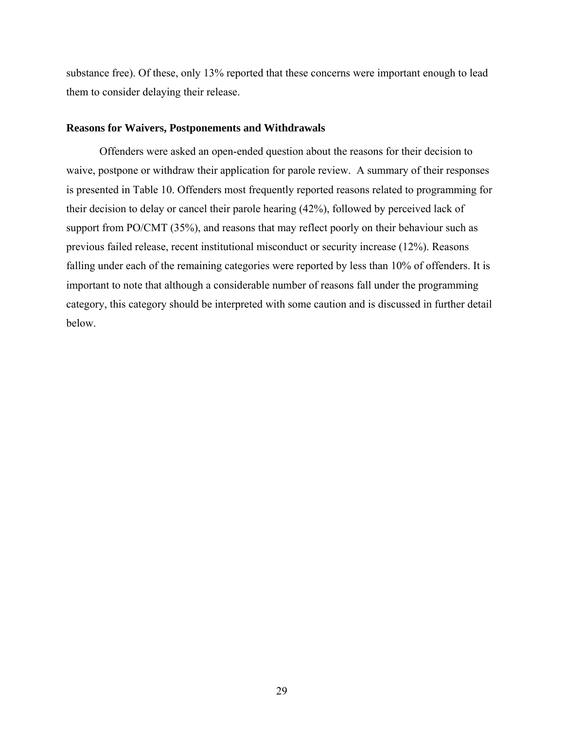substance free). Of these, only 13% reported that these concerns were important enough to lead them to consider delaying their release.

### Reasons for Waivers, Postponements and Withdrawals

Offenders were asked an open-ended question about the reasons for their decision to waive, postpone or withdraw their application for parole review. A summary of their responses is presented in Table 10. Offenders most frequently reported reasons related to programming for their decision to delay or cancel their parole hearing (42%), followed by perceived lack of support from PO/CMT (35%), and reasons that may reflect poorly on their behaviour such as previous failed release, recent institutional misconduct or security increase (12%). Reasons falling under each of the remaining categories were reported by less than 10% of offenders. It is important to note that although a considerable number of reasons fall under the programming category, this category should be interpreted with some caution and is discussed in further detail below.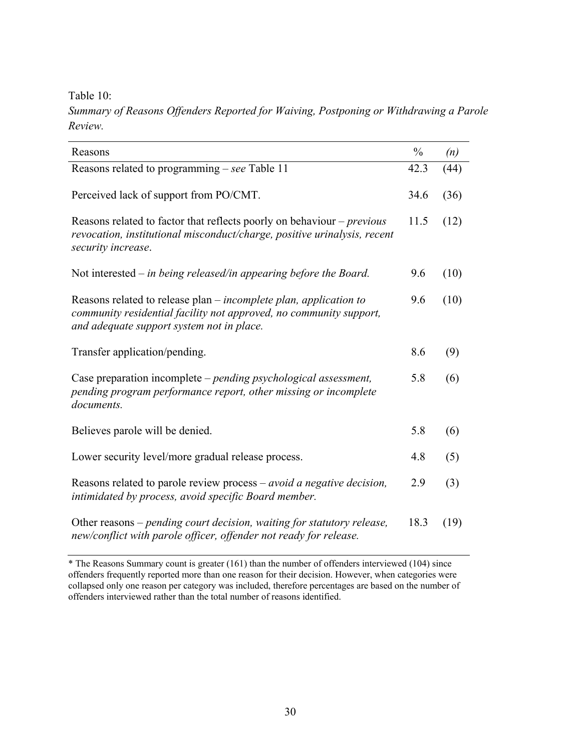Table 10:
*Summary of Reasons Offenders Reported for Waiving, Postponing or Withdrawing a Parole Review.*

| Reasons | % | *(n)* |
|---|---|---|
| Reasons related to programming – *see* Table 11 | 42.3 | (44) |
| Perceived lack of support from PO/CMT. | 34.6 | (36) |
| Reasons related to factor that reflects poorly on behaviour – *previous revocation, institutional misconduct/charge, positive urinalysis, recent security increase*. | 11.5 | (12) |
| Not interested – *in being released/in appearing before the Board.* | 9.6 | (10) |
| Reasons related to release plan – *incomplete plan, application to community residential facility not approved, no community support, and adequate support system not in place.* | 9.6 | (10) |
| Transfer application/pending. | 8.6 | (9) |
| Case preparation incomplete – *pending psychological assessment, pending program performance report, other missing or incomplete documents.* | 5.8 | (6) |
| Believes parole will be denied. | 5.8 | (6) |
| Lower security level/more gradual release process. | 4.8 | (5) |
| Reasons related to parole review process – *avoid a negative decision, intimidated by process, avoid specific Board member.* | 2.9 | (3) |
| Other reasons – *pending court decision, waiting for statutory release, new/conflict with parole officer, offender not ready for release.* | 18.3 | (19) |

* The Reasons Summary count is greater (161) than the number of offenders interviewed (104) since offenders frequently reported more than one reason for their decision. However, when categories were collapsed only one reason per category was included, therefore percentages are based on the number of offenders interviewed rather than the total number of reasons identified.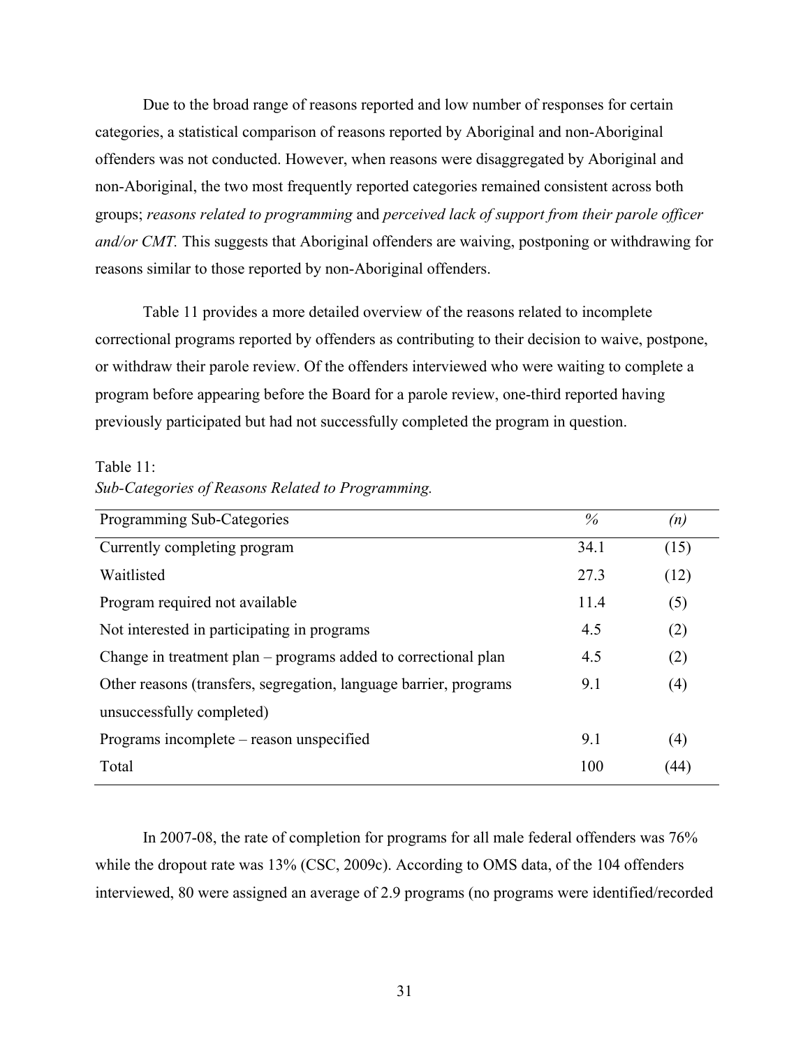Due to the broad range of reasons reported and low number of responses for certain categories, a statistical comparison of reasons reported by Aboriginal and non-Aboriginal offenders was not conducted. However, when reasons were disaggregated by Aboriginal and non-Aboriginal, the two most frequently reported categories remained consistent across both groups; *reasons related to programming* and *perceived lack of support from their parole officer and/or CMT.* This suggests that Aboriginal offenders are waiving, postponing or withdrawing for reasons similar to those reported by non-Aboriginal offenders.

Table 11 provides a more detailed overview of the reasons related to incomplete correctional programs reported by offenders as contributing to their decision to waive, postpone, or withdraw their parole review. Of the offenders interviewed who were waiting to complete a program before appearing before the Board for a parole review, one-third reported having previously participated but had not successfully completed the program in question.

Table 11:
*Sub-Categories of Reasons Related to Programming.*

| Programming Sub-Categories | *%* | *(n)* |
|---|---|---|
| Currently completing program | 34.1 | (15) |
| Waitlisted | 27.3 | (12) |
| Program required not available | 11.4 | (5) |
| Not interested in participating in programs | 4.5 | (2) |
| Change in treatment plan – programs added to correctional plan | 4.5 | (2) |
| Other reasons (transfers, segregation, language barrier, programs unsuccessfully completed) | 9.1 | (4) |
| Programs incomplete – reason unspecified | 9.1 | (4) |
| Total | 100 | (44) |

In 2007-08, the rate of completion for programs for all male federal offenders was 76% while the dropout rate was 13% (CSC, 2009c). According to OMS data, of the 104 offenders interviewed, 80 were assigned an average of 2.9 programs (no programs were identified/recorded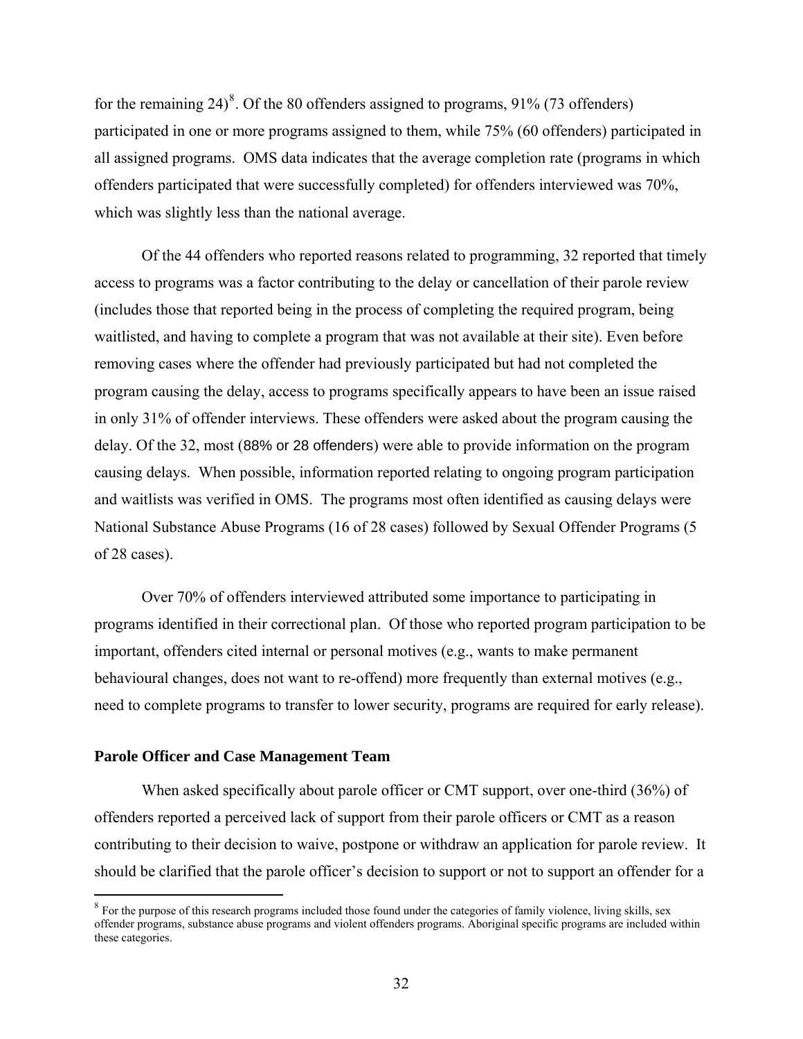for the remaining 24)[8]. Of the 80 offenders assigned to programs, 91% (73 offenders) participated in one or more programs assigned to them, while 75% (60 offenders) participated in all assigned programs. OMS data indicates that the average completion rate (programs in which offenders participated that were successfully completed) for offenders interviewed was 70%, which was slightly less than the national average.

Of the 44 offenders who reported reasons related to programming, 32 reported that timely access to programs was a factor contributing to the delay or cancellation of their parole review (includes those that reported being in the process of completing the required program, being waitlisted, and having to complete a program that was not available at their site). Even before removing cases where the offender had previously participated but had not completed the program causing the delay, access to programs specifically appears to have been an issue raised in only 31% of offender interviews. These offenders were asked about the program causing the delay. Of the 32, most (88% or 28 offenders) were able to provide information on the program causing delays. When possible, information reported relating to ongoing program participation and waitlists was verified in OMS. The programs most often identified as causing delays were National Substance Abuse Programs (16 of 28 cases) followed by Sexual Offender Programs (5 of 28 cases).

Over 70% of offenders interviewed attributed some importance to participating in programs identified in their correctional plan. Of those who reported program participation to be important, offenders cited internal or personal motives (e.g., wants to make permanent behavioural changes, does not want to re-offend) more frequently than external motives (e.g., need to complete programs to transfer to lower security, programs are required for early release).

### Parole Officer and Case Management Team

When asked specifically about parole officer or CMT support, over one-third (36%) of offenders reported a perceived lack of support from their parole officers or CMT as a reason contributing to their decision to waive, postpone or withdraw an application for parole review. It should be clarified that the parole officer's decision to support or not to support an offender for a

[8] For the purpose of this research programs included those found under the categories of family violence, living skills, sex offender programs, substance abuse programs and violent offenders programs. Aboriginal specific programs are included within these categories.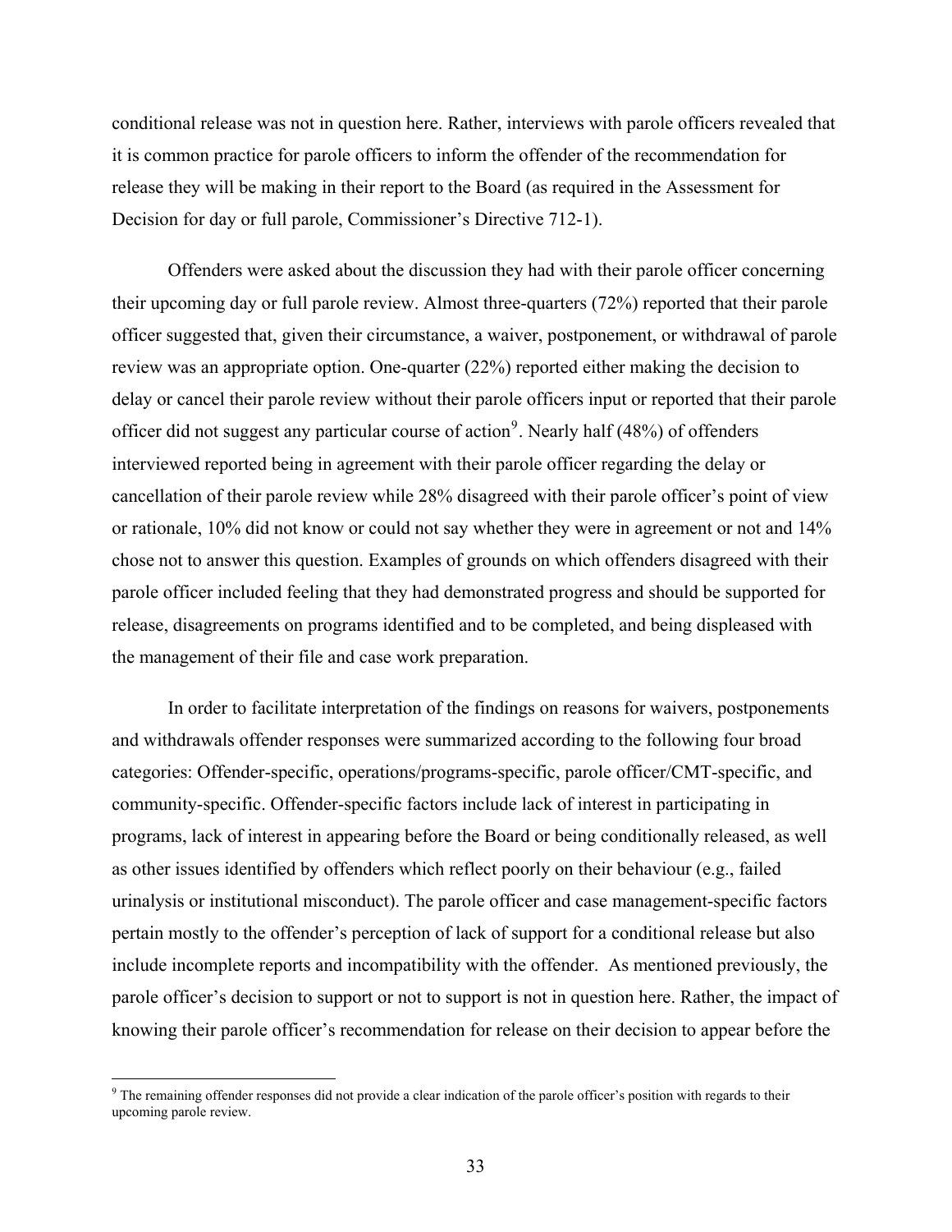conditional release was not in question here. Rather, interviews with parole officers revealed that it is common practice for parole officers to inform the offender of the recommendation for release they will be making in their report to the Board (as required in the Assessment for Decision for day or full parole, Commissioner's Directive 712-1).

Offenders were asked about the discussion they had with their parole officer concerning their upcoming day or full parole review. Almost three-quarters (72%) reported that their parole officer suggested that, given their circumstance, a waiver, postponement, or withdrawal of parole review was an appropriate option. One-quarter (22%) reported either making the decision to delay or cancel their parole review without their parole officers input or reported that their parole officer did not suggest any particular course of action[9]. Nearly half (48%) of offenders interviewed reported being in agreement with their parole officer regarding the delay or cancellation of their parole review while 28% disagreed with their parole officer's point of view or rationale, 10% did not know or could not say whether they were in agreement or not and 14% chose not to answer this question. Examples of grounds on which offenders disagreed with their parole officer included feeling that they had demonstrated progress and should be supported for release, disagreements on programs identified and to be completed, and being displeased with the management of their file and case work preparation.

In order to facilitate interpretation of the findings on reasons for waivers, postponements and withdrawals offender responses were summarized according to the following four broad categories: Offender-specific, operations/programs-specific, parole officer/CMT-specific, and community-specific. Offender-specific factors include lack of interest in participating in programs, lack of interest in appearing before the Board or being conditionally released, as well as other issues identified by offenders which reflect poorly on their behaviour (e.g., failed urinalysis or institutional misconduct). The parole officer and case management-specific factors pertain mostly to the offender's perception of lack of support for a conditional release but also include incomplete reports and incompatibility with the offender. As mentioned previously, the parole officer's decision to support or not to support is not in question here. Rather, the impact of knowing their parole officer's recommendation for release on their decision to appear before the

[9] The remaining offender responses did not provide a clear indication of the parole officer's position with regards to their upcoming parole review.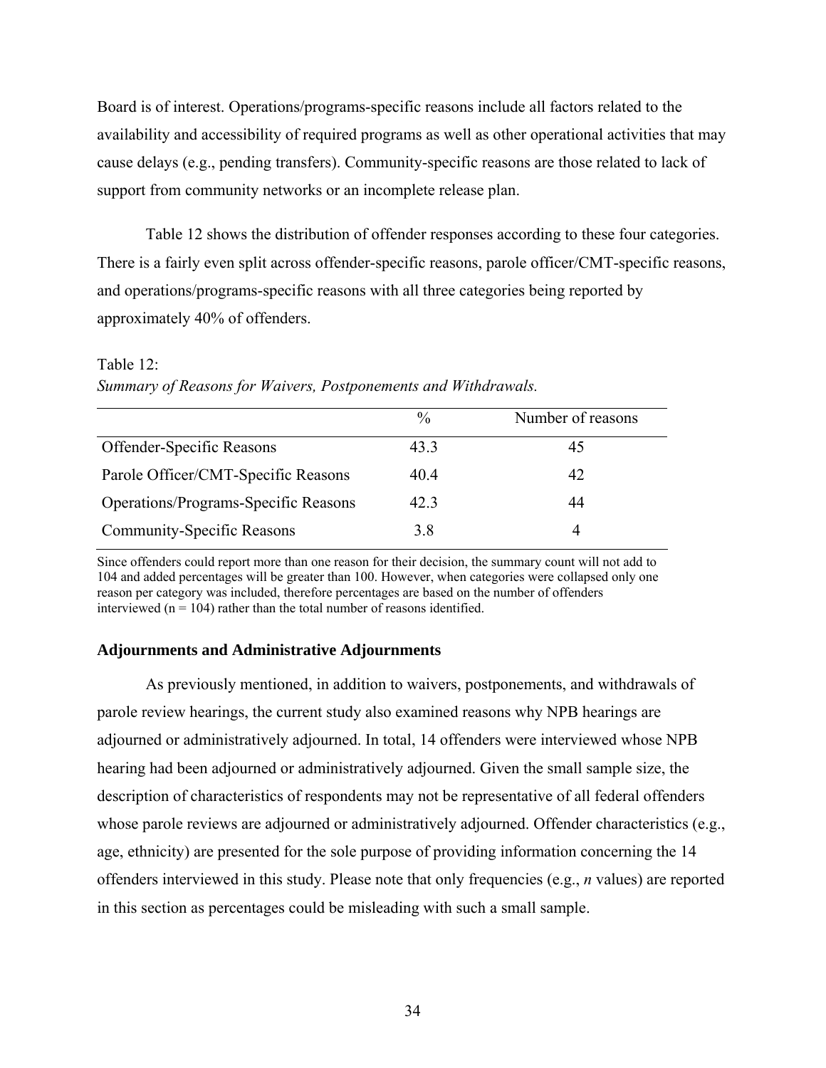Board is of interest. Operations/programs-specific reasons include all factors related to the availability and accessibility of required programs as well as other operational activities that may cause delays (e.g., pending transfers). Community-specific reasons are those related to lack of support from community networks or an incomplete release plan.

Table 12 shows the distribution of offender responses according to these four categories. There is a fairly even split across offender-specific reasons, parole officer/CMT-specific reasons, and operations/programs-specific reasons with all three categories being reported by approximately 40% of offenders.

Table 12:
*Summary of Reasons for Waivers, Postponements and Withdrawals.*

| | % | Number of reasons |
|---|---|---|
| Offender-Specific Reasons | 43.3 | 45 |
| Parole Officer/CMT-Specific Reasons | 40.4 | 42 |
| Operations/Programs-Specific Reasons | 42.3 | 44 |
| Community-Specific Reasons | 3.8 | 4 |

Since offenders could report more than one reason for their decision, the summary count will not add to 104 and added percentages will be greater than 100. However, when categories were collapsed only one reason per category was included, therefore percentages are based on the number of offenders interviewed (n = 104) rather than the total number of reasons identified.

### Adjournments and Administrative Adjournments

As previously mentioned, in addition to waivers, postponements, and withdrawals of parole review hearings, the current study also examined reasons why NPB hearings are adjourned or administratively adjourned. In total, 14 offenders were interviewed whose NPB hearing had been adjourned or administratively adjourned. Given the small sample size, the description of characteristics of respondents may not be representative of all federal offenders whose parole reviews are adjourned or administratively adjourned. Offender characteristics (e.g., age, ethnicity) are presented for the sole purpose of providing information concerning the 14 offenders interviewed in this study. Please note that only frequencies (e.g., *n* values) are reported in this section as percentages could be misleading with such a small sample.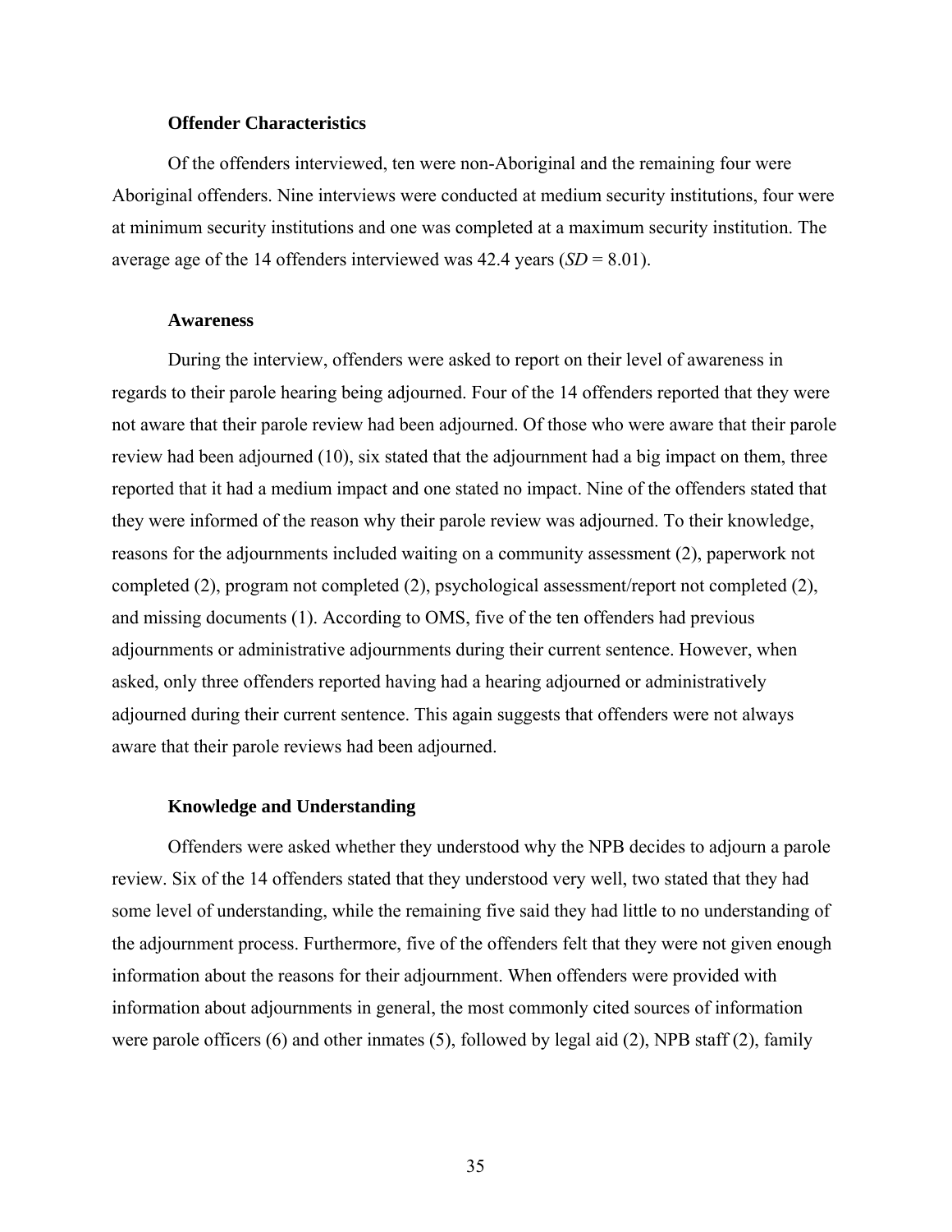### Offender Characteristics

Of the offenders interviewed, ten were non-Aboriginal and the remaining four were Aboriginal offenders. Nine interviews were conducted at medium security institutions, four were at minimum security institutions and one was completed at a maximum security institution. The average age of the 14 offenders interviewed was 42.4 years (*SD* = 8.01).

### Awareness

During the interview, offenders were asked to report on their level of awareness in regards to their parole hearing being adjourned. Four of the 14 offenders reported that they were not aware that their parole review had been adjourned. Of those who were aware that their parole review had been adjourned (10), six stated that the adjournment had a big impact on them, three reported that it had a medium impact and one stated no impact. Nine of the offenders stated that they were informed of the reason why their parole review was adjourned. To their knowledge, reasons for the adjournments included waiting on a community assessment (2), paperwork not completed (2), program not completed (2), psychological assessment/report not completed (2), and missing documents (1). According to OMS, five of the ten offenders had previous adjournments or administrative adjournments during their current sentence. However, when asked, only three offenders reported having had a hearing adjourned or administratively adjourned during their current sentence. This again suggests that offenders were not always aware that their parole reviews had been adjourned.

### Knowledge and Understanding

Offenders were asked whether they understood why the NPB decides to adjourn a parole review. Six of the 14 offenders stated that they understood very well, two stated that they had some level of understanding, while the remaining five said they had little to no understanding of the adjournment process. Furthermore, five of the offenders felt that they were not given enough information about the reasons for their adjournment. When offenders were provided with information about adjournments in general, the most commonly cited sources of information were parole officers (6) and other inmates (5), followed by legal aid (2), NPB staff (2), family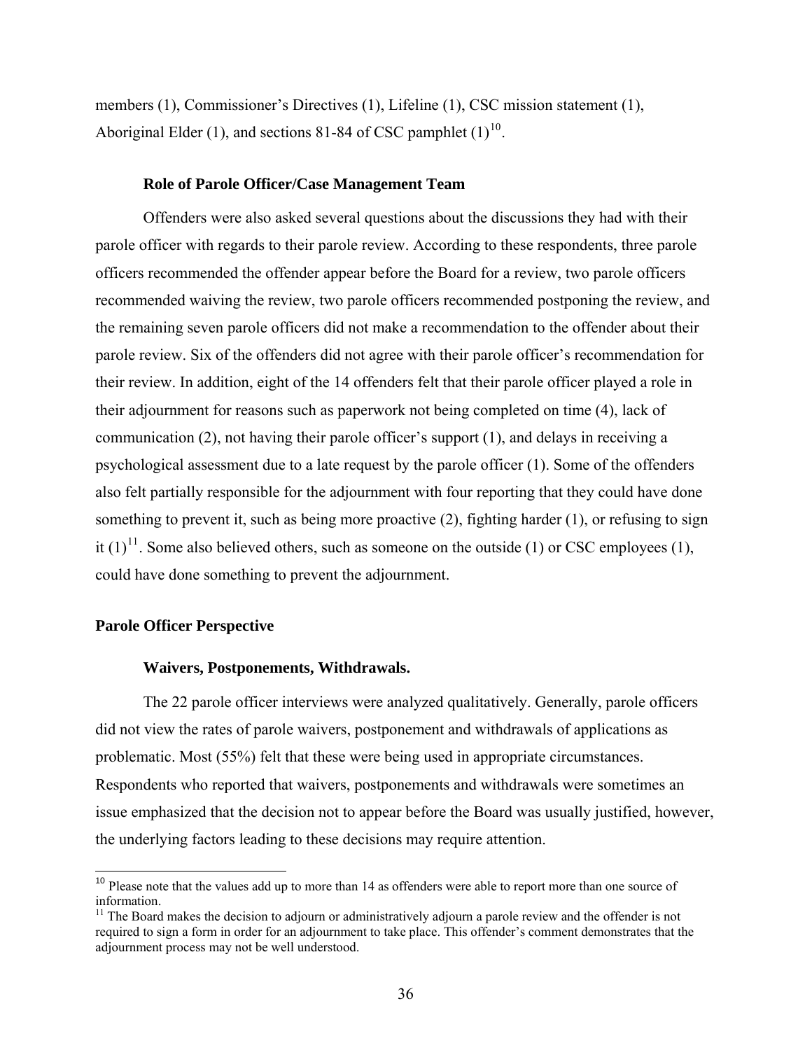members (1), Commissioner's Directives (1), Lifeline (1), CSC mission statement (1), Aboriginal Elder (1), and sections 81-84 of CSC pamphlet (1)[10].

### Role of Parole Officer/Case Management Team

Offenders were also asked several questions about the discussions they had with their parole officer with regards to their parole review. According to these respondents, three parole officers recommended the offender appear before the Board for a review, two parole officers recommended waiving the review, two parole officers recommended postponing the review, and the remaining seven parole officers did not make a recommendation to the offender about their parole review. Six of the offenders did not agree with their parole officer's recommendation for their review. In addition, eight of the 14 offenders felt that their parole officer played a role in their adjournment for reasons such as paperwork not being completed on time (4), lack of communication (2), not having their parole officer's support (1), and delays in receiving a psychological assessment due to a late request by the parole officer (1). Some of the offenders also felt partially responsible for the adjournment with four reporting that they could have done something to prevent it, such as being more proactive (2), fighting harder (1), or refusing to sign it (1)[11]. Some also believed others, such as someone on the outside (1) or CSC employees (1), could have done something to prevent the adjournment.

## Parole Officer Perspective

### Waivers, Postponements, Withdrawals.

The 22 parole officer interviews were analyzed qualitatively. Generally, parole officers did not view the rates of parole waivers, postponement and withdrawals of applications as problematic. Most (55%) felt that these were being used in appropriate circumstances. Respondents who reported that waivers, postponements and withdrawals were sometimes an issue emphasized that the decision not to appear before the Board was usually justified, however, the underlying factors leading to these decisions may require attention.

---

[10] Please note that the values add up to more than 14 as offenders were able to report more than one source of information.

[11] The Board makes the decision to adjourn or administratively adjourn a parole review and the offender is not required to sign a form in order for an adjournment to take place. This offender's comment demonstrates that the adjournment process may not be well understood.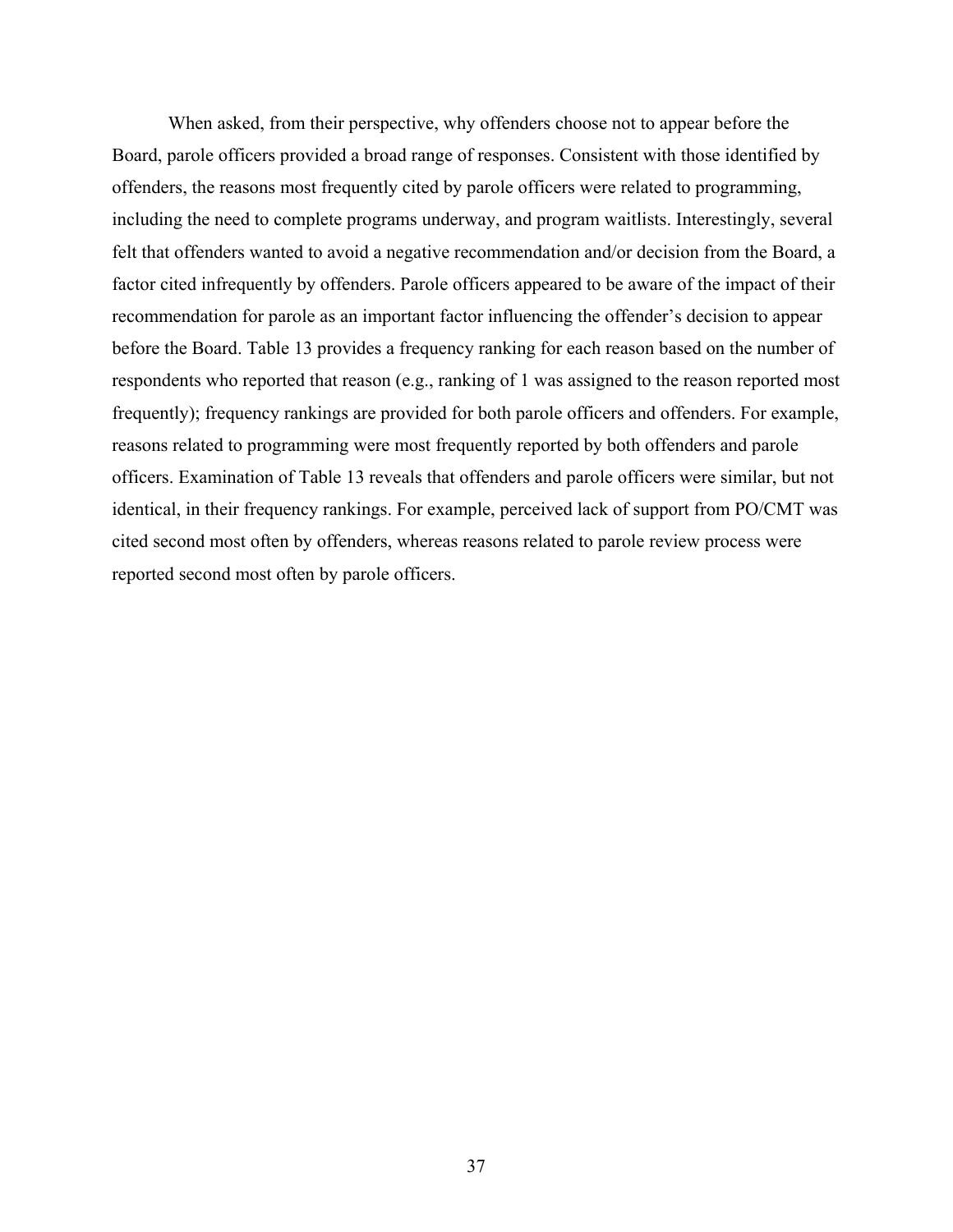When asked, from their perspective, why offenders choose not to appear before the Board, parole officers provided a broad range of responses. Consistent with those identified by offenders, the reasons most frequently cited by parole officers were related to programming, including the need to complete programs underway, and program waitlists. Interestingly, several felt that offenders wanted to avoid a negative recommendation and/or decision from the Board, a factor cited infrequently by offenders. Parole officers appeared to be aware of the impact of their recommendation for parole as an important factor influencing the offender's decision to appear before the Board. Table 13 provides a frequency ranking for each reason based on the number of respondents who reported that reason (e.g., ranking of 1 was assigned to the reason reported most frequently); frequency rankings are provided for both parole officers and offenders. For example, reasons related to programming were most frequently reported by both offenders and parole officers. Examination of Table 13 reveals that offenders and parole officers were similar, but not identical, in their frequency rankings. For example, perceived lack of support from PO/CMT was cited second most often by offenders, whereas reasons related to parole review process were reported second most often by parole officers.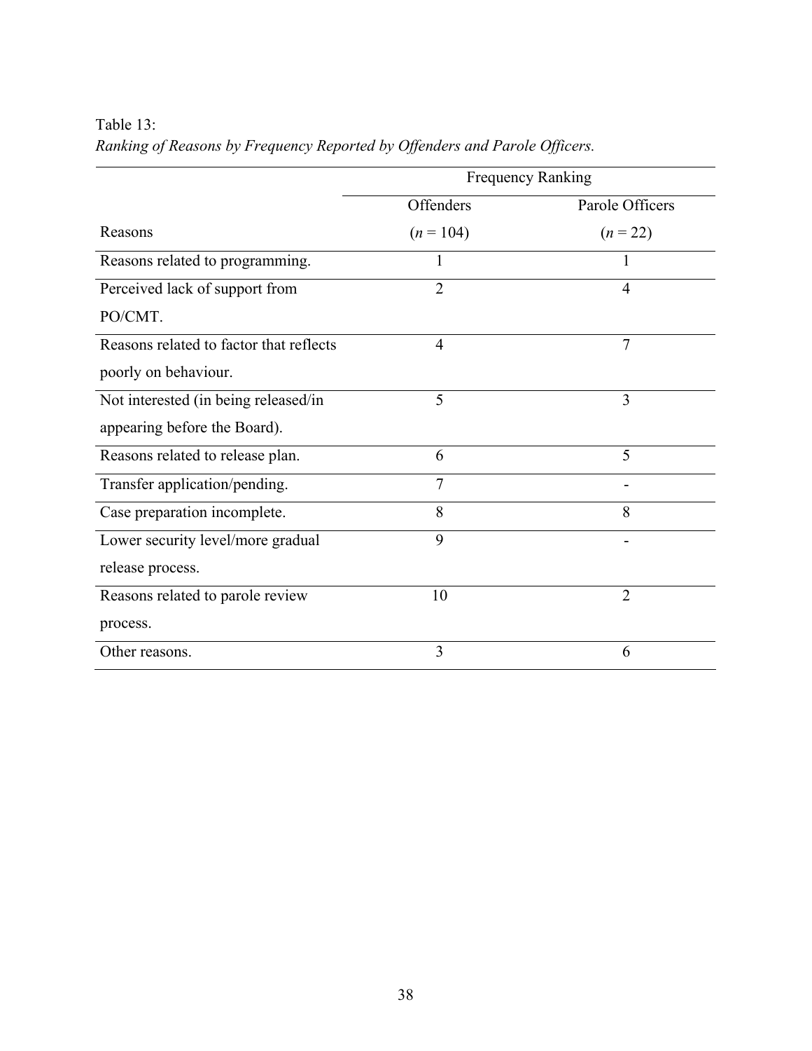Table 13:
*Ranking of Reasons by Frequency Reported by Offenders and Parole Officers.*

| | Frequency Ranking | |
|---|---|---|
| | Offenders | Parole Officers |
| Reasons | (*n* = 104) | (*n* = 22) |
| Reasons related to programming. | 1 | 1 |
| Perceived lack of support from PO/CMT. | 2 | 4 |
| Reasons related to factor that reflects poorly on behaviour. | 4 | 7 |
| Not interested (in being released/in appearing before the Board). | 5 | 3 |
| Reasons related to release plan. | 6 | 5 |
| Transfer application/pending. | 7 | - |
| Case preparation incomplete. | 8 | 8 |
| Lower security level/more gradual release process. | 9 | - |
| Reasons related to parole review process. | 10 | 2 |
| Other reasons. | 3 | 6 |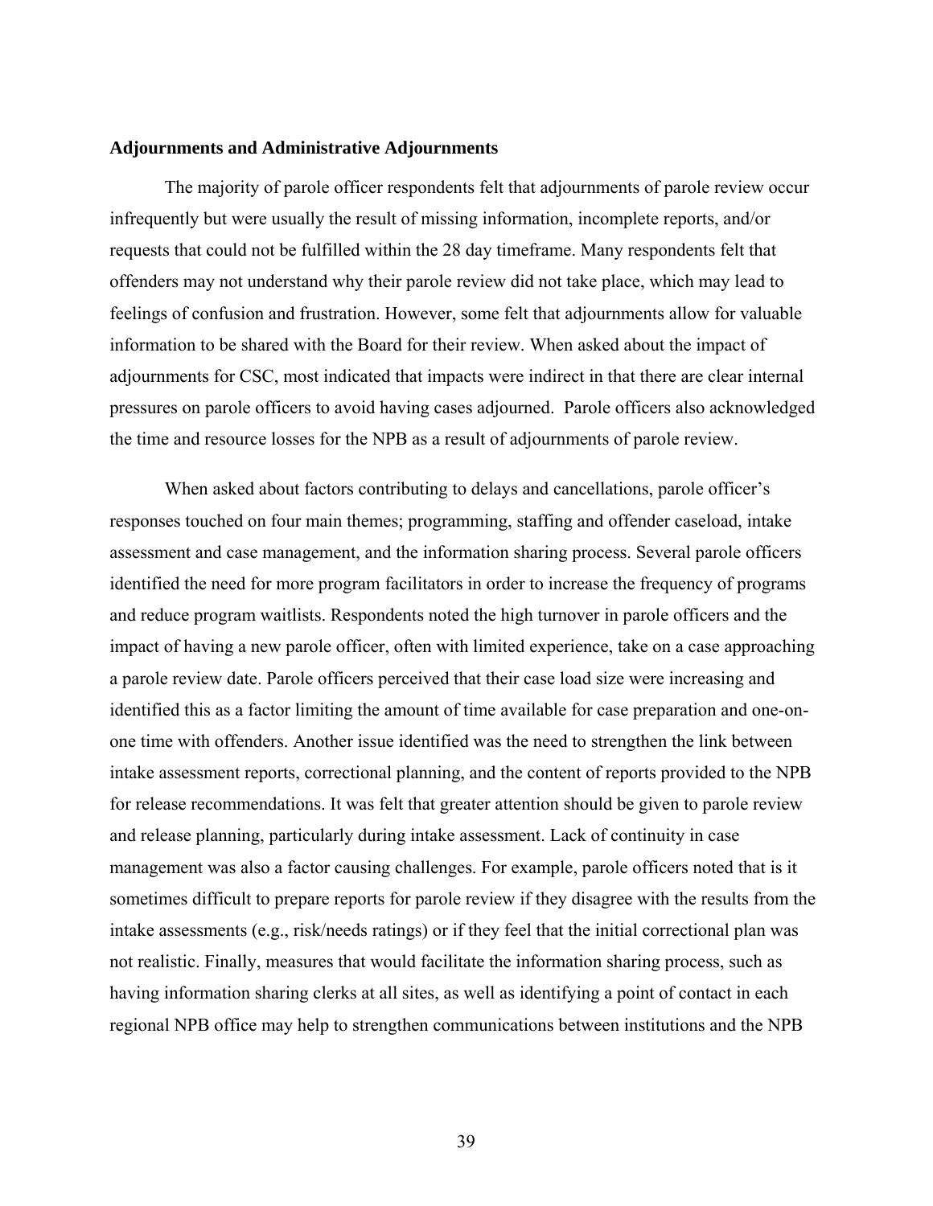**Adjournments and Administrative Adjournments**

The majority of parole officer respondents felt that adjournments of parole review occur infrequently but were usually the result of missing information, incomplete reports, and/or requests that could not be fulfilled within the 28 day timeframe. Many respondents felt that offenders may not understand why their parole review did not take place, which may lead to feelings of confusion and frustration. However, some felt that adjournments allow for valuable information to be shared with the Board for their review. When asked about the impact of adjournments for CSC, most indicated that impacts were indirect in that there are clear internal pressures on parole officers to avoid having cases adjourned. Parole officers also acknowledged the time and resource losses for the NPB as a result of adjournments of parole review.

When asked about factors contributing to delays and cancellations, parole officer's responses touched on four main themes; programming, staffing and offender caseload, intake assessment and case management, and the information sharing process. Several parole officers identified the need for more program facilitators in order to increase the frequency of programs and reduce program waitlists. Respondents noted the high turnover in parole officers and the impact of having a new parole officer, often with limited experience, take on a case approaching a parole review date. Parole officers perceived that their case load size were increasing and identified this as a factor limiting the amount of time available for case preparation and one-on-one time with offenders. Another issue identified was the need to strengthen the link between intake assessment reports, correctional planning, and the content of reports provided to the NPB for release recommendations. It was felt that greater attention should be given to parole review and release planning, particularly during intake assessment. Lack of continuity in case management was also a factor causing challenges. For example, parole officers noted that is it sometimes difficult to prepare reports for parole review if they disagree with the results from the intake assessments (e.g., risk/needs ratings) or if they feel that the initial correctional plan was not realistic. Finally, measures that would facilitate the information sharing process, such as having information sharing clerks at all sites, as well as identifying a point of contact in each regional NPB office may help to strengthen communications between institutions and the NPB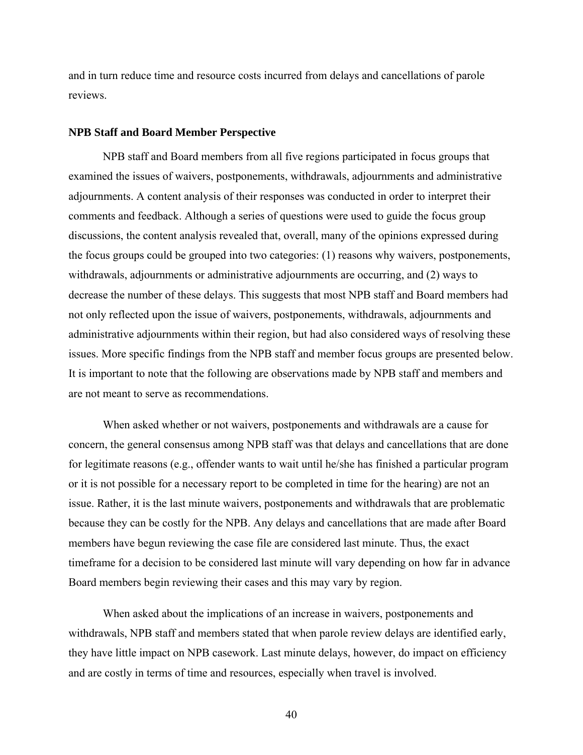and in turn reduce time and resource costs incurred from delays and cancellations of parole reviews.

**NPB Staff and Board Member Perspective**

NPB staff and Board members from all five regions participated in focus groups that examined the issues of waivers, postponements, withdrawals, adjournments and administrative adjournments. A content analysis of their responses was conducted in order to interpret their comments and feedback. Although a series of questions were used to guide the focus group discussions, the content analysis revealed that, overall, many of the opinions expressed during the focus groups could be grouped into two categories: (1) reasons why waivers, postponements, withdrawals, adjournments or administrative adjournments are occurring, and (2) ways to decrease the number of these delays. This suggests that most NPB staff and Board members had not only reflected upon the issue of waivers, postponements, withdrawals, adjournments and administrative adjournments within their region, but had also considered ways of resolving these issues. More specific findings from the NPB staff and member focus groups are presented below. It is important to note that the following are observations made by NPB staff and members and are not meant to serve as recommendations.

When asked whether or not waivers, postponements and withdrawals are a cause for concern, the general consensus among NPB staff was that delays and cancellations that are done for legitimate reasons (e.g., offender wants to wait until he/she has finished a particular program or it is not possible for a necessary report to be completed in time for the hearing) are not an issue. Rather, it is the last minute waivers, postponements and withdrawals that are problematic because they can be costly for the NPB. Any delays and cancellations that are made after Board members have begun reviewing the case file are considered last minute. Thus, the exact timeframe for a decision to be considered last minute will vary depending on how far in advance Board members begin reviewing their cases and this may vary by region.

When asked about the implications of an increase in waivers, postponements and withdrawals, NPB staff and members stated that when parole review delays are identified early, they have little impact on NPB casework. Last minute delays, however, do impact on efficiency and are costly in terms of time and resources, especially when travel is involved.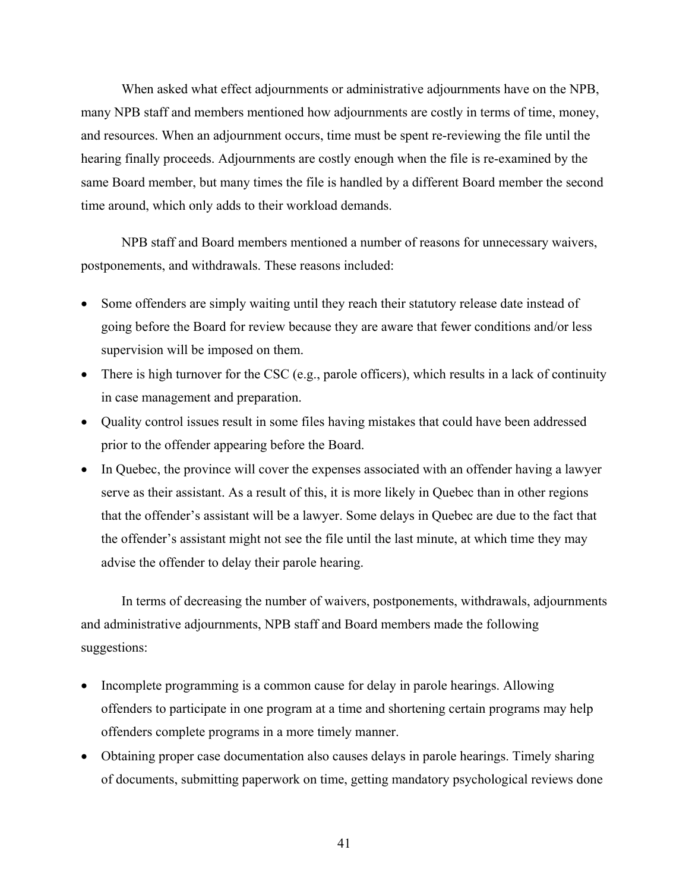When asked what effect adjournments or administrative adjournments have on the NPB, many NPB staff and members mentioned how adjournments are costly in terms of time, money, and resources. When an adjournment occurs, time must be spent re-reviewing the file until the hearing finally proceeds. Adjournments are costly enough when the file is re-examined by the same Board member, but many times the file is handled by a different Board member the second time around, which only adds to their workload demands.

NPB staff and Board members mentioned a number of reasons for unnecessary waivers, postponements, and withdrawals. These reasons included:

- Some offenders are simply waiting until they reach their statutory release date instead of going before the Board for review because they are aware that fewer conditions and/or less supervision will be imposed on them.
- There is high turnover for the CSC (e.g., parole officers), which results in a lack of continuity in case management and preparation.
- Quality control issues result in some files having mistakes that could have been addressed prior to the offender appearing before the Board.
- In Quebec, the province will cover the expenses associated with an offender having a lawyer serve as their assistant. As a result of this, it is more likely in Quebec than in other regions that the offender's assistant will be a lawyer. Some delays in Quebec are due to the fact that the offender's assistant might not see the file until the last minute, at which time they may advise the offender to delay their parole hearing.

In terms of decreasing the number of waivers, postponements, withdrawals, adjournments and administrative adjournments, NPB staff and Board members made the following suggestions:

- Incomplete programming is a common cause for delay in parole hearings. Allowing offenders to participate in one program at a time and shortening certain programs may help offenders complete programs in a more timely manner.
- Obtaining proper case documentation also causes delays in parole hearings. Timely sharing of documents, submitting paperwork on time, getting mandatory psychological reviews done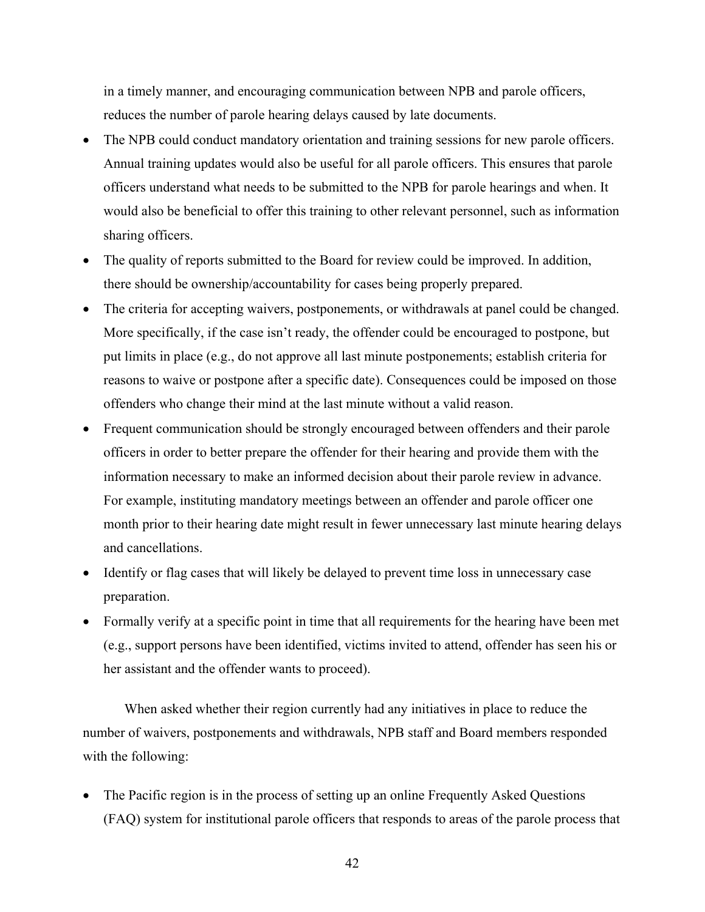in a timely manner, and encouraging communication between NPB and parole officers, reduces the number of parole hearing delays caused by late documents.

- The NPB could conduct mandatory orientation and training sessions for new parole officers. Annual training updates would also be useful for all parole officers. This ensures that parole officers understand what needs to be submitted to the NPB for parole hearings and when. It would also be beneficial to offer this training to other relevant personnel, such as information sharing officers.
- The quality of reports submitted to the Board for review could be improved. In addition, there should be ownership/accountability for cases being properly prepared.
- The criteria for accepting waivers, postponements, or withdrawals at panel could be changed. More specifically, if the case isn't ready, the offender could be encouraged to postpone, but put limits in place (e.g., do not approve all last minute postponements; establish criteria for reasons to waive or postpone after a specific date). Consequences could be imposed on those offenders who change their mind at the last minute without a valid reason.
- Frequent communication should be strongly encouraged between offenders and their parole officers in order to better prepare the offender for their hearing and provide them with the information necessary to make an informed decision about their parole review in advance. For example, instituting mandatory meetings between an offender and parole officer one month prior to their hearing date might result in fewer unnecessary last minute hearing delays and cancellations.
- Identify or flag cases that will likely be delayed to prevent time loss in unnecessary case preparation.
- Formally verify at a specific point in time that all requirements for the hearing have been met (e.g., support persons have been identified, victims invited to attend, offender has seen his or her assistant and the offender wants to proceed).

When asked whether their region currently had any initiatives in place to reduce the number of waivers, postponements and withdrawals, NPB staff and Board members responded with the following:

- The Pacific region is in the process of setting up an online Frequently Asked Questions (FAQ) system for institutional parole officers that responds to areas of the parole process that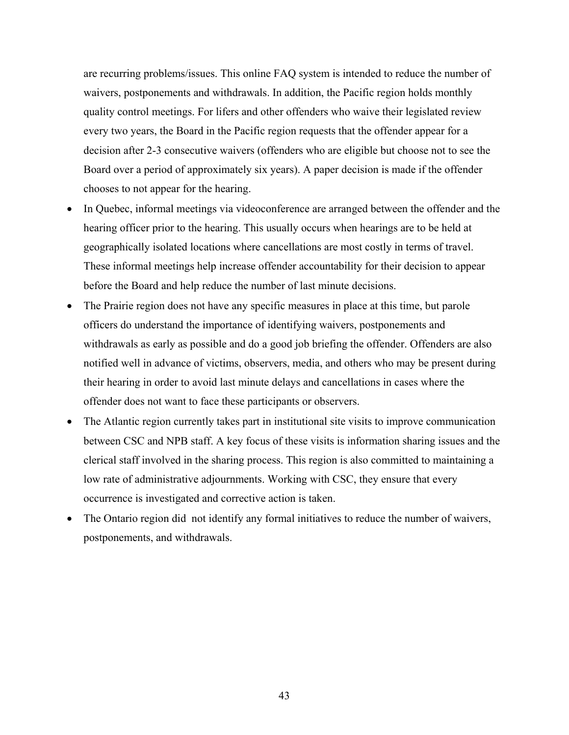are recurring problems/issues. This online FAQ system is intended to reduce the number of waivers, postponements and withdrawals. In addition, the Pacific region holds monthly quality control meetings. For lifers and other offenders who waive their legislated review every two years, the Board in the Pacific region requests that the offender appear for a decision after 2-3 consecutive waivers (offenders who are eligible but choose not to see the Board over a period of approximately six years). A paper decision is made if the offender chooses to not appear for the hearing.

- In Quebec, informal meetings via videoconference are arranged between the offender and the hearing officer prior to the hearing. This usually occurs when hearings are to be held at geographically isolated locations where cancellations are most costly in terms of travel. These informal meetings help increase offender accountability for their decision to appear before the Board and help reduce the number of last minute decisions.
- The Prairie region does not have any specific measures in place at this time, but parole officers do understand the importance of identifying waivers, postponements and withdrawals as early as possible and do a good job briefing the offender. Offenders are also notified well in advance of victims, observers, media, and others who may be present during their hearing in order to avoid last minute delays and cancellations in cases where the offender does not want to face these participants or observers.
- The Atlantic region currently takes part in institutional site visits to improve communication between CSC and NPB staff. A key focus of these visits is information sharing issues and the clerical staff involved in the sharing process. This region is also committed to maintaining a low rate of administrative adjournments. Working with CSC, they ensure that every occurrence is investigated and corrective action is taken.
- The Ontario region did not identify any formal initiatives to reduce the number of waivers, postponements, and withdrawals.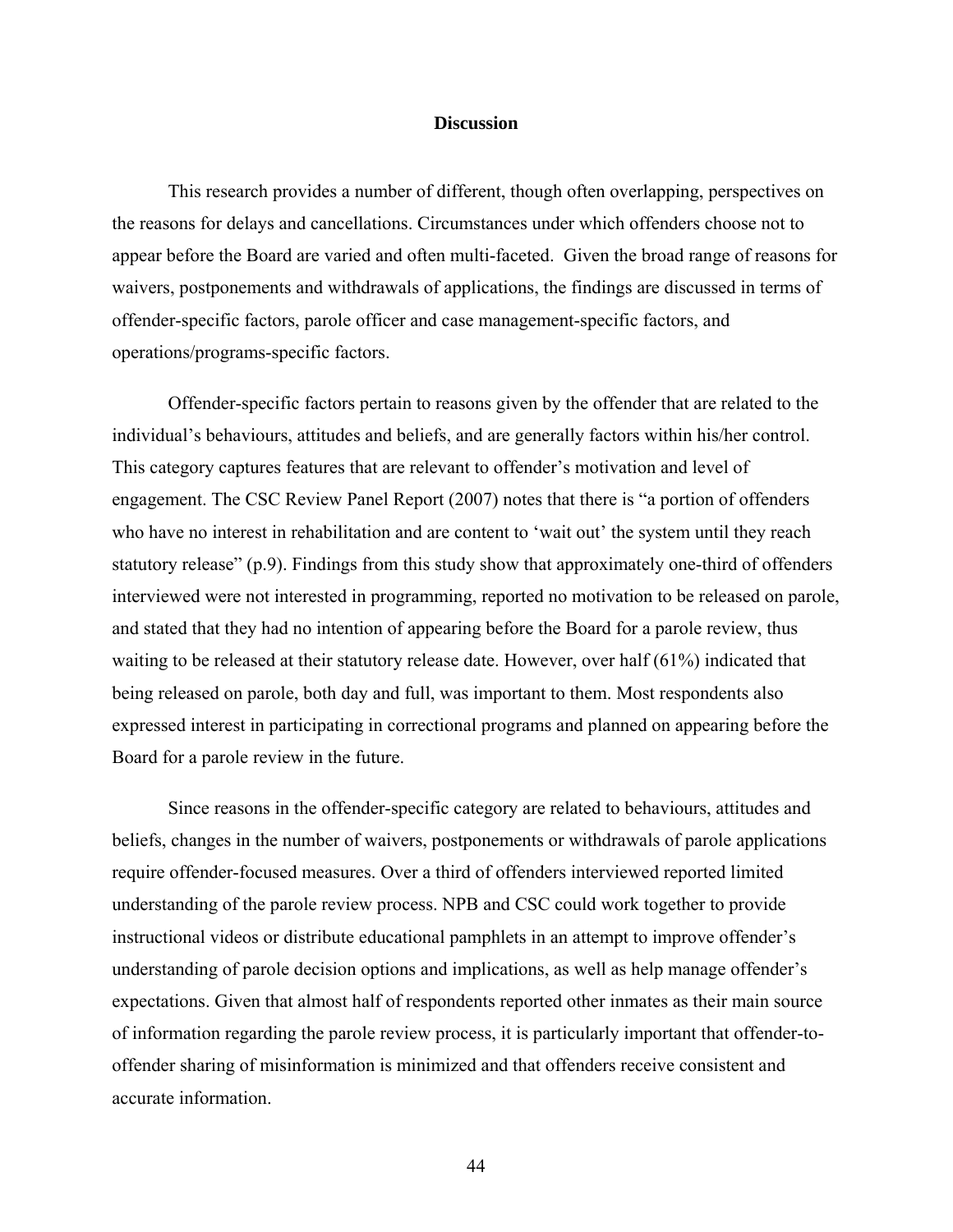## Discussion

This research provides a number of different, though often overlapping, perspectives on the reasons for delays and cancellations. Circumstances under which offenders choose not to appear before the Board are varied and often multi-faceted. Given the broad range of reasons for waivers, postponements and withdrawals of applications, the findings are discussed in terms of offender-specific factors, parole officer and case management-specific factors, and operations/programs-specific factors.

Offender-specific factors pertain to reasons given by the offender that are related to the individual's behaviours, attitudes and beliefs, and are generally factors within his/her control. This category captures features that are relevant to offender's motivation and level of engagement. The CSC Review Panel Report (2007) notes that there is "a portion of offenders who have no interest in rehabilitation and are content to 'wait out' the system until they reach statutory release" (p.9). Findings from this study show that approximately one-third of offenders interviewed were not interested in programming, reported no motivation to be released on parole, and stated that they had no intention of appearing before the Board for a parole review, thus waiting to be released at their statutory release date. However, over half (61%) indicated that being released on parole, both day and full, was important to them. Most respondents also expressed interest in participating in correctional programs and planned on appearing before the Board for a parole review in the future.

Since reasons in the offender-specific category are related to behaviours, attitudes and beliefs, changes in the number of waivers, postponements or withdrawals of parole applications require offender-focused measures. Over a third of offenders interviewed reported limited understanding of the parole review process. NPB and CSC could work together to provide instructional videos or distribute educational pamphlets in an attempt to improve offender's understanding of parole decision options and implications, as well as help manage offender's expectations. Given that almost half of respondents reported other inmates as their main source of information regarding the parole review process, it is particularly important that offender-to-offender sharing of misinformation is minimized and that offenders receive consistent and accurate information.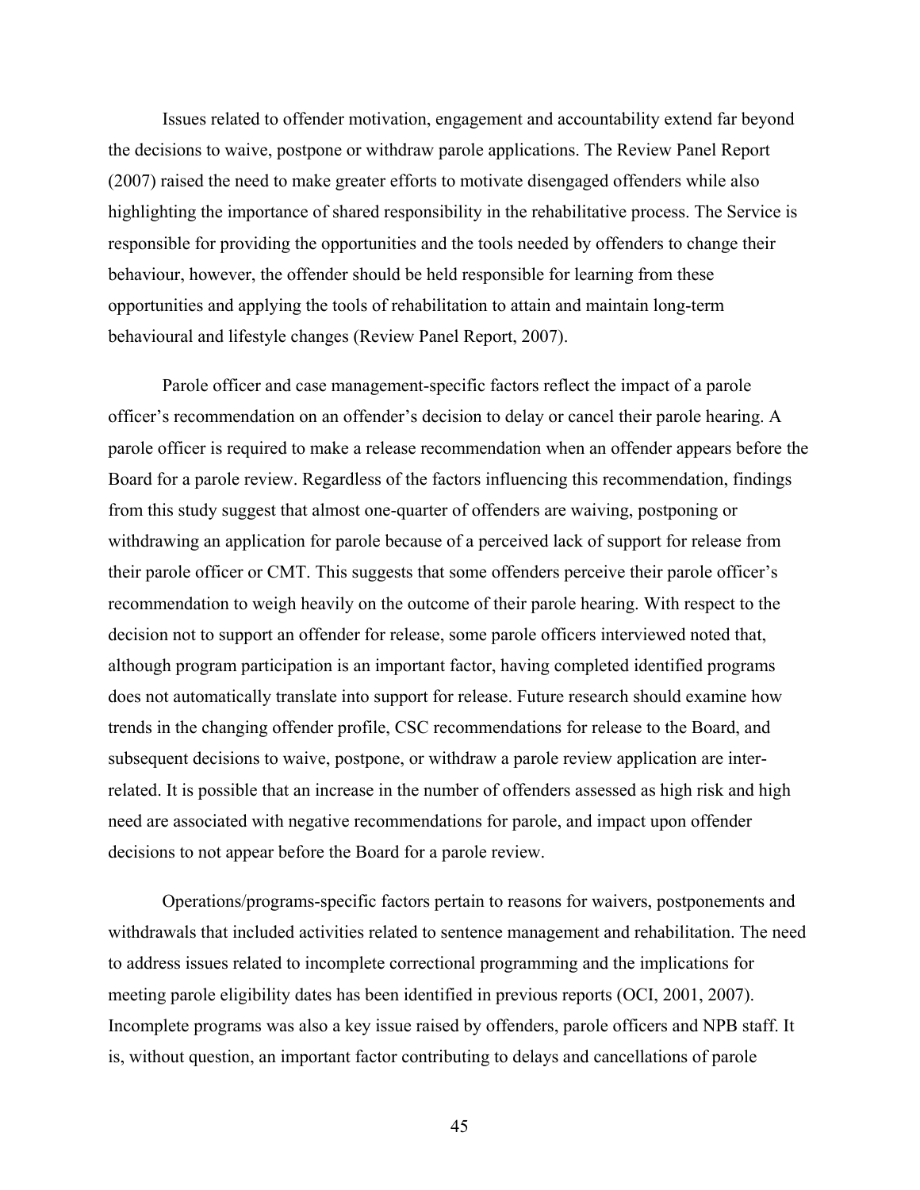Issues related to offender motivation, engagement and accountability extend far beyond the decisions to waive, postpone or withdraw parole applications. The Review Panel Report (2007) raised the need to make greater efforts to motivate disengaged offenders while also highlighting the importance of shared responsibility in the rehabilitative process. The Service is responsible for providing the opportunities and the tools needed by offenders to change their behaviour, however, the offender should be held responsible for learning from these opportunities and applying the tools of rehabilitation to attain and maintain long-term behavioural and lifestyle changes (Review Panel Report, 2007).

Parole officer and case management-specific factors reflect the impact of a parole officer's recommendation on an offender's decision to delay or cancel their parole hearing. A parole officer is required to make a release recommendation when an offender appears before the Board for a parole review. Regardless of the factors influencing this recommendation, findings from this study suggest that almost one-quarter of offenders are waiving, postponing or withdrawing an application for parole because of a perceived lack of support for release from their parole officer or CMT. This suggests that some offenders perceive their parole officer's recommendation to weigh heavily on the outcome of their parole hearing. With respect to the decision not to support an offender for release, some parole officers interviewed noted that, although program participation is an important factor, having completed identified programs does not automatically translate into support for release. Future research should examine how trends in the changing offender profile, CSC recommendations for release to the Board, and subsequent decisions to waive, postpone, or withdraw a parole review application are inter-related. It is possible that an increase in the number of offenders assessed as high risk and high need are associated with negative recommendations for parole, and impact upon offender decisions to not appear before the Board for a parole review.

Operations/programs-specific factors pertain to reasons for waivers, postponements and withdrawals that included activities related to sentence management and rehabilitation. The need to address issues related to incomplete correctional programming and the implications for meeting parole eligibility dates has been identified in previous reports (OCI, 2001, 2007). Incomplete programs was also a key issue raised by offenders, parole officers and NPB staff. It is, without question, an important factor contributing to delays and cancellations of parole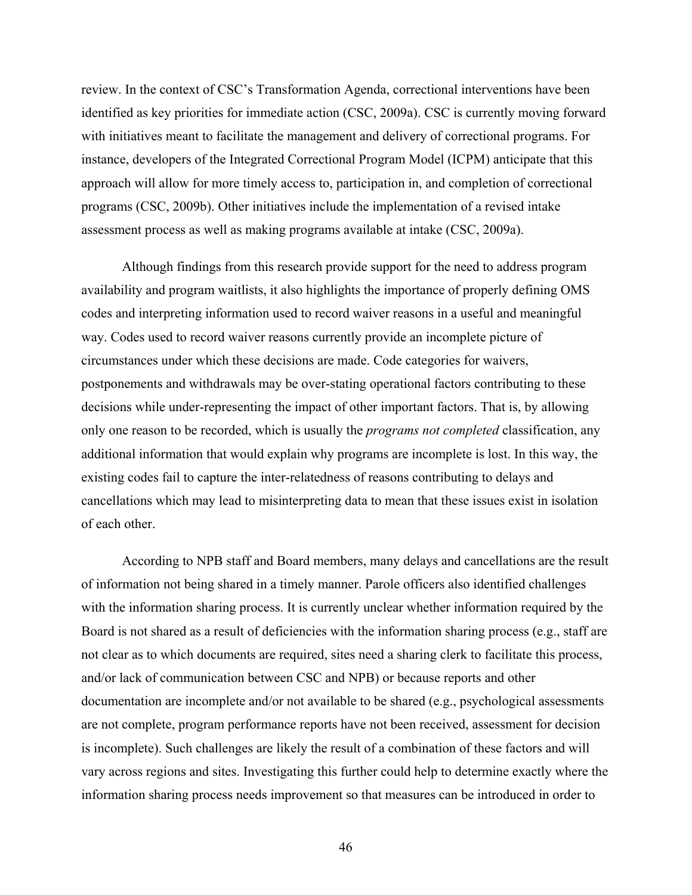review. In the context of CSC's Transformation Agenda, correctional interventions have been identified as key priorities for immediate action (CSC, 2009a). CSC is currently moving forward with initiatives meant to facilitate the management and delivery of correctional programs. For instance, developers of the Integrated Correctional Program Model (ICPM) anticipate that this approach will allow for more timely access to, participation in, and completion of correctional programs (CSC, 2009b). Other initiatives include the implementation of a revised intake assessment process as well as making programs available at intake (CSC, 2009a).

Although findings from this research provide support for the need to address program availability and program waitlists, it also highlights the importance of properly defining OMS codes and interpreting information used to record waiver reasons in a useful and meaningful way. Codes used to record waiver reasons currently provide an incomplete picture of circumstances under which these decisions are made. Code categories for waivers, postponements and withdrawals may be over-stating operational factors contributing to these decisions while under-representing the impact of other important factors. That is, by allowing only one reason to be recorded, which is usually the *programs not completed* classification, any additional information that would explain why programs are incomplete is lost. In this way, the existing codes fail to capture the inter-relatedness of reasons contributing to delays and cancellations which may lead to misinterpreting data to mean that these issues exist in isolation of each other.

According to NPB staff and Board members, many delays and cancellations are the result of information not being shared in a timely manner. Parole officers also identified challenges with the information sharing process. It is currently unclear whether information required by the Board is not shared as a result of deficiencies with the information sharing process (e.g., staff are not clear as to which documents are required, sites need a sharing clerk to facilitate this process, and/or lack of communication between CSC and NPB) or because reports and other documentation are incomplete and/or not available to be shared (e.g., psychological assessments are not complete, program performance reports have not been received, assessment for decision is incomplete). Such challenges are likely the result of a combination of these factors and will vary across regions and sites. Investigating this further could help to determine exactly where the information sharing process needs improvement so that measures can be introduced in order to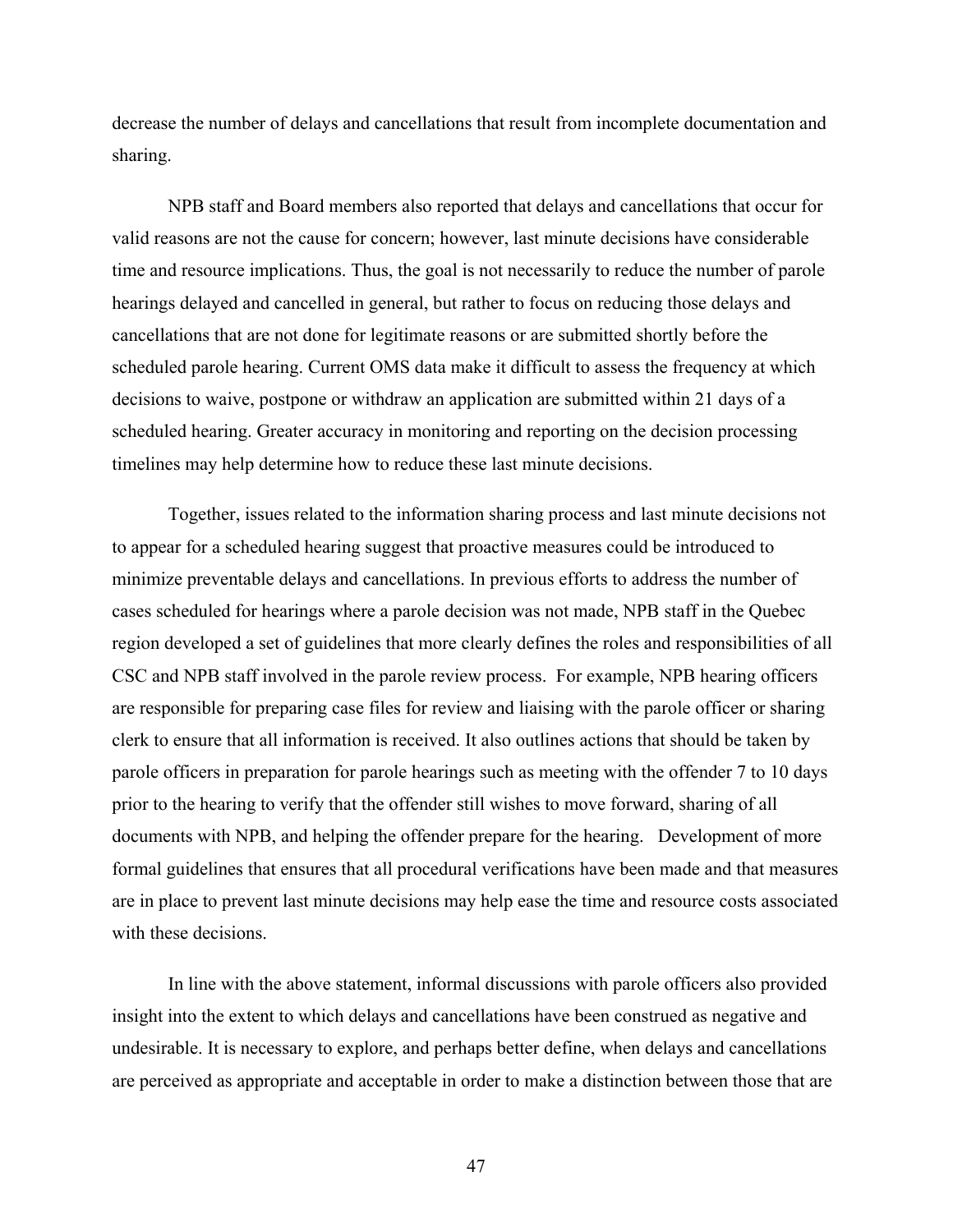decrease the number of delays and cancellations that result from incomplete documentation and sharing.

NPB staff and Board members also reported that delays and cancellations that occur for valid reasons are not the cause for concern; however, last minute decisions have considerable time and resource implications. Thus, the goal is not necessarily to reduce the number of parole hearings delayed and cancelled in general, but rather to focus on reducing those delays and cancellations that are not done for legitimate reasons or are submitted shortly before the scheduled parole hearing. Current OMS data make it difficult to assess the frequency at which decisions to waive, postpone or withdraw an application are submitted within 21 days of a scheduled hearing. Greater accuracy in monitoring and reporting on the decision processing timelines may help determine how to reduce these last minute decisions.

Together, issues related to the information sharing process and last minute decisions not to appear for a scheduled hearing suggest that proactive measures could be introduced to minimize preventable delays and cancellations. In previous efforts to address the number of cases scheduled for hearings where a parole decision was not made, NPB staff in the Quebec region developed a set of guidelines that more clearly defines the roles and responsibilities of all CSC and NPB staff involved in the parole review process. For example, NPB hearing officers are responsible for preparing case files for review and liaising with the parole officer or sharing clerk to ensure that all information is received. It also outlines actions that should be taken by parole officers in preparation for parole hearings such as meeting with the offender 7 to 10 days prior to the hearing to verify that the offender still wishes to move forward, sharing of all documents with NPB, and helping the offender prepare for the hearing. Development of more formal guidelines that ensures that all procedural verifications have been made and that measures are in place to prevent last minute decisions may help ease the time and resource costs associated with these decisions.

In line with the above statement, informal discussions with parole officers also provided insight into the extent to which delays and cancellations have been construed as negative and undesirable. It is necessary to explore, and perhaps better define, when delays and cancellations are perceived as appropriate and acceptable in order to make a distinction between those that are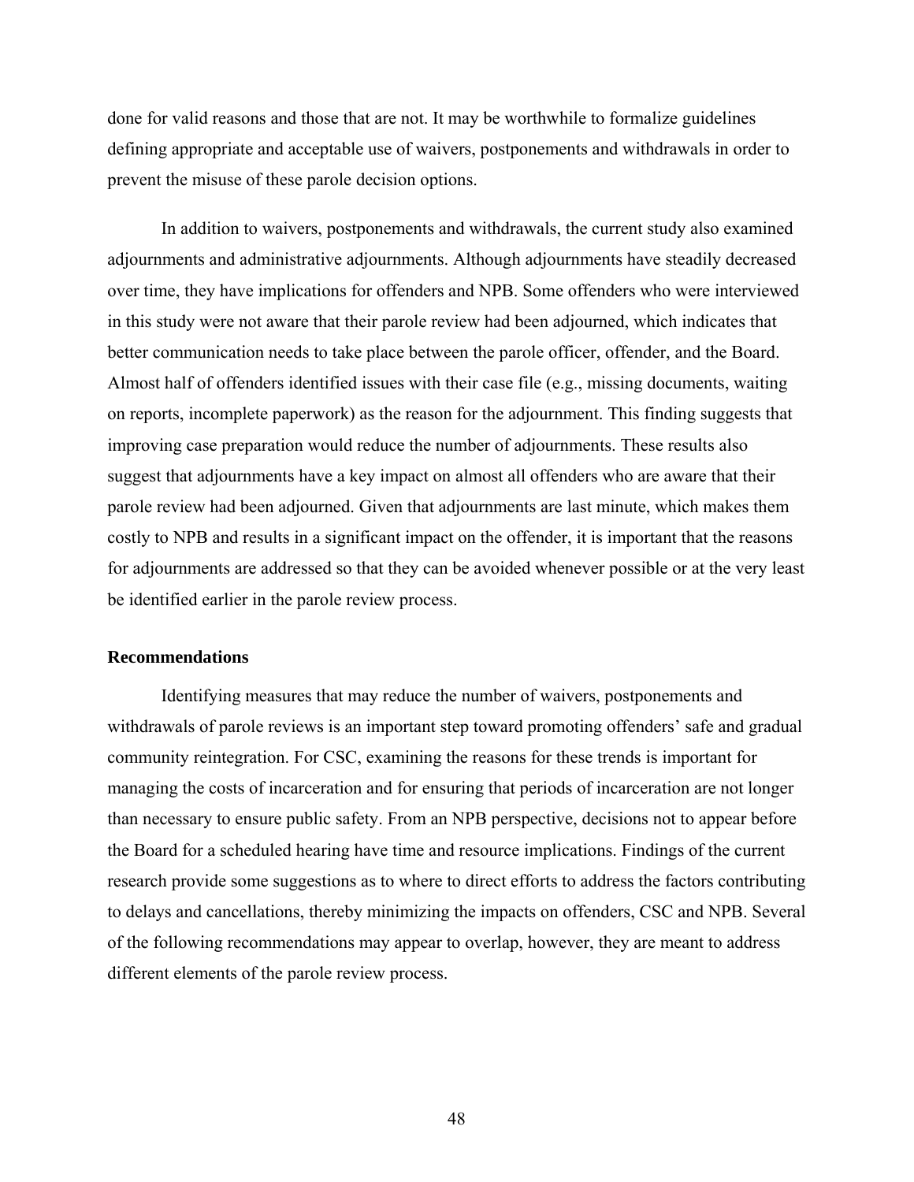done for valid reasons and those that are not. It may be worthwhile to formalize guidelines defining appropriate and acceptable use of waivers, postponements and withdrawals in order to prevent the misuse of these parole decision options.

In addition to waivers, postponements and withdrawals, the current study also examined adjournments and administrative adjournments. Although adjournments have steadily decreased over time, they have implications for offenders and NPB. Some offenders who were interviewed in this study were not aware that their parole review had been adjourned, which indicates that better communication needs to take place between the parole officer, offender, and the Board. Almost half of offenders identified issues with their case file (e.g., missing documents, waiting on reports, incomplete paperwork) as the reason for the adjournment. This finding suggests that improving case preparation would reduce the number of adjournments. These results also suggest that adjournments have a key impact on almost all offenders who are aware that their parole review had been adjourned. Given that adjournments are last minute, which makes them costly to NPB and results in a significant impact on the offender, it is important that the reasons for adjournments are addressed so that they can be avoided whenever possible or at the very least be identified earlier in the parole review process.

### Recommendations

Identifying measures that may reduce the number of waivers, postponements and withdrawals of parole reviews is an important step toward promoting offenders' safe and gradual community reintegration. For CSC, examining the reasons for these trends is important for managing the costs of incarceration and for ensuring that periods of incarceration are not longer than necessary to ensure public safety. From an NPB perspective, decisions not to appear before the Board for a scheduled hearing have time and resource implications. Findings of the current research provide some suggestions as to where to direct efforts to address the factors contributing to delays and cancellations, thereby minimizing the impacts on offenders, CSC and NPB. Several of the following recommendations may appear to overlap, however, they are meant to address different elements of the parole review process.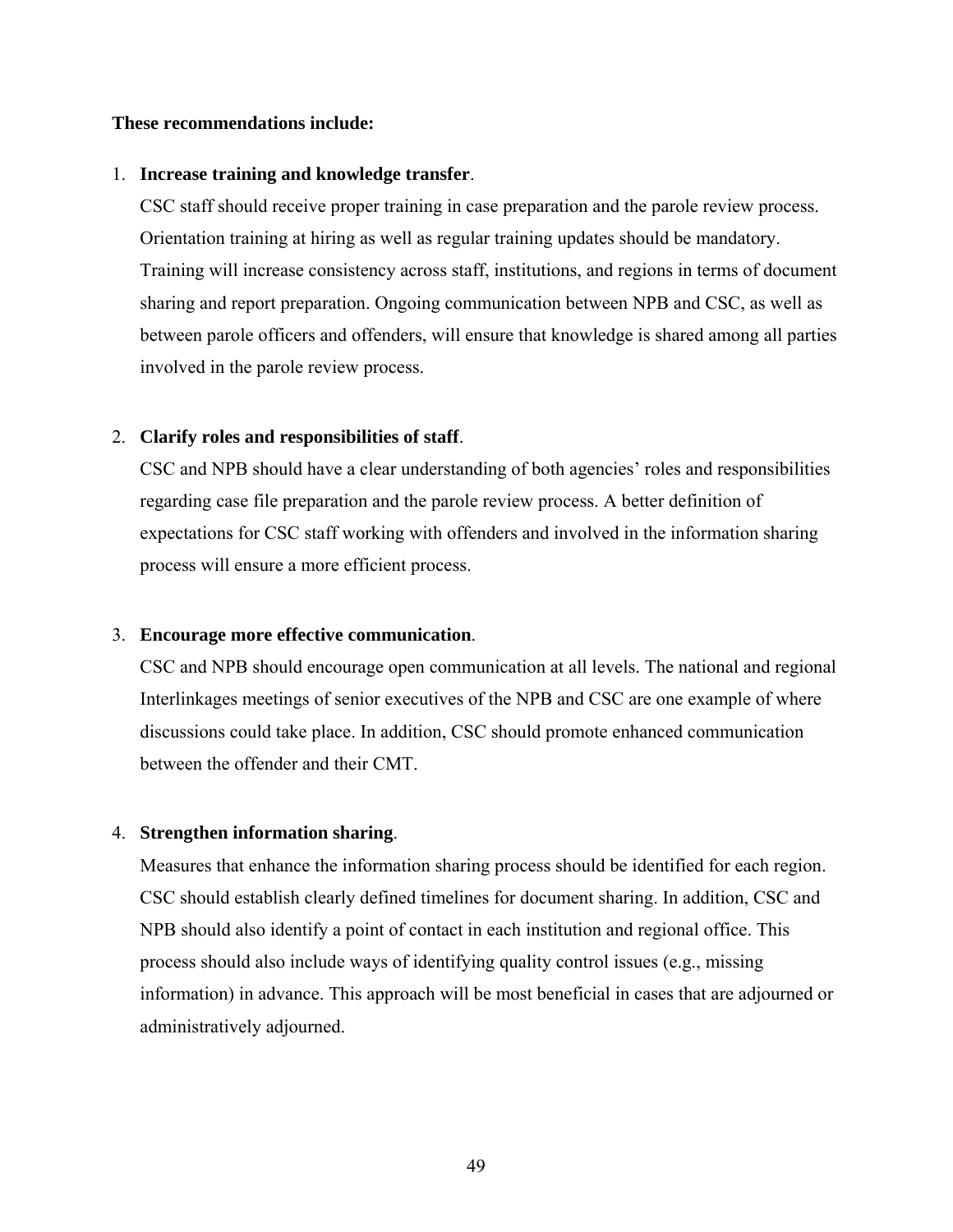**These recommendations include:**

1. **Increase training and knowledge transfer**.

   CSC staff should receive proper training in case preparation and the parole review process. Orientation training at hiring as well as regular training updates should be mandatory. Training will increase consistency across staff, institutions, and regions in terms of document sharing and report preparation. Ongoing communication between NPB and CSC, as well as between parole officers and offenders, will ensure that knowledge is shared among all parties involved in the parole review process.

2. **Clarify roles and responsibilities of staff**.

   CSC and NPB should have a clear understanding of both agencies' roles and responsibilities regarding case file preparation and the parole review process. A better definition of expectations for CSC staff working with offenders and involved in the information sharing process will ensure a more efficient process.

3. **Encourage more effective communication**.

   CSC and NPB should encourage open communication at all levels. The national and regional Interlinkages meetings of senior executives of the NPB and CSC are one example of where discussions could take place. In addition, CSC should promote enhanced communication between the offender and their CMT.

4. **Strengthen information sharing**.

   Measures that enhance the information sharing process should be identified for each region. CSC should establish clearly defined timelines for document sharing. In addition, CSC and NPB should also identify a point of contact in each institution and regional office. This process should also include ways of identifying quality control issues (e.g., missing information) in advance. This approach will be most beneficial in cases that are adjourned or administratively adjourned.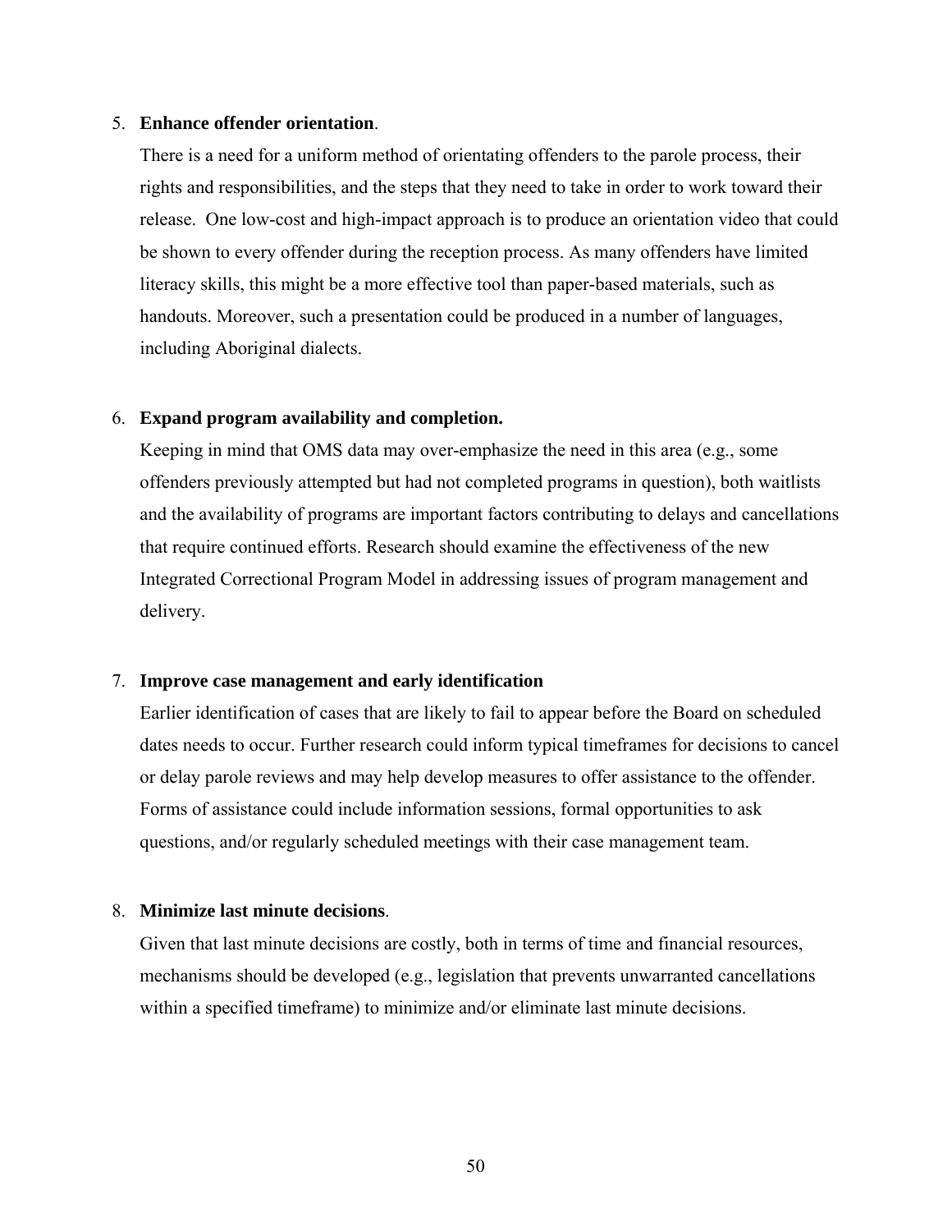5. **Enhance offender orientation**.

   There is a need for a uniform method of orientating offenders to the parole process, their rights and responsibilities, and the steps that they need to take in order to work toward their release. One low-cost and high-impact approach is to produce an orientation video that could be shown to every offender during the reception process. As many offenders have limited literacy skills, this might be a more effective tool than paper-based materials, such as handouts. Moreover, such a presentation could be produced in a number of languages, including Aboriginal dialects.

6. **Expand program availability and completion.**

   Keeping in mind that OMS data may over-emphasize the need in this area (e.g., some offenders previously attempted but had not completed programs in question), both waitlists and the availability of programs are important factors contributing to delays and cancellations that require continued efforts. Research should examine the effectiveness of the new Integrated Correctional Program Model in addressing issues of program management and delivery.

7. **Improve case management and early identification**

   Earlier identification of cases that are likely to fail to appear before the Board on scheduled dates needs to occur. Further research could inform typical timeframes for decisions to cancel or delay parole reviews and may help develop measures to offer assistance to the offender. Forms of assistance could include information sessions, formal opportunities to ask questions, and/or regularly scheduled meetings with their case management team.

8. **Minimize last minute decisions**.

   Given that last minute decisions are costly, both in terms of time and financial resources, mechanisms should be developed (e.g., legislation that prevents unwarranted cancellations within a specified timeframe) to minimize and/or eliminate last minute decisions.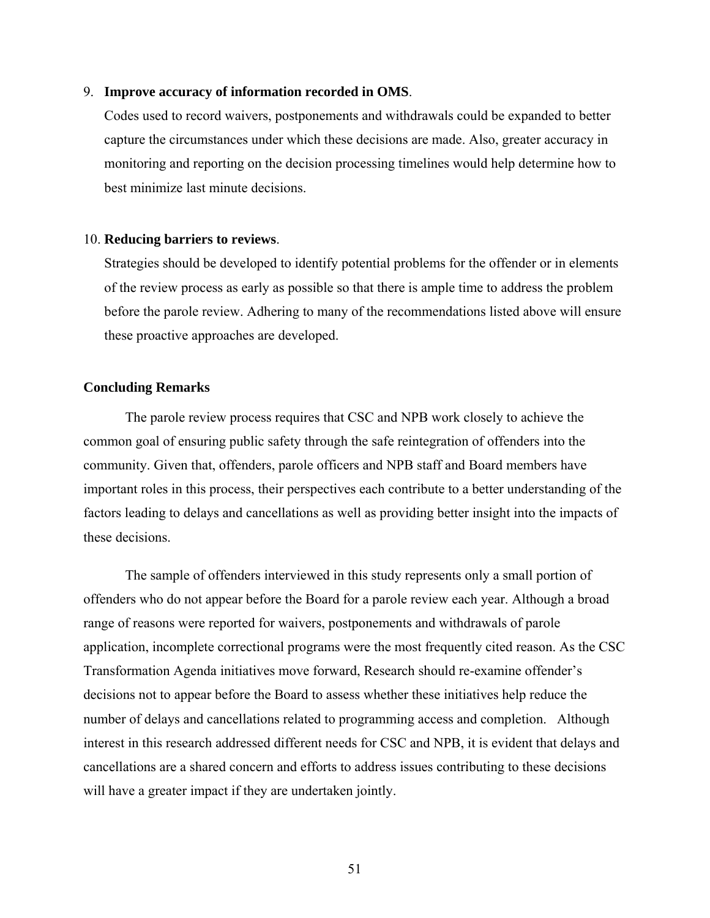9. **Improve accuracy of information recorded in OMS**.

   Codes used to record waivers, postponements and withdrawals could be expanded to better capture the circumstances under which these decisions are made. Also, greater accuracy in monitoring and reporting on the decision processing timelines would help determine how to best minimize last minute decisions.

10. **Reducing barriers to reviews**.

    Strategies should be developed to identify potential problems for the offender or in elements of the review process as early as possible so that there is ample time to address the problem before the parole review. Adhering to many of the recommendations listed above will ensure these proactive approaches are developed.

**Concluding Remarks**

The parole review process requires that CSC and NPB work closely to achieve the common goal of ensuring public safety through the safe reintegration of offenders into the community. Given that, offenders, parole officers and NPB staff and Board members have important roles in this process, their perspectives each contribute to a better understanding of the factors leading to delays and cancellations as well as providing better insight into the impacts of these decisions.

The sample of offenders interviewed in this study represents only a small portion of offenders who do not appear before the Board for a parole review each year. Although a broad range of reasons were reported for waivers, postponements and withdrawals of parole application, incomplete correctional programs were the most frequently cited reason. As the CSC Transformation Agenda initiatives move forward, Research should re-examine offender's decisions not to appear before the Board to assess whether these initiatives help reduce the number of delays and cancellations related to programming access and completion. Although interest in this research addressed different needs for CSC and NPB, it is evident that delays and cancellations are a shared concern and efforts to address issues contributing to these decisions will have a greater impact if they are undertaken jointly.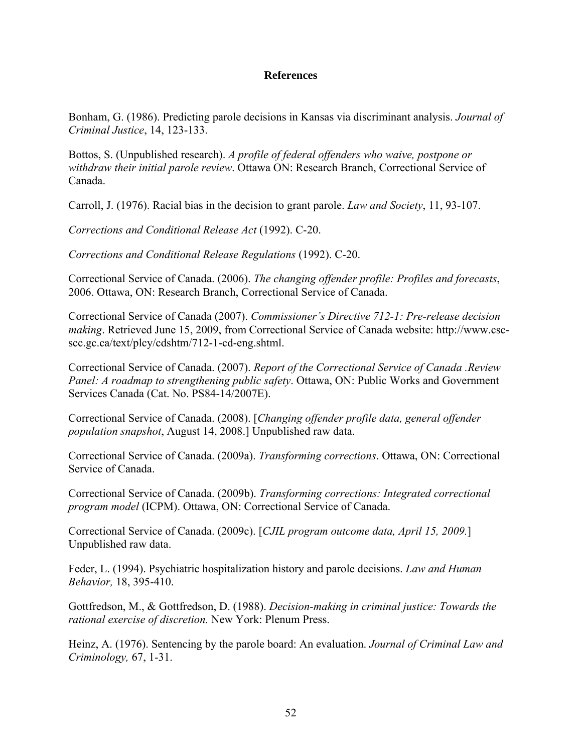# References

Bonham, G. (1986). Predicting parole decisions in Kansas via discriminant analysis. *Journal of Criminal Justice*, 14, 123-133.

Bottos, S. (Unpublished research). *A profile of federal offenders who waive, postpone or withdraw their initial parole review*. Ottawa ON: Research Branch, Correctional Service of Canada.

Carroll, J. (1976). Racial bias in the decision to grant parole. *Law and Society*, 11, 93-107.

*Corrections and Conditional Release Act* (1992). C-20.

*Corrections and Conditional Release Regulations* (1992). C-20.

Correctional Service of Canada. (2006). *The changing offender profile: Profiles and forecasts*, 2006. Ottawa, ON: Research Branch, Correctional Service of Canada.

Correctional Service of Canada (2007). *Commissioner's Directive 712-1: Pre-release decision making*. Retrieved June 15, 2009, from Correctional Service of Canada website: http://www.csc-scc.gc.ca/text/plcy/cdshtm/712-1-cd-eng.shtml.

Correctional Service of Canada. (2007). *Report of the Correctional Service of Canada .Review Panel: A roadmap to strengthening public safety*. Ottawa, ON: Public Works and Government Services Canada (Cat. No. PS84-14/2007E).

Correctional Service of Canada. (2008). [*Changing offender profile data, general offender population snapshot*, August 14, 2008.] Unpublished raw data.

Correctional Service of Canada. (2009a). *Transforming corrections*. Ottawa, ON: Correctional Service of Canada.

Correctional Service of Canada. (2009b). *Transforming corrections: Integrated correctional program model* (ICPM). Ottawa, ON: Correctional Service of Canada.

Correctional Service of Canada. (2009c). [*CJIL program outcome data, April 15, 2009.*] Unpublished raw data.

Feder, L. (1994). Psychiatric hospitalization history and parole decisions. *Law and Human Behavior,* 18, 395-410.

Gottfredson, M., & Gottfredson, D. (1988). *Decision-making in criminal justice: Towards the rational exercise of discretion.* New York: Plenum Press.

Heinz, A. (1976). Sentencing by the parole board: An evaluation. *Journal of Criminal Law and Criminology,* 67, 1-31.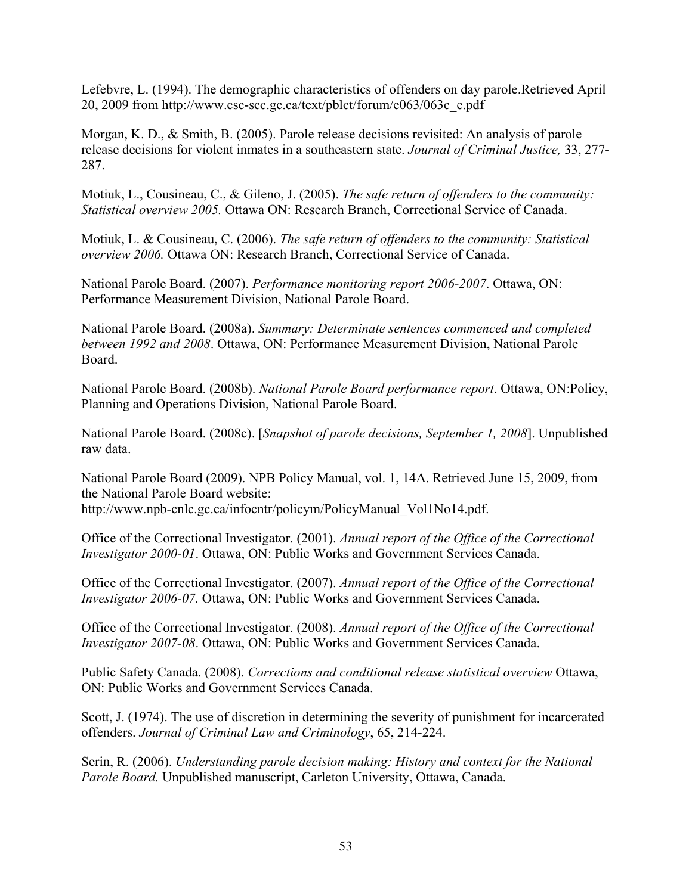Lefebvre, L. (1994). The demographic characteristics of offenders on day parole.Retrieved April 20, 2009 from http://www.csc-scc.gc.ca/text/pblct/forum/e063/063c_e.pdf

Morgan, K. D., & Smith, B. (2005). Parole release decisions revisited: An analysis of parole release decisions for violent inmates in a southeastern state. *Journal of Criminal Justice,* 33, 277-287.

Motiuk, L., Cousineau, C., & Gileno, J. (2005). *The safe return of offenders to the community: Statistical overview 2005.* Ottawa ON: Research Branch, Correctional Service of Canada.

Motiuk, L. & Cousineau, C. (2006). *The safe return of offenders to the community: Statistical overview 2006.* Ottawa ON: Research Branch, Correctional Service of Canada.

National Parole Board. (2007). *Performance monitoring report 2006-2007*. Ottawa, ON: Performance Measurement Division, National Parole Board.

National Parole Board. (2008a). *Summary: Determinate sentences commenced and completed between 1992 and 2008*. Ottawa, ON: Performance Measurement Division, National Parole Board.

National Parole Board. (2008b). *National Parole Board performance report*. Ottawa, ON:Policy, Planning and Operations Division, National Parole Board.

National Parole Board. (2008c). [*Snapshot of parole decisions, September 1, 2008*]. Unpublished raw data.

National Parole Board (2009). NPB Policy Manual, vol. 1, 14A. Retrieved June 15, 2009, from the National Parole Board website: http://www.npb-cnlc.gc.ca/infocntr/policym/PolicyManual_Vol1No14.pdf.

Office of the Correctional Investigator. (2001). *Annual report of the Office of the Correctional Investigator 2000-01*. Ottawa, ON: Public Works and Government Services Canada.

Office of the Correctional Investigator. (2007). *Annual report of the Office of the Correctional Investigator 2006-07.* Ottawa, ON: Public Works and Government Services Canada.

Office of the Correctional Investigator. (2008). *Annual report of the Office of the Correctional Investigator 2007-08*. Ottawa, ON: Public Works and Government Services Canada.

Public Safety Canada. (2008). *Corrections and conditional release statistical overview* Ottawa, ON: Public Works and Government Services Canada.

Scott, J. (1974). The use of discretion in determining the severity of punishment for incarcerated offenders. *Journal of Criminal Law and Criminology*, 65, 214-224.

Serin, R. (2006). *Understanding parole decision making: History and context for the National Parole Board.* Unpublished manuscript, Carleton University, Ottawa, Canada.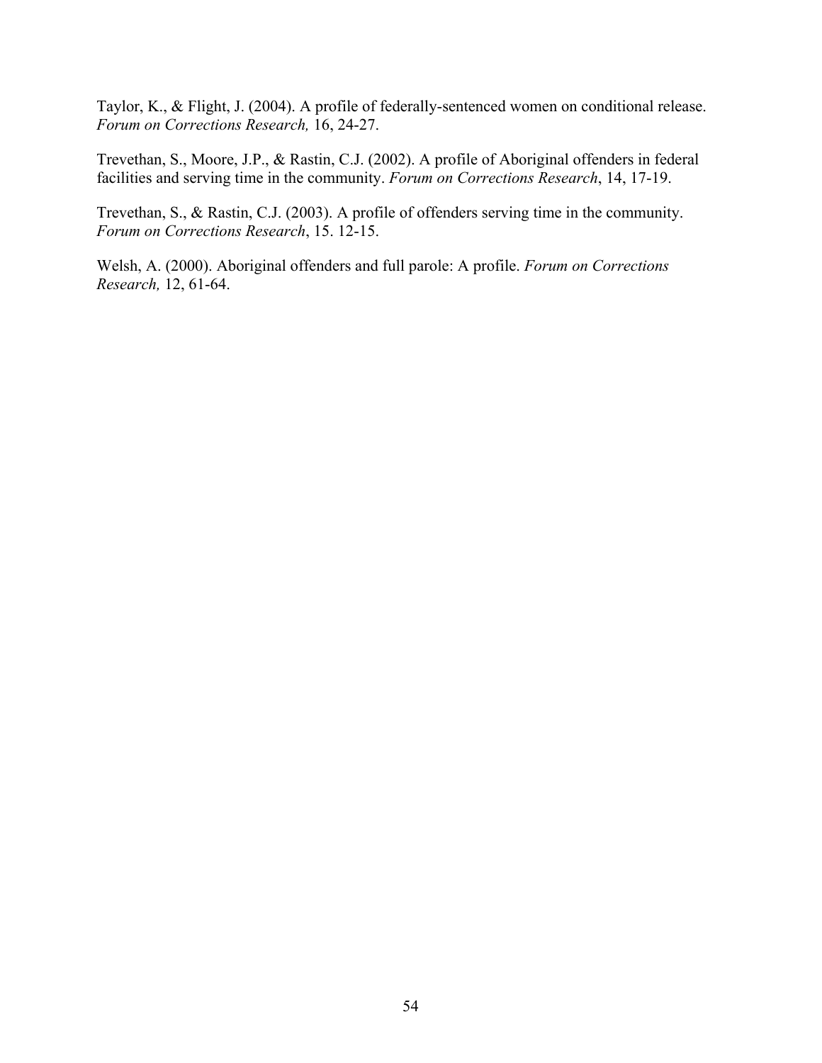Taylor, K., & Flight, J. (2004). A profile of federally-sentenced women on conditional release. *Forum on Corrections Research,* 16, 24-27.

Trevethan, S., Moore, J.P., & Rastin, C.J. (2002). A profile of Aboriginal offenders in federal facilities and serving time in the community. *Forum on Corrections Research*, 14, 17-19.

Trevethan, S., & Rastin, C.J. (2003). A profile of offenders serving time in the community. *Forum on Corrections Research*, 15. 12-15.

Welsh, A. (2000). Aboriginal offenders and full parole: A profile. *Forum on Corrections Research,* 12, 61-64.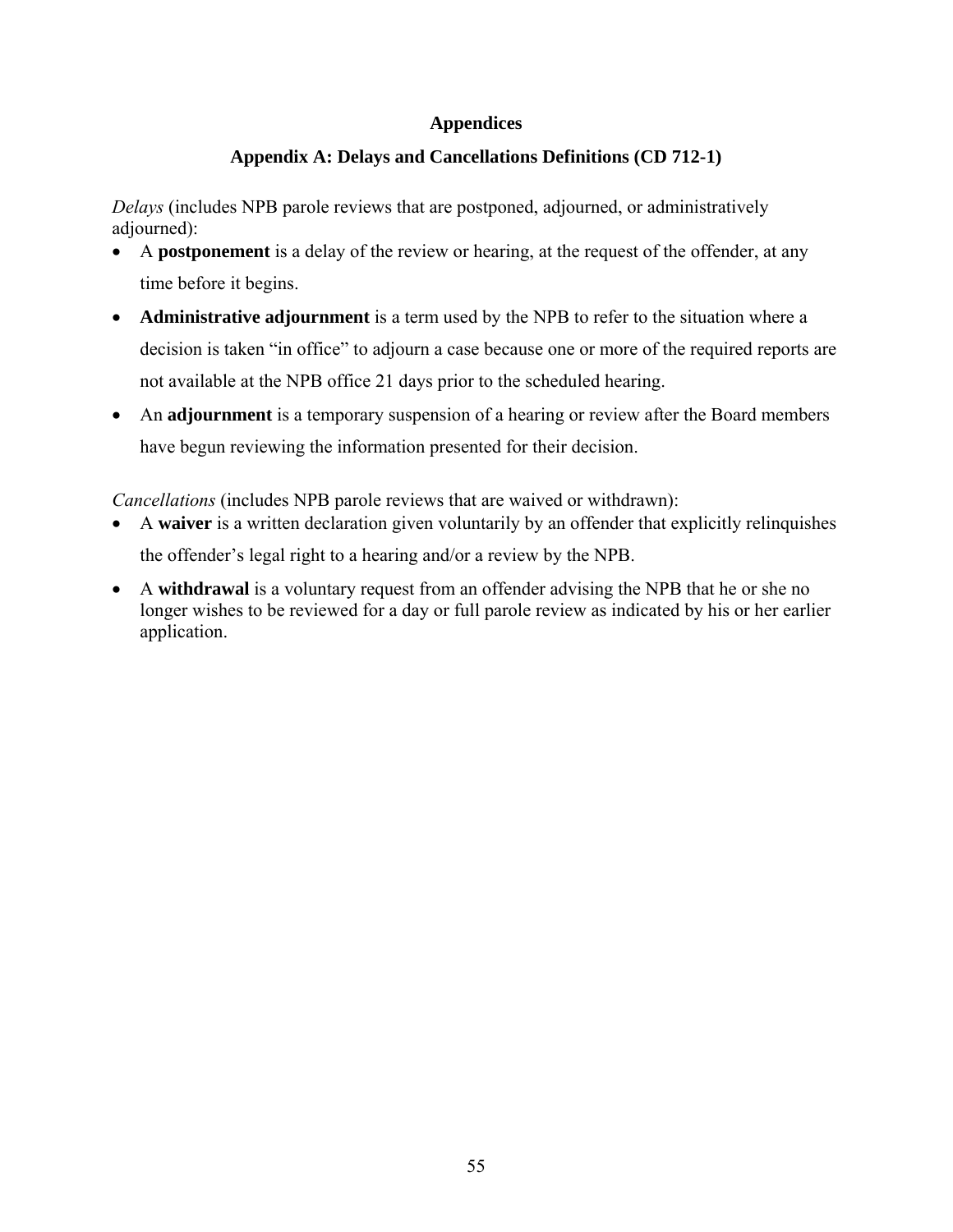# Appendices

## Appendix A: Delays and Cancellations Definitions (CD 712-1)

*Delays* (includes NPB parole reviews that are postponed, adjourned, or administratively adjourned):

- A **postponement** is a delay of the review or hearing, at the request of the offender, at any time before it begins.
- **Administrative adjournment** is a term used by the NPB to refer to the situation where a decision is taken "in office" to adjourn a case because one or more of the required reports are not available at the NPB office 21 days prior to the scheduled hearing.
- An **adjournment** is a temporary suspension of a hearing or review after the Board members have begun reviewing the information presented for their decision.

*Cancellations* (includes NPB parole reviews that are waived or withdrawn):

- A **waiver** is a written declaration given voluntarily by an offender that explicitly relinquishes the offender's legal right to a hearing and/or a review by the NPB.
- A **withdrawal** is a voluntary request from an offender advising the NPB that he or she no longer wishes to be reviewed for a day or full parole review as indicated by his or her earlier application.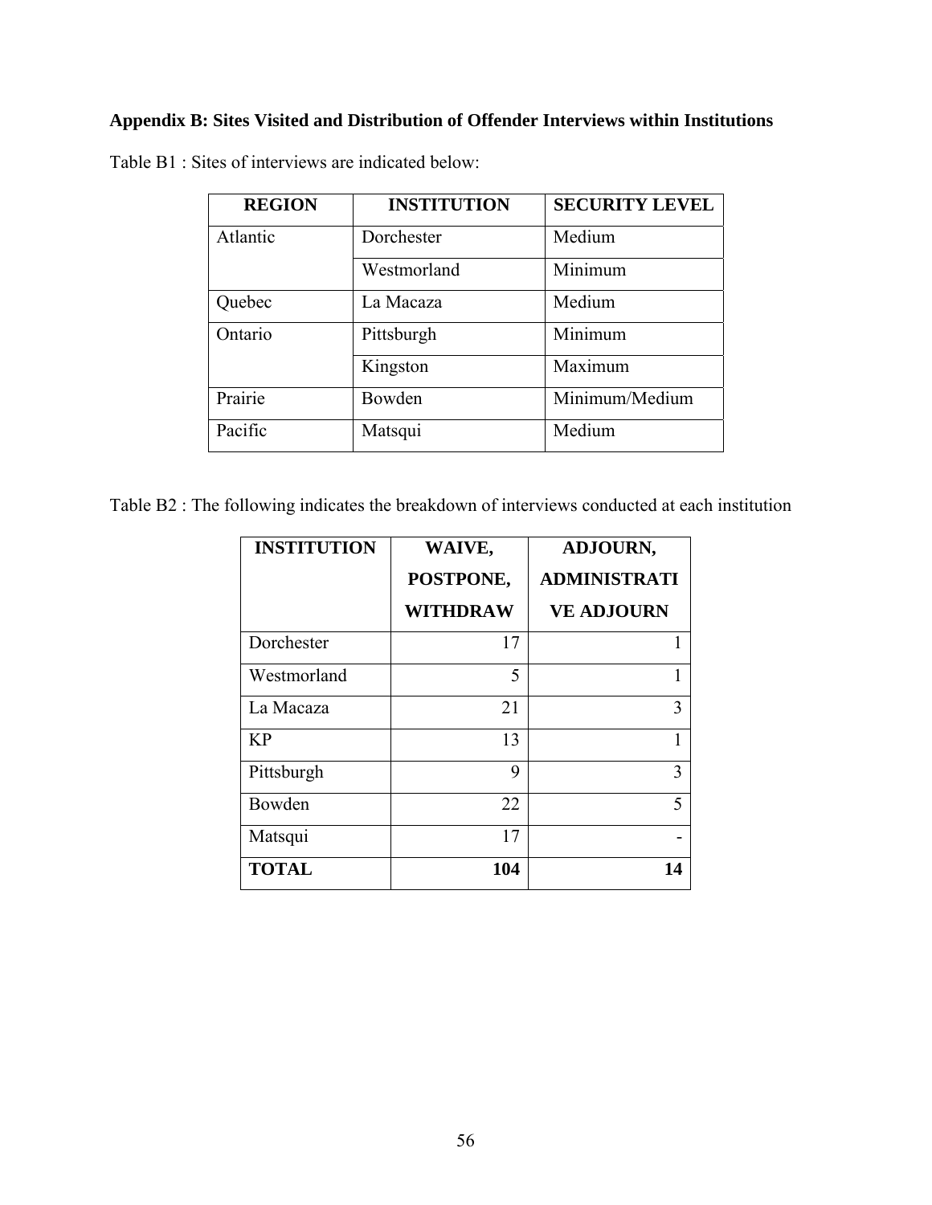## Appendix B: Sites Visited and Distribution of Offender Interviews within Institutions

Table B1 : Sites of interviews are indicated below:

| REGION | INSTITUTION | SECURITY LEVEL |
|---|---|---|
| Atlantic | Dorchester | Medium |
| | Westmorland | Minimum |
| Quebec | La Macaza | Medium |
| Ontario | Pittsburgh | Minimum |
| | Kingston | Maximum |
| Prairie | Bowden | Minimum/Medium |
| Pacific | Matsqui | Medium |

Table B2 : The following indicates the breakdown of interviews conducted at each institution

| INSTITUTION | WAIVE, POSTPONE, WITHDRAW | ADJOURN, ADMINISTRATIVE ADJOURN |
|---|---|---|
| Dorchester | 17 | 1 |
| Westmorland | 5 | 1 |
| La Macaza | 21 | 3 |
| KP | 13 | 1 |
| Pittsburgh | 9 | 3 |
| Bowden | 22 | 5 |
| Matsqui | 17 | - |
| **TOTAL** | **104** | **14** |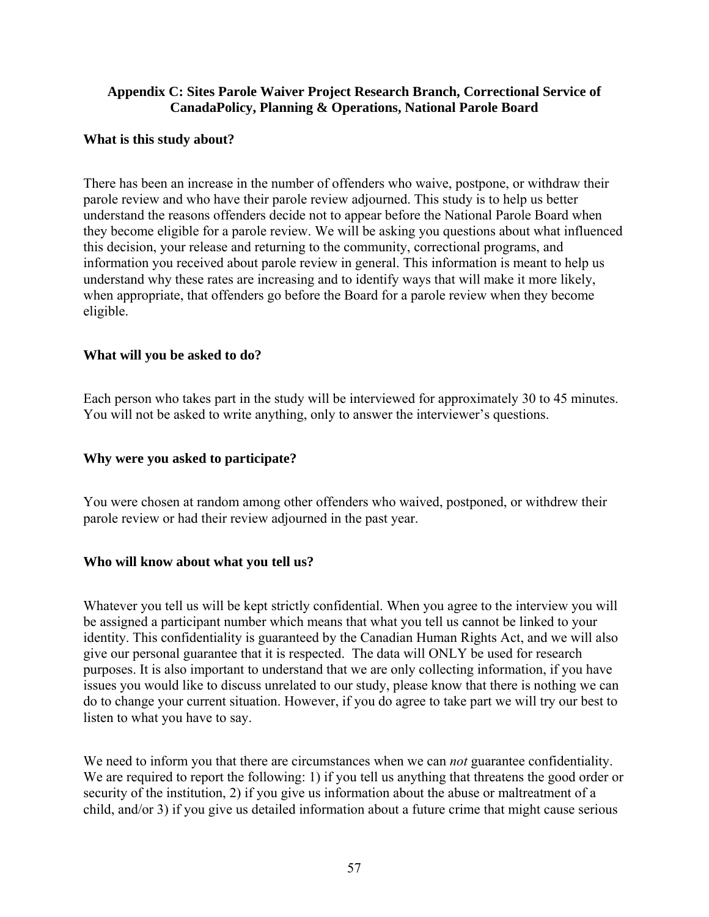**Appendix C: Sites Parole Waiver Project Research Branch, Correctional Service of CanadaPolicy, Planning & Operations, National Parole Board**

**What is this study about?**

There has been an increase in the number of offenders who waive, postpone, or withdraw their parole review and who have their parole review adjourned. This study is to help us better understand the reasons offenders decide not to appear before the National Parole Board when they become eligible for a parole review. We will be asking you questions about what influenced this decision, your release and returning to the community, correctional programs, and information you received about parole review in general. This information is meant to help us understand why these rates are increasing and to identify ways that will make it more likely, when appropriate, that offenders go before the Board for a parole review when they become eligible.

**What will you be asked to do?**

Each person who takes part in the study will be interviewed for approximately 30 to 45 minutes. You will not be asked to write anything, only to answer the interviewer's questions.

**Why were you asked to participate?**

You were chosen at random among other offenders who waived, postponed, or withdrew their parole review or had their review adjourned in the past year.

**Who will know about what you tell us?**

Whatever you tell us will be kept strictly confidential. When you agree to the interview you will be assigned a participant number which means that what you tell us cannot be linked to your identity. This confidentiality is guaranteed by the Canadian Human Rights Act, and we will also give our personal guarantee that it is respected. The data will ONLY be used for research purposes. It is also important to understand that we are only collecting information, if you have issues you would like to discuss unrelated to our study, please know that there is nothing we can do to change your current situation. However, if you do agree to take part we will try our best to listen to what you have to say.

We need to inform you that there are circumstances when we can *not* guarantee confidentiality. We are required to report the following: 1) if you tell us anything that threatens the good order or security of the institution, 2) if you give us information about the abuse or maltreatment of a child, and/or 3) if you give us detailed information about a future crime that might cause serious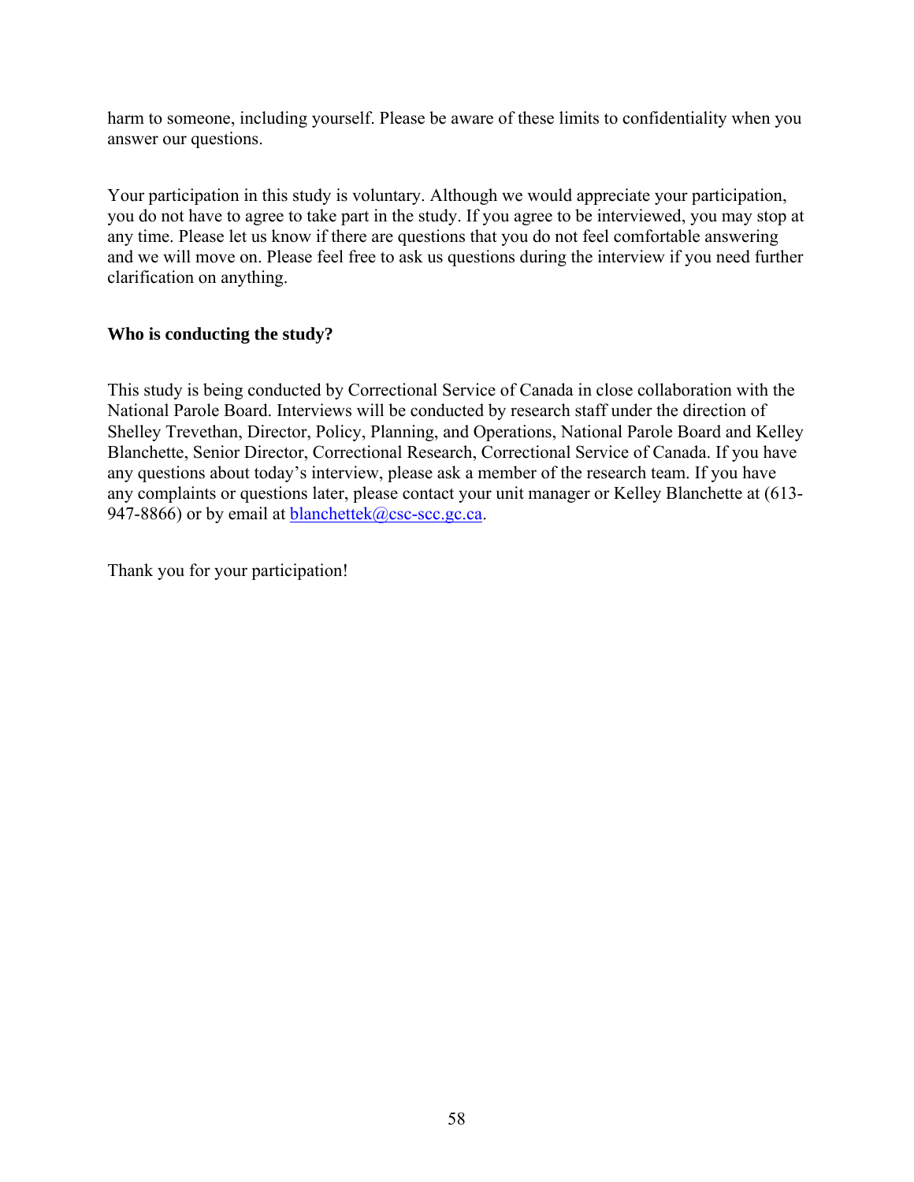harm to someone, including yourself. Please be aware of these limits to confidentiality when you answer our questions.

Your participation in this study is voluntary. Although we would appreciate your participation, you do not have to agree to take part in the study. If you agree to be interviewed, you may stop at any time. Please let us know if there are questions that you do not feel comfortable answering and we will move on. Please feel free to ask us questions during the interview if you need further clarification on anything.

**Who is conducting the study?**

This study is being conducted by Correctional Service of Canada in close collaboration with the National Parole Board. Interviews will be conducted by research staff under the direction of Shelley Trevethan, Director, Policy, Planning, and Operations, National Parole Board and Kelley Blanchette, Senior Director, Correctional Research, Correctional Service of Canada. If you have any questions about today's interview, please ask a member of the research team. If you have any complaints or questions later, please contact your unit manager or Kelley Blanchette at (613-947-8866) or by email at blanchettek@csc-scc.gc.ca.

Thank you for your participation!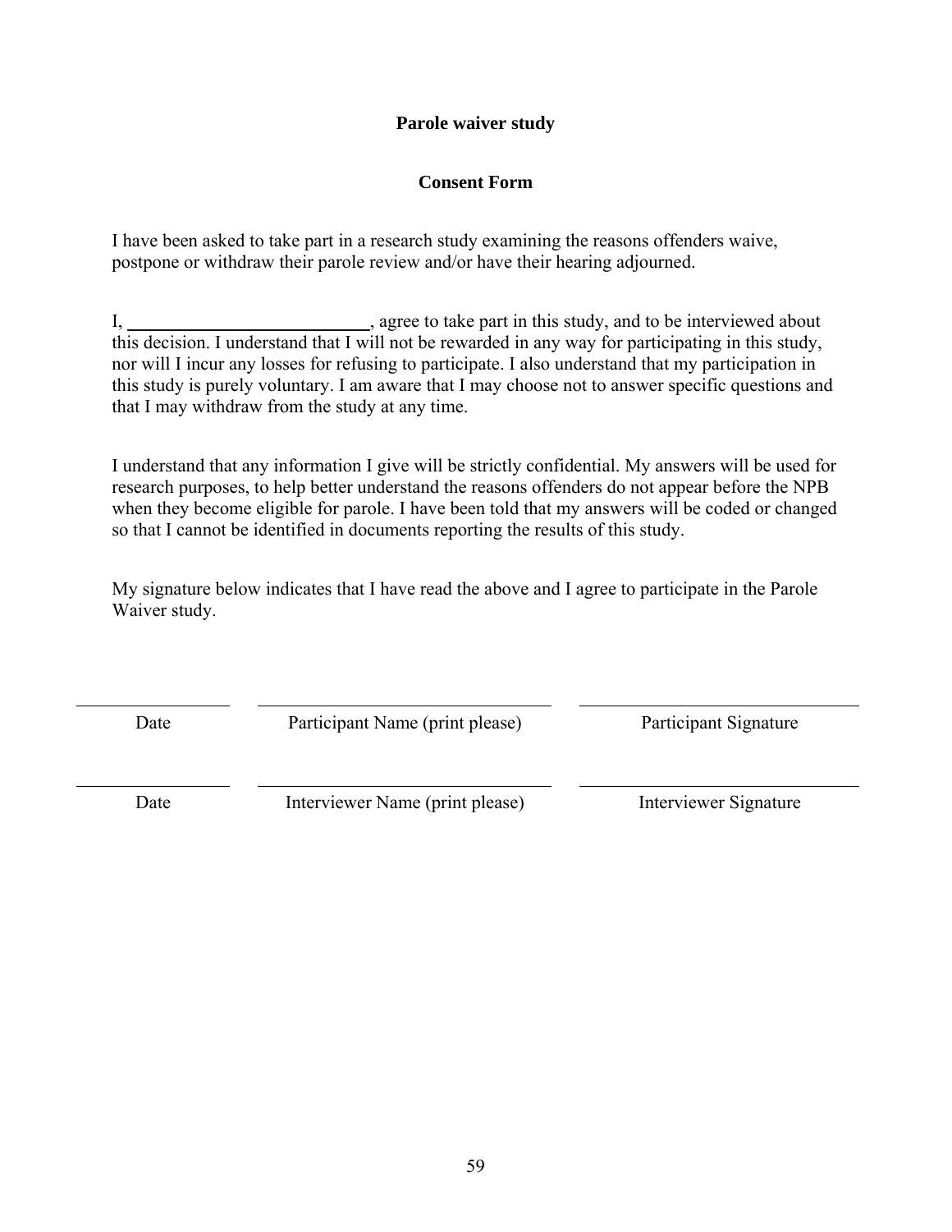**Parole waiver study**

**Consent Form**

I have been asked to take part in a research study examining the reasons offenders waive, postpone or withdraw their parole review and/or have their hearing adjourned.

I, ___________________________, agree to take part in this study, and to be interviewed about this decision. I understand that I will not be rewarded in any way for participating in this study, nor will I incur any losses for refusing to participate. I also understand that my participation in this study is purely voluntary. I am aware that I may choose not to answer specific questions and that I may withdraw from the study at any time.

I understand that any information I give will be strictly confidential. My answers will be used for research purposes, to help better understand the reasons offenders do not appear before the NPB when they become eligible for parole. I have been told that my answers will be coded or changed so that I cannot be identified in documents reporting the results of this study.

My signature below indicates that I have read the above and I agree to participate in the Parole Waiver study.

| ______________ | ______________________________ | ______________________________ |
|---|---|---|
| Date | Participant Name (print please) | Participant Signature |
| ______________ | ______________________________ | ______________________________ |
| Date | Interviewer Name (print please) | Interviewer Signature |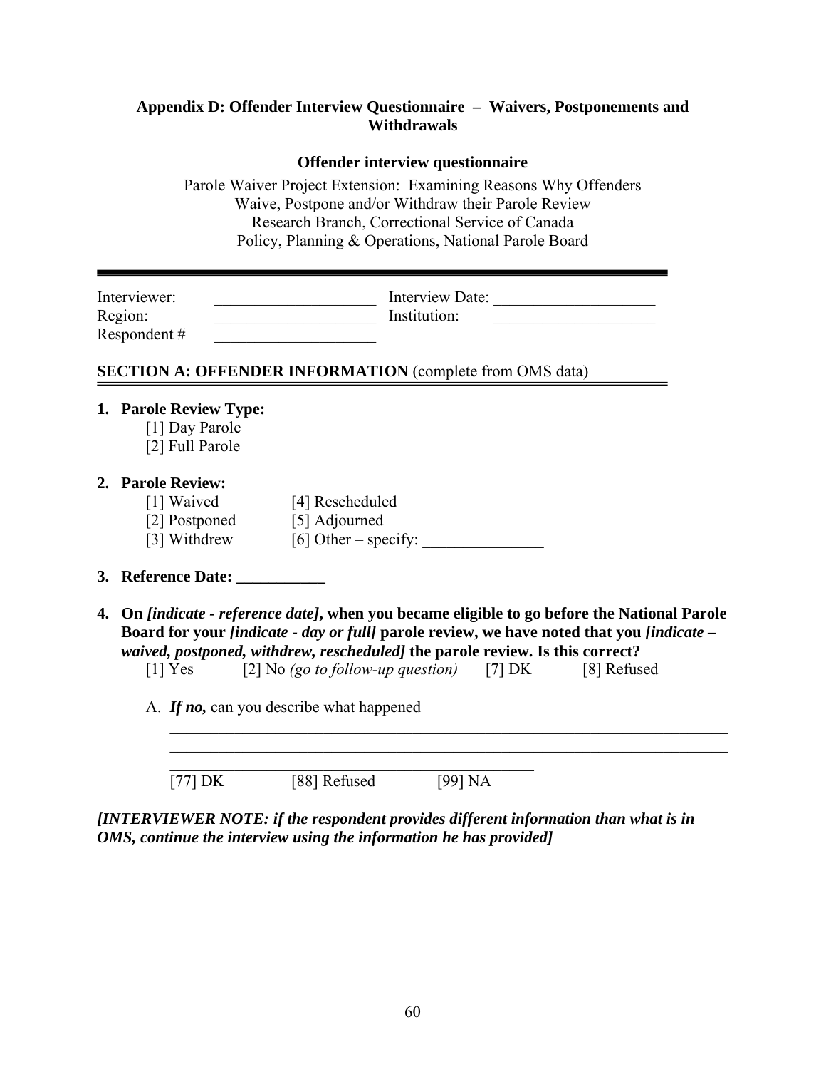## Appendix D: Offender Interview Questionnaire – Waivers, Postponements and Withdrawals

**Offender interview questionnaire**

Parole Waiver Project Extension: Examining Reasons Why Offenders Waive, Postpone and/or Withdraw their Parole Review
Research Branch, Correctional Service of Canada
Policy, Planning & Operations, National Parole Board

---

Interviewer: ____________________ Interview Date: ____________________
Region: ____________________ Institution: ____________________
Respondent # ____________________

### SECTION A: OFFENDER INFORMATION (complete from OMS data)

**1. Parole Review Type:**

[1] Day Parole
[2] Full Parole

**2. Parole Review:**

[1] Waived [4] Rescheduled
[2] Postponed [5] Adjourned
[3] Withdrew [6] Other – specify: _______________

**3. Reference Date: ___________**

**4. On *[indicate - reference date]*, when you became eligible to go before the National Parole Board for your *[indicate - day or full]* parole review, we have noted that you *[indicate – waived, postponed, withdrew, rescheduled]* the parole review. Is this correct?**

[1] Yes [2] No *(go to follow-up question)* [7] DK [8] Refused

A. ***If no,*** can you describe what happened

________________________________________________________________________
________________________________________________________________________
________________________________________________

[77] DK [88] Refused [99] NA

***[INTERVIEWER NOTE: if the respondent provides different information than what is in OMS, continue the interview using the information he has provided]***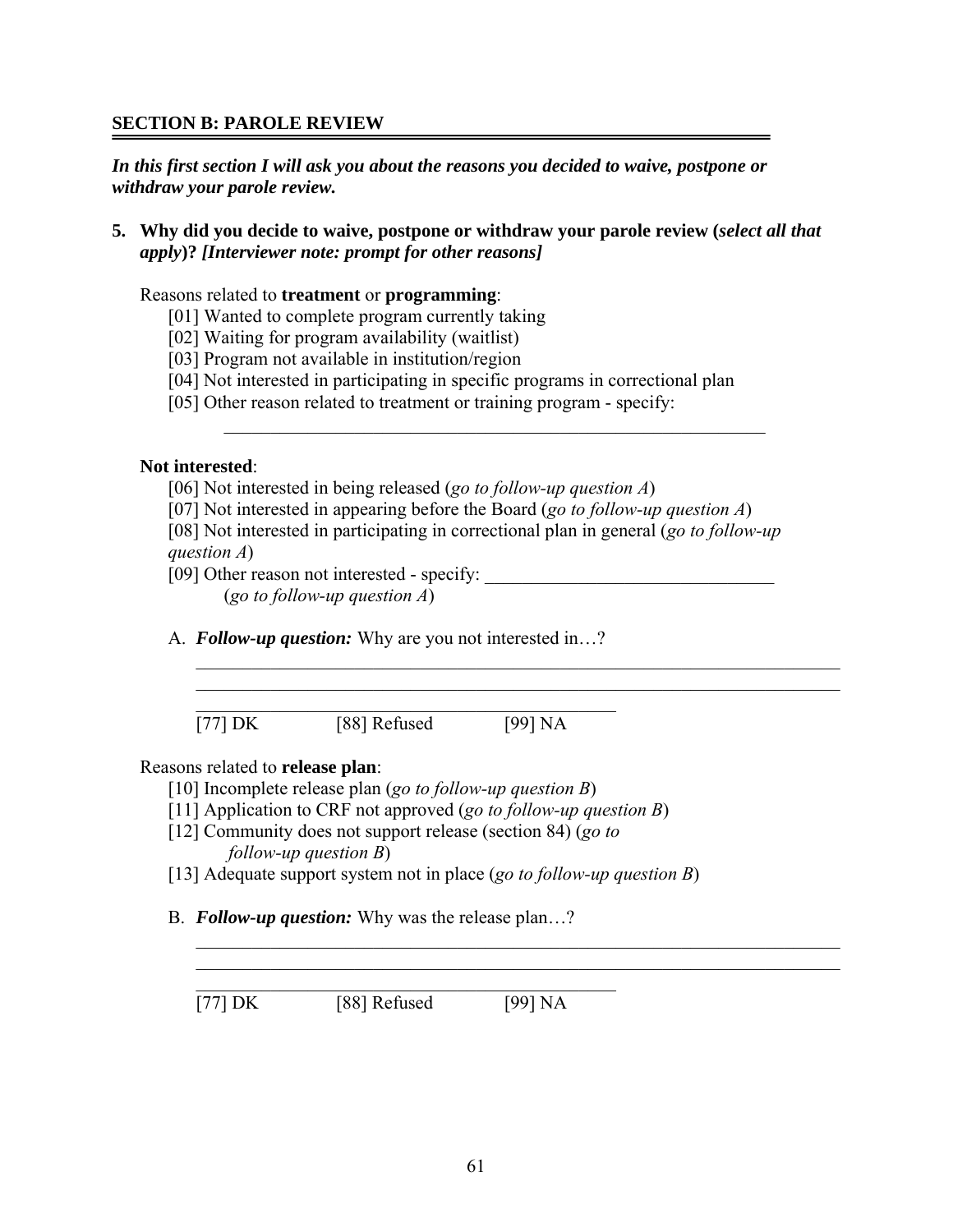## SECTION B: PAROLE REVIEW

***In this first section I will ask you about the reasons you decided to waive, postpone or withdraw your parole review.***

**5. Why did you decide to waive, postpone or withdraw your parole review (*select all that apply*)? *[Interviewer note: prompt for other reasons]***

Reasons related to **treatment** or **programming**:

[01] Wanted to complete program currently taking
[02] Waiting for program availability (waitlist)
[03] Program not available in institution/region
[04] Not interested in participating in specific programs in correctional plan
[05] Other reason related to treatment or training program - specify: ______________________________

**Not interested**:

[06] Not interested in being released (*go to follow-up question A*)
[07] Not interested in appearing before the Board (*go to follow-up question A*)
[08] Not interested in participating in correctional plan in general (*go to follow-up question A*)
[09] Other reason not interested - specify: ______________________________ (*go to follow-up question A*)

A. ***Follow-up question:*** Why are you not interested in…?

______________________________________________________________________
______________________________________________________________________
______________________________________________

[77] DK [88] Refused [99] NA

Reasons related to **release plan**:

[10] Incomplete release plan (*go to follow-up question B*)
[11] Application to CRF not approved (*go to follow-up question B*)
[12] Community does not support release (section 84) (*go to follow-up question B*)
[13] Adequate support system not in place (*go to follow-up question B*)

B. ***Follow-up question:*** Why was the release plan…?

______________________________________________________________________
______________________________________________________________________
______________________________________________

[77] DK [88] Refused [99] NA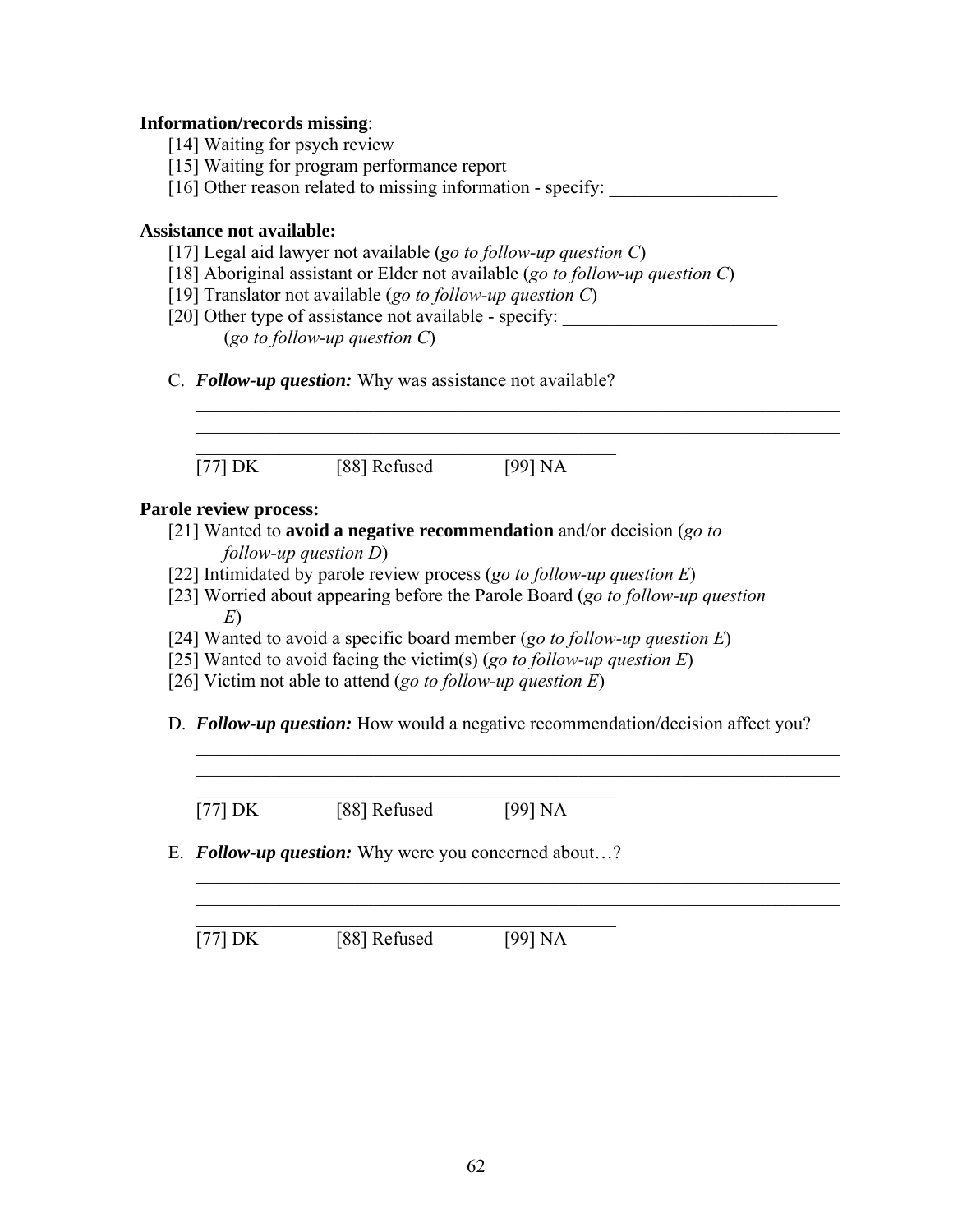**Information/records missing**:

[14] Waiting for psych review
[15] Waiting for program performance report
[16] Other reason related to missing information - specify: __________________

**Assistance not available:**

[17] Legal aid lawyer not available (*go to follow-up question C*)
[18] Aboriginal assistant or Elder not available (*go to follow-up question C*)
[19] Translator not available (*go to follow-up question C*)
[20] Other type of assistance not available - specify: _______________________ (*go to follow-up question C*)

C. ***Follow-up question:*** Why was assistance not available?

_______________________________________________________________________
_______________________________________________________________________
_______________________________________________

[77] DK [88] Refused [99] NA

**Parole review process:**

[21] Wanted to **avoid a negative recommendation** and/or decision (*go to follow-up question D*)
[22] Intimidated by parole review process (*go to follow-up question E*)
[23] Worried about appearing before the Parole Board (*go to follow-up question E*)
[24] Wanted to avoid a specific board member (*go to follow-up question E*)
[25] Wanted to avoid facing the victim(s) (*go to follow-up question E*)
[26] Victim not able to attend (*go to follow-up question E*)

D. ***Follow-up question:*** How would a negative recommendation/decision affect you?

_______________________________________________________________________
_______________________________________________________________________
_______________________________________________

[77] DK [88] Refused [99] NA

E. ***Follow-up question:*** Why were you concerned about…?

_______________________________________________________________________
_______________________________________________________________________
_______________________________________________

[77] DK [88] Refused [99] NA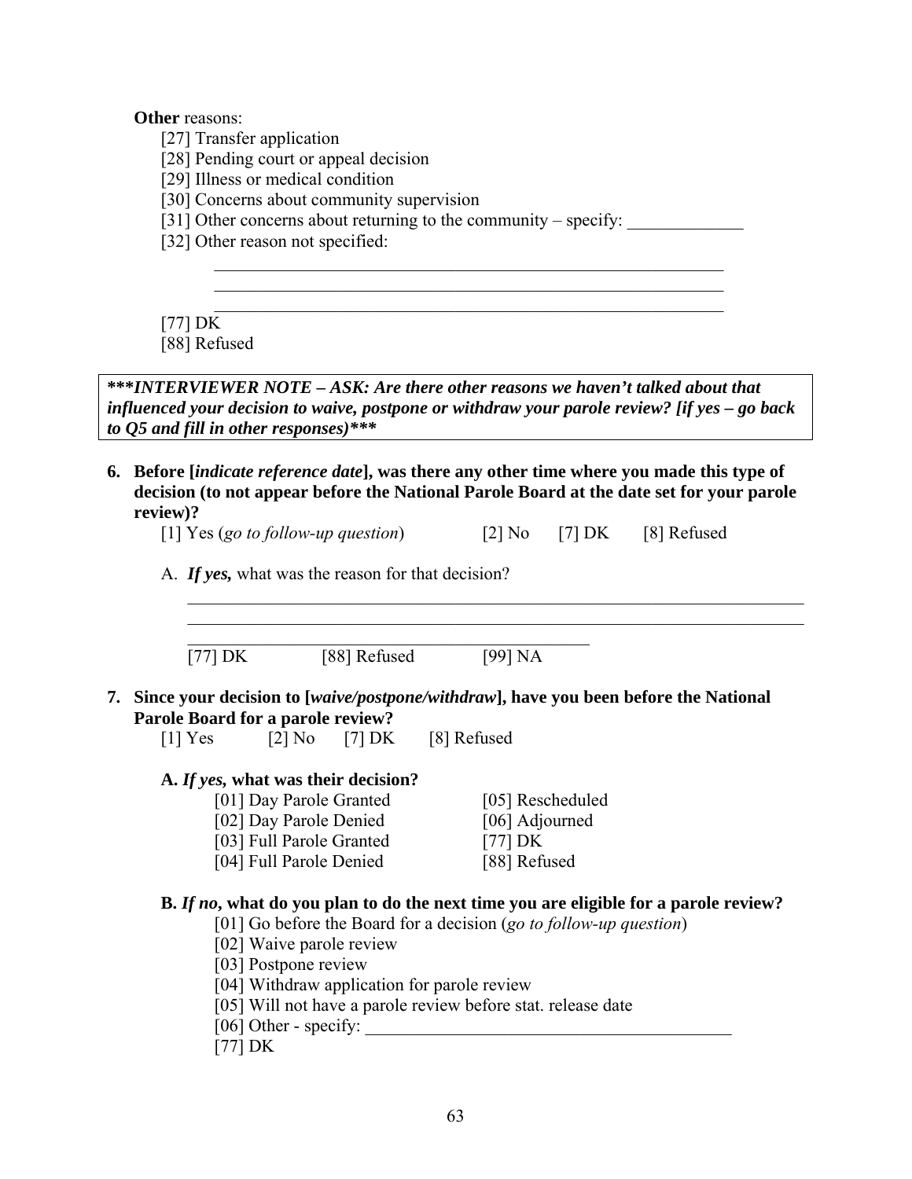**Other** reasons:

[27] Transfer application
[28] Pending court or appeal decision
[29] Illness or medical condition
[30] Concerns about community supervision
[31] Other concerns about returning to the community – specify: _____________
[32] Other reason not specified:

_____________________________________________________________
_____________________________________________________________
_____________________________________________________________

[77] DK
[88] Refused

***\*\*\*INTERVIEWER NOTE – ASK: Are there other reasons we haven't talked about that influenced your decision to waive, postpone or withdraw your parole review? [if yes – go back to Q5 and fill in other responses)\*\*\****

**6. Before [*indicate reference date*], was there any other time where you made this type of decision (to not appear before the National Parole Board at the date set for your parole review)?**

[1] Yes (*go to follow-up question*)   [2] No   [7] DK   [8] Refused

A. ***If yes,*** what was the reason for that decision?

_____________________________________________________________________
_____________________________________________________________________
_____________________________________________

[77] DK   [88] Refused   [99] NA

**7. Since your decision to [*waive/postpone/withdraw*], have you been before the National Parole Board for a parole review?**

[1] Yes   [2] No   [7] DK   [8] Refused

**A. *If yes,* what was their decision?**

[01] Day Parole Granted
[02] Day Parole Denied
[03] Full Parole Granted
[04] Full Parole Denied
[05] Rescheduled
[06] Adjourned
[77] DK
[88] Refused

**B. *If no*, what do you plan to do the next time you are eligible for a parole review?**

[01] Go before the Board for a decision (*go to follow-up question*)
[02] Waive parole review
[03] Postpone review
[04] Withdraw application for parole review
[05] Will not have a parole review before stat. release date
[06] Other - specify: ___________________________________________
[77] DK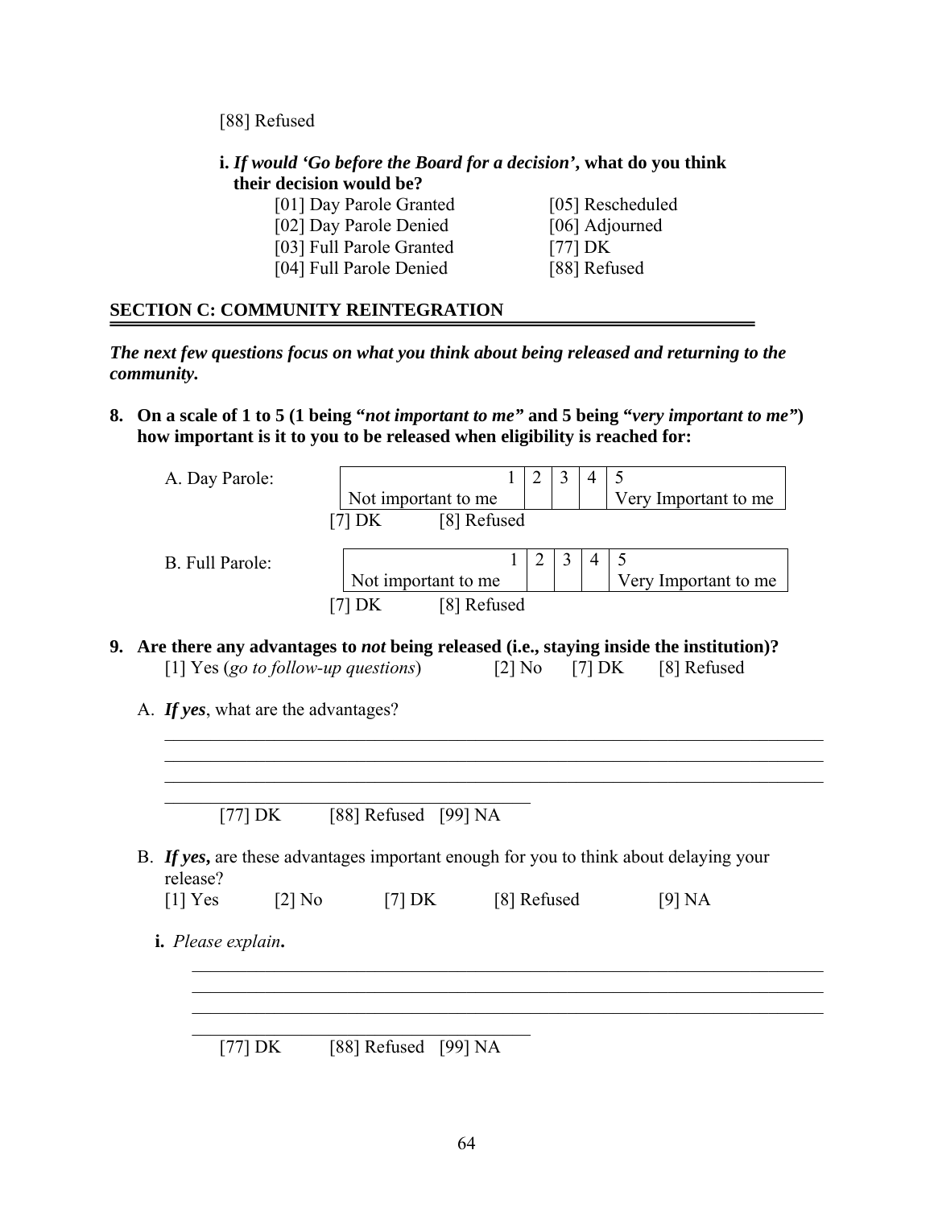[88] Refused

**i.** ***If would 'Go before the Board for a decision'*****, what do you think their decision would be?**

| | |
|---|---|
| [01] Day Parole Granted | [05] Rescheduled |
| [02] Day Parole Denied | [06] Adjourned |
| [03] Full Parole Granted | [77] DK |
| [04] Full Parole Denied | [88] Refused |

## SECTION C: COMMUNITY REINTEGRATION

***The next few questions focus on what you think about being released and returning to the community.***

**8. On a scale of 1 to 5 (1 being "*not important to me*" and 5 being "*very important to me*") how important is it to you to be released when eligibility is reached for:**

A. Day Parole:

| 1 | 2 | 3 | 4 | 5 |
|---|---|---|---|---|
| Not important to me | | | | Very Important to me |

[7] DK [8] Refused

B. Full Parole:

| 1 | 2 | 3 | 4 | 5 |
|---|---|---|---|---|
| Not important to me | | | | Very Important to me |

[7] DK [8] Refused

**9. Are there any advantages to *not* being released (i.e., staying inside the institution)?**
[1] Yes (*go to follow-up questions*) [2] No [7] DK [8] Refused

A. ***If yes***, what are the advantages?

______________________________________________________________________________
______________________________________________________________________________
______________________________________________________________________________
__________________________________________

[77] DK [88] Refused [99] NA

B. ***If yes*****,** are these advantages important enough for you to think about delaying your release?
[1] Yes [2] No [7] DK [8] Refused [9] NA

**i.** *Please explain***.**

______________________________________________________________________________
______________________________________________________________________________
______________________________________________________________________________
__________________________________________

[77] DK [88] Refused [99] NA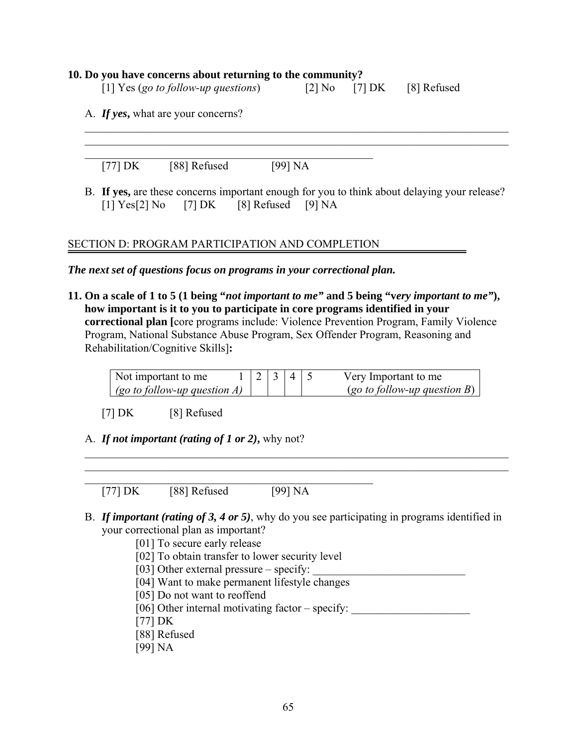**10. Do you have concerns about returning to the community?**

[1] Yes (*go to follow-up questions*) [2] No [7] DK [8] Refused

A. ***If yes,*** what are your concerns?

______________________________________________________________________________
______________________________________________________________________________
______________________________________________________________

[77] DK [88] Refused [99] NA

B. **If yes,** are these concerns important enough for you to think about delaying your release?
[1] Yes[2] No [7] DK [8] Refused [9] NA

SECTION D: PROGRAM PARTICIPATION AND COMPLETION

***The next set of questions focus on programs in your correctional plan.***

**11. On a scale of 1 to 5 (1 being "*not important to me*" and 5 being "*very important to me*"), how important is it to you to participate in core programs identified in your correctional plan [**core programs include: Violence Prevention Program, Family Violence Program, National Substance Abuse Program, Sex Offender Program, Reasoning and Rehabilitation/Cognitive Skills]**:**

| Not important to me *(go to follow-up question A)* 1 | 2 | 3 | 4 | 5 Very Important to me (*go to follow-up question B*) |
|---|---|---|---|---|

[7] DK [8] Refused

A. ***If not important (rating of 1 or 2),*** why not?

______________________________________________________________________________
______________________________________________________________________________
______________________________________________________________

[77] DK [88] Refused [99] NA

B. ***If important (rating of 3, 4 or 5)***, why do you see participating in programs identified in your correctional plan as important?

[01] To secure early release
[02] To obtain transfer to lower security level
[03] Other external pressure – specify: ___________________________
[04] Want to make permanent lifestyle changes
[05] Do not want to reoffend
[06] Other internal motivating factor – specify: _____________________
[77] DK
[88] Refused
[99] NA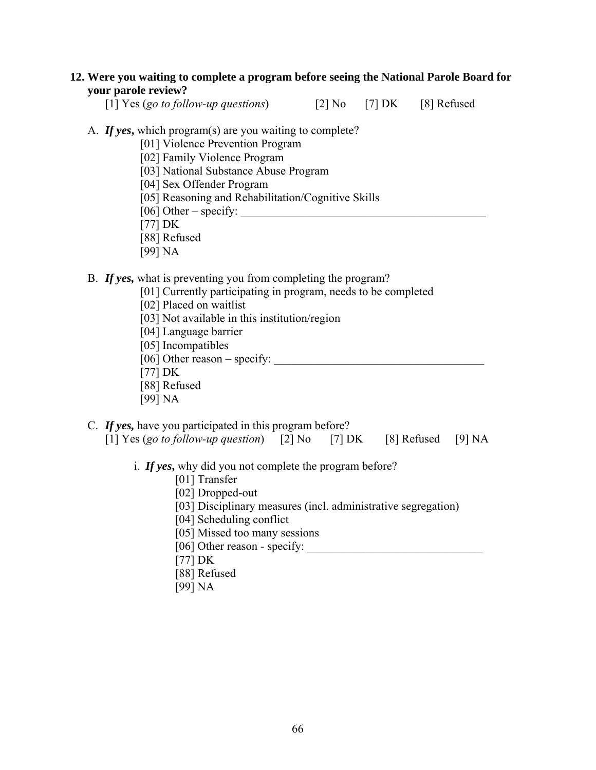**12. Were you waiting to complete a program before seeing the National Parole Board for your parole review?**

[1] Yes (*go to follow-up questions*)  [2] No  [7] DK  [8] Refused

A. ***If yes,*** which program(s) are you waiting to complete?

- [01] Violence Prevention Program
- [02] Family Violence Program
- [03] National Substance Abuse Program
- [04] Sex Offender Program
- [05] Reasoning and Rehabilitation/Cognitive Skills
- [06] Other – specify: ________________________________________
- [77] DK
- [88] Refused
- [99] NA

B. ***If yes,*** what is preventing you from completing the program?

- [01] Currently participating in program, needs to be completed
- [02] Placed on waitlist
- [03] Not available in this institution/region
- [04] Language barrier
- [05] Incompatibles
- [06] Other reason – specify: ___________________________________
- [77] DK
- [88] Refused
- [99] NA

C. ***If yes,*** have you participated in this program before?

[1] Yes (*go to follow-up question*)  [2] No  [7] DK  [8] Refused  [9] NA

i. ***If yes,*** why did you not complete the program before?

- [01] Transfer
- [02] Dropped-out
- [03] Disciplinary measures (incl. administrative segregation)
- [04] Scheduling conflict
- [05] Missed too many sessions
- [06] Other reason - specify: ____________________________
- [77] DK
- [88] Refused
- [99] NA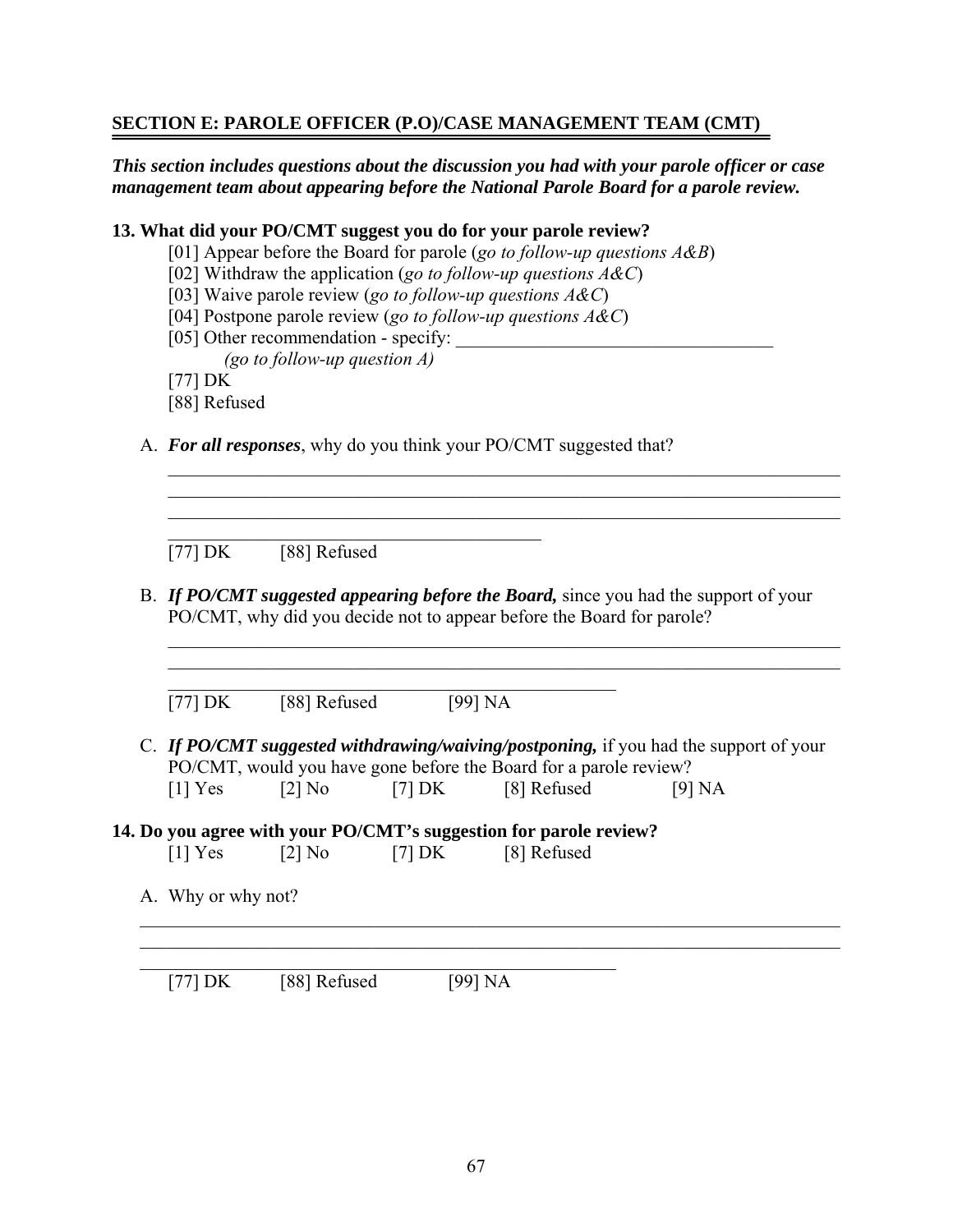**SECTION E: PAROLE OFFICER (P.O)/CASE MANAGEMENT TEAM (CMT)**

***This section includes questions about the discussion you had with your parole officer or case management team about appearing before the National Parole Board for a parole review.***

**13. What did your PO/CMT suggest you do for your parole review?**

[01] Appear before the Board for parole (*go to follow-up questions A&B*)
[02] Withdraw the application (*go to follow-up questions A&C*)
[03] Waive parole review (*go to follow-up questions A&C*)
[04] Postpone parole review (*go to follow-up questions A&C*)
[05] Other recommendation - specify: ___________________________________
*(go to follow-up question A)*
[77] DK
[88] Refused

A. ***For all responses***, why do you think your PO/CMT suggested that?

___________________________________________________________________________
___________________________________________________________________________
___________________________________________________________________________
__________________________________________
[77] DK [88] Refused

B. ***If PO/CMT suggested appearing before the Board,*** since you had the support of your PO/CMT, why did you decide not to appear before the Board for parole?

___________________________________________________________________________
___________________________________________________________________________
__________________________________________________
[77] DK [88] Refused [99] NA

C. ***If PO/CMT suggested withdrawing/waiving/postponing,*** if you had the support of your PO/CMT, would you have gone before the Board for a parole review?
[1] Yes [2] No [7] DK [8] Refused [9] NA

**14. Do you agree with your PO/CMT's suggestion for parole review?**
[1] Yes [2] No [7] DK [8] Refused

A. Why or why not?

___________________________________________________________________________
___________________________________________________________________________
_____________________________________________________
[77] DK [88] Refused [99] NA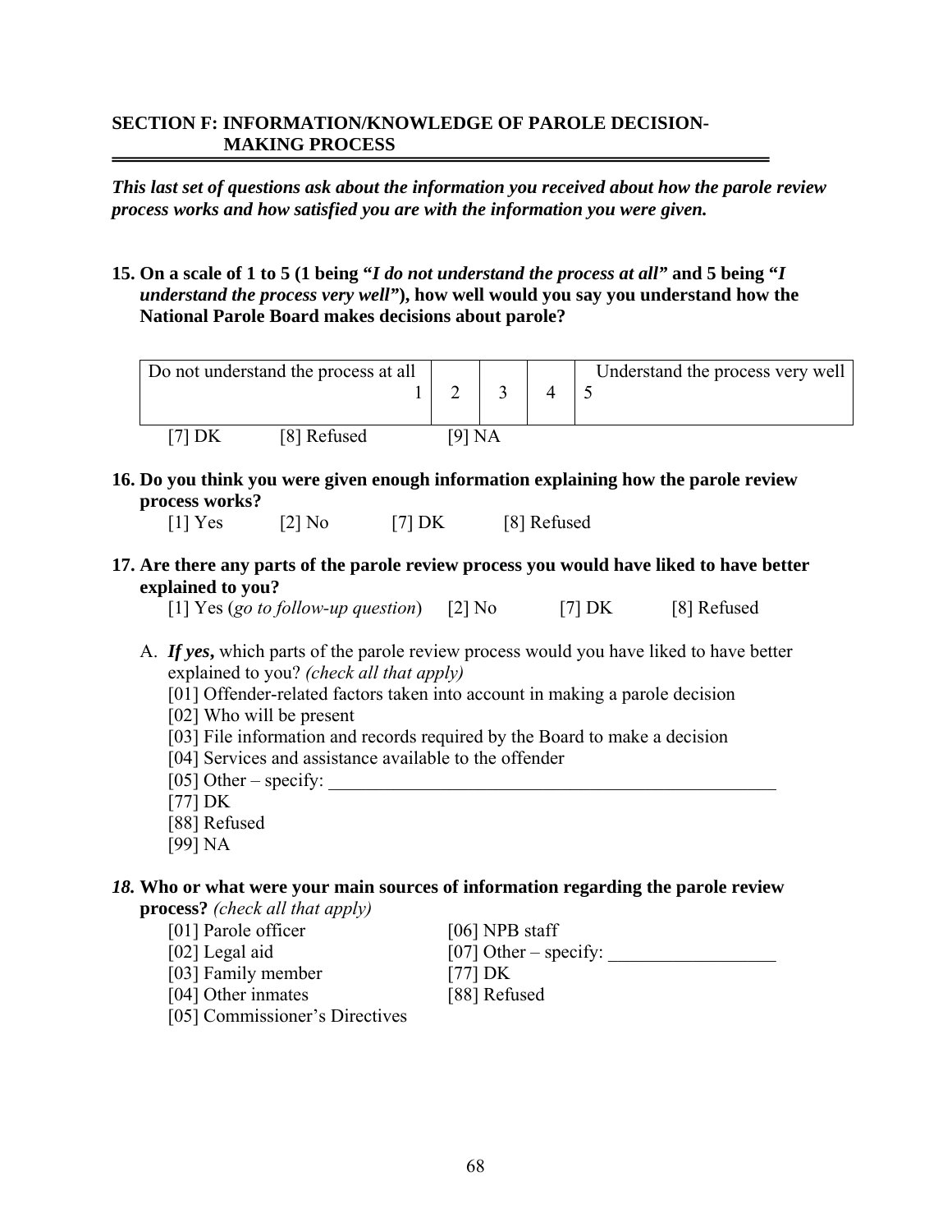## SECTION F: INFORMATION/KNOWLEDGE OF PAROLE DECISION-MAKING PROCESS

***This last set of questions ask about the information you received about how the parole review process works and how satisfied you are with the information you were given.***

**15. On a scale of 1 to 5 (1 being "*I do not understand the process at all*" and 5 being "*I understand the process very well*"), how well would you say you understand how the National Parole Board makes decisions about parole?**

| Do not understand the process at all 1 | 2 | 3 | 4 | 5 Understand the process very well |
|---|---|---|---|---|

[7] DK [8] Refused [9] NA

**16. Do you think you were given enough information explaining how the parole review process works?**

[1] Yes [2] No [7] DK [8] Refused

**17. Are there any parts of the parole review process you would have liked to have better explained to you?**

[1] Yes (*go to follow-up question*) [2] No [7] DK [8] Refused

A. ***If yes***, which parts of the parole review process would you have liked to have better explained to you? *(check all that apply)*

[01] Offender-related factors taken into account in making a parole decision
[02] Who will be present
[03] File information and records required by the Board to make a decision
[04] Services and assistance available to the offender
[05] Other – specify: ___________________________________________________
[77] DK
[88] Refused
[99] NA

***18.*** **Who or what were your main sources of information regarding the parole review process?** *(check all that apply)*

[01] Parole officer
[02] Legal aid
[03] Family member
[04] Other inmates
[05] Commissioner's Directives
[06] NPB staff
[07] Other – specify: __________________
[77] DK
[88] Refused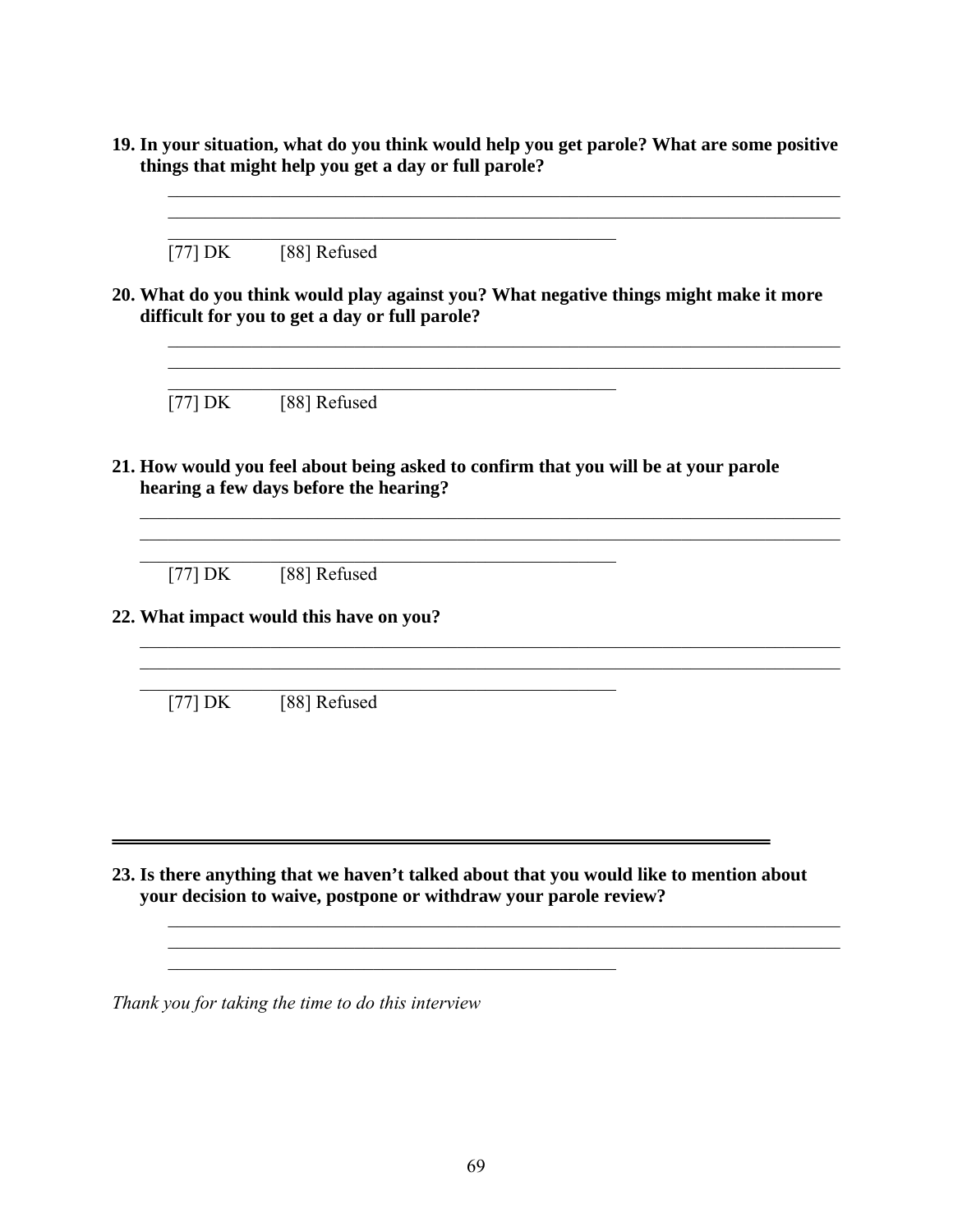**19. In your situation, what do you think would help you get parole? What are some positive things that might help you get a day or full parole?**

_______________________________________________________________________________
_______________________________________________________________________________
_____________________________________________________

[77] DK [88] Refused

**20. What do you think would play against you? What negative things might make it more difficult for you to get a day or full parole?**

_______________________________________________________________________________
_______________________________________________________________________________
_____________________________________________________

[77] DK [88] Refused

**21. How would you feel about being asked to confirm that you will be at your parole hearing a few days before the hearing?**

_______________________________________________________________________________
_______________________________________________________________________________
_____________________________________________________

[77] DK [88] Refused

**22. What impact would this have on you?**

_______________________________________________________________________________
_______________________________________________________________________________
_____________________________________________________

[77] DK [88] Refused

---

**23. Is there anything that we haven't talked about that you would like to mention about your decision to waive, postpone or withdraw your parole review?**

_______________________________________________________________________________
_______________________________________________________________________________
_____________________________________________________

*Thank you for taking the time to do this interview*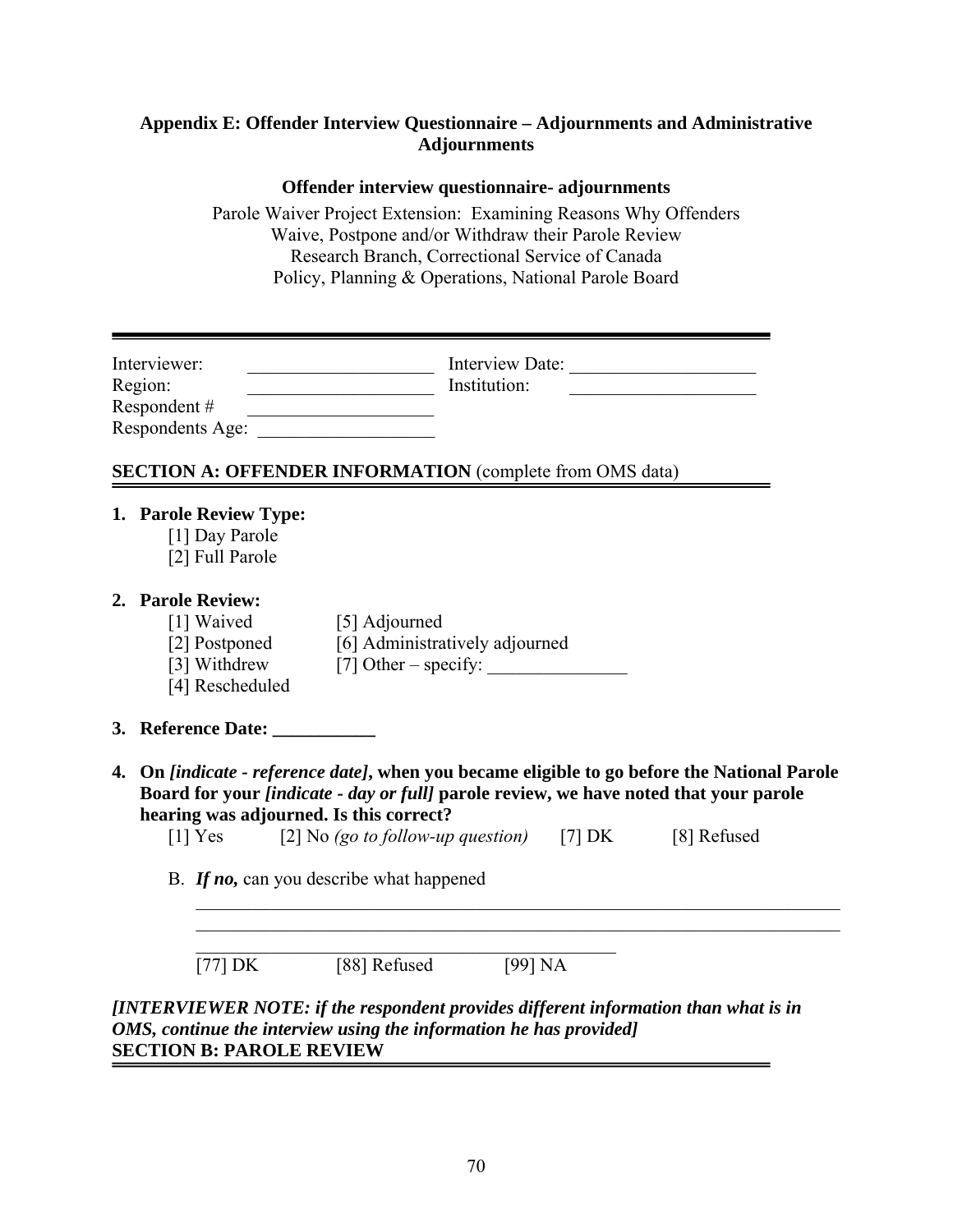## Appendix E: Offender Interview Questionnaire – Adjournments and Administrative Adjournments

**Offender interview questionnaire- adjournments**

Parole Waiver Project Extension: Examining Reasons Why Offenders Waive, Postpone and/or Withdraw their Parole Review
Research Branch, Correctional Service of Canada
Policy, Planning & Operations, National Parole Board

---

Interviewer: ____________________ Interview Date: ____________________
Region: ____________________ Institution: ____________________
Respondent # ____________________
Respondents Age: ____________________

**SECTION A: OFFENDER INFORMATION** (complete from OMS data)

1. **Parole Review Type:**
   - [1] Day Parole
   - [2] Full Parole

2. **Parole Review:**
   - [1] Waived
   - [2] Postponed
   - [3] Withdrew
   - [4] Rescheduled
   - [5] Adjourned
   - [6] Administratively adjourned
   - [7] Other – specify: _______________

3. **Reference Date: ___________**

4. **On *[indicate - reference date]*, when you became eligible to go before the National Parole Board for your *[indicate - day or full]* parole review, we have noted that your parole hearing was adjourned. Is this correct?**

   [1] Yes [2] No *(go to follow-up question)* [7] DK [8] Refused

   B. ***If no,*** can you describe what happened

   ________________________________________________________________________
   ________________________________________________________________________
   ______________________________________________

   [77] DK [88] Refused [99] NA

***[INTERVIEWER NOTE: if the respondent provides different information than what is in OMS, continue the interview using the information he has provided]***

**SECTION B: PAROLE REVIEW**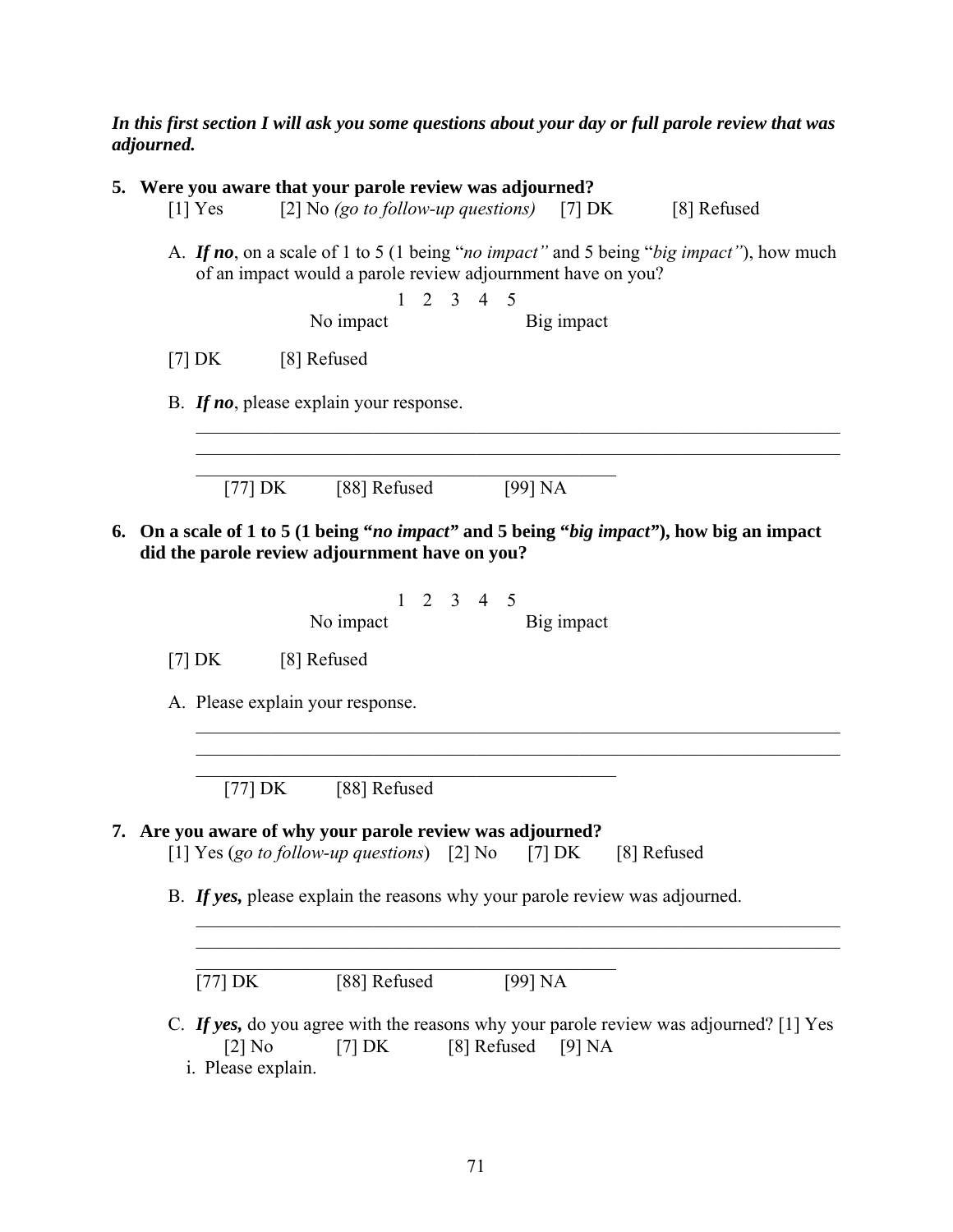***In this first section I will ask you some questions about your day or full parole review that was adjourned.***

**5. Were you aware that your parole review was adjourned?**

[1] Yes [2] No *(go to follow-up questions)* [7] DK [8] Refused

A. ***If no***, on a scale of 1 to 5 (1 being "*no impact"* and 5 being "*big impact"*), how much of an impact would a parole review adjournment have on you?

1 2 3 4 5

No impact Big impact

[7] DK [8] Refused

B. ***If no***, please explain your response.

\_\_\_\_\_\_\_\_\_\_\_\_\_\_\_\_\_\_\_\_\_\_\_\_\_\_\_\_\_\_\_\_\_\_\_\_\_\_\_\_\_\_\_\_\_\_\_\_\_\_\_\_\_\_\_\_\_\_\_\_\_\_\_\_

\_\_\_\_\_\_\_\_\_\_\_\_\_\_\_\_\_\_\_\_\_\_\_\_\_\_\_\_\_\_\_\_\_\_\_\_\_\_\_\_\_\_\_\_\_\_\_\_\_\_\_\_\_\_\_\_\_\_\_\_\_\_\_\_

\_\_\_\_\_\_\_\_\_\_\_\_\_\_\_\_\_\_\_\_\_\_\_\_\_\_\_\_\_\_\_\_\_\_\_\_\_\_\_\_\_\_\_\_

[77] DK [88] Refused [99] NA

**6. On a scale of 1 to 5 (1 being "*no impact*" and 5 being "*big impact*"), how big an impact did the parole review adjournment have on you?**

1 2 3 4 5

No impact Big impact

[7] DK [8] Refused

A. Please explain your response.

\_\_\_\_\_\_\_\_\_\_\_\_\_\_\_\_\_\_\_\_\_\_\_\_\_\_\_\_\_\_\_\_\_\_\_\_\_\_\_\_\_\_\_\_\_\_\_\_\_\_\_\_\_\_\_\_\_\_\_\_\_\_\_\_

\_\_\_\_\_\_\_\_\_\_\_\_\_\_\_\_\_\_\_\_\_\_\_\_\_\_\_\_\_\_\_\_\_\_\_\_\_\_\_\_\_\_\_\_\_\_\_\_\_\_\_\_\_\_\_\_\_\_\_\_\_\_\_\_

\_\_\_\_\_\_\_\_\_\_\_\_\_\_\_\_\_\_\_\_\_\_\_\_\_\_\_\_\_\_\_\_\_\_\_\_\_\_\_\_\_\_\_\_

[77] DK [88] Refused

**7. Are you aware of why your parole review was adjourned?**

[1] Yes (*go to follow-up questions*) [2] No [7] DK [8] Refused

B. ***If yes,*** please explain the reasons why your parole review was adjourned.

\_\_\_\_\_\_\_\_\_\_\_\_\_\_\_\_\_\_\_\_\_\_\_\_\_\_\_\_\_\_\_\_\_\_\_\_\_\_\_\_\_\_\_\_\_\_\_\_\_\_\_\_\_\_\_\_\_\_\_\_\_\_\_\_

\_\_\_\_\_\_\_\_\_\_\_\_\_\_\_\_\_\_\_\_\_\_\_\_\_\_\_\_\_\_\_\_\_\_\_\_\_\_\_\_\_\_\_\_\_\_\_\_\_\_\_\_\_\_\_\_\_\_\_\_\_\_\_\_

\_\_\_\_\_\_\_\_\_\_\_\_\_\_\_\_\_\_\_\_\_\_\_\_\_\_\_\_\_\_\_\_\_\_\_\_\_\_\_\_\_\_\_\_

[77] DK [88] Refused [99] NA

C. ***If yes,*** do you agree with the reasons why your parole review was adjourned? [1] Yes [2] No [7] DK [8] Refused [9] NA

i. Please explain.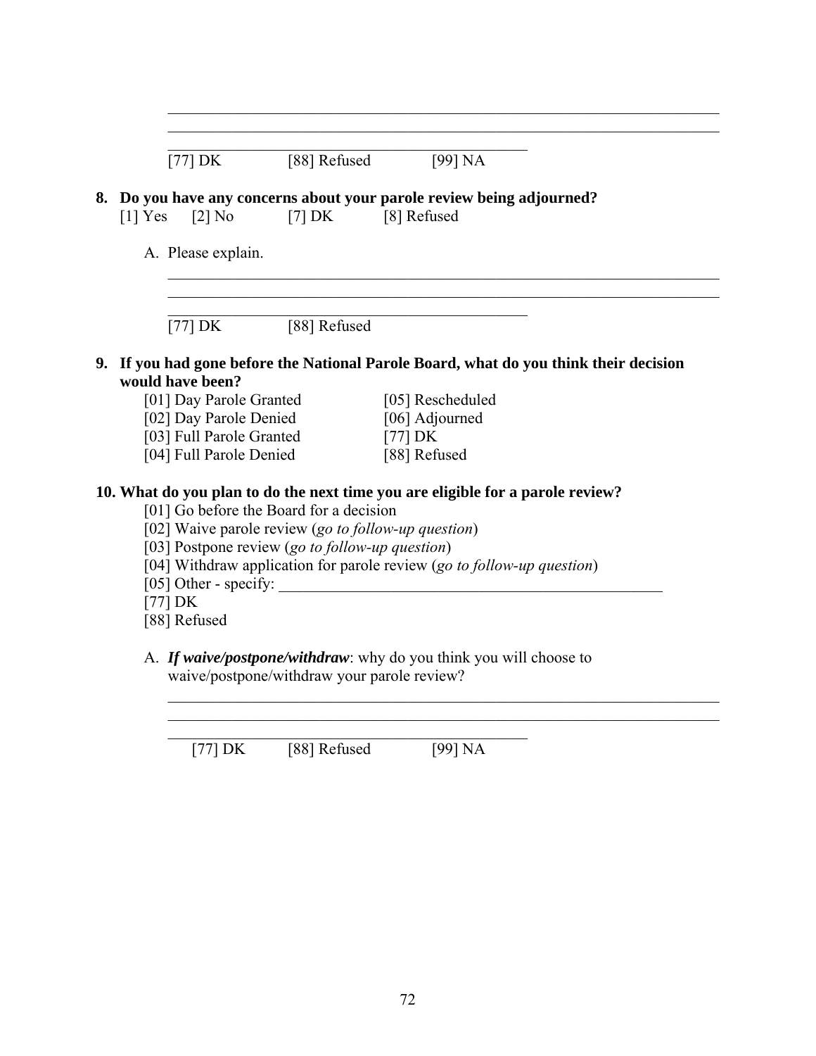______________________________________________________________________________
______________________________________________________________________________
______________________________________________________

[77] DK [88] Refused [99] NA

**8. Do you have any concerns about your parole review being adjourned?**

[1] Yes [2] No [7] DK [8] Refused

A. Please explain.

______________________________________________________________________________
______________________________________________________________________________
______________________________________________________

[77] DK [88] Refused

**9. If you had gone before the National Parole Board, what do you think their decision would have been?**

[01] Day Parole Granted
[02] Day Parole Denied
[03] Full Parole Granted
[04] Full Parole Denied
[05] Rescheduled
[06] Adjourned
[77] DK
[88] Refused

**10. What do you plan to do the next time you are eligible for a parole review?**

[01] Go before the Board for a decision
[02] Waive parole review (*go to follow-up question*)
[03] Postpone review (*go to follow-up question*)
[04] Withdraw application for parole review (*go to follow-up question*)
[05] Other - specify: ______________________________________________________
[77] DK
[88] Refused

A. ***If waive/postpone/withdraw***: why do you think you will choose to waive/postpone/withdraw your parole review?

______________________________________________________________________________
______________________________________________________________________________
______________________________________________________

[77] DK [88] Refused [99] NA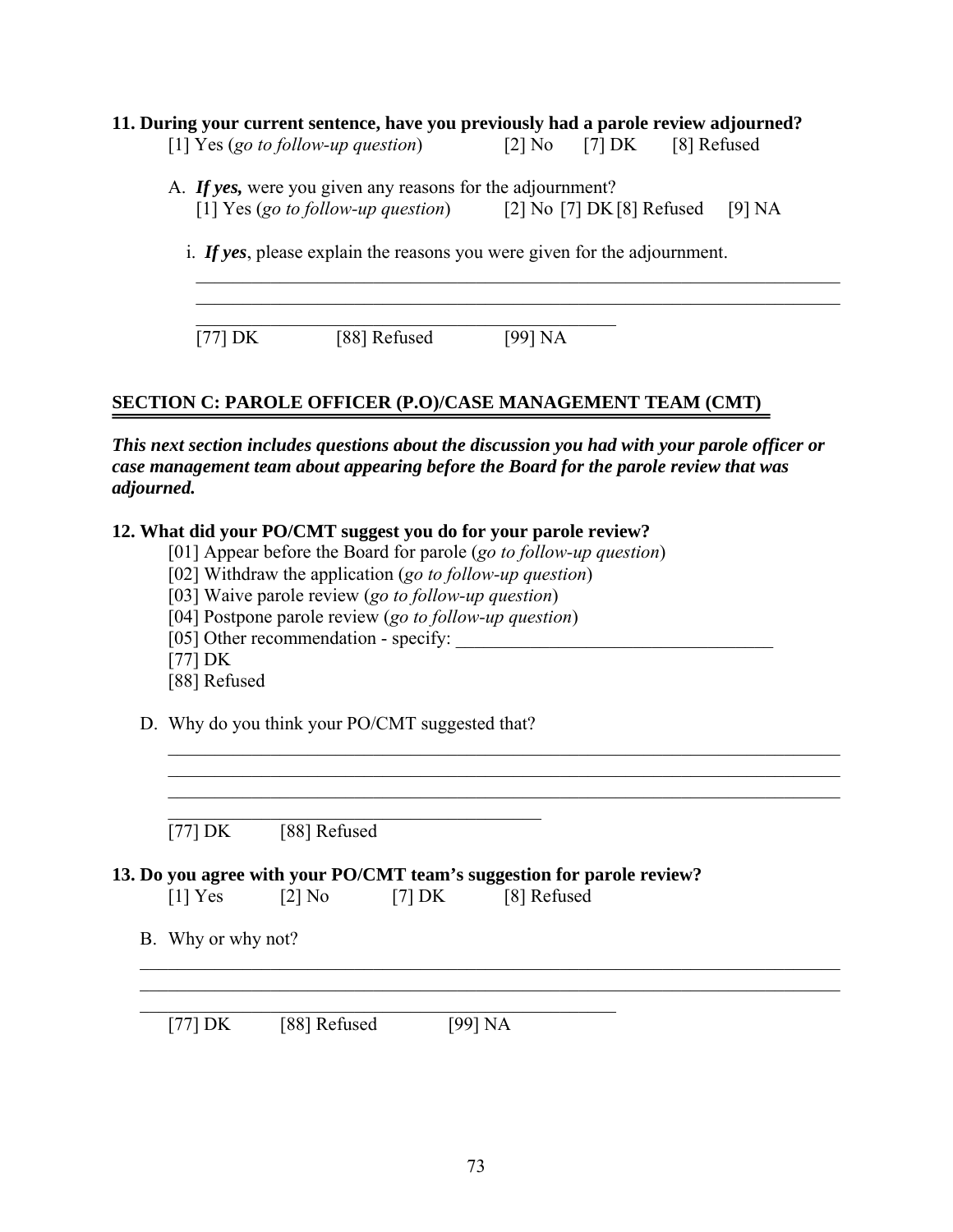**11. During your current sentence, have you previously had a parole review adjourned?**

[1] Yes (*go to follow-up question*) [2] No [7] DK [8] Refused

A. ***If yes,*** were you given any reasons for the adjournment?

[1] Yes (*go to follow-up question*) [2] No [7] DK [8] Refused [9] NA

i. ***If yes***, please explain the reasons you were given for the adjournment.

_______________________________________________________________________________
_______________________________________________________________________________
_______________________________________________

[77] DK [88] Refused [99] NA

## SECTION C: PAROLE OFFICER (P.O)/CASE MANAGEMENT TEAM (CMT)

***This next section includes questions about the discussion you had with your parole officer or case management team about appearing before the Board for the parole review that was adjourned.***

**12. What did your PO/CMT suggest you do for your parole review?**

[01] Appear before the Board for parole (*go to follow-up question*)
[02] Withdraw the application (*go to follow-up question*)
[03] Waive parole review (*go to follow-up question*)
[04] Postpone parole review (*go to follow-up question*)
[05] Other recommendation - specify: ___________________________________
[77] DK
[88] Refused

D. Why do you think your PO/CMT suggested that?

_______________________________________________________________________________
_______________________________________________________________________________
_______________________________________________________________________________
__________________________________________

[77] DK [88] Refused

**13. Do you agree with your PO/CMT team's suggestion for parole review?**

[1] Yes [2] No [7] DK [8] Refused

B. Why or why not?

_______________________________________________________________________________
_______________________________________________________________________________
______________________________________________________

[77] DK [88] Refused [99] NA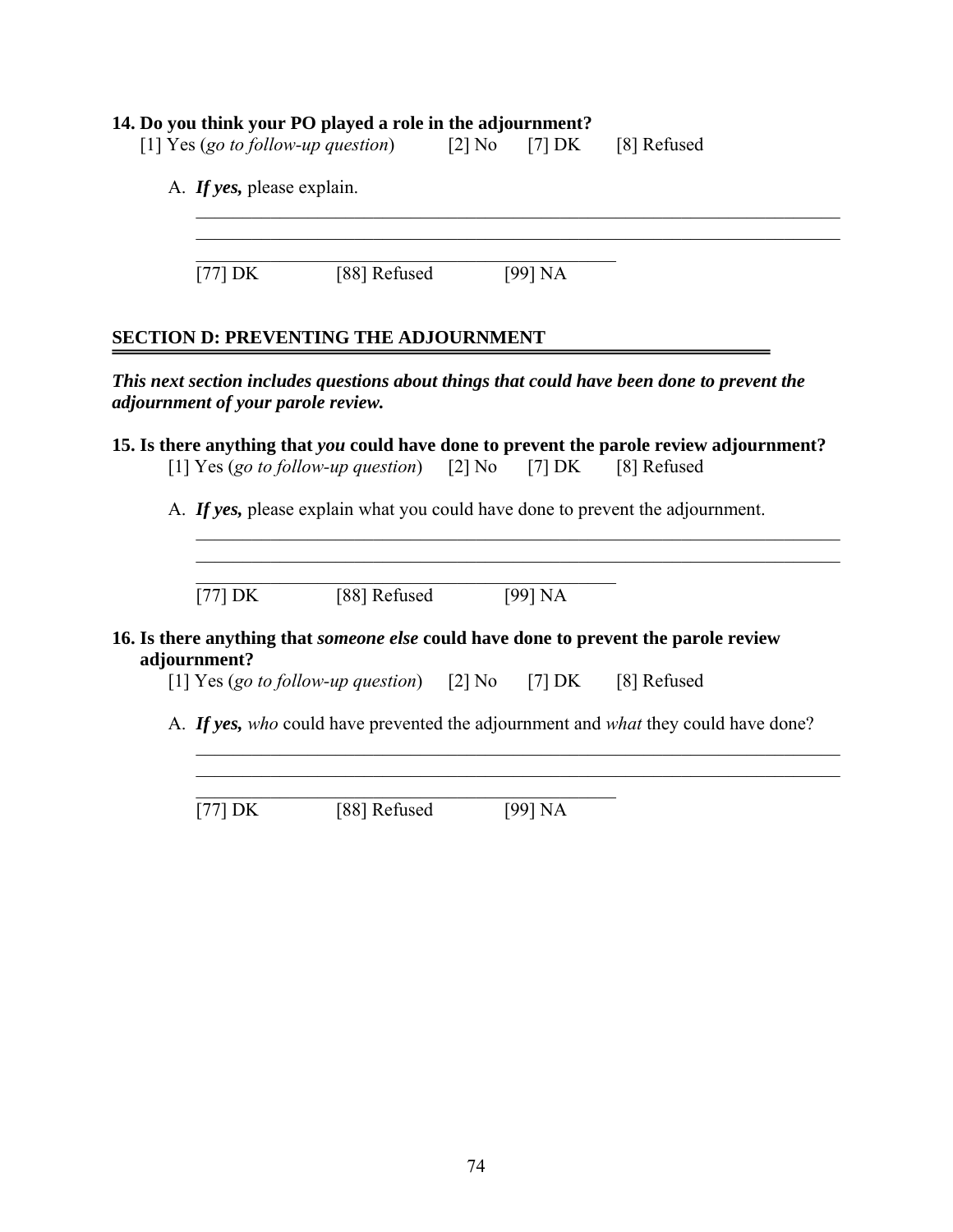**14. Do you think your PO played a role in the adjournment?**

[1] Yes (*go to follow-up question*) [2] No [7] DK [8] Refused

A. ***If yes,*** please explain.

\_\_\_\_\_\_\_\_\_\_\_\_\_\_\_\_\_\_\_\_\_\_\_\_\_\_\_\_\_\_\_\_\_\_\_\_\_\_\_\_\_\_\_\_\_\_\_\_\_\_\_\_\_\_\_\_\_\_\_\_\_\_\_\_\_\_\_\_\_\_

\_\_\_\_\_\_\_\_\_\_\_\_\_\_\_\_\_\_\_\_\_\_\_\_\_\_\_\_\_\_\_\_\_\_\_\_\_\_\_\_\_\_\_\_\_\_\_\_\_\_\_\_\_\_\_\_\_\_\_\_\_\_\_\_\_\_\_\_\_\_

\_\_\_\_\_\_\_\_\_\_\_\_\_\_\_\_\_\_\_\_\_\_\_\_\_\_\_\_\_\_\_\_\_\_\_\_\_\_\_\_\_\_\_\_\_\_\_\_

[77] DK [88] Refused [99] NA

## SECTION D: PREVENTING THE ADJOURNMENT

***This next section includes questions about things that could have been done to prevent the adjournment of your parole review.***

**15. Is there anything that *you* could have done to prevent the parole review adjournment?**

[1] Yes (*go to follow-up question*) [2] No [7] DK [8] Refused

A. ***If yes,*** please explain what you could have done to prevent the adjournment.

\_\_\_\_\_\_\_\_\_\_\_\_\_\_\_\_\_\_\_\_\_\_\_\_\_\_\_\_\_\_\_\_\_\_\_\_\_\_\_\_\_\_\_\_\_\_\_\_\_\_\_\_\_\_\_\_\_\_\_\_\_\_\_\_\_\_\_\_\_\_

\_\_\_\_\_\_\_\_\_\_\_\_\_\_\_\_\_\_\_\_\_\_\_\_\_\_\_\_\_\_\_\_\_\_\_\_\_\_\_\_\_\_\_\_\_\_\_\_\_\_\_\_\_\_\_\_\_\_\_\_\_\_\_\_\_\_\_\_\_\_

\_\_\_\_\_\_\_\_\_\_\_\_\_\_\_\_\_\_\_\_\_\_\_\_\_\_\_\_\_\_\_\_\_\_\_\_\_\_\_\_\_\_\_\_\_\_\_\_

[77] DK [88] Refused [99] NA

**16. Is there anything that *someone else* could have done to prevent the parole review adjournment?**

[1] Yes (*go to follow-up question*) [2] No [7] DK [8] Refused

A. ***If yes,*** *who* could have prevented the adjournment and *what* they could have done?

\_\_\_\_\_\_\_\_\_\_\_\_\_\_\_\_\_\_\_\_\_\_\_\_\_\_\_\_\_\_\_\_\_\_\_\_\_\_\_\_\_\_\_\_\_\_\_\_\_\_\_\_\_\_\_\_\_\_\_\_\_\_\_\_\_\_\_\_\_\_

\_\_\_\_\_\_\_\_\_\_\_\_\_\_\_\_\_\_\_\_\_\_\_\_\_\_\_\_\_\_\_\_\_\_\_\_\_\_\_\_\_\_\_\_\_\_\_\_\_\_\_\_\_\_\_\_\_\_\_\_\_\_\_\_\_\_\_\_\_\_

\_\_\_\_\_\_\_\_\_\_\_\_\_\_\_\_\_\_\_\_\_\_\_\_\_\_\_\_\_\_\_\_\_\_\_\_\_\_\_\_\_\_\_\_\_\_\_\_

[77] DK [88] Refused [99] NA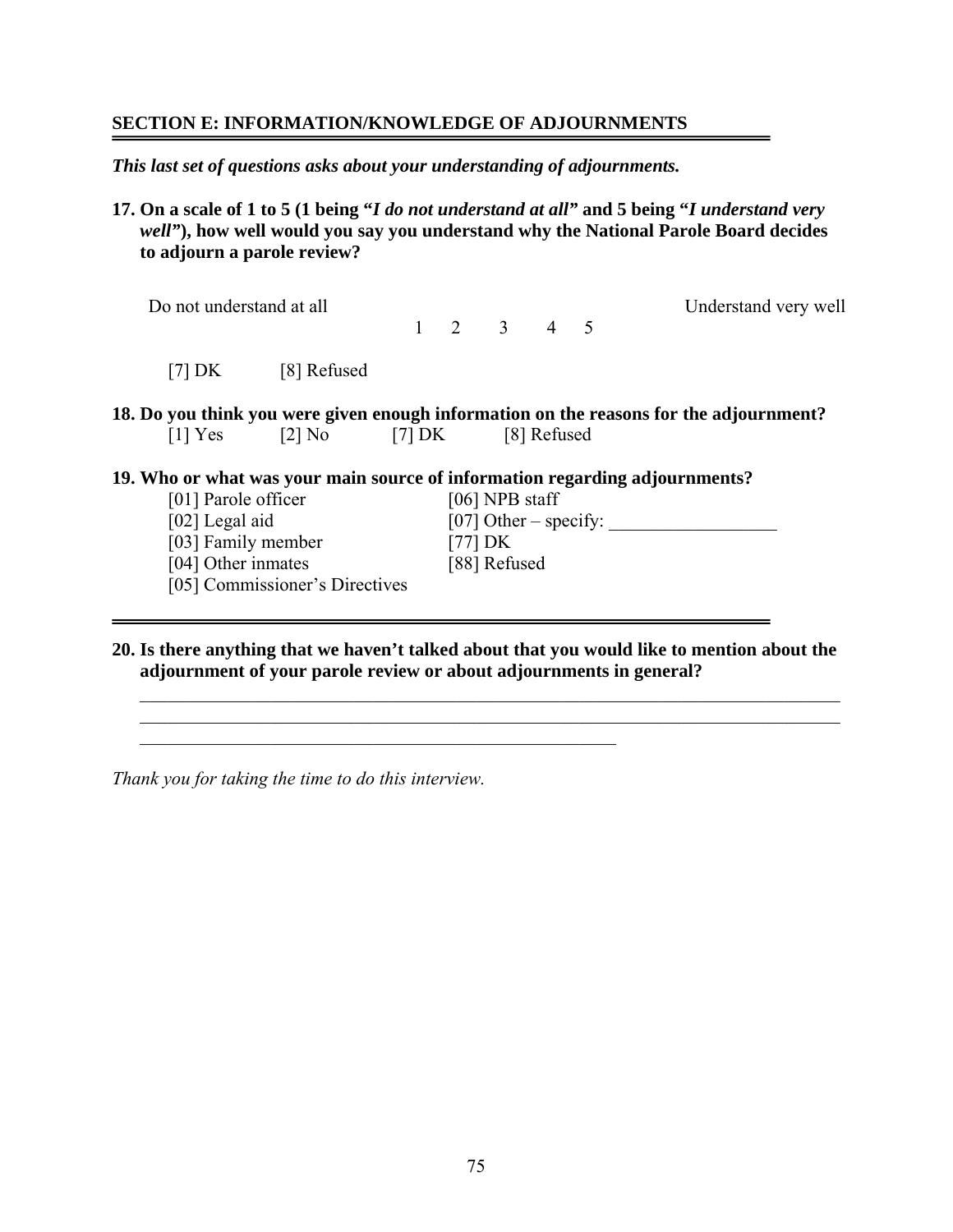## SECTION E: INFORMATION/KNOWLEDGE OF ADJOURNMENTS

***This last set of questions asks about your understanding of adjournments.***

**17. On a scale of 1 to 5 (1 being "*I do not understand at all*" and 5 being "*I understand very well*"), how well would you say you understand why the National Parole Board decides to adjourn a parole review?**

Do not understand at all 1 2 3 4 5 Understand very well

[7] DK [8] Refused

**18. Do you think you were given enough information on the reasons for the adjournment?**

[1] Yes [2] No [7] DK [8] Refused

**19. Who or what was your main source of information regarding adjournments?**

- [01] Parole officer
- [02] Legal aid
- [03] Family member
- [04] Other inmates
- [05] Commissioner's Directives
- [06] NPB staff
- [07] Other – specify: __________________
- [77] DK
- [88] Refused

**20. Is there anything that we haven't talked about that you would like to mention about the adjournment of your parole review or about adjournments in general?**

______________________________________________________________________________
______________________________________________________________________________
____________________________________________________

*Thank you for taking the time to do this interview.*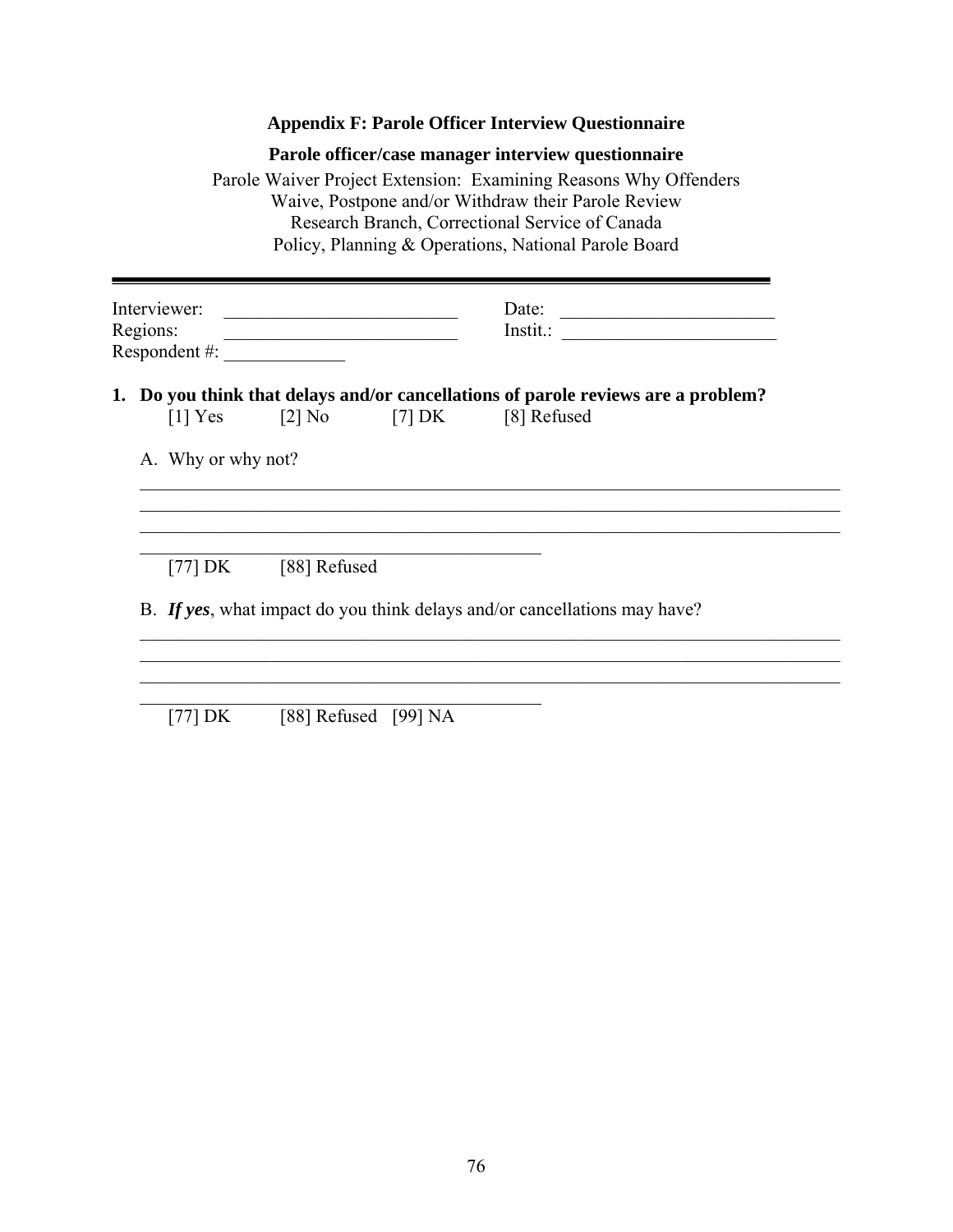## Appendix F: Parole Officer Interview Questionnaire

**Parole officer/case manager interview questionnaire**

Parole Waiver Project Extension: Examining Reasons Why Offenders Waive, Postpone and/or Withdraw their Parole Review
Research Branch, Correctional Service of Canada
Policy, Planning & Operations, National Parole Board

---

Interviewer: ________________________ Date: ______________________
Regions: ________________________ Instit.: ______________________
Respondent #: ____________

**1. Do you think that delays and/or cancellations of parole reviews are a problem?**

[1] Yes [2] No [7] DK [8] Refused

A. Why or why not?

_______________________________________________________________________________
_______________________________________________________________________________
_______________________________________________________________________________
____________________________________________

[77] DK [88] Refused

B. ***If yes***, what impact do you think delays and/or cancellations may have?

_______________________________________________________________________________
_______________________________________________________________________________
_______________________________________________________________________________
____________________________________________

[77] DK [88] Refused [99] NA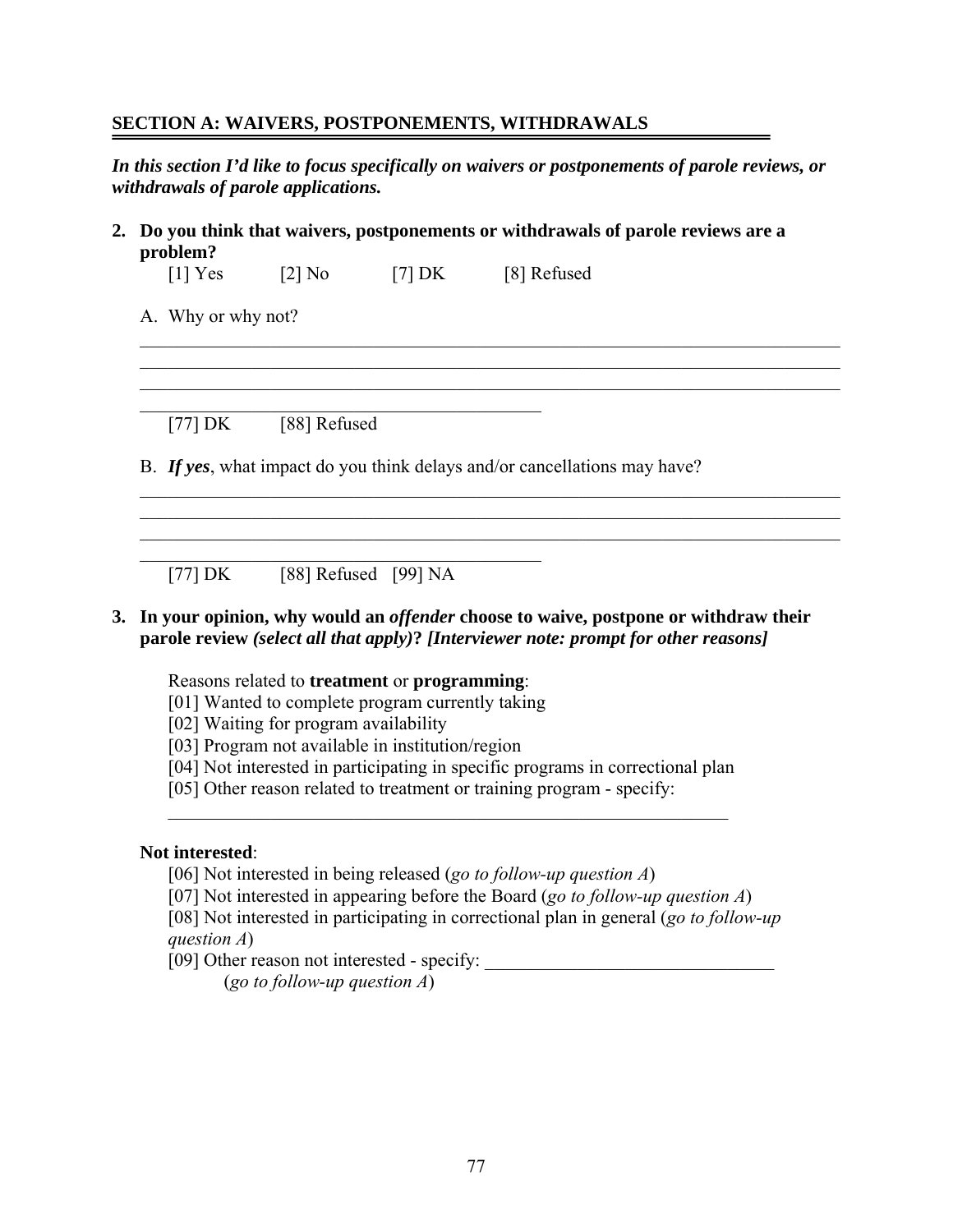## SECTION A: WAIVERS, POSTPONEMENTS, WITHDRAWALS

***In this section I'd like to focus specifically on waivers or postponements of parole reviews, or withdrawals of parole applications.***

**2. Do you think that waivers, postponements or withdrawals of parole reviews are a problem?**

[1] Yes [2] No [7] DK [8] Refused

A. Why or why not?

______________________________________________________________________________
______________________________________________________________________________
______________________________________________________________________________
______________________________________________

[77] DK [88] Refused

B. ***If yes***, what impact do you think delays and/or cancellations may have?

______________________________________________________________________________
______________________________________________________________________________
______________________________________________________________________________
______________________________________________

[77] DK [88] Refused [99] NA

**3. In your opinion, why would an *offender* choose to waive, postpone or withdraw their parole review *(select all that apply)*? *[Interviewer note: prompt for other reasons]***

Reasons related to **treatment** or **programming**:

[01] Wanted to complete program currently taking
[02] Waiting for program availability
[03] Program not available in institution/region
[04] Not interested in participating in specific programs in correctional plan
[05] Other reason related to treatment or training program - specify:
________________________________________________________________

**Not interested**:

[06] Not interested in being released (*go to follow-up question A*)
[07] Not interested in appearing before the Board (*go to follow-up question A*)
[08] Not interested in participating in correctional plan in general (*go to follow-up question A*)
[09] Other reason not interested - specify: ________________________________
(*go to follow-up question A*)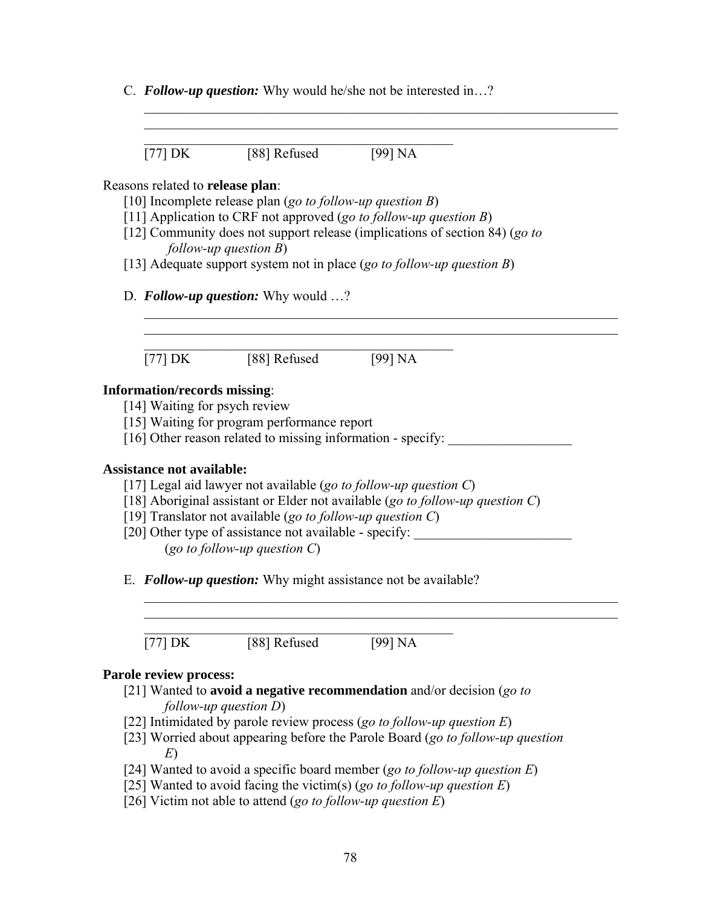C. ***Follow-up question:*** Why would he/she not be interested in…?

\_\_\_\_\_\_\_\_\_\_\_\_\_\_\_\_\_\_\_\_\_\_\_\_\_\_\_\_\_\_\_\_\_\_\_\_\_\_\_\_\_\_\_\_\_\_\_\_\_\_\_\_\_\_\_\_\_\_\_\_\_\_\_\_\_\_\_\_\_\_

\_\_\_\_\_\_\_\_\_\_\_\_\_\_\_\_\_\_\_\_\_\_\_\_\_\_\_\_\_\_\_\_\_\_\_\_\_\_\_\_\_\_\_\_\_\_\_\_\_\_\_\_\_\_\_\_\_\_\_\_\_\_\_\_\_\_\_\_\_\_

[77] DK    [88] Refused    [99] NA

Reasons related to **release plan**:

[10] Incomplete release plan (*go to follow-up question B*)
[11] Application to CRF not approved (*go to follow-up question B*)
[12] Community does not support release (implications of section 84) (*go to follow-up question B*)
[13] Adequate support system not in place (*go to follow-up question B*)

D. ***Follow-up question:*** Why would …?

\_\_\_\_\_\_\_\_\_\_\_\_\_\_\_\_\_\_\_\_\_\_\_\_\_\_\_\_\_\_\_\_\_\_\_\_\_\_\_\_\_\_\_\_\_\_\_\_\_\_\_\_\_\_\_\_\_\_\_\_\_\_\_\_\_\_\_\_\_\_

\_\_\_\_\_\_\_\_\_\_\_\_\_\_\_\_\_\_\_\_\_\_\_\_\_\_\_\_\_\_\_\_\_\_\_\_\_\_\_\_\_\_\_\_\_\_\_\_\_\_\_\_\_\_\_\_\_\_\_\_\_\_\_\_\_\_\_\_\_\_

[77] DK    [88] Refused    [99] NA

**Information/records missing**:

[14] Waiting for psych review
[15] Waiting for program performance report
[16] Other reason related to missing information - specify: \_\_\_\_\_\_\_\_\_\_\_\_\_\_\_\_\_\_

**Assistance not available:**

[17] Legal aid lawyer not available (*go to follow-up question C*)
[18] Aboriginal assistant or Elder not available (*go to follow-up question C*)
[19] Translator not available (*go to follow-up question C*)
[20] Other type of assistance not available - specify: \_\_\_\_\_\_\_\_\_\_\_\_\_\_\_\_\_\_\_\_\_\_\_ (*go to follow-up question C*)

E. ***Follow-up question:*** Why might assistance not be available?

\_\_\_\_\_\_\_\_\_\_\_\_\_\_\_\_\_\_\_\_\_\_\_\_\_\_\_\_\_\_\_\_\_\_\_\_\_\_\_\_\_\_\_\_\_\_\_\_\_\_\_\_\_\_\_\_\_\_\_\_\_\_\_\_\_\_\_\_\_\_

\_\_\_\_\_\_\_\_\_\_\_\_\_\_\_\_\_\_\_\_\_\_\_\_\_\_\_\_\_\_\_\_\_\_\_\_\_\_\_\_\_\_\_\_\_\_\_\_\_\_\_\_\_\_\_\_\_\_\_\_\_\_\_\_\_\_\_\_\_\_

[77] DK    [88] Refused    [99] NA

**Parole review process:**

[21] Wanted to **avoid a negative recommendation** and/or decision (*go to follow-up question D*)
[22] Intimidated by parole review process (*go to follow-up question E*)
[23] Worried about appearing before the Parole Board (*go to follow-up question E*)
[24] Wanted to avoid a specific board member (*go to follow-up question E*)
[25] Wanted to avoid facing the victim(s) (*go to follow-up question E*)
[26] Victim not able to attend (*go to follow-up question E*)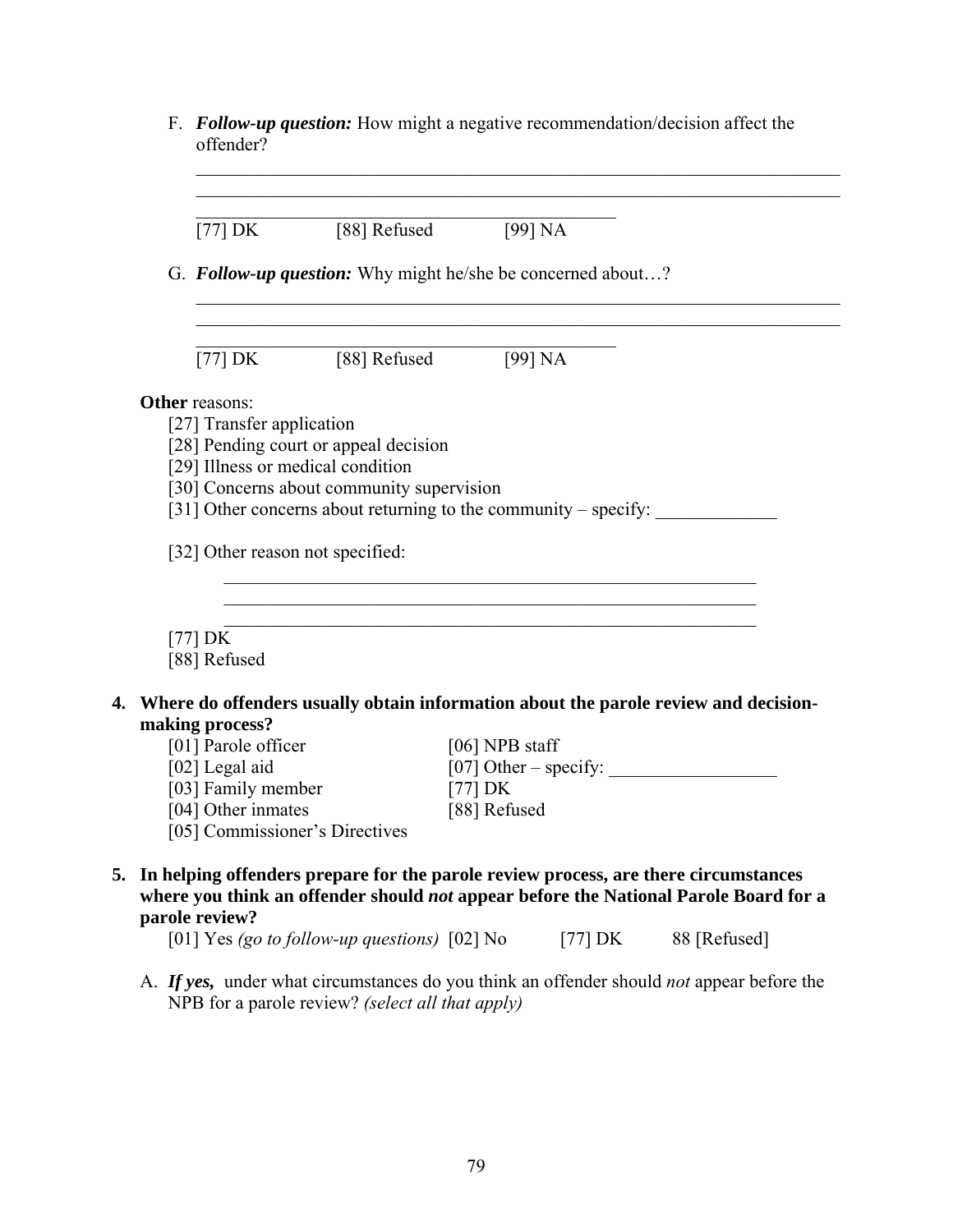F. ***Follow-up question:*** How might a negative recommendation/decision affect the offender?

______________________________________________________________________
______________________________________________________________________
_______________________________________________

[77] DK     [88] Refused     [99] NA

G. ***Follow-up question:*** Why might he/she be concerned about…?

______________________________________________________________________
______________________________________________________________________
_______________________________________________

[77] DK     [88] Refused     [99] NA

**Other** reasons:

[27] Transfer application
[28] Pending court or appeal decision
[29] Illness or medical condition
[30] Concerns about community supervision
[31] Other concerns about returning to the community – specify: _____________

[32] Other reason not specified:

____________________________________________________________
____________________________________________________________
____________________________________________________________

[77] DK
[88] Refused

**4. Where do offenders usually obtain information about the parole review and decision-making process?**

[01] Parole officer
[02] Legal aid
[03] Family member
[04] Other inmates
[05] Commissioner's Directives
[06] NPB staff
[07] Other – specify: __________________
[77] DK
[88] Refused

**5. In helping offenders prepare for the parole review process, are there circumstances where you think an offender should *not* appear before the National Parole Board for a parole review?**

[01] Yes *(go to follow-up questions)*  [02] No     [77] DK     88 [Refused]

A. ***If yes,*** under what circumstances do you think an offender should *not* appear before the NPB for a parole review? *(select all that apply)*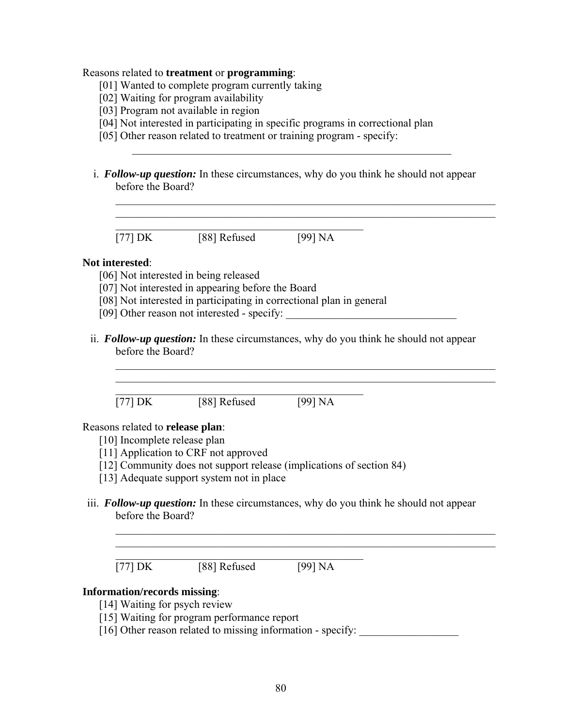Reasons related to **treatment** or **programming**:

[01] Wanted to complete program currently taking
[02] Waiting for program availability
[03] Program not available in region
[04] Not interested in participating in specific programs in correctional plan
[05] Other reason related to treatment or training program - specify:

\_\_\_\_\_\_\_\_\_\_\_\_\_\_\_\_\_\_\_\_\_\_\_\_\_\_\_\_\_\_\_\_\_\_\_\_\_\_\_\_\_\_\_\_\_\_\_\_\_\_\_\_\_\_\_\_

i. ***Follow-up question:*** In these circumstances, why do you think he should not appear before the Board?

\_\_\_\_\_\_\_\_\_\_\_\_\_\_\_\_\_\_\_\_\_\_\_\_\_\_\_\_\_\_\_\_\_\_\_\_\_\_\_\_\_\_\_\_\_\_\_\_\_\_\_\_\_\_\_\_\_\_\_\_\_\_\_\_
\_\_\_\_\_\_\_\_\_\_\_\_\_\_\_\_\_\_\_\_\_\_\_\_\_\_\_\_\_\_\_\_\_\_\_\_\_\_\_\_\_\_\_\_\_\_\_\_\_\_\_\_\_\_\_\_\_\_\_\_\_\_\_\_
\_\_\_\_\_\_\_\_\_\_\_\_\_\_\_\_\_\_\_\_\_\_\_\_\_\_\_\_\_\_\_\_\_\_\_\_\_\_\_\_\_\_\_\_

[77] DK [88] Refused [99] NA

**Not interested**:

[06] Not interested in being released
[07] Not interested in appearing before the Board
[08] Not interested in participating in correctional plan in general
[09] Other reason not interested - specify: \_\_\_\_\_\_\_\_\_\_\_\_\_\_\_\_\_\_\_\_\_\_\_\_\_\_\_\_\_\_

ii. ***Follow-up question:*** In these circumstances, why do you think he should not appear before the Board?

\_\_\_\_\_\_\_\_\_\_\_\_\_\_\_\_\_\_\_\_\_\_\_\_\_\_\_\_\_\_\_\_\_\_\_\_\_\_\_\_\_\_\_\_\_\_\_\_\_\_\_\_\_\_\_\_\_\_\_\_\_\_\_\_
\_\_\_\_\_\_\_\_\_\_\_\_\_\_\_\_\_\_\_\_\_\_\_\_\_\_\_\_\_\_\_\_\_\_\_\_\_\_\_\_\_\_\_\_\_\_\_\_\_\_\_\_\_\_\_\_\_\_\_\_\_\_\_\_
\_\_\_\_\_\_\_\_\_\_\_\_\_\_\_\_\_\_\_\_\_\_\_\_\_\_\_\_\_\_\_\_\_\_\_\_\_\_\_\_\_\_\_\_

[77] DK [88] Refused [99] NA

Reasons related to **release plan**:

[10] Incomplete release plan
[11] Application to CRF not approved
[12] Community does not support release (implications of section 84)
[13] Adequate support system not in place

iii. ***Follow-up question:*** In these circumstances, why do you think he should not appear before the Board?

\_\_\_\_\_\_\_\_\_\_\_\_\_\_\_\_\_\_\_\_\_\_\_\_\_\_\_\_\_\_\_\_\_\_\_\_\_\_\_\_\_\_\_\_\_\_\_\_\_\_\_\_\_\_\_\_\_\_\_\_\_\_\_\_
\_\_\_\_\_\_\_\_\_\_\_\_\_\_\_\_\_\_\_\_\_\_\_\_\_\_\_\_\_\_\_\_\_\_\_\_\_\_\_\_\_\_\_\_\_\_\_\_\_\_\_\_\_\_\_\_\_\_\_\_\_\_\_\_
\_\_\_\_\_\_\_\_\_\_\_\_\_\_\_\_\_\_\_\_\_\_\_\_\_\_\_\_\_\_\_\_\_\_\_\_\_\_\_\_\_\_\_\_

[77] DK [88] Refused [99] NA

**Information/records missing**:

[14] Waiting for psych review
[15] Waiting for program performance report
[16] Other reason related to missing information - specify: \_\_\_\_\_\_\_\_\_\_\_\_\_\_\_\_\_\_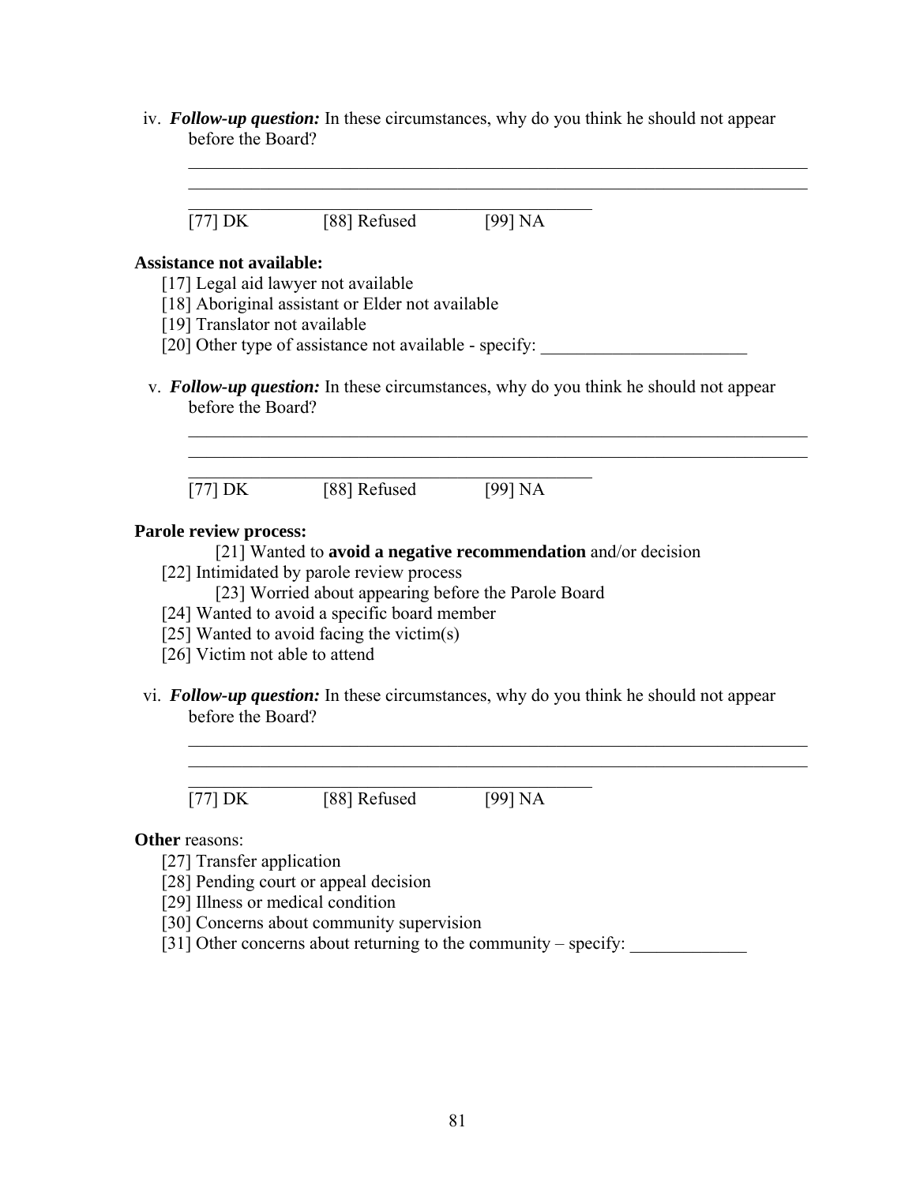iv. ***Follow-up question:*** In these circumstances, why do you think he should not appear before the Board?

___________________________________________________________________________
___________________________________________________________________________
______________________________________________________

[77] DK [88] Refused [99] NA

**Assistance not available:**

[17] Legal aid lawyer not available
[18] Aboriginal assistant or Elder not available
[19] Translator not available
[20] Other type of assistance not available - specify: ________________________

v. ***Follow-up question:*** In these circumstances, why do you think he should not appear before the Board?

___________________________________________________________________________
___________________________________________________________________________
______________________________________________________

[77] DK [88] Refused [99] NA

**Parole review process:**

[21] Wanted to **avoid a negative recommendation** and/or decision
[22] Intimidated by parole review process
[23] Worried about appearing before the Parole Board
[24] Wanted to avoid a specific board member
[25] Wanted to avoid facing the victim(s)
[26] Victim not able to attend

vi. ***Follow-up question:*** In these circumstances, why do you think he should not appear before the Board?

___________________________________________________________________________
___________________________________________________________________________
______________________________________________________

[77] DK [88] Refused [99] NA

**Other** reasons:

[27] Transfer application
[28] Pending court or appeal decision
[29] Illness or medical condition
[30] Concerns about community supervision
[31] Other concerns about returning to the community – specify: _____________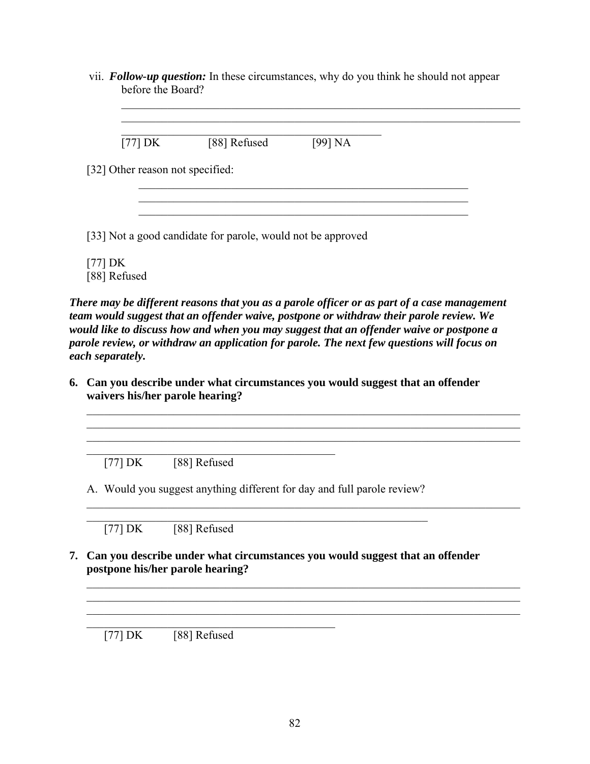vii. ***Follow-up question:*** In these circumstances, why do you think he should not appear before the Board?

______________________________________________________________________
______________________________________________________________________
_____________________________________________
[77] DK [88] Refused [99] NA

[32] Other reason not specified:

_________________________________________________________
_________________________________________________________
_________________________________________________________

[33] Not a good candidate for parole, would not be approved

[77] DK
[88] Refused

***There may be different reasons that you as a parole officer or as part of a case management team would suggest that an offender waive, postpone or withdraw their parole review. We would like to discuss how and when you may suggest that an offender waive or postpone a parole review, or withdraw an application for parole. The next few questions will focus on each separately.***

**6. Can you describe under what circumstances you would suggest that an offender waivers his/her parole hearing?**

______________________________________________________________________
______________________________________________________________________
______________________________________________________________________
_____________________________________________
[77] DK [88] Refused

A. Would you suggest anything different for day and full parole review?

______________________________________________________________________
_____________________________________________________________
[77] DK [88] Refused

**7. Can you describe under what circumstances you would suggest that an offender postpone his/her parole hearing?**

______________________________________________________________________
______________________________________________________________________
______________________________________________________________________
_____________________________________________
[77] DK [88] Refused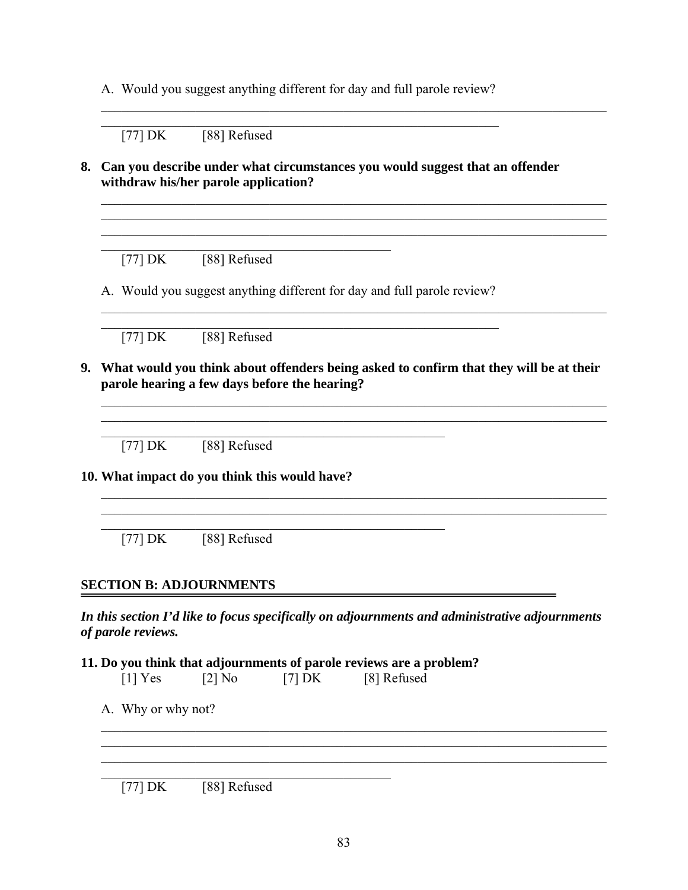A. Would you suggest anything different for day and full parole review?

______________________________________________________________________________
_____________________________________________________________

[77] DK [88] Refused

**8. Can you describe under what circumstances you would suggest that an offender withdraw his/her parole application?**

______________________________________________________________________________
______________________________________________________________________________
______________________________________________________________________________
_____________________________________________

[77] DK [88] Refused

A. Would you suggest anything different for day and full parole review?

______________________________________________________________________________
_____________________________________________________________

[77] DK [88] Refused

**9. What would you think about offenders being asked to confirm that they will be at their parole hearing a few days before the hearing?**

______________________________________________________________________________
______________________________________________________________________________
_____________________________________________________

[77] DK [88] Refused

**10. What impact do you think this would have?**

______________________________________________________________________________
______________________________________________________________________________
_____________________________________________________

[77] DK [88] Refused

## SECTION B: ADJOURNMENTS

***In this section I'd like to focus specifically on adjournments and administrative adjournments of parole reviews.***

**11. Do you think that adjournments of parole reviews are a problem?**

[1] Yes [2] No [7] DK [8] Refused

A. Why or why not?

______________________________________________________________________________
______________________________________________________________________________
______________________________________________________________________________
_____________________________________________

[77] DK [88] Refused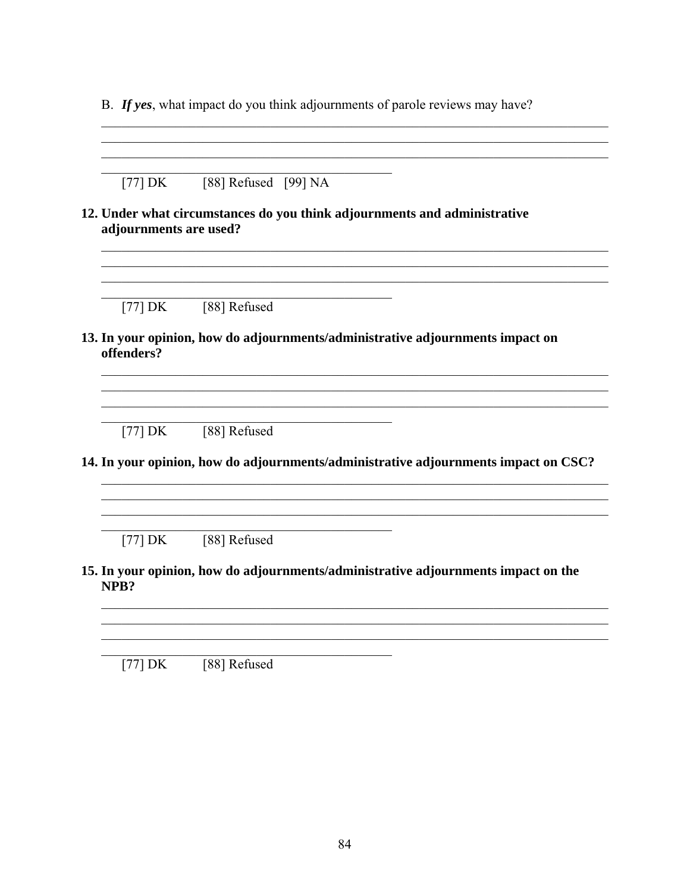B. ***If yes***, what impact do you think adjournments of parole reviews may have?

\_\_\_\_\_\_\_\_\_\_\_\_\_\_\_\_\_\_\_\_\_\_\_\_\_\_\_\_\_\_\_\_\_\_\_\_\_\_\_\_\_\_\_\_\_\_\_\_\_\_\_\_\_\_\_\_\_\_\_\_\_\_\_\_\_\_\_\_\_\_\_\_
\_\_\_\_\_\_\_\_\_\_\_\_\_\_\_\_\_\_\_\_\_\_\_\_\_\_\_\_\_\_\_\_\_\_\_\_\_\_\_\_\_\_\_\_\_\_\_\_\_\_\_\_\_\_\_\_\_\_\_\_\_\_\_\_\_\_\_\_\_\_\_\_
\_\_\_\_\_\_\_\_\_\_\_\_\_\_\_\_\_\_\_\_\_\_\_\_\_\_\_\_\_\_\_\_\_\_\_\_\_\_\_\_\_\_\_\_\_\_\_\_\_\_\_\_\_\_\_\_\_\_\_\_\_\_\_\_\_\_\_\_\_\_\_\_
\_\_\_\_\_\_\_\_\_\_\_\_\_\_\_\_\_\_\_\_\_\_\_\_\_\_\_\_\_\_\_\_\_\_\_\_\_\_\_\_\_\_\_\_

[77] DK [88] Refused [99] NA

**12. Under what circumstances do you think adjournments and administrative adjournments are used?**

\_\_\_\_\_\_\_\_\_\_\_\_\_\_\_\_\_\_\_\_\_\_\_\_\_\_\_\_\_\_\_\_\_\_\_\_\_\_\_\_\_\_\_\_\_\_\_\_\_\_\_\_\_\_\_\_\_\_\_\_\_\_\_\_\_\_\_\_\_\_\_\_
\_\_\_\_\_\_\_\_\_\_\_\_\_\_\_\_\_\_\_\_\_\_\_\_\_\_\_\_\_\_\_\_\_\_\_\_\_\_\_\_\_\_\_\_\_\_\_\_\_\_\_\_\_\_\_\_\_\_\_\_\_\_\_\_\_\_\_\_\_\_\_\_
\_\_\_\_\_\_\_\_\_\_\_\_\_\_\_\_\_\_\_\_\_\_\_\_\_\_\_\_\_\_\_\_\_\_\_\_\_\_\_\_\_\_\_\_\_\_\_\_\_\_\_\_\_\_\_\_\_\_\_\_\_\_\_\_\_\_\_\_\_\_\_\_
\_\_\_\_\_\_\_\_\_\_\_\_\_\_\_\_\_\_\_\_\_\_\_\_\_\_\_\_\_\_\_\_\_\_\_\_\_\_\_\_\_\_\_\_

[77] DK [88] Refused

**13. In your opinion, how do adjournments/administrative adjournments impact on offenders?**

\_\_\_\_\_\_\_\_\_\_\_\_\_\_\_\_\_\_\_\_\_\_\_\_\_\_\_\_\_\_\_\_\_\_\_\_\_\_\_\_\_\_\_\_\_\_\_\_\_\_\_\_\_\_\_\_\_\_\_\_\_\_\_\_\_\_\_\_\_\_\_\_
\_\_\_\_\_\_\_\_\_\_\_\_\_\_\_\_\_\_\_\_\_\_\_\_\_\_\_\_\_\_\_\_\_\_\_\_\_\_\_\_\_\_\_\_\_\_\_\_\_\_\_\_\_\_\_\_\_\_\_\_\_\_\_\_\_\_\_\_\_\_\_\_
\_\_\_\_\_\_\_\_\_\_\_\_\_\_\_\_\_\_\_\_\_\_\_\_\_\_\_\_\_\_\_\_\_\_\_\_\_\_\_\_\_\_\_\_\_\_\_\_\_\_\_\_\_\_\_\_\_\_\_\_\_\_\_\_\_\_\_\_\_\_\_\_
\_\_\_\_\_\_\_\_\_\_\_\_\_\_\_\_\_\_\_\_\_\_\_\_\_\_\_\_\_\_\_\_\_\_\_\_\_\_\_\_\_\_\_\_

[77] DK [88] Refused

**14. In your opinion, how do adjournments/administrative adjournments impact on CSC?**

\_\_\_\_\_\_\_\_\_\_\_\_\_\_\_\_\_\_\_\_\_\_\_\_\_\_\_\_\_\_\_\_\_\_\_\_\_\_\_\_\_\_\_\_\_\_\_\_\_\_\_\_\_\_\_\_\_\_\_\_\_\_\_\_\_\_\_\_\_\_\_\_
\_\_\_\_\_\_\_\_\_\_\_\_\_\_\_\_\_\_\_\_\_\_\_\_\_\_\_\_\_\_\_\_\_\_\_\_\_\_\_\_\_\_\_\_\_\_\_\_\_\_\_\_\_\_\_\_\_\_\_\_\_\_\_\_\_\_\_\_\_\_\_\_
\_\_\_\_\_\_\_\_\_\_\_\_\_\_\_\_\_\_\_\_\_\_\_\_\_\_\_\_\_\_\_\_\_\_\_\_\_\_\_\_\_\_\_\_\_\_\_\_\_\_\_\_\_\_\_\_\_\_\_\_\_\_\_\_\_\_\_\_\_\_\_\_
\_\_\_\_\_\_\_\_\_\_\_\_\_\_\_\_\_\_\_\_\_\_\_\_\_\_\_\_\_\_\_\_\_\_\_\_\_\_\_\_\_\_\_\_

[77] DK [88] Refused

**15. In your opinion, how do adjournments/administrative adjournments impact on the NPB?**

\_\_\_\_\_\_\_\_\_\_\_\_\_\_\_\_\_\_\_\_\_\_\_\_\_\_\_\_\_\_\_\_\_\_\_\_\_\_\_\_\_\_\_\_\_\_\_\_\_\_\_\_\_\_\_\_\_\_\_\_\_\_\_\_\_\_\_\_\_\_\_\_
\_\_\_\_\_\_\_\_\_\_\_\_\_\_\_\_\_\_\_\_\_\_\_\_\_\_\_\_\_\_\_\_\_\_\_\_\_\_\_\_\_\_\_\_\_\_\_\_\_\_\_\_\_\_\_\_\_\_\_\_\_\_\_\_\_\_\_\_\_\_\_\_
\_\_\_\_\_\_\_\_\_\_\_\_\_\_\_\_\_\_\_\_\_\_\_\_\_\_\_\_\_\_\_\_\_\_\_\_\_\_\_\_\_\_\_\_\_\_\_\_\_\_\_\_\_\_\_\_\_\_\_\_\_\_\_\_\_\_\_\_\_\_\_\_
\_\_\_\_\_\_\_\_\_\_\_\_\_\_\_\_\_\_\_\_\_\_\_\_\_\_\_\_\_\_\_\_\_\_\_\_\_\_\_\_\_\_\_\_

[77] DK [88] Refused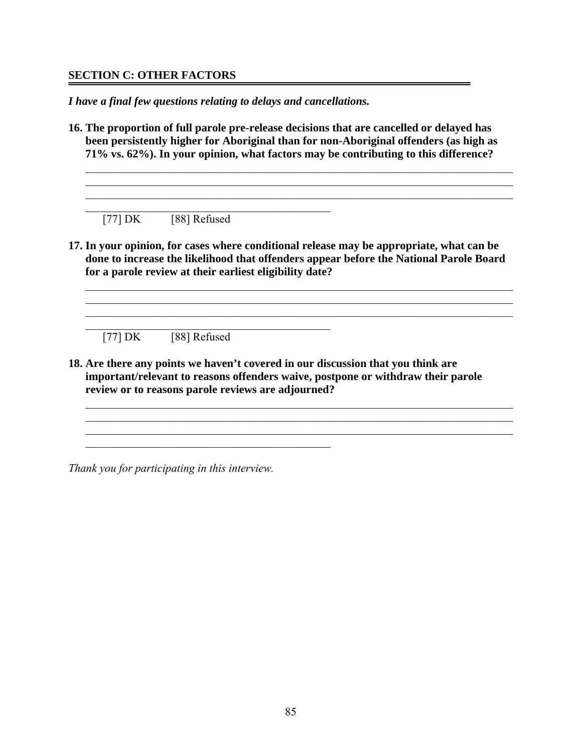## SECTION C: OTHER FACTORS

*I have a final few questions relating to delays and cancellations.*

**16. The proportion of full parole pre-release decisions that are cancelled or delayed has been persistently higher for Aboriginal than for non-Aboriginal offenders (as high as 71% vs. 62%). In your opinion, what factors may be contributing to this difference?**

\_\_\_\_\_\_\_\_\_\_\_\_\_\_\_\_\_\_\_\_\_\_\_\_\_\_\_\_\_\_\_\_\_\_\_\_\_\_\_\_\_\_\_\_\_\_\_\_\_\_\_\_\_\_\_\_\_\_\_\_\_\_\_\_\_\_\_\_\_\_\_\_
\_\_\_\_\_\_\_\_\_\_\_\_\_\_\_\_\_\_\_\_\_\_\_\_\_\_\_\_\_\_\_\_\_\_\_\_\_\_\_\_\_\_\_\_\_\_\_\_\_\_\_\_\_\_\_\_\_\_\_\_\_\_\_\_\_\_\_\_\_\_\_\_
\_\_\_\_\_\_\_\_\_\_\_\_\_\_\_\_\_\_\_\_\_\_\_\_\_\_\_\_\_\_\_\_\_\_\_\_\_\_\_\_\_\_\_\_\_\_\_\_\_\_\_\_\_\_\_\_\_\_\_\_\_\_\_\_\_\_\_\_\_\_\_\_
\_\_\_\_\_\_\_\_\_\_\_\_\_\_\_\_\_\_\_\_\_\_\_\_\_\_\_\_\_\_\_\_\_\_\_\_\_\_\_\_\_\_

[77] DK [88] Refused

**17. In your opinion, for cases where conditional release may be appropriate, what can be done to increase the likelihood that offenders appear before the National Parole Board for a parole review at their earliest eligibility date?**

\_\_\_\_\_\_\_\_\_\_\_\_\_\_\_\_\_\_\_\_\_\_\_\_\_\_\_\_\_\_\_\_\_\_\_\_\_\_\_\_\_\_\_\_\_\_\_\_\_\_\_\_\_\_\_\_\_\_\_\_\_\_\_\_\_\_\_\_\_\_\_\_
\_\_\_\_\_\_\_\_\_\_\_\_\_\_\_\_\_\_\_\_\_\_\_\_\_\_\_\_\_\_\_\_\_\_\_\_\_\_\_\_\_\_\_\_\_\_\_\_\_\_\_\_\_\_\_\_\_\_\_\_\_\_\_\_\_\_\_\_\_\_\_\_
\_\_\_\_\_\_\_\_\_\_\_\_\_\_\_\_\_\_\_\_\_\_\_\_\_\_\_\_\_\_\_\_\_\_\_\_\_\_\_\_\_\_\_\_\_\_\_\_\_\_\_\_\_\_\_\_\_\_\_\_\_\_\_\_\_\_\_\_\_\_\_\_
\_\_\_\_\_\_\_\_\_\_\_\_\_\_\_\_\_\_\_\_\_\_\_\_\_\_\_\_\_\_\_\_\_\_\_\_\_\_\_\_\_\_

[77] DK [88] Refused

**18. Are there any points we haven't covered in our discussion that you think are important/relevant to reasons offenders waive, postpone or withdraw their parole review or to reasons parole reviews are adjourned?**

\_\_\_\_\_\_\_\_\_\_\_\_\_\_\_\_\_\_\_\_\_\_\_\_\_\_\_\_\_\_\_\_\_\_\_\_\_\_\_\_\_\_\_\_\_\_\_\_\_\_\_\_\_\_\_\_\_\_\_\_\_\_\_\_\_\_\_\_\_\_\_\_
\_\_\_\_\_\_\_\_\_\_\_\_\_\_\_\_\_\_\_\_\_\_\_\_\_\_\_\_\_\_\_\_\_\_\_\_\_\_\_\_\_\_\_\_\_\_\_\_\_\_\_\_\_\_\_\_\_\_\_\_\_\_\_\_\_\_\_\_\_\_\_\_
\_\_\_\_\_\_\_\_\_\_\_\_\_\_\_\_\_\_\_\_\_\_\_\_\_\_\_\_\_\_\_\_\_\_\_\_\_\_\_\_\_\_\_\_\_\_\_\_\_\_\_\_\_\_\_\_\_\_\_\_\_\_\_\_\_\_\_\_\_\_\_\_
\_\_\_\_\_\_\_\_\_\_\_\_\_\_\_\_\_\_\_\_\_\_\_\_\_\_\_\_\_\_\_\_\_\_\_\_\_\_\_\_\_\_

*Thank you for participating in this interview.*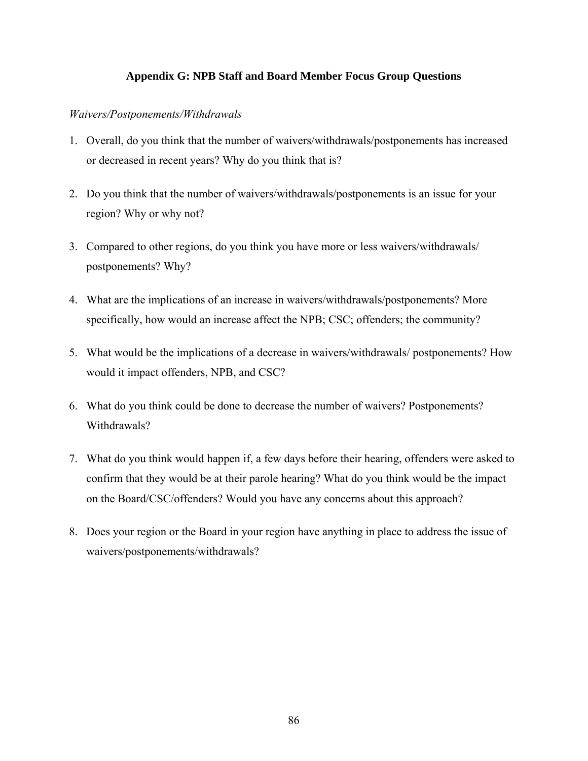## Appendix G: NPB Staff and Board Member Focus Group Questions

*Waivers/Postponements/Withdrawals*

1. Overall, do you think that the number of waivers/withdrawals/postponements has increased or decreased in recent years? Why do you think that is?

2. Do you think that the number of waivers/withdrawals/postponements is an issue for your region? Why or why not?

3. Compared to other regions, do you think you have more or less waivers/withdrawals/ postponements? Why?

4. What are the implications of an increase in waivers/withdrawals/postponements? More specifically, how would an increase affect the NPB; CSC; offenders; the community?

5. What would be the implications of a decrease in waivers/withdrawals/ postponements? How would it impact offenders, NPB, and CSC?

6. What do you think could be done to decrease the number of waivers? Postponements? Withdrawals?

7. What do you think would happen if, a few days before their hearing, offenders were asked to confirm that they would be at their parole hearing? What do you think would be the impact on the Board/CSC/offenders? Would you have any concerns about this approach?

8. Does your region or the Board in your region have anything in place to address the issue of waivers/postponements/withdrawals?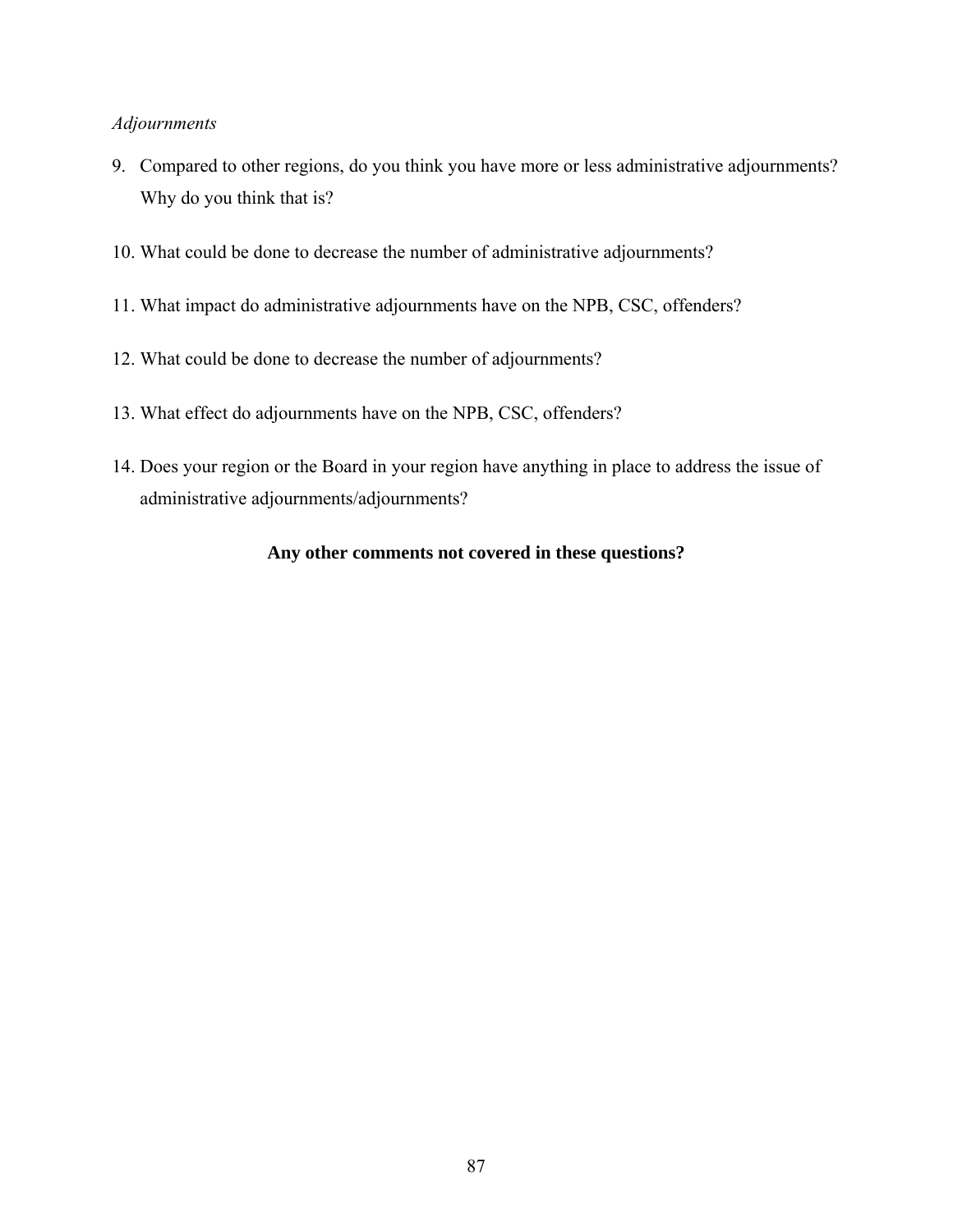*Adjournments*

9. Compared to other regions, do you think you have more or less administrative adjournments? Why do you think that is?
10. What could be done to decrease the number of administrative adjournments?
11. What impact do administrative adjournments have on the NPB, CSC, offenders?
12. What could be done to decrease the number of adjournments?
13. What effect do adjournments have on the NPB, CSC, offenders?
14. Does your region or the Board in your region have anything in place to address the issue of administrative adjournments/adjournments?

**Any other comments not covered in these questions?**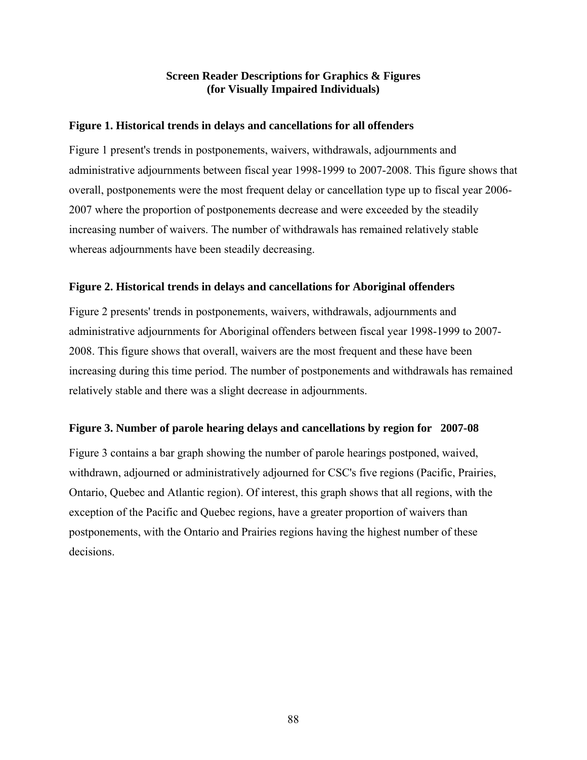## Screen Reader Descriptions for Graphics & Figures
## (for Visually Impaired Individuals)

### Figure 1. Historical trends in delays and cancellations for all offenders

Figure 1 present's trends in postponements, waivers, withdrawals, adjournments and administrative adjournments between fiscal year 1998-1999 to 2007-2008. This figure shows that overall, postponements were the most frequent delay or cancellation type up to fiscal year 2006-2007 where the proportion of postponements decrease and were exceeded by the steadily increasing number of waivers. The number of withdrawals has remained relatively stable whereas adjournments have been steadily decreasing.

### Figure 2. Historical trends in delays and cancellations for Aboriginal offenders

Figure 2 presents' trends in postponements, waivers, withdrawals, adjournments and administrative adjournments for Aboriginal offenders between fiscal year 1998-1999 to 2007-2008. This figure shows that overall, waivers are the most frequent and these have been increasing during this time period. The number of postponements and withdrawals has remained relatively stable and there was a slight decrease in adjournments.

### Figure 3. Number of parole hearing delays and cancellations by region for 2007-08

Figure 3 contains a bar graph showing the number of parole hearings postponed, waived, withdrawn, adjourned or administratively adjourned for CSC's five regions (Pacific, Prairies, Ontario, Quebec and Atlantic region). Of interest, this graph shows that all regions, with the exception of the Pacific and Quebec regions, have a greater proportion of waivers than postponements, with the Ontario and Prairies regions having the highest number of these decisions.